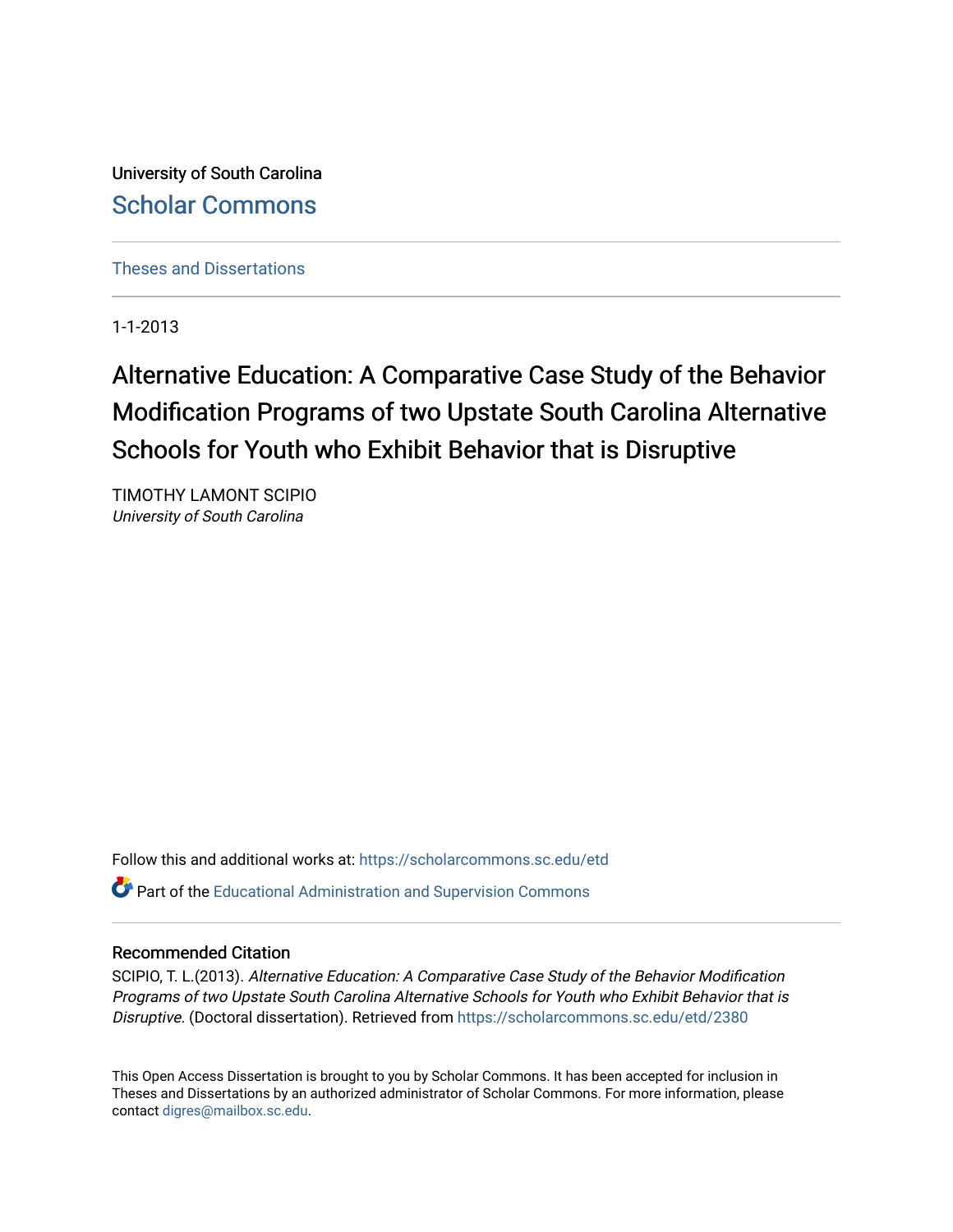University of South Carolina

# Scholar Commons

Theses and Dissertations

1-1-2013

# Alternative Education: A Comparative Case Study of the Behavior Modification Programs of two Upstate South Carolina Alternative Schools for Youth who Exhibit Behavior that is Disruptive

TIMOTHY LAMONT SCIPIO
*University of South Carolina*

Follow this and additional works at: https://scholarcommons.sc.edu/etd

Part of the Educational Administration and Supervision Commons

## Recommended Citation

SCIPIO, T. L.(2013). *Alternative Education: A Comparative Case Study of the Behavior Modification Programs of two Upstate South Carolina Alternative Schools for Youth who Exhibit Behavior that is Disruptive.* (Doctoral dissertation). Retrieved from https://scholarcommons.sc.edu/etd/2380

This Open Access Dissertation is brought to you by Scholar Commons. It has been accepted for inclusion in Theses and Dissertations by an authorized administrator of Scholar Commons. For more information, please contact digres@mailbox.sc.edu.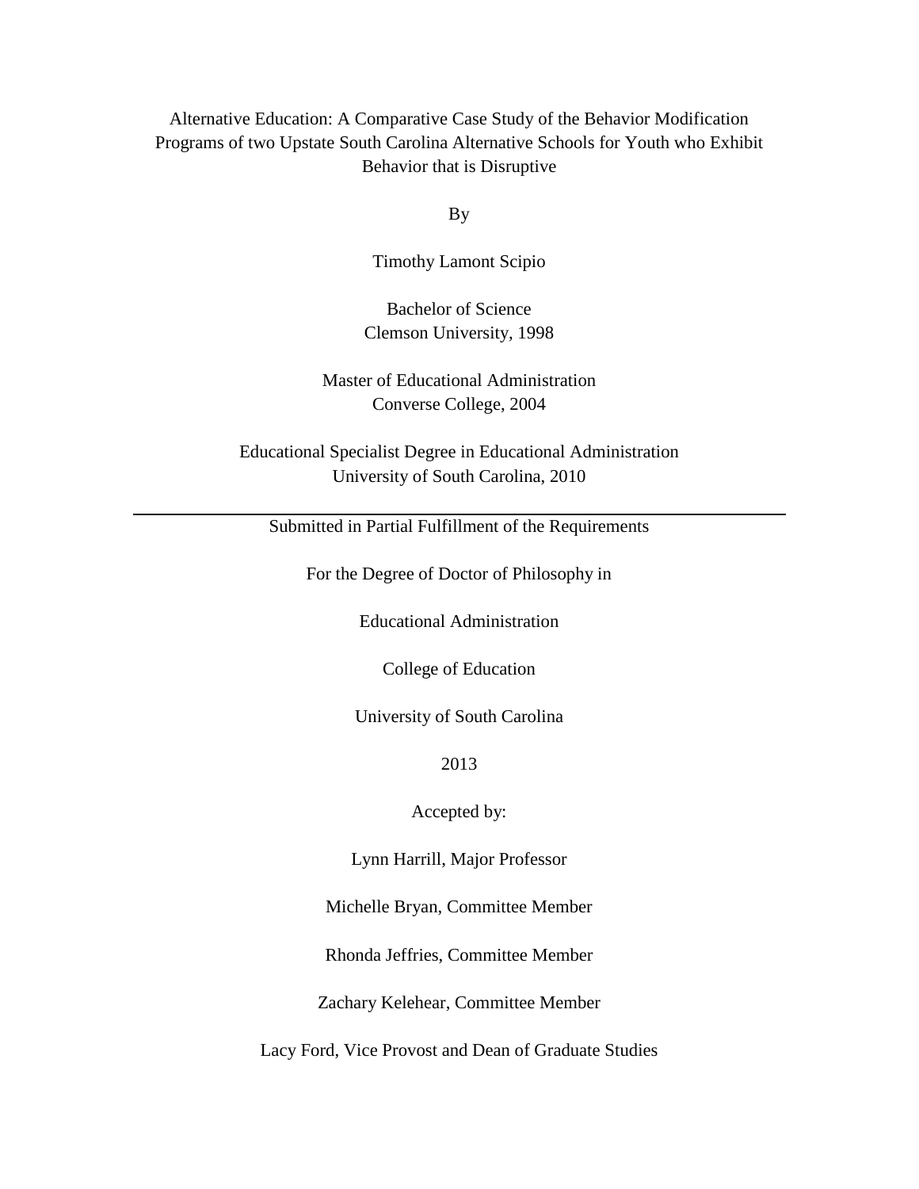Alternative Education: A Comparative Case Study of the Behavior Modification Programs of two Upstate South Carolina Alternative Schools for Youth who Exhibit Behavior that is Disruptive

By

Timothy Lamont Scipio

Bachelor of Science
Clemson University, 1998

Master of Educational Administration
Converse College, 2004

Educational Specialist Degree in Educational Administration
University of South Carolina, 2010

---

Submitted in Partial Fulfillment of the Requirements

For the Degree of Doctor of Philosophy in

Educational Administration

College of Education

University of South Carolina

2013

Accepted by:

Lynn Harrill, Major Professor

Michelle Bryan, Committee Member

Rhonda Jeffries, Committee Member

Zachary Kelehear, Committee Member

Lacy Ford, Vice Provost and Dean of Graduate Studies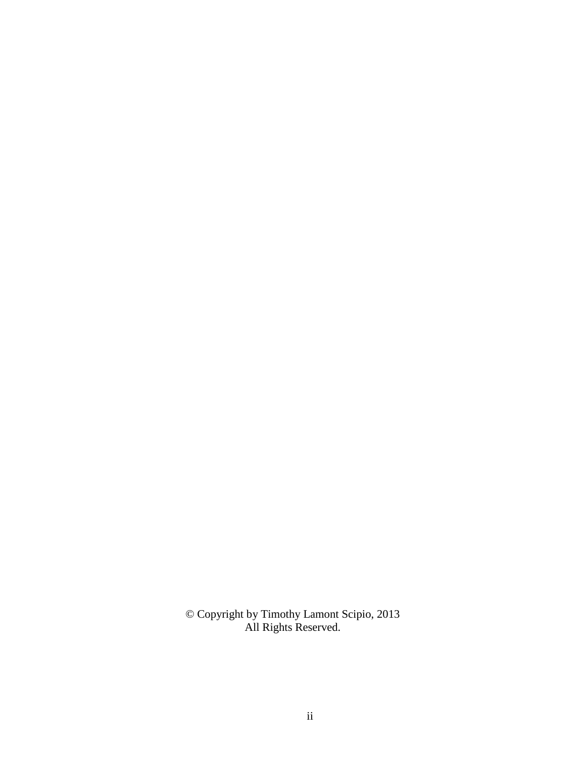© Copyright by Timothy Lamont Scipio, 2013
All Rights Reserved.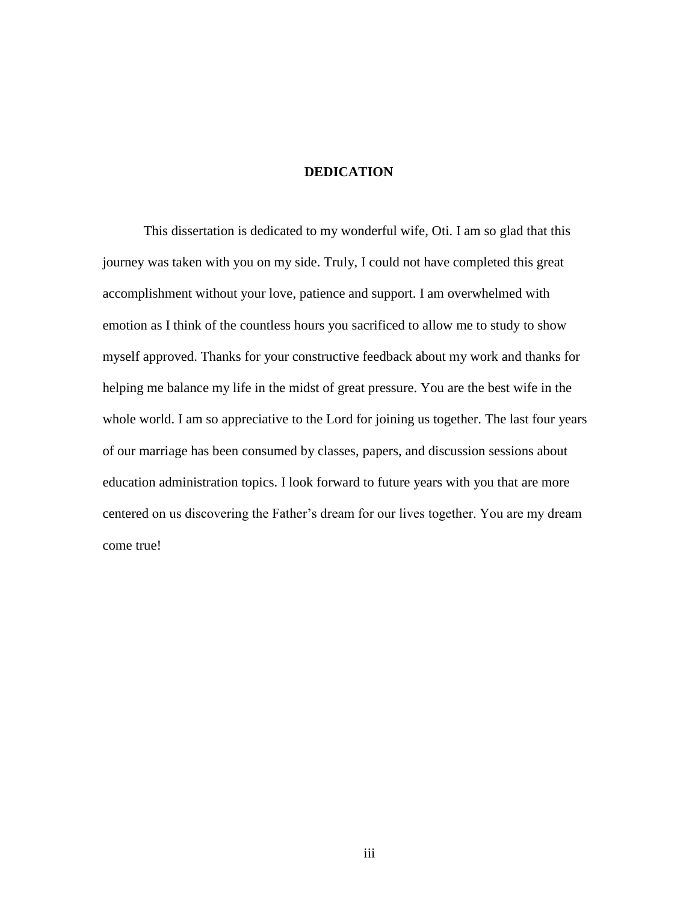# DEDICATION

This dissertation is dedicated to my wonderful wife, Oti. I am so glad that this journey was taken with you on my side. Truly, I could not have completed this great accomplishment without your love, patience and support. I am overwhelmed with emotion as I think of the countless hours you sacrificed to allow me to study to show myself approved. Thanks for your constructive feedback about my work and thanks for helping me balance my life in the midst of great pressure. You are the best wife in the whole world. I am so appreciative to the Lord for joining us together. The last four years of our marriage has been consumed by classes, papers, and discussion sessions about education administration topics. I look forward to future years with you that are more centered on us discovering the Father's dream for our lives together. You are my dream come true!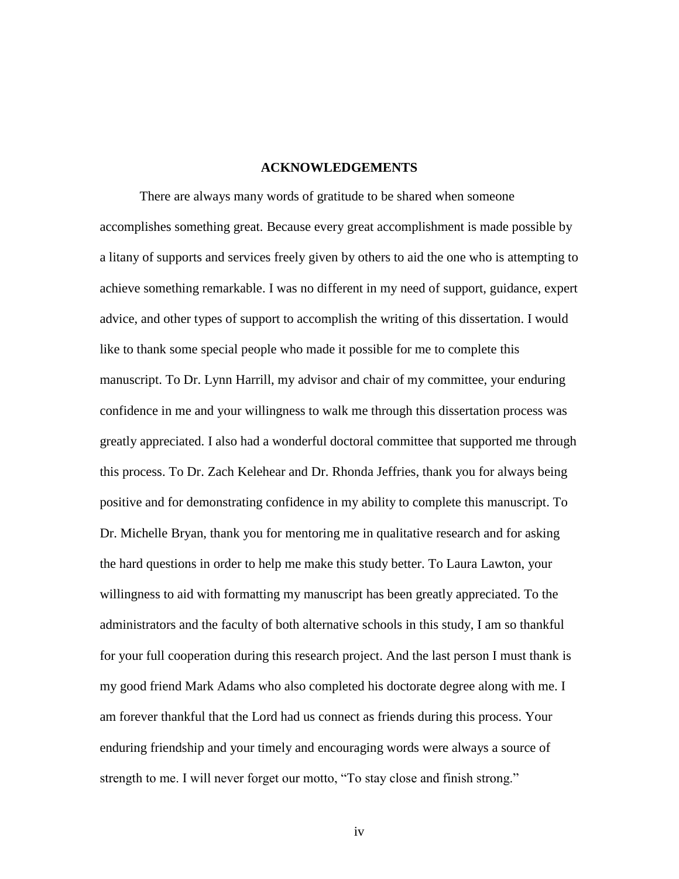# ACKNOWLEDGEMENTS

There are always many words of gratitude to be shared when someone accomplishes something great. Because every great accomplishment is made possible by a litany of supports and services freely given by others to aid the one who is attempting to achieve something remarkable. I was no different in my need of support, guidance, expert advice, and other types of support to accomplish the writing of this dissertation. I would like to thank some special people who made it possible for me to complete this manuscript. To Dr. Lynn Harrill, my advisor and chair of my committee, your enduring confidence in me and your willingness to walk me through this dissertation process was greatly appreciated. I also had a wonderful doctoral committee that supported me through this process. To Dr. Zach Kelehear and Dr. Rhonda Jeffries, thank you for always being positive and for demonstrating confidence in my ability to complete this manuscript. To Dr. Michelle Bryan, thank you for mentoring me in qualitative research and for asking the hard questions in order to help me make this study better. To Laura Lawton, your willingness to aid with formatting my manuscript has been greatly appreciated. To the administrators and the faculty of both alternative schools in this study, I am so thankful for your full cooperation during this research project. And the last person I must thank is my good friend Mark Adams who also completed his doctorate degree along with me. I am forever thankful that the Lord had us connect as friends during this process. Your enduring friendship and your timely and encouraging words were always a source of strength to me. I will never forget our motto, "To stay close and finish strong."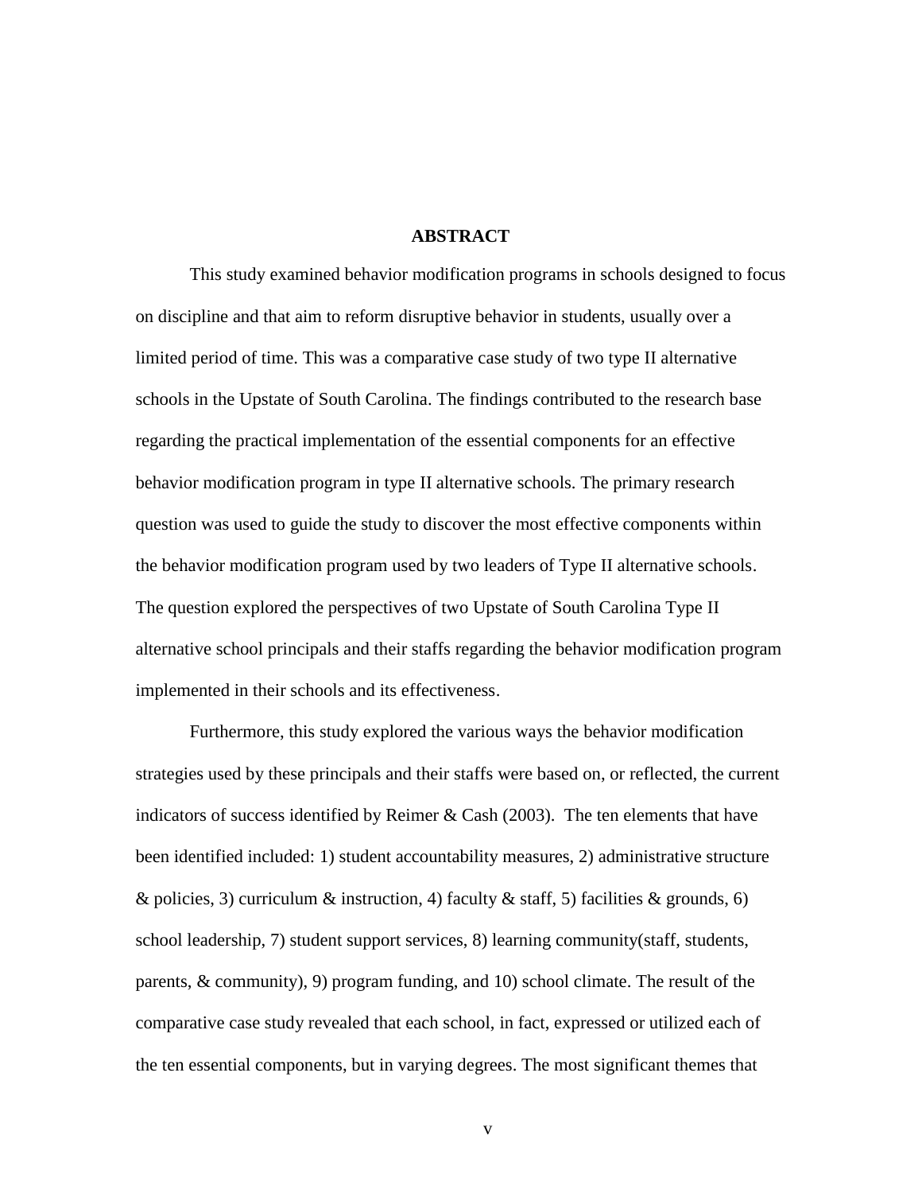# ABSTRACT

This study examined behavior modification programs in schools designed to focus on discipline and that aim to reform disruptive behavior in students, usually over a limited period of time. This was a comparative case study of two type II alternative schools in the Upstate of South Carolina. The findings contributed to the research base regarding the practical implementation of the essential components for an effective behavior modification program in type II alternative schools. The primary research question was used to guide the study to discover the most effective components within the behavior modification program used by two leaders of Type II alternative schools. The question explored the perspectives of two Upstate of South Carolina Type II alternative school principals and their staffs regarding the behavior modification program implemented in their schools and its effectiveness.

Furthermore, this study explored the various ways the behavior modification strategies used by these principals and their staffs were based on, or reflected, the current indicators of success identified by Reimer & Cash (2003). The ten elements that have been identified included: 1) student accountability measures, 2) administrative structure & policies, 3) curriculum & instruction, 4) faculty & staff, 5) facilities & grounds, 6) school leadership, 7) student support services, 8) learning community(staff, students, parents, & community), 9) program funding, and 10) school climate. The result of the comparative case study revealed that each school, in fact, expressed or utilized each of the ten essential components, but in varying degrees. The most significant themes that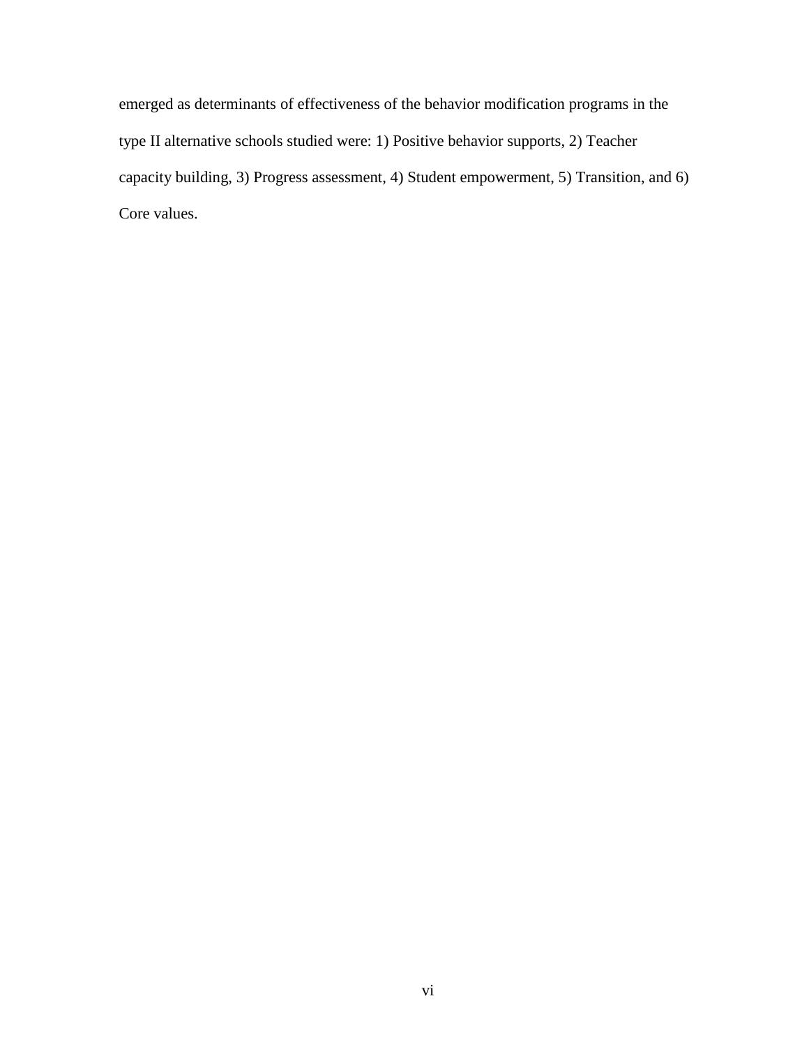emerged as determinants of effectiveness of the behavior modification programs in the type II alternative schools studied were: 1) Positive behavior supports, 2) Teacher capacity building, 3) Progress assessment, 4) Student empowerment, 5) Transition, and 6) Core values.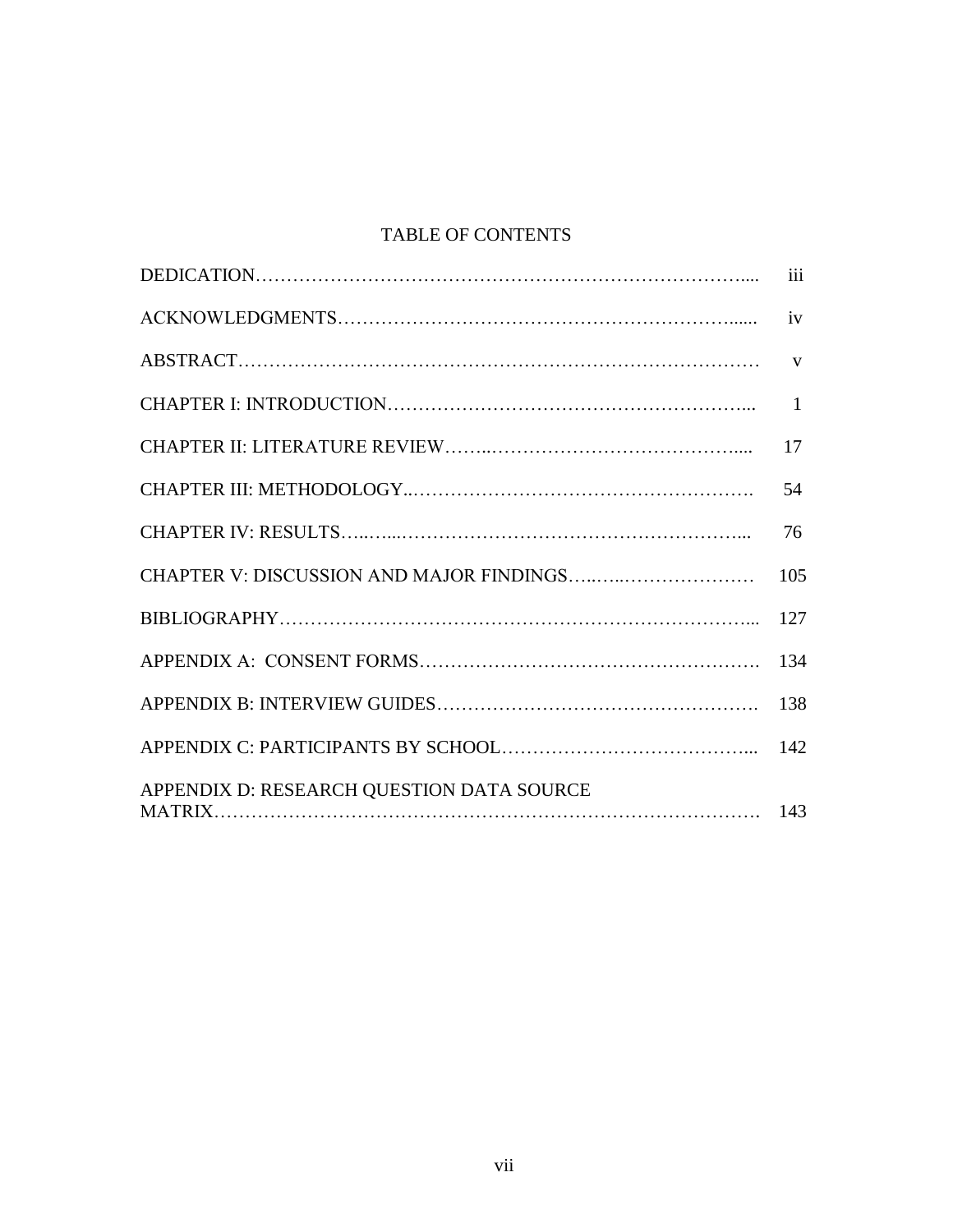# TABLE OF CONTENTS

| | |
|---|---|
| DEDICATION | iii |
| ACKNOWLEDGMENTS | iv |
| ABSTRACT | v |
| CHAPTER I: INTRODUCTION | 1 |
| CHAPTER II: LITERATURE REVIEW | 17 |
| CHAPTER III: METHODOLOGY | 54 |
| CHAPTER IV: RESULTS | 76 |
| CHAPTER V: DISCUSSION AND MAJOR FINDINGS | 105 |
| BIBLIOGRAPHY | 127 |
| APPENDIX A: CONSENT FORMS | 134 |
| APPENDIX B: INTERVIEW GUIDES | 138 |
| APPENDIX C: PARTICIPANTS BY SCHOOL | 142 |
| APPENDIX D: RESEARCH QUESTION DATA SOURCE MATRIX | 143 |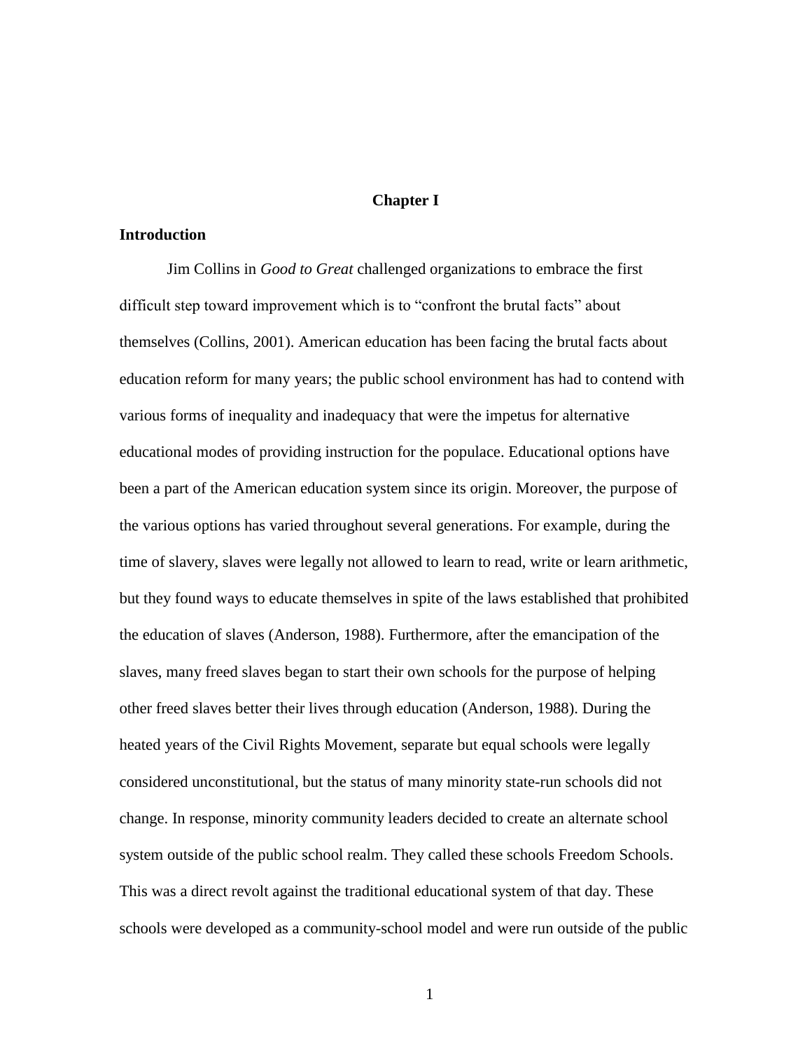# Chapter I

## Introduction

Jim Collins in *Good to Great* challenged organizations to embrace the first difficult step toward improvement which is to "confront the brutal facts" about themselves (Collins, 2001). American education has been facing the brutal facts about education reform for many years; the public school environment has had to contend with various forms of inequality and inadequacy that were the impetus for alternative educational modes of providing instruction for the populace. Educational options have been a part of the American education system since its origin. Moreover, the purpose of the various options has varied throughout several generations. For example, during the time of slavery, slaves were legally not allowed to learn to read, write or learn arithmetic, but they found ways to educate themselves in spite of the laws established that prohibited the education of slaves (Anderson, 1988). Furthermore, after the emancipation of the slaves, many freed slaves began to start their own schools for the purpose of helping other freed slaves better their lives through education (Anderson, 1988). During the heated years of the Civil Rights Movement, separate but equal schools were legally considered unconstitutional, but the status of many minority state-run schools did not change. In response, minority community leaders decided to create an alternate school system outside of the public school realm. They called these schools Freedom Schools. This was a direct revolt against the traditional educational system of that day. These schools were developed as a community-school model and were run outside of the public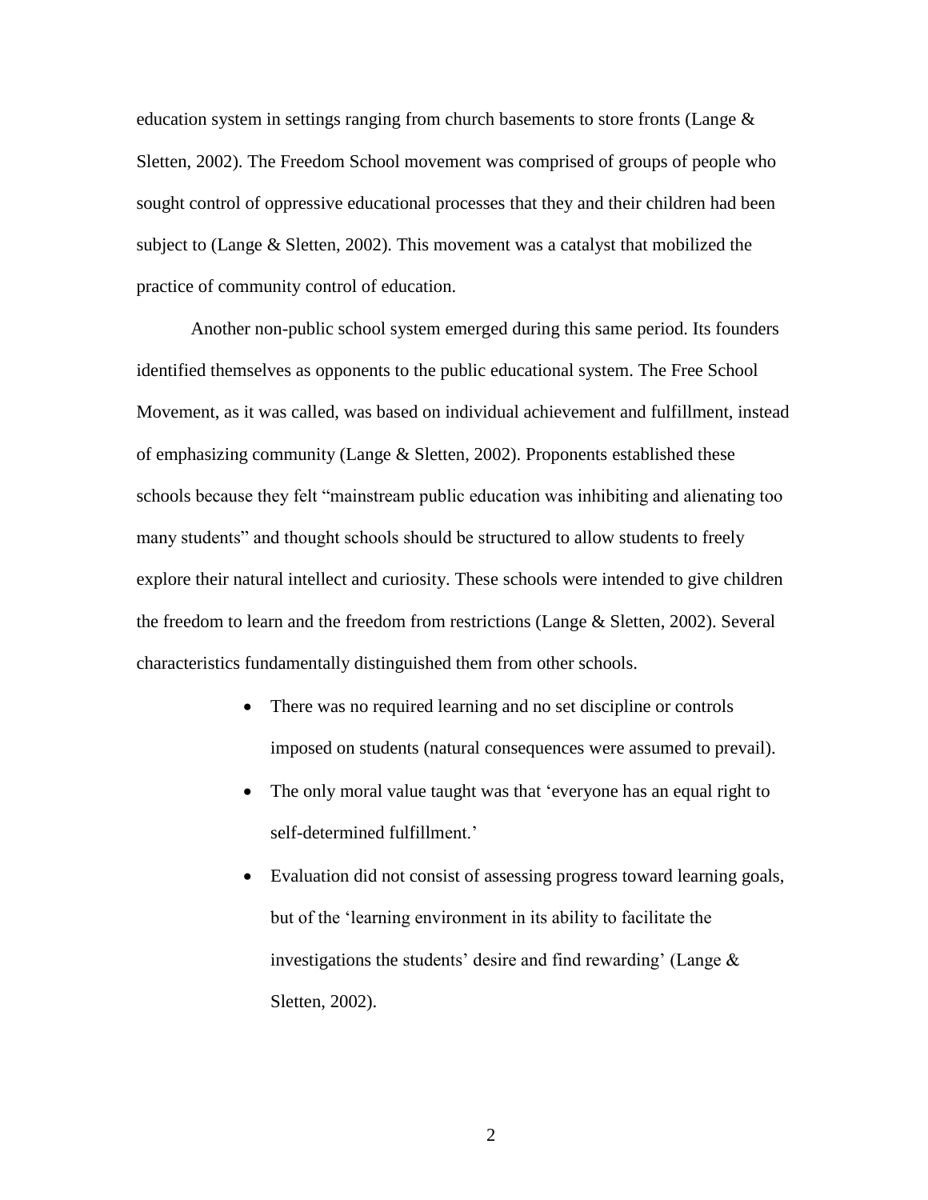education system in settings ranging from church basements to store fronts (Lange & Sletten, 2002). The Freedom School movement was comprised of groups of people who sought control of oppressive educational processes that they and their children had been subject to (Lange & Sletten, 2002). This movement was a catalyst that mobilized the practice of community control of education.

Another non-public school system emerged during this same period. Its founders identified themselves as opponents to the public educational system. The Free School Movement, as it was called, was based on individual achievement and fulfillment, instead of emphasizing community (Lange & Sletten, 2002). Proponents established these schools because they felt "mainstream public education was inhibiting and alienating too many students" and thought schools should be structured to allow students to freely explore their natural intellect and curiosity. These schools were intended to give children the freedom to learn and the freedom from restrictions (Lange & Sletten, 2002). Several characteristics fundamentally distinguished them from other schools.

- There was no required learning and no set discipline or controls imposed on students (natural consequences were assumed to prevail).
- The only moral value taught was that 'everyone has an equal right to self-determined fulfillment.'
- Evaluation did not consist of assessing progress toward learning goals, but of the 'learning environment in its ability to facilitate the investigations the students' desire and find rewarding' (Lange & Sletten, 2002).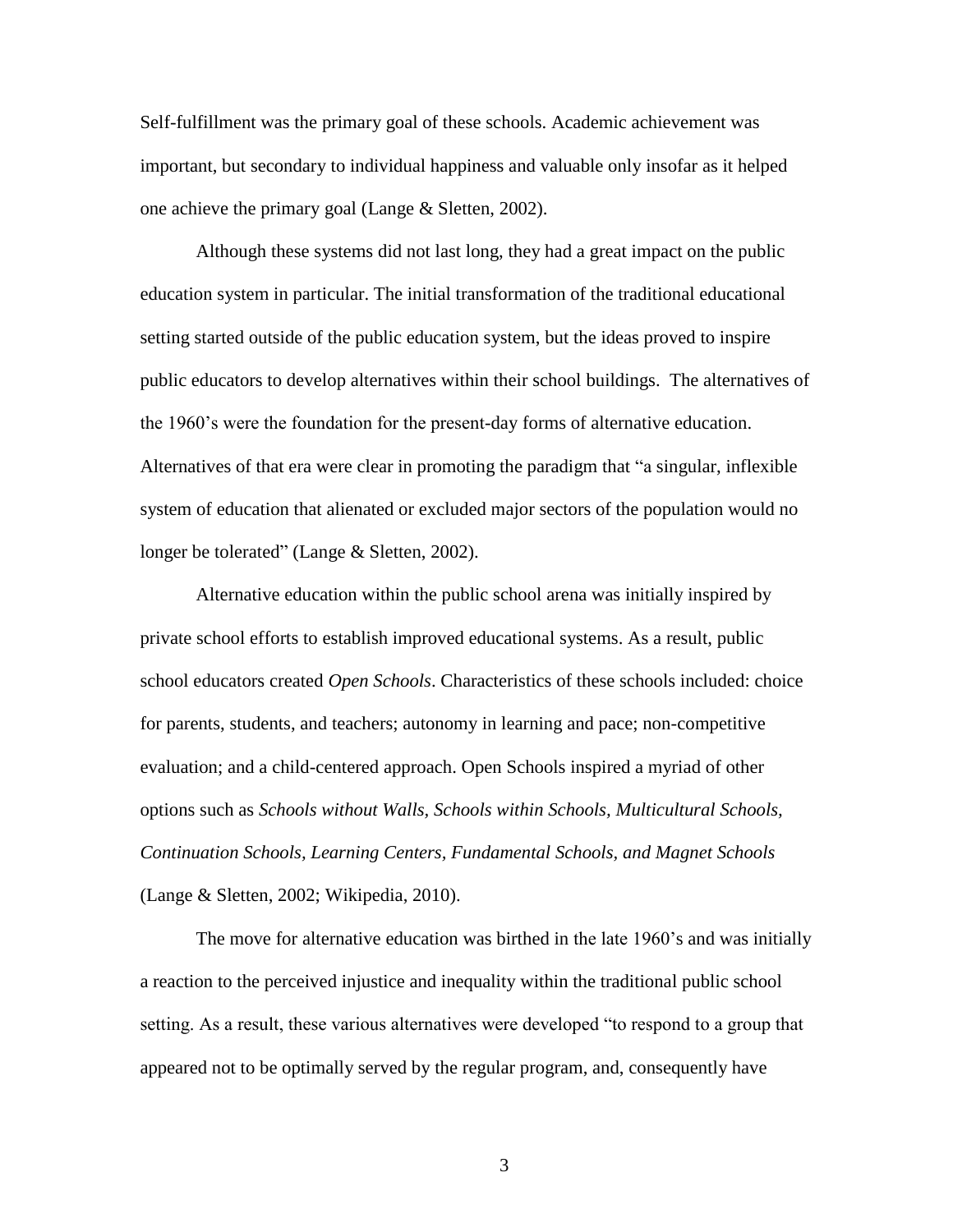Self-fulfillment was the primary goal of these schools. Academic achievement was important, but secondary to individual happiness and valuable only insofar as it helped one achieve the primary goal (Lange & Sletten, 2002).

Although these systems did not last long, they had a great impact on the public education system in particular. The initial transformation of the traditional educational setting started outside of the public education system, but the ideas proved to inspire public educators to develop alternatives within their school buildings. The alternatives of the 1960's were the foundation for the present-day forms of alternative education. Alternatives of that era were clear in promoting the paradigm that "a singular, inflexible system of education that alienated or excluded major sectors of the population would no longer be tolerated" (Lange & Sletten, 2002).

Alternative education within the public school arena was initially inspired by private school efforts to establish improved educational systems. As a result, public school educators created *Open Schools*. Characteristics of these schools included: choice for parents, students, and teachers; autonomy in learning and pace; non-competitive evaluation; and a child-centered approach. Open Schools inspired a myriad of other options such as *Schools without Walls, Schools within Schools, Multicultural Schools, Continuation Schools, Learning Centers, Fundamental Schools, and Magnet Schools* (Lange & Sletten, 2002; Wikipedia, 2010).

The move for alternative education was birthed in the late 1960's and was initially a reaction to the perceived injustice and inequality within the traditional public school setting. As a result, these various alternatives were developed "to respond to a group that appeared not to be optimally served by the regular program, and, consequently have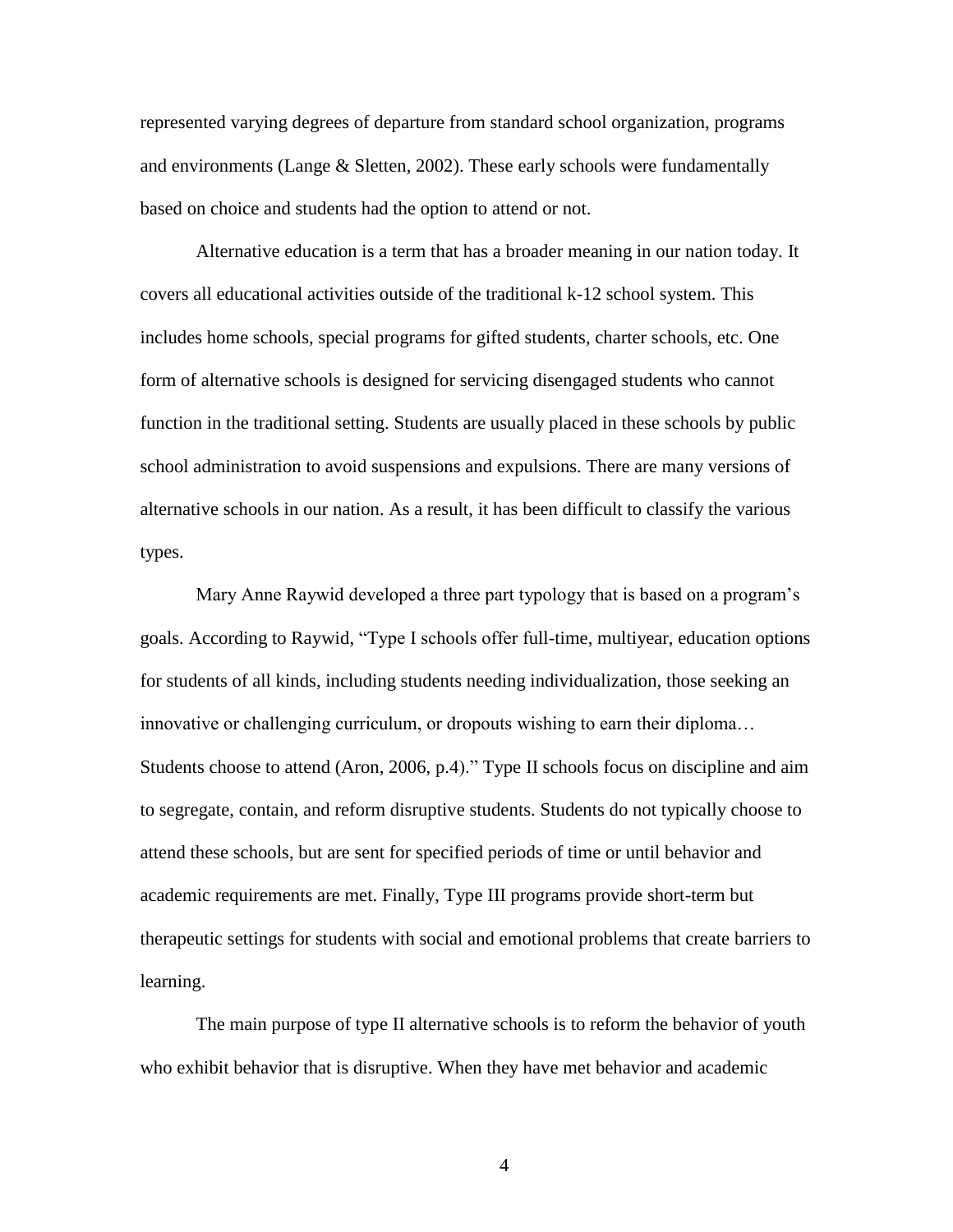represented varying degrees of departure from standard school organization, programs and environments (Lange & Sletten, 2002). These early schools were fundamentally based on choice and students had the option to attend or not.

Alternative education is a term that has a broader meaning in our nation today. It covers all educational activities outside of the traditional k-12 school system. This includes home schools, special programs for gifted students, charter schools, etc. One form of alternative schools is designed for servicing disengaged students who cannot function in the traditional setting. Students are usually placed in these schools by public school administration to avoid suspensions and expulsions. There are many versions of alternative schools in our nation. As a result, it has been difficult to classify the various types.

Mary Anne Raywid developed a three part typology that is based on a program's goals. According to Raywid, "Type I schools offer full-time, multiyear, education options for students of all kinds, including students needing individualization, those seeking an innovative or challenging curriculum, or dropouts wishing to earn their diploma… Students choose to attend (Aron, 2006, p.4)." Type II schools focus on discipline and aim to segregate, contain, and reform disruptive students. Students do not typically choose to attend these schools, but are sent for specified periods of time or until behavior and academic requirements are met. Finally, Type III programs provide short-term but therapeutic settings for students with social and emotional problems that create barriers to learning.

The main purpose of type II alternative schools is to reform the behavior of youth who exhibit behavior that is disruptive. When they have met behavior and academic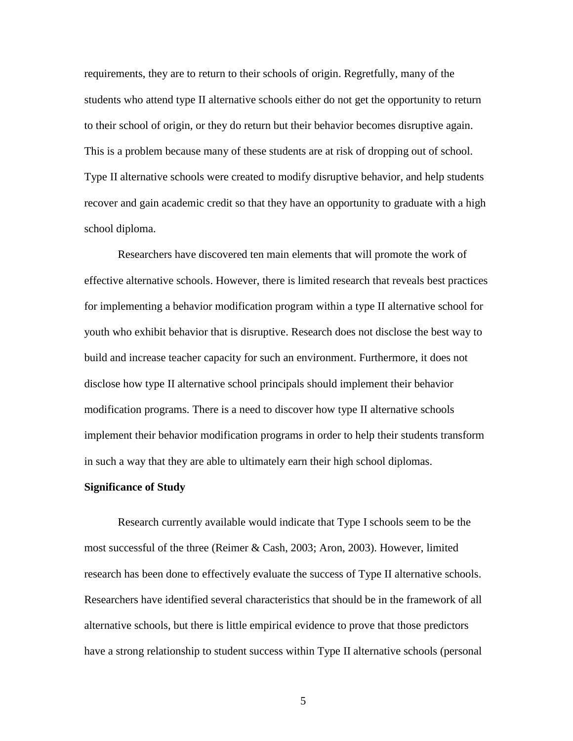requirements, they are to return to their schools of origin. Regretfully, many of the students who attend type II alternative schools either do not get the opportunity to return to their school of origin, or they do return but their behavior becomes disruptive again. This is a problem because many of these students are at risk of dropping out of school. Type II alternative schools were created to modify disruptive behavior, and help students recover and gain academic credit so that they have an opportunity to graduate with a high school diploma.

Researchers have discovered ten main elements that will promote the work of effective alternative schools. However, there is limited research that reveals best practices for implementing a behavior modification program within a type II alternative school for youth who exhibit behavior that is disruptive. Research does not disclose the best way to build and increase teacher capacity for such an environment. Furthermore, it does not disclose how type II alternative school principals should implement their behavior modification programs. There is a need to discover how type II alternative schools implement their behavior modification programs in order to help their students transform in such a way that they are able to ultimately earn their high school diplomas.

**Significance of Study**

Research currently available would indicate that Type I schools seem to be the most successful of the three (Reimer & Cash, 2003; Aron, 2003). However, limited research has been done to effectively evaluate the success of Type II alternative schools. Researchers have identified several characteristics that should be in the framework of all alternative schools, but there is little empirical evidence to prove that those predictors have a strong relationship to student success within Type II alternative schools (personal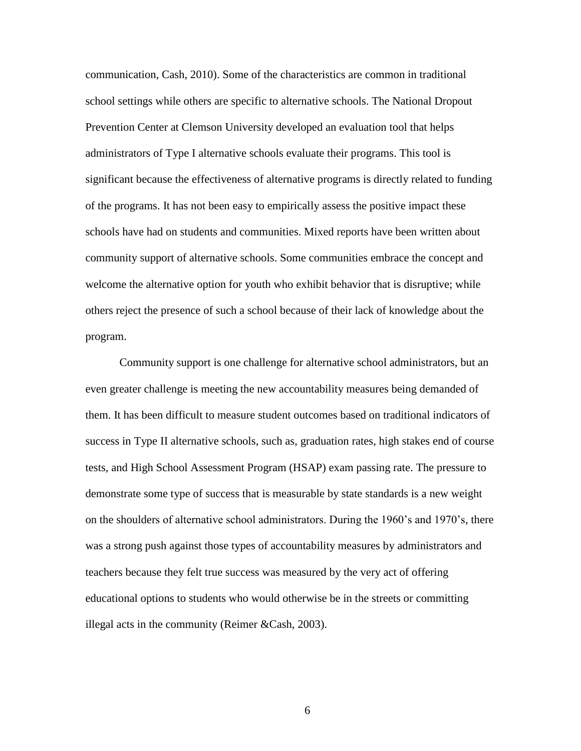communication, Cash, 2010). Some of the characteristics are common in traditional school settings while others are specific to alternative schools. The National Dropout Prevention Center at Clemson University developed an evaluation tool that helps administrators of Type I alternative schools evaluate their programs. This tool is significant because the effectiveness of alternative programs is directly related to funding of the programs. It has not been easy to empirically assess the positive impact these schools have had on students and communities. Mixed reports have been written about community support of alternative schools. Some communities embrace the concept and welcome the alternative option for youth who exhibit behavior that is disruptive; while others reject the presence of such a school because of their lack of knowledge about the program.

Community support is one challenge for alternative school administrators, but an even greater challenge is meeting the new accountability measures being demanded of them. It has been difficult to measure student outcomes based on traditional indicators of success in Type II alternative schools, such as, graduation rates, high stakes end of course tests, and High School Assessment Program (HSAP) exam passing rate. The pressure to demonstrate some type of success that is measurable by state standards is a new weight on the shoulders of alternative school administrators. During the 1960's and 1970's, there was a strong push against those types of accountability measures by administrators and teachers because they felt true success was measured by the very act of offering educational options to students who would otherwise be in the streets or committing illegal acts in the community (Reimer &Cash, 2003).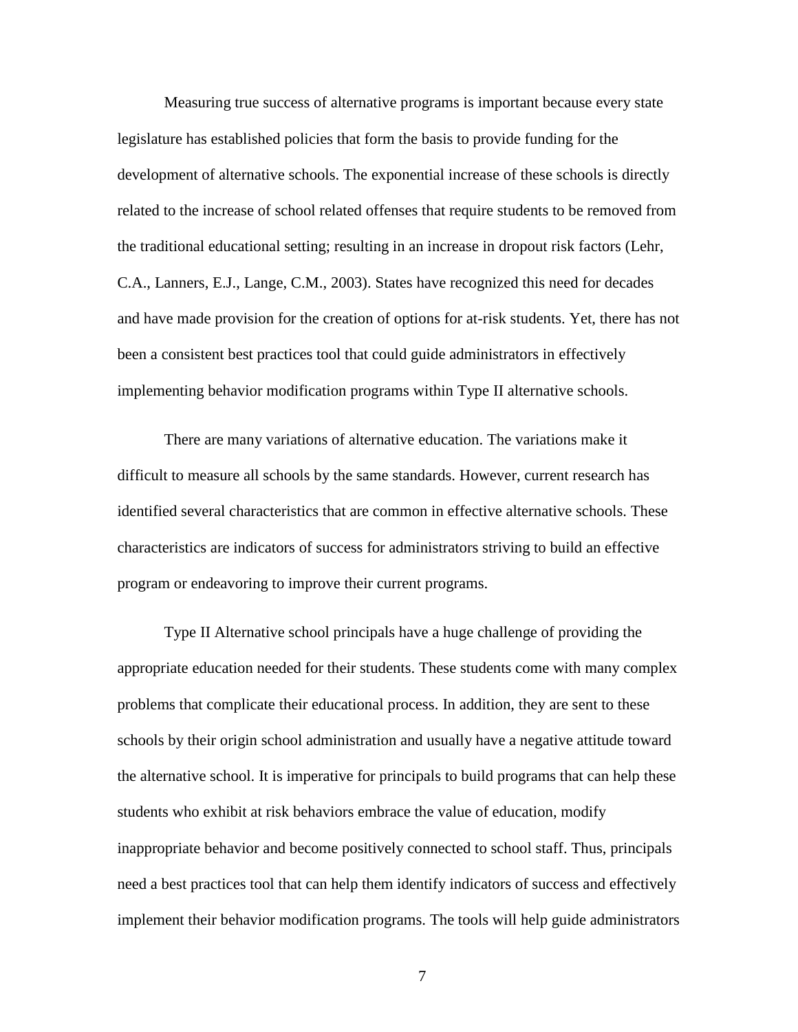Measuring true success of alternative programs is important because every state legislature has established policies that form the basis to provide funding for the development of alternative schools. The exponential increase of these schools is directly related to the increase of school related offenses that require students to be removed from the traditional educational setting; resulting in an increase in dropout risk factors (Lehr, C.A., Lanners, E.J., Lange, C.M., 2003). States have recognized this need for decades and have made provision for the creation of options for at-risk students. Yet, there has not been a consistent best practices tool that could guide administrators in effectively implementing behavior modification programs within Type II alternative schools.

There are many variations of alternative education. The variations make it difficult to measure all schools by the same standards. However, current research has identified several characteristics that are common in effective alternative schools. These characteristics are indicators of success for administrators striving to build an effective program or endeavoring to improve their current programs.

Type II Alternative school principals have a huge challenge of providing the appropriate education needed for their students. These students come with many complex problems that complicate their educational process. In addition, they are sent to these schools by their origin school administration and usually have a negative attitude toward the alternative school. It is imperative for principals to build programs that can help these students who exhibit at risk behaviors embrace the value of education, modify inappropriate behavior and become positively connected to school staff. Thus, principals need a best practices tool that can help them identify indicators of success and effectively implement their behavior modification programs. The tools will help guide administrators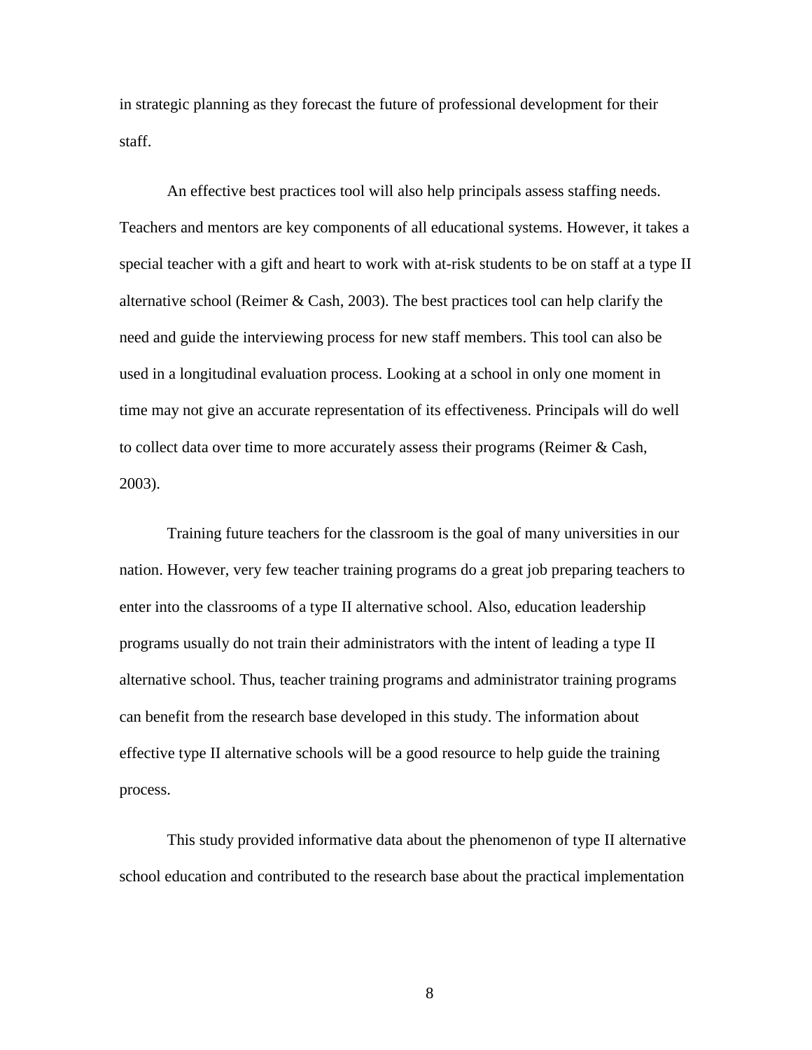in strategic planning as they forecast the future of professional development for their staff.

An effective best practices tool will also help principals assess staffing needs. Teachers and mentors are key components of all educational systems. However, it takes a special teacher with a gift and heart to work with at-risk students to be on staff at a type II alternative school (Reimer & Cash, 2003). The best practices tool can help clarify the need and guide the interviewing process for new staff members. This tool can also be used in a longitudinal evaluation process. Looking at a school in only one moment in time may not give an accurate representation of its effectiveness. Principals will do well to collect data over time to more accurately assess their programs (Reimer & Cash, 2003).

Training future teachers for the classroom is the goal of many universities in our nation. However, very few teacher training programs do a great job preparing teachers to enter into the classrooms of a type II alternative school. Also, education leadership programs usually do not train their administrators with the intent of leading a type II alternative school. Thus, teacher training programs and administrator training programs can benefit from the research base developed in this study. The information about effective type II alternative schools will be a good resource to help guide the training process.

This study provided informative data about the phenomenon of type II alternative school education and contributed to the research base about the practical implementation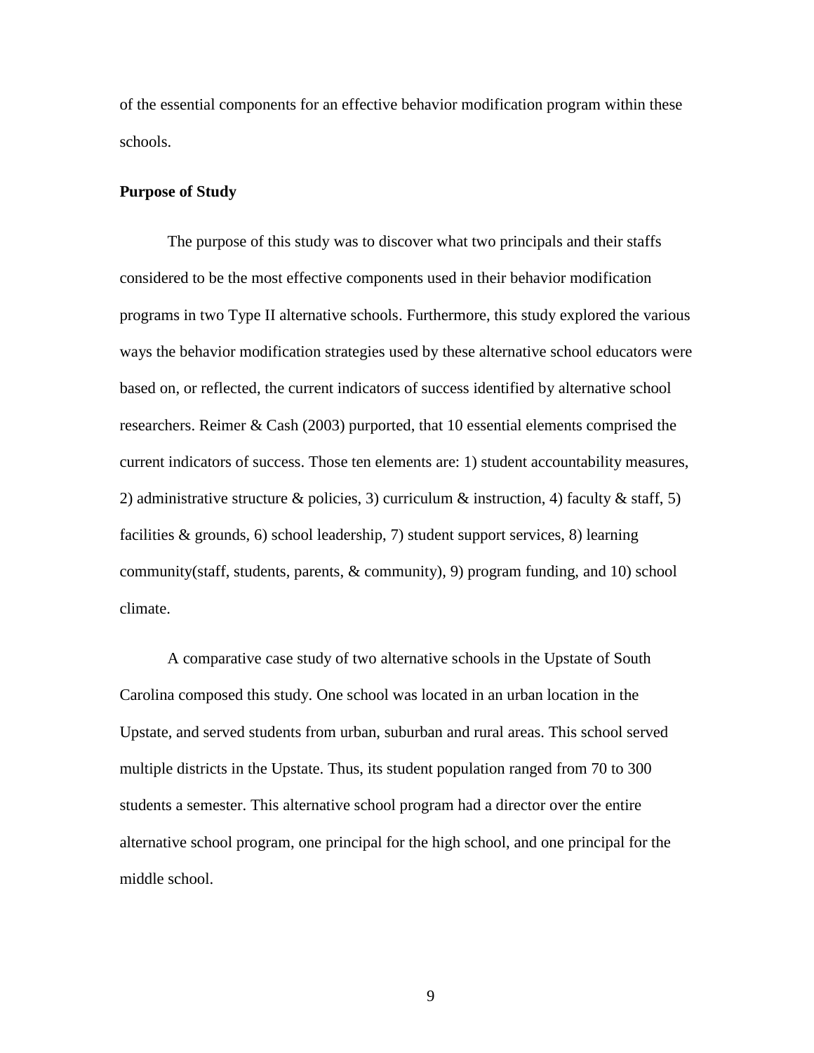of the essential components for an effective behavior modification program within these schools.

**Purpose of Study**

The purpose of this study was to discover what two principals and their staffs considered to be the most effective components used in their behavior modification programs in two Type II alternative schools. Furthermore, this study explored the various ways the behavior modification strategies used by these alternative school educators were based on, or reflected, the current indicators of success identified by alternative school researchers. Reimer & Cash (2003) purported, that 10 essential elements comprised the current indicators of success. Those ten elements are: 1) student accountability measures, 2) administrative structure & policies, 3) curriculum & instruction, 4) faculty & staff, 5) facilities & grounds, 6) school leadership, 7) student support services, 8) learning community(staff, students, parents, & community), 9) program funding, and 10) school climate.

A comparative case study of two alternative schools in the Upstate of South Carolina composed this study. One school was located in an urban location in the Upstate, and served students from urban, suburban and rural areas. This school served multiple districts in the Upstate. Thus, its student population ranged from 70 to 300 students a semester. This alternative school program had a director over the entire alternative school program, one principal for the high school, and one principal for the middle school.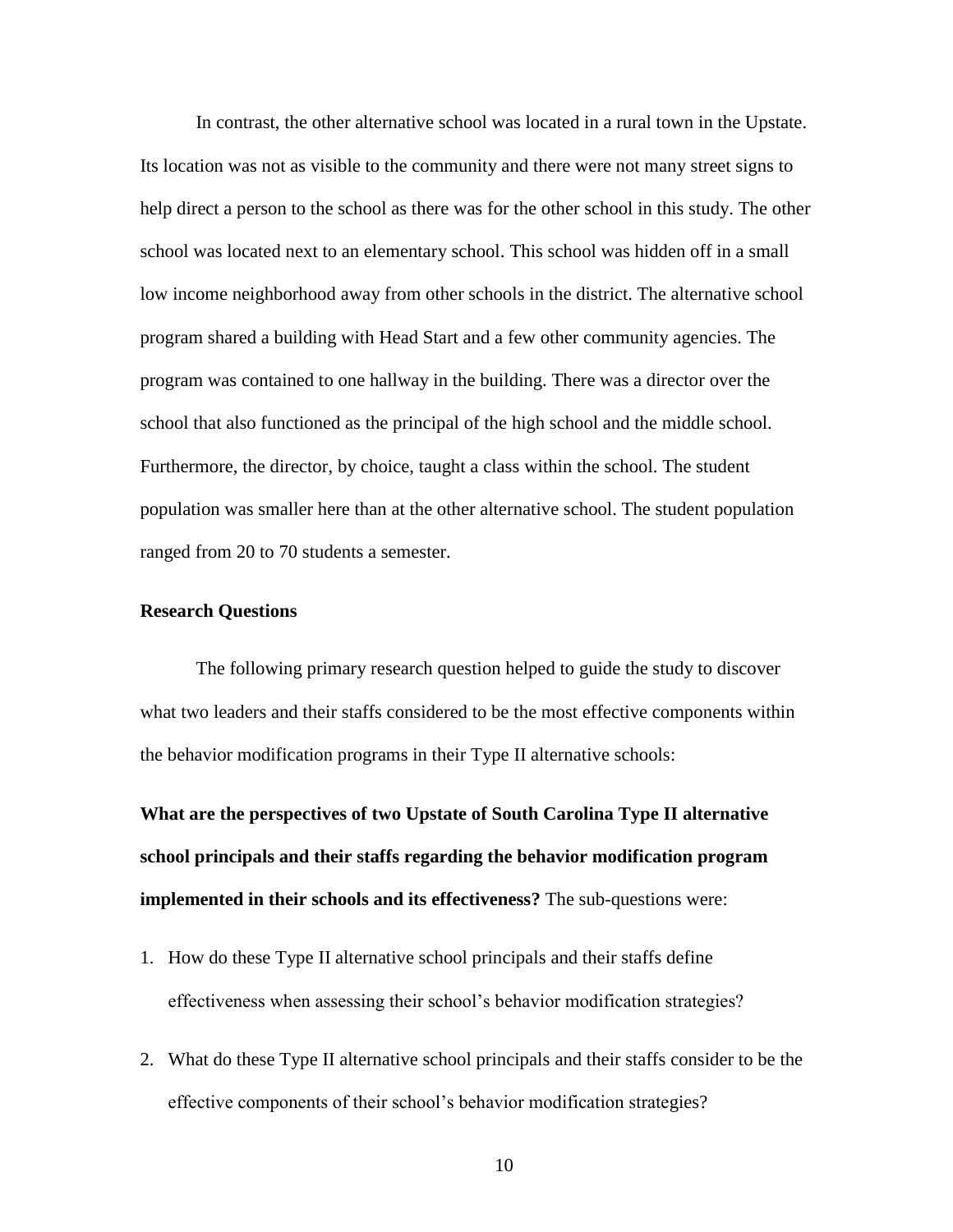In contrast, the other alternative school was located in a rural town in the Upstate. Its location was not as visible to the community and there were not many street signs to help direct a person to the school as there was for the other school in this study. The other school was located next to an elementary school. This school was hidden off in a small low income neighborhood away from other schools in the district. The alternative school program shared a building with Head Start and a few other community agencies. The program was contained to one hallway in the building. There was a director over the school that also functioned as the principal of the high school and the middle school. Furthermore, the director, by choice, taught a class within the school. The student population was smaller here than at the other alternative school. The student population ranged from 20 to 70 students a semester.

### Research Questions

The following primary research question helped to guide the study to discover what two leaders and their staffs considered to be the most effective components within the behavior modification programs in their Type II alternative schools:

**What are the perspectives of two Upstate of South Carolina Type II alternative school principals and their staffs regarding the behavior modification program implemented in their schools and its effectiveness?** The sub-questions were:

1. How do these Type II alternative school principals and their staffs define effectiveness when assessing their school's behavior modification strategies?
2. What do these Type II alternative school principals and their staffs consider to be the effective components of their school's behavior modification strategies?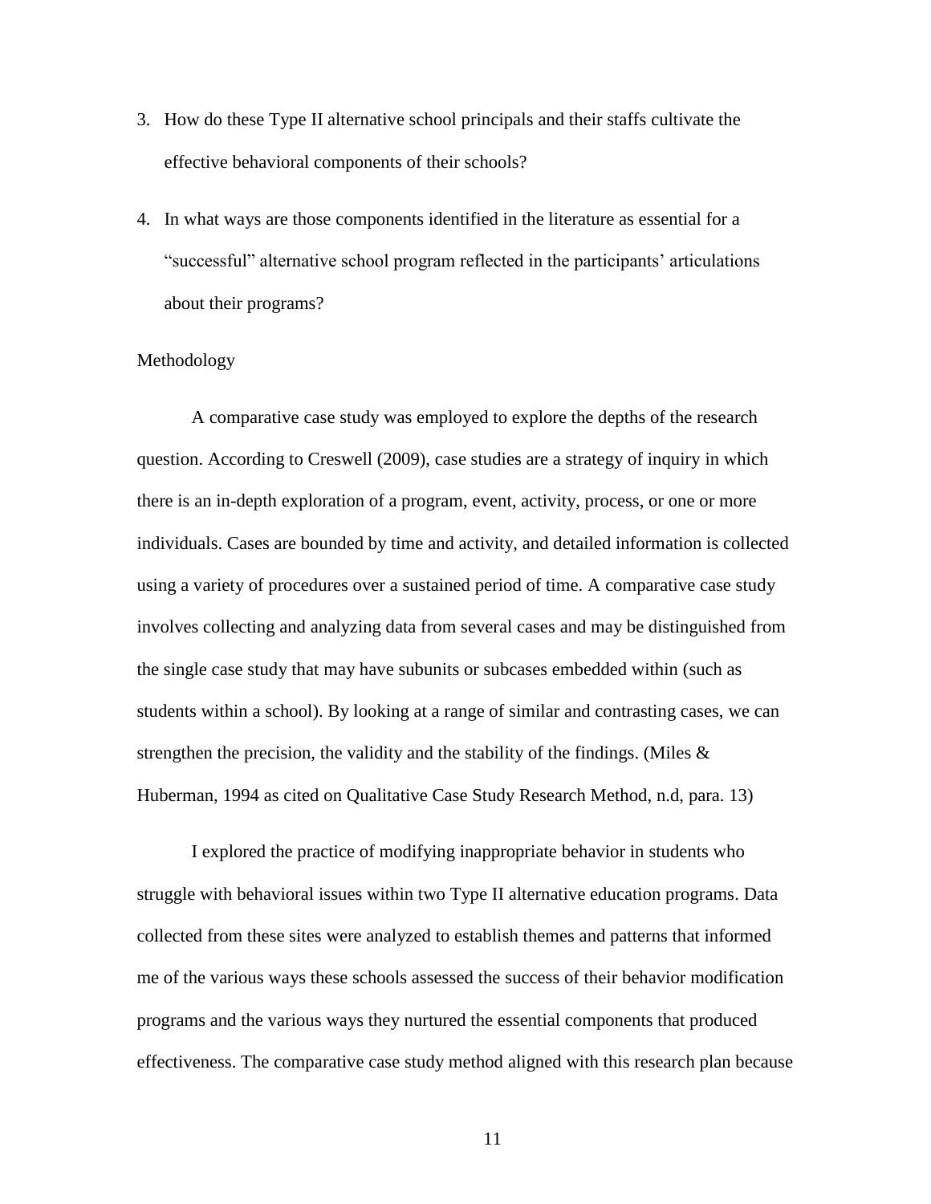3. How do these Type II alternative school principals and their staffs cultivate the effective behavioral components of their schools?

4. In what ways are those components identified in the literature as essential for a "successful" alternative school program reflected in the participants' articulations about their programs?

## Methodology

A comparative case study was employed to explore the depths of the research question. According to Creswell (2009), case studies are a strategy of inquiry in which there is an in-depth exploration of a program, event, activity, process, or one or more individuals. Cases are bounded by time and activity, and detailed information is collected using a variety of procedures over a sustained period of time. A comparative case study involves collecting and analyzing data from several cases and may be distinguished from the single case study that may have subunits or subcases embedded within (such as students within a school). By looking at a range of similar and contrasting cases, we can strengthen the precision, the validity and the stability of the findings. (Miles & Huberman, 1994 as cited on Qualitative Case Study Research Method, n.d, para. 13)

I explored the practice of modifying inappropriate behavior in students who struggle with behavioral issues within two Type II alternative education programs. Data collected from these sites were analyzed to establish themes and patterns that informed me of the various ways these schools assessed the success of their behavior modification programs and the various ways they nurtured the essential components that produced effectiveness. The comparative case study method aligned with this research plan because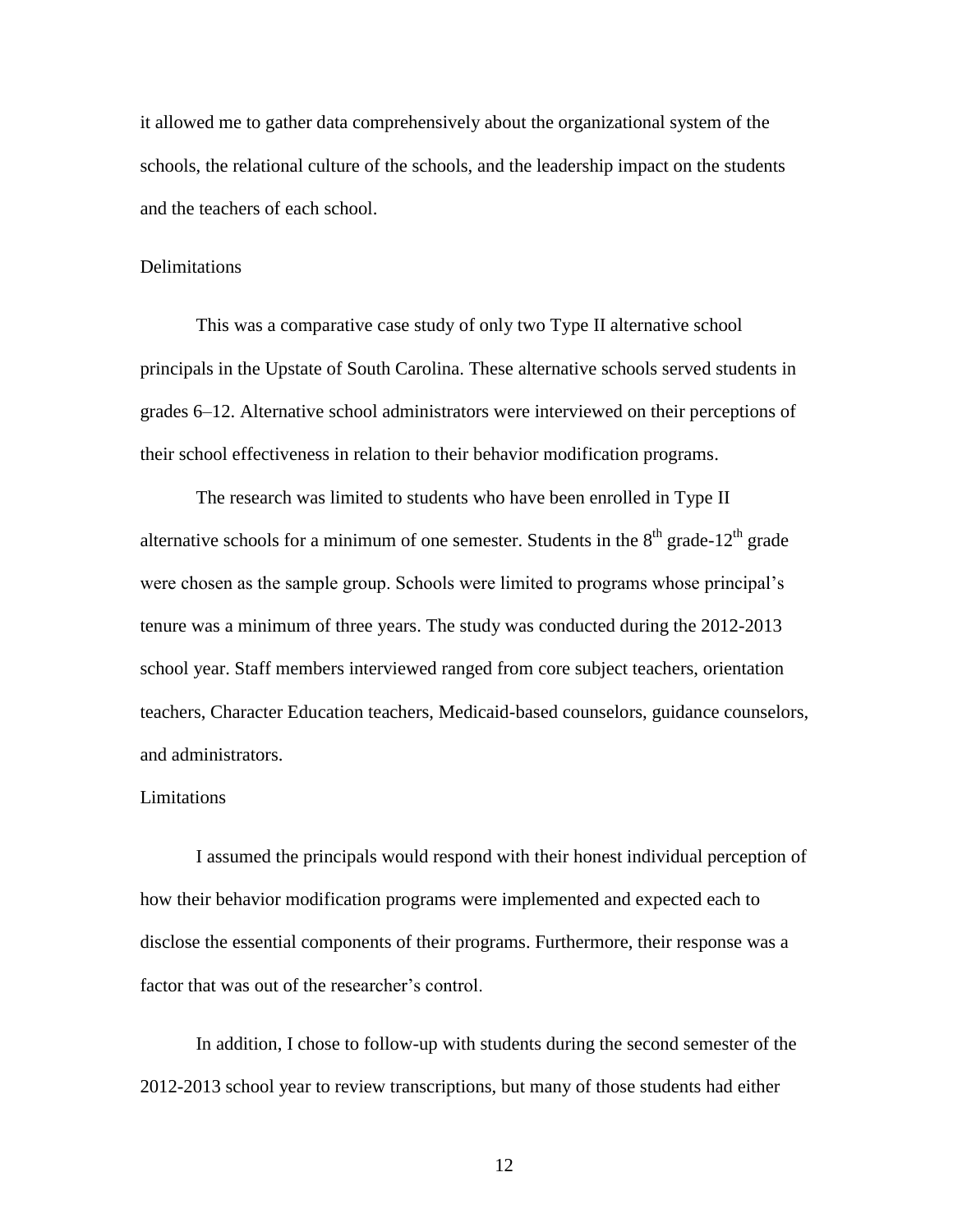it allowed me to gather data comprehensively about the organizational system of the schools, the relational culture of the schools, and the leadership impact on the students and the teachers of each school.

## Delimitations

This was a comparative case study of only two Type II alternative school principals in the Upstate of South Carolina. These alternative schools served students in grades 6–12. Alternative school administrators were interviewed on their perceptions of their school effectiveness in relation to their behavior modification programs.

The research was limited to students who have been enrolled in Type II alternative schools for a minimum of one semester. Students in the 8th grade-12th grade were chosen as the sample group. Schools were limited to programs whose principal's tenure was a minimum of three years. The study was conducted during the 2012-2013 school year. Staff members interviewed ranged from core subject teachers, orientation teachers, Character Education teachers, Medicaid-based counselors, guidance counselors, and administrators.

## Limitations

I assumed the principals would respond with their honest individual perception of how their behavior modification programs were implemented and expected each to disclose the essential components of their programs. Furthermore, their response was a factor that was out of the researcher's control.

In addition, I chose to follow-up with students during the second semester of the 2012-2013 school year to review transcriptions, but many of those students had either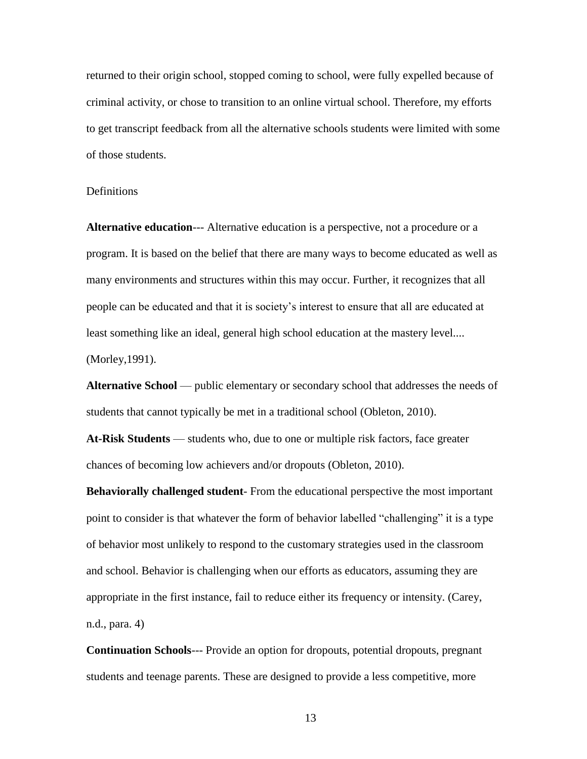returned to their origin school, stopped coming to school, were fully expelled because of criminal activity, or chose to transition to an online virtual school. Therefore, my efforts to get transcript feedback from all the alternative schools students were limited with some of those students.

## Definitions

**Alternative education**--- Alternative education is a perspective, not a procedure or a program. It is based on the belief that there are many ways to become educated as well as many environments and structures within this may occur. Further, it recognizes that all people can be educated and that it is society's interest to ensure that all are educated at least something like an ideal, general high school education at the mastery level.... (Morley,1991).

**Alternative School** — public elementary or secondary school that addresses the needs of students that cannot typically be met in a traditional school (Obleton, 2010).

**At-Risk Students** — students who, due to one or multiple risk factors, face greater chances of becoming low achievers and/or dropouts (Obleton, 2010).

**Behaviorally challenged student**- From the educational perspective the most important point to consider is that whatever the form of behavior labelled "challenging" it is a type of behavior most unlikely to respond to the customary strategies used in the classroom and school. Behavior is challenging when our efforts as educators, assuming they are appropriate in the first instance, fail to reduce either its frequency or intensity. (Carey, n.d., para. 4)

**Continuation Schools**--- Provide an option for dropouts, potential dropouts, pregnant students and teenage parents. These are designed to provide a less competitive, more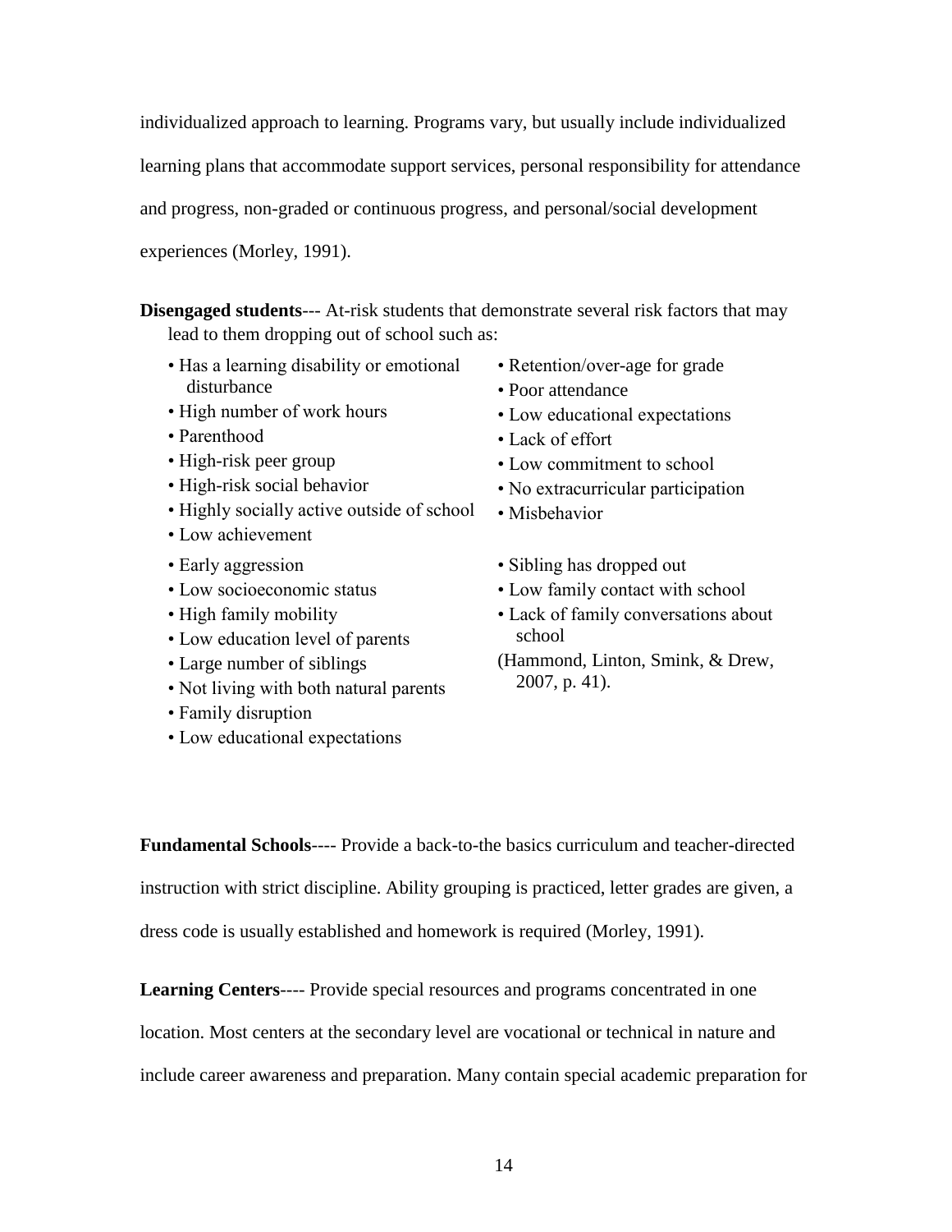individualized approach to learning. Programs vary, but usually include individualized learning plans that accommodate support services, personal responsibility for attendance and progress, non-graded or continuous progress, and personal/social development experiences (Morley, 1991).

**Disengaged students**--- At-risk students that demonstrate several risk factors that may lead to them dropping out of school such as:

- Has a learning disability or emotional disturbance
- High number of work hours
- Parenthood
- High-risk peer group
- High-risk social behavior
- Highly socially active outside of school
- Low achievement
- Retention/over-age for grade
- Poor attendance
- Low educational expectations
- Lack of effort
- Low commitment to school
- No extracurricular participation
- Misbehavior

- Early aggression
- Low socioeconomic status
- High family mobility
- Low education level of parents
- Large number of siblings
- Not living with both natural parents
- Family disruption
- Low educational expectations
- Sibling has dropped out
- Low family contact with school
- Lack of family conversations about school

(Hammond, Linton, Smink, & Drew, 2007, p. 41).

**Fundamental Schools**---- Provide a back-to-the basics curriculum and teacher-directed instruction with strict discipline. Ability grouping is practiced, letter grades are given, a dress code is usually established and homework is required (Morley, 1991).

**Learning Centers**---- Provide special resources and programs concentrated in one location. Most centers at the secondary level are vocational or technical in nature and include career awareness and preparation. Many contain special academic preparation for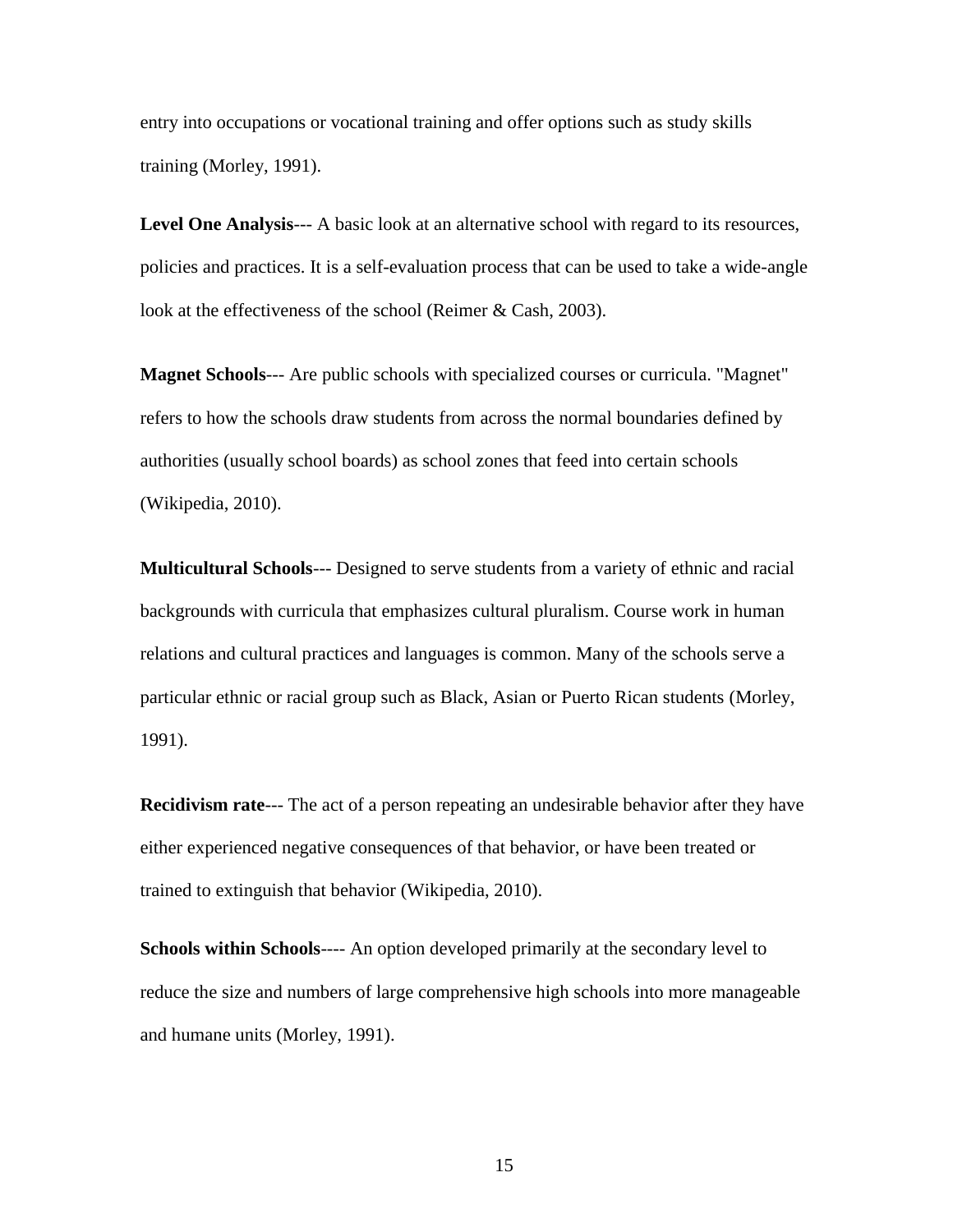entry into occupations or vocational training and offer options such as study skills training (Morley, 1991).

**Level One Analysis**--- A basic look at an alternative school with regard to its resources, policies and practices. It is a self-evaluation process that can be used to take a wide-angle look at the effectiveness of the school (Reimer & Cash, 2003).

**Magnet Schools**--- Are public schools with specialized courses or curricula. "Magnet" refers to how the schools draw students from across the normal boundaries defined by authorities (usually school boards) as school zones that feed into certain schools (Wikipedia, 2010).

**Multicultural Schools**--- Designed to serve students from a variety of ethnic and racial backgrounds with curricula that emphasizes cultural pluralism. Course work in human relations and cultural practices and languages is common. Many of the schools serve a particular ethnic or racial group such as Black, Asian or Puerto Rican students (Morley, 1991).

**Recidivism rate**--- The act of a person repeating an undesirable behavior after they have either experienced negative consequences of that behavior, or have been treated or trained to extinguish that behavior (Wikipedia, 2010).

**Schools within Schools**---- An option developed primarily at the secondary level to reduce the size and numbers of large comprehensive high schools into more manageable and humane units (Morley, 1991).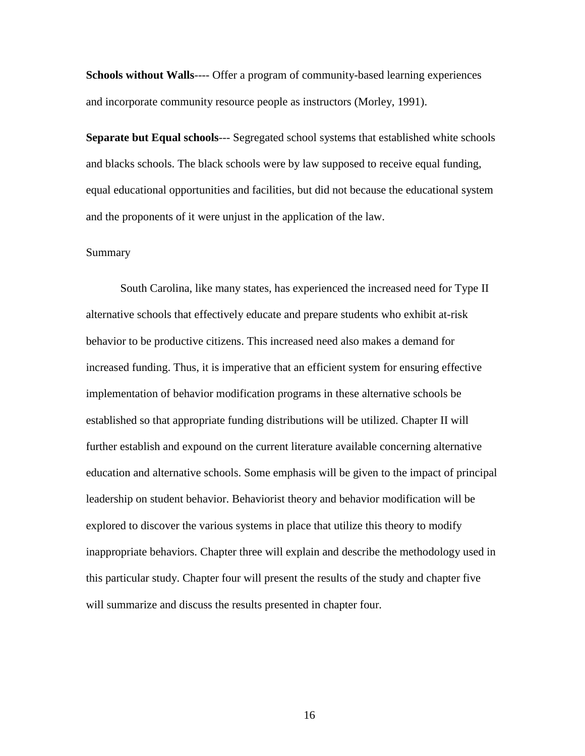**Schools without Walls**---- Offer a program of community-based learning experiences and incorporate community resource people as instructors (Morley, 1991).

**Separate but Equal schools**--- Segregated school systems that established white schools and blacks schools. The black schools were by law supposed to receive equal funding, equal educational opportunities and facilities, but did not because the educational system and the proponents of it were unjust in the application of the law.

Summary

South Carolina, like many states, has experienced the increased need for Type II alternative schools that effectively educate and prepare students who exhibit at-risk behavior to be productive citizens. This increased need also makes a demand for increased funding. Thus, it is imperative that an efficient system for ensuring effective implementation of behavior modification programs in these alternative schools be established so that appropriate funding distributions will be utilized. Chapter II will further establish and expound on the current literature available concerning alternative education and alternative schools. Some emphasis will be given to the impact of principal leadership on student behavior. Behaviorist theory and behavior modification will be explored to discover the various systems in place that utilize this theory to modify inappropriate behaviors. Chapter three will explain and describe the methodology used in this particular study. Chapter four will present the results of the study and chapter five will summarize and discuss the results presented in chapter four.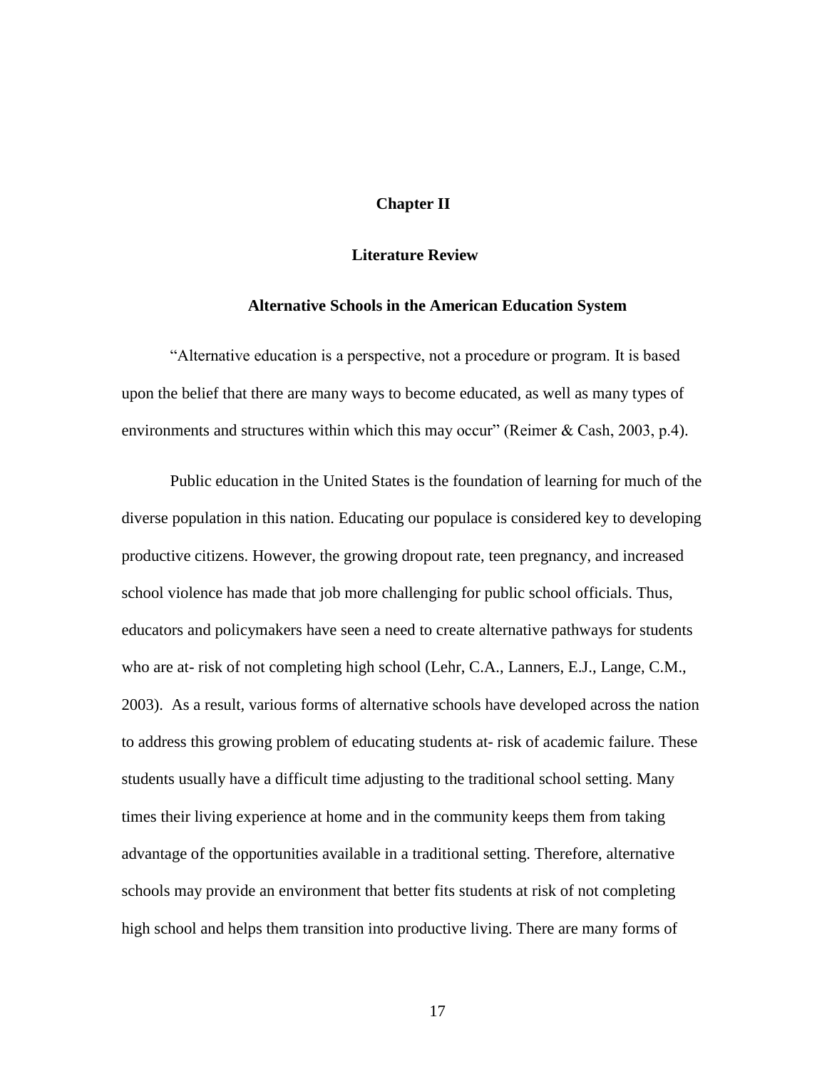# Chapter II

## Literature Review

### Alternative Schools in the American Education System

"Alternative education is a perspective, not a procedure or program. It is based upon the belief that there are many ways to become educated, as well as many types of environments and structures within which this may occur" (Reimer & Cash, 2003, p.4).

Public education in the United States is the foundation of learning for much of the diverse population in this nation. Educating our populace is considered key to developing productive citizens. However, the growing dropout rate, teen pregnancy, and increased school violence has made that job more challenging for public school officials. Thus, educators and policymakers have seen a need to create alternative pathways for students who are at- risk of not completing high school (Lehr, C.A., Lanners, E.J., Lange, C.M., 2003). As a result, various forms of alternative schools have developed across the nation to address this growing problem of educating students at- risk of academic failure. These students usually have a difficult time adjusting to the traditional school setting. Many times their living experience at home and in the community keeps them from taking advantage of the opportunities available in a traditional setting. Therefore, alternative schools may provide an environment that better fits students at risk of not completing high school and helps them transition into productive living. There are many forms of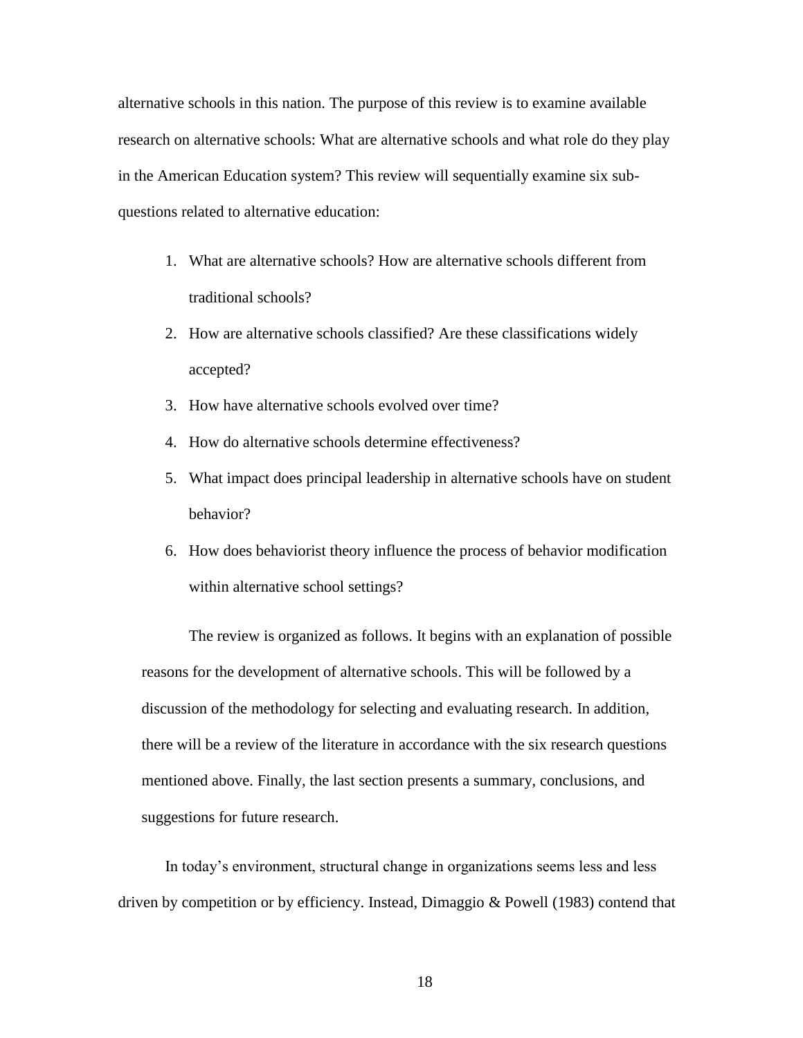alternative schools in this nation. The purpose of this review is to examine available research on alternative schools: What are alternative schools and what role do they play in the American Education system? This review will sequentially examine six sub-questions related to alternative education:

1. What are alternative schools? How are alternative schools different from traditional schools?
2. How are alternative schools classified? Are these classifications widely accepted?
3. How have alternative schools evolved over time?
4. How do alternative schools determine effectiveness?
5. What impact does principal leadership in alternative schools have on student behavior?
6. How does behaviorist theory influence the process of behavior modification within alternative school settings?

The review is organized as follows. It begins with an explanation of possible reasons for the development of alternative schools. This will be followed by a discussion of the methodology for selecting and evaluating research. In addition, there will be a review of the literature in accordance with the six research questions mentioned above. Finally, the last section presents a summary, conclusions, and suggestions for future research.

In today's environment, structural change in organizations seems less and less driven by competition or by efficiency. Instead, Dimaggio & Powell (1983) contend that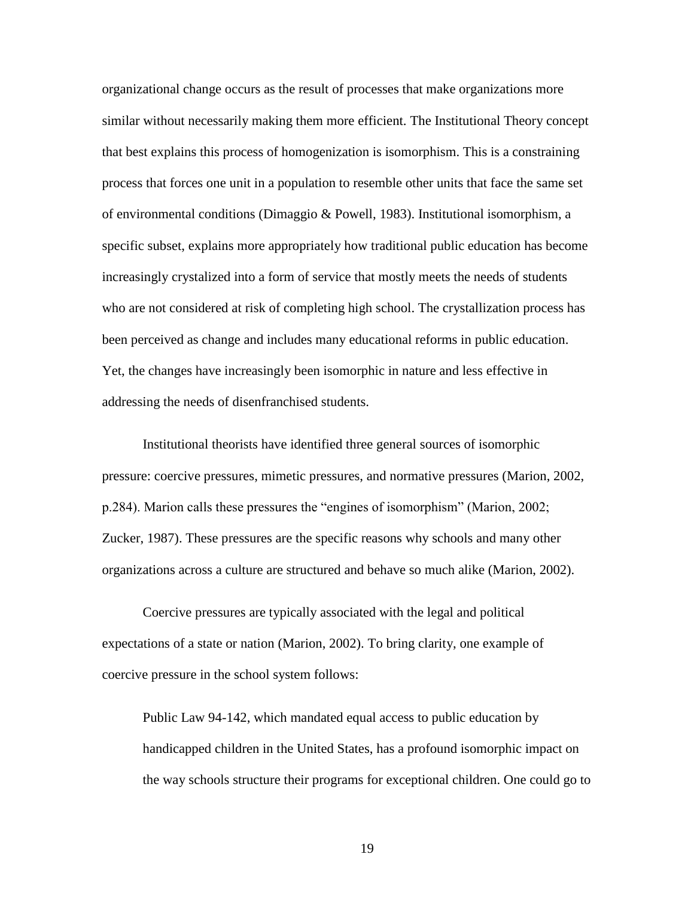organizational change occurs as the result of processes that make organizations more similar without necessarily making them more efficient. The Institutional Theory concept that best explains this process of homogenization is isomorphism. This is a constraining process that forces one unit in a population to resemble other units that face the same set of environmental conditions (Dimaggio & Powell, 1983). Institutional isomorphism, a specific subset, explains more appropriately how traditional public education has become increasingly crystalized into a form of service that mostly meets the needs of students who are not considered at risk of completing high school. The crystallization process has been perceived as change and includes many educational reforms in public education. Yet, the changes have increasingly been isomorphic in nature and less effective in addressing the needs of disenfranchised students.

Institutional theorists have identified three general sources of isomorphic pressure: coercive pressures, mimetic pressures, and normative pressures (Marion, 2002, p.284). Marion calls these pressures the "engines of isomorphism" (Marion, 2002; Zucker, 1987). These pressures are the specific reasons why schools and many other organizations across a culture are structured and behave so much alike (Marion, 2002).

Coercive pressures are typically associated with the legal and political expectations of a state or nation (Marion, 2002). To bring clarity, one example of coercive pressure in the school system follows:

> Public Law 94-142, which mandated equal access to public education by handicapped children in the United States, has a profound isomorphic impact on the way schools structure their programs for exceptional children. One could go to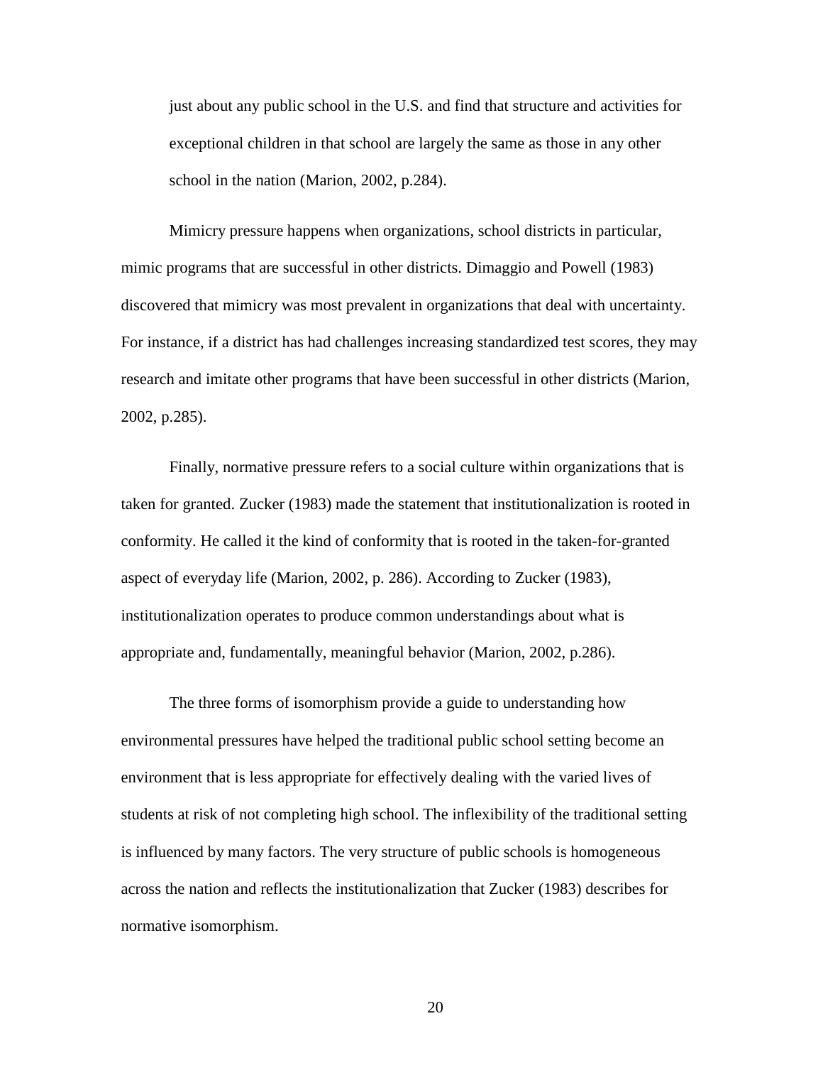just about any public school in the U.S. and find that structure and activities for exceptional children in that school are largely the same as those in any other school in the nation (Marion, 2002, p.284).

Mimicry pressure happens when organizations, school districts in particular, mimic programs that are successful in other districts. Dimaggio and Powell (1983) discovered that mimicry was most prevalent in organizations that deal with uncertainty. For instance, if a district has had challenges increasing standardized test scores, they may research and imitate other programs that have been successful in other districts (Marion, 2002, p.285).

Finally, normative pressure refers to a social culture within organizations that is taken for granted. Zucker (1983) made the statement that institutionalization is rooted in conformity. He called it the kind of conformity that is rooted in the taken-for-granted aspect of everyday life (Marion, 2002, p. 286). According to Zucker (1983), institutionalization operates to produce common understandings about what is appropriate and, fundamentally, meaningful behavior (Marion, 2002, p.286).

The three forms of isomorphism provide a guide to understanding how environmental pressures have helped the traditional public school setting become an environment that is less appropriate for effectively dealing with the varied lives of students at risk of not completing high school. The inflexibility of the traditional setting is influenced by many factors. The very structure of public schools is homogeneous across the nation and reflects the institutionalization that Zucker (1983) describes for normative isomorphism.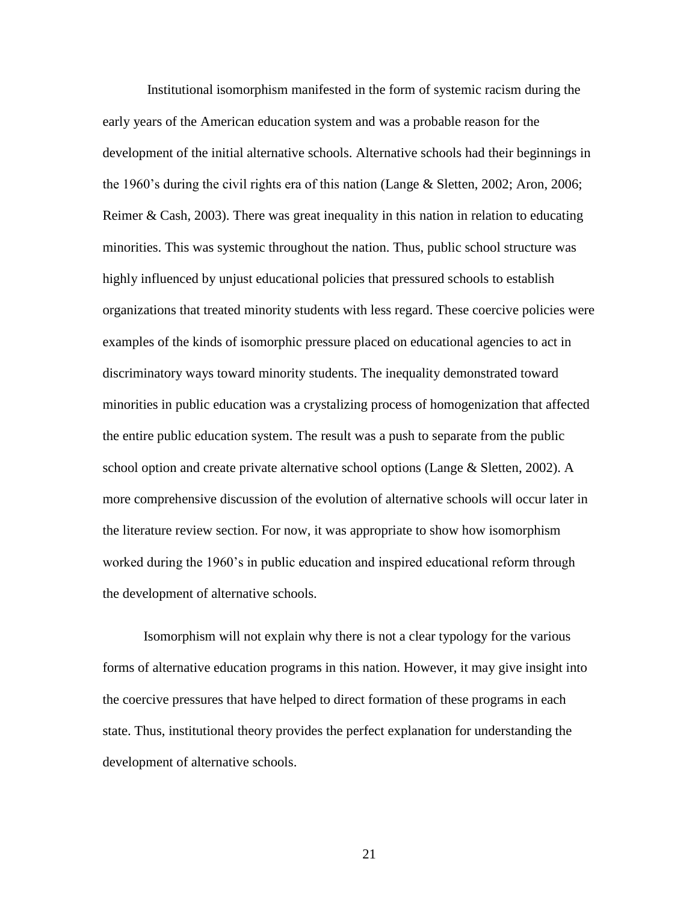Institutional isomorphism manifested in the form of systemic racism during the early years of the American education system and was a probable reason for the development of the initial alternative schools. Alternative schools had their beginnings in the 1960's during the civil rights era of this nation (Lange & Sletten, 2002; Aron, 2006; Reimer & Cash, 2003). There was great inequality in this nation in relation to educating minorities. This was systemic throughout the nation. Thus, public school structure was highly influenced by unjust educational policies that pressured schools to establish organizations that treated minority students with less regard. These coercive policies were examples of the kinds of isomorphic pressure placed on educational agencies to act in discriminatory ways toward minority students. The inequality demonstrated toward minorities in public education was a crystalizing process of homogenization that affected the entire public education system. The result was a push to separate from the public school option and create private alternative school options (Lange & Sletten, 2002). A more comprehensive discussion of the evolution of alternative schools will occur later in the literature review section. For now, it was appropriate to show how isomorphism worked during the 1960's in public education and inspired educational reform through the development of alternative schools.

Isomorphism will not explain why there is not a clear typology for the various forms of alternative education programs in this nation. However, it may give insight into the coercive pressures that have helped to direct formation of these programs in each state. Thus, institutional theory provides the perfect explanation for understanding the development of alternative schools.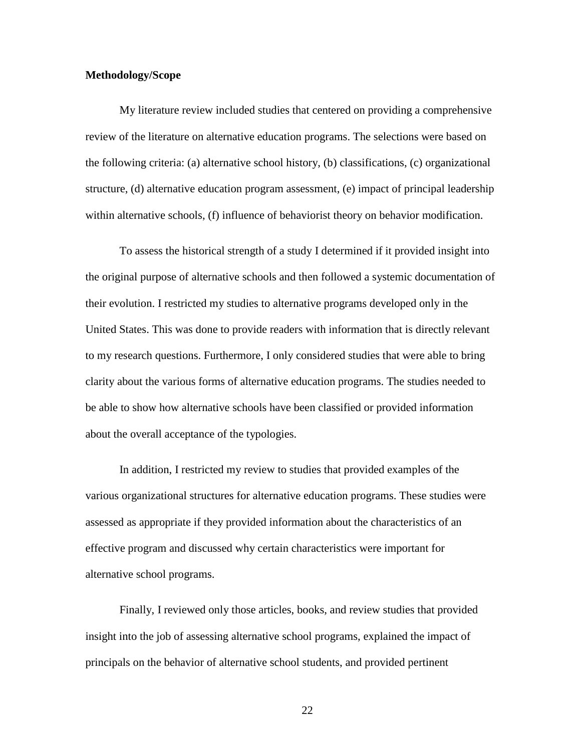**Methodology/Scope**

My literature review included studies that centered on providing a comprehensive review of the literature on alternative education programs. The selections were based on the following criteria: (a) alternative school history, (b) classifications, (c) organizational structure, (d) alternative education program assessment, (e) impact of principal leadership within alternative schools, (f) influence of behaviorist theory on behavior modification.

To assess the historical strength of a study I determined if it provided insight into the original purpose of alternative schools and then followed a systemic documentation of their evolution. I restricted my studies to alternative programs developed only in the United States. This was done to provide readers with information that is directly relevant to my research questions. Furthermore, I only considered studies that were able to bring clarity about the various forms of alternative education programs. The studies needed to be able to show how alternative schools have been classified or provided information about the overall acceptance of the typologies.

In addition, I restricted my review to studies that provided examples of the various organizational structures for alternative education programs. These studies were assessed as appropriate if they provided information about the characteristics of an effective program and discussed why certain characteristics were important for alternative school programs.

Finally, I reviewed only those articles, books, and review studies that provided insight into the job of assessing alternative school programs, explained the impact of principals on the behavior of alternative school students, and provided pertinent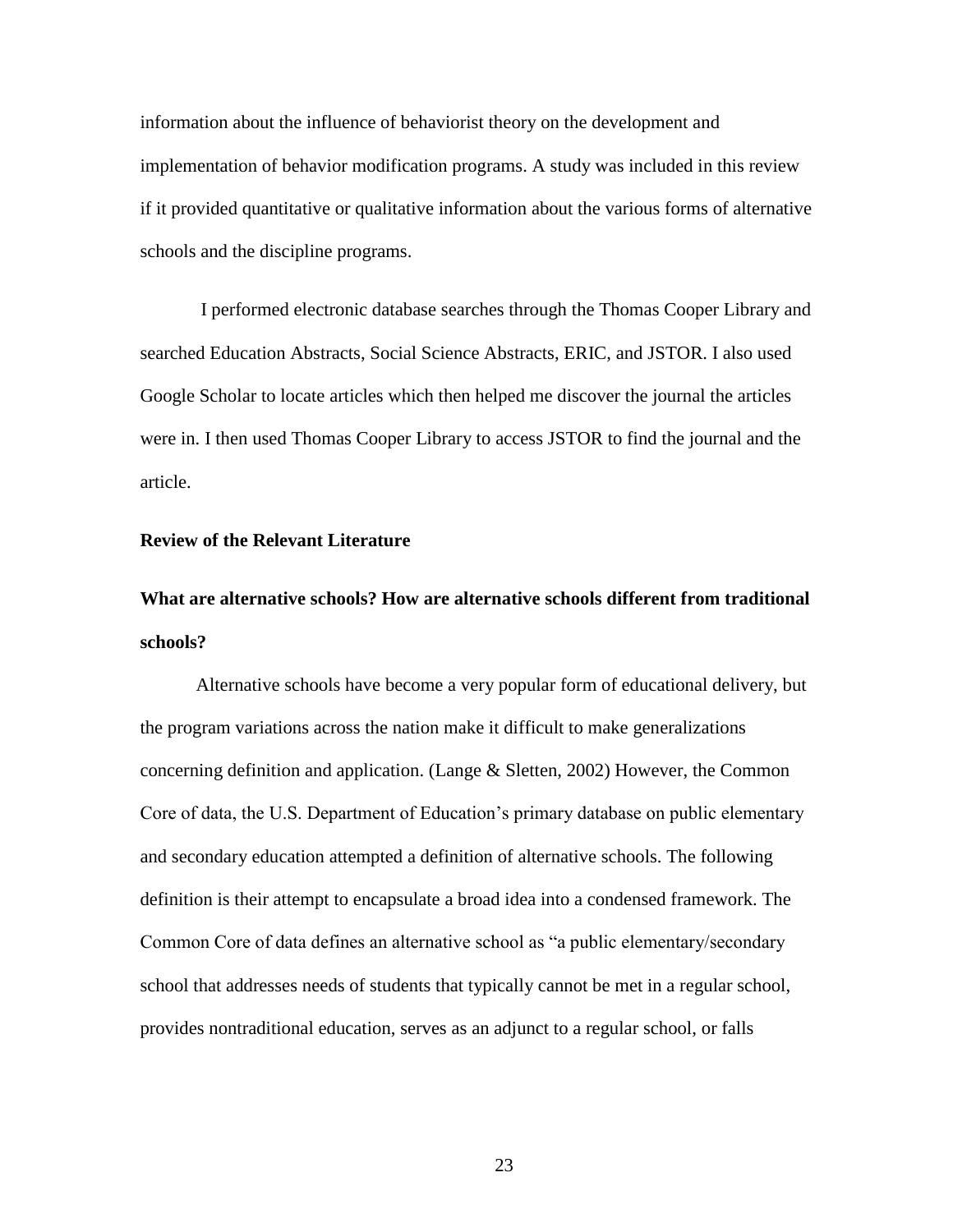information about the influence of behaviorist theory on the development and implementation of behavior modification programs. A study was included in this review if it provided quantitative or qualitative information about the various forms of alternative schools and the discipline programs.

I performed electronic database searches through the Thomas Cooper Library and searched Education Abstracts, Social Science Abstracts, ERIC, and JSTOR. I also used Google Scholar to locate articles which then helped me discover the journal the articles were in. I then used Thomas Cooper Library to access JSTOR to find the journal and the article.

**Review of the Relevant Literature**

**What are alternative schools? How are alternative schools different from traditional schools?**

Alternative schools have become a very popular form of educational delivery, but the program variations across the nation make it difficult to make generalizations concerning definition and application. (Lange & Sletten, 2002) However, the Common Core of data, the U.S. Department of Education's primary database on public elementary and secondary education attempted a definition of alternative schools. The following definition is their attempt to encapsulate a broad idea into a condensed framework. The Common Core of data defines an alternative school as "a public elementary/secondary school that addresses needs of students that typically cannot be met in a regular school, provides nontraditional education, serves as an adjunct to a regular school, or falls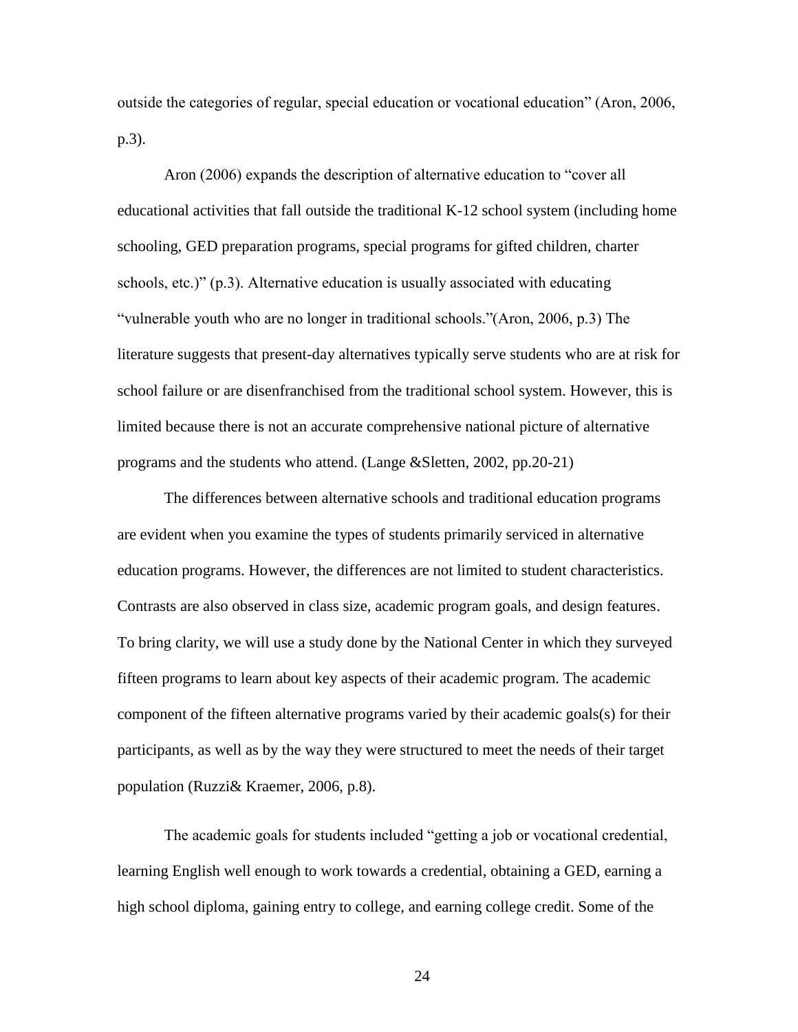outside the categories of regular, special education or vocational education" (Aron, 2006, p.3).

Aron (2006) expands the description of alternative education to "cover all educational activities that fall outside the traditional K-12 school system (including home schooling, GED preparation programs, special programs for gifted children, charter schools, etc.)" (p.3). Alternative education is usually associated with educating "vulnerable youth who are no longer in traditional schools."(Aron, 2006, p.3) The literature suggests that present-day alternatives typically serve students who are at risk for school failure or are disenfranchised from the traditional school system. However, this is limited because there is not an accurate comprehensive national picture of alternative programs and the students who attend. (Lange &Sletten, 2002, pp.20-21)

The differences between alternative schools and traditional education programs are evident when you examine the types of students primarily serviced in alternative education programs. However, the differences are not limited to student characteristics. Contrasts are also observed in class size, academic program goals, and design features. To bring clarity, we will use a study done by the National Center in which they surveyed fifteen programs to learn about key aspects of their academic program. The academic component of the fifteen alternative programs varied by their academic goals(s) for their participants, as well as by the way they were structured to meet the needs of their target population (Ruzzi& Kraemer, 2006, p.8).

The academic goals for students included "getting a job or vocational credential, learning English well enough to work towards a credential, obtaining a GED, earning a high school diploma, gaining entry to college, and earning college credit. Some of the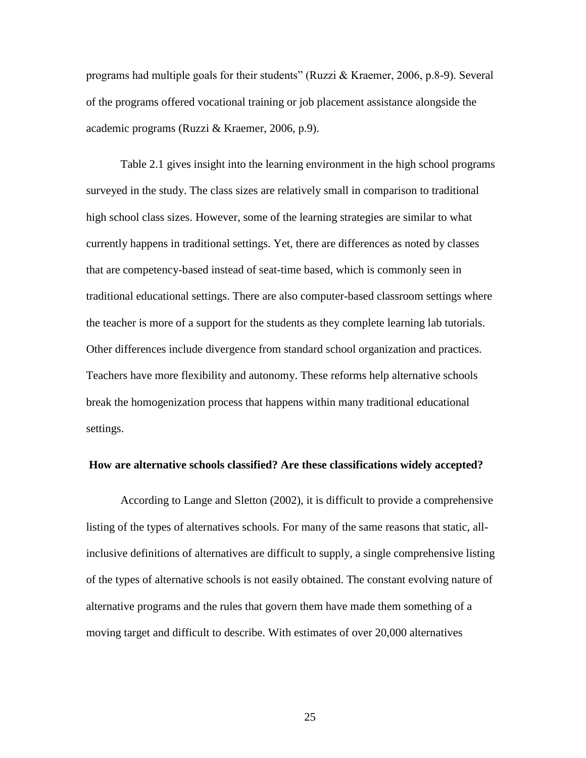programs had multiple goals for their students" (Ruzzi & Kraemer, 2006, p.8-9). Several of the programs offered vocational training or job placement assistance alongside the academic programs (Ruzzi & Kraemer, 2006, p.9).

Table 2.1 gives insight into the learning environment in the high school programs surveyed in the study. The class sizes are relatively small in comparison to traditional high school class sizes. However, some of the learning strategies are similar to what currently happens in traditional settings. Yet, there are differences as noted by classes that are competency-based instead of seat-time based, which is commonly seen in traditional educational settings. There are also computer-based classroom settings where the teacher is more of a support for the students as they complete learning lab tutorials. Other differences include divergence from standard school organization and practices. Teachers have more flexibility and autonomy. These reforms help alternative schools break the homogenization process that happens within many traditional educational settings.

**How are alternative schools classified? Are these classifications widely accepted?**

According to Lange and Sletton (2002), it is difficult to provide a comprehensive listing of the types of alternatives schools. For many of the same reasons that static, all-inclusive definitions of alternatives are difficult to supply, a single comprehensive listing of the types of alternative schools is not easily obtained. The constant evolving nature of alternative programs and the rules that govern them have made them something of a moving target and difficult to describe. With estimates of over 20,000 alternatives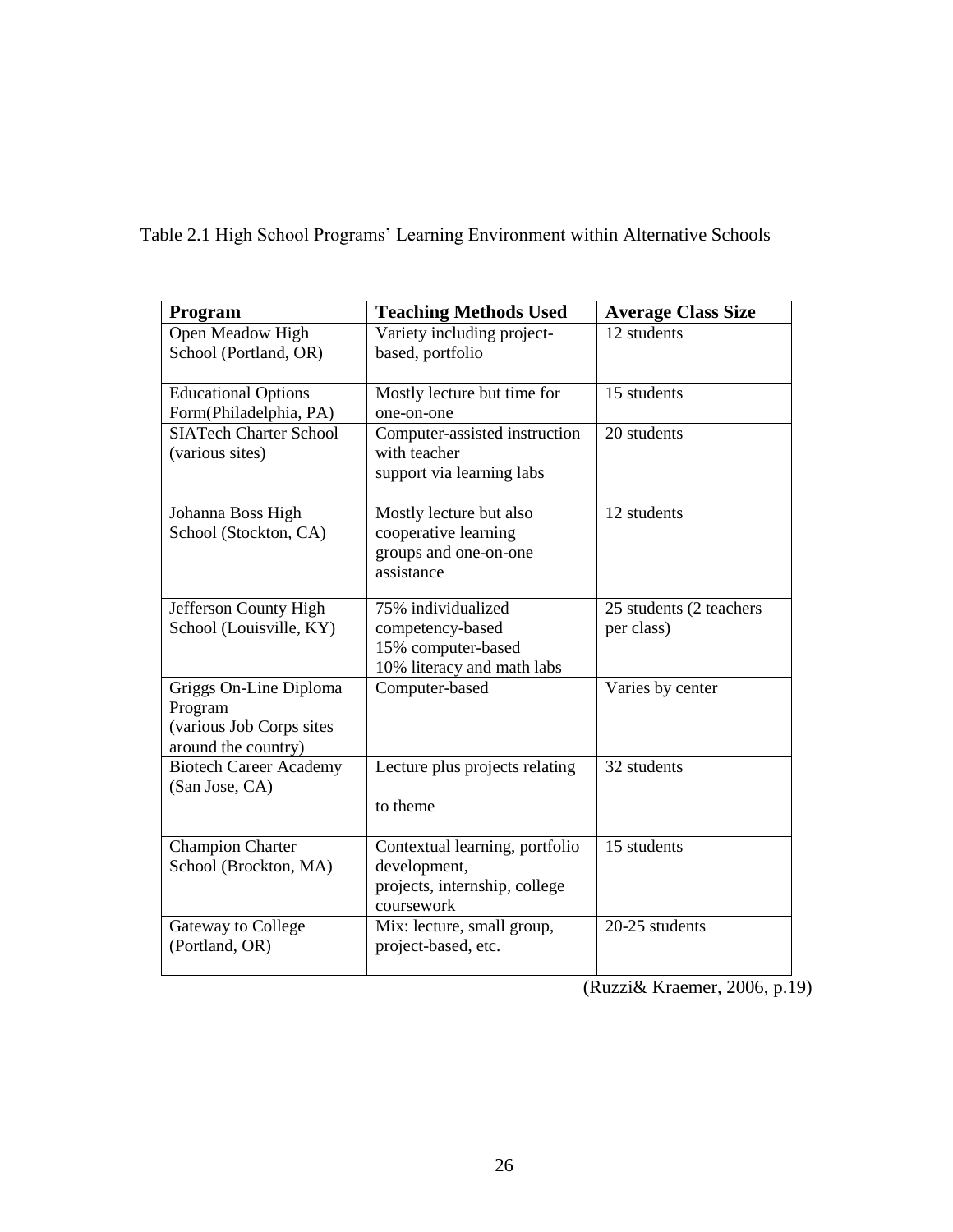Table 2.1 High School Programs' Learning Environment within Alternative Schools

| Program | Teaching Methods Used | Average Class Size |
|---|---|---|
| Open Meadow High School (Portland, OR) | Variety including project-based, portfolio | 12 students |
| Educational Options Form(Philadelphia, PA) | Mostly lecture but time for one-on-one | 15 students |
| SIATech Charter School (various sites) | Computer-assisted instruction with teacher support via learning labs | 20 students |
| Johanna Boss High School (Stockton, CA) | Mostly lecture but also cooperative learning groups and one-on-one assistance | 12 students |
| Jefferson County High School (Louisville, KY) | 75% individualized competency-based 15% computer-based 10% literacy and math labs | 25 students (2 teachers per class) |
| Griggs On-Line Diploma Program (various Job Corps sites around the country) | Computer-based | Varies by center |
| Biotech Career Academy (San Jose, CA) | Lecture plus projects relating to theme | 32 students |
| Champion Charter School (Brockton, MA) | Contextual learning, portfolio development, projects, internship, college coursework | 15 students |
| Gateway to College (Portland, OR) | Mix: lecture, small group, project-based, etc. | 20-25 students |

(Ruzzi& Kraemer, 2006, p.19)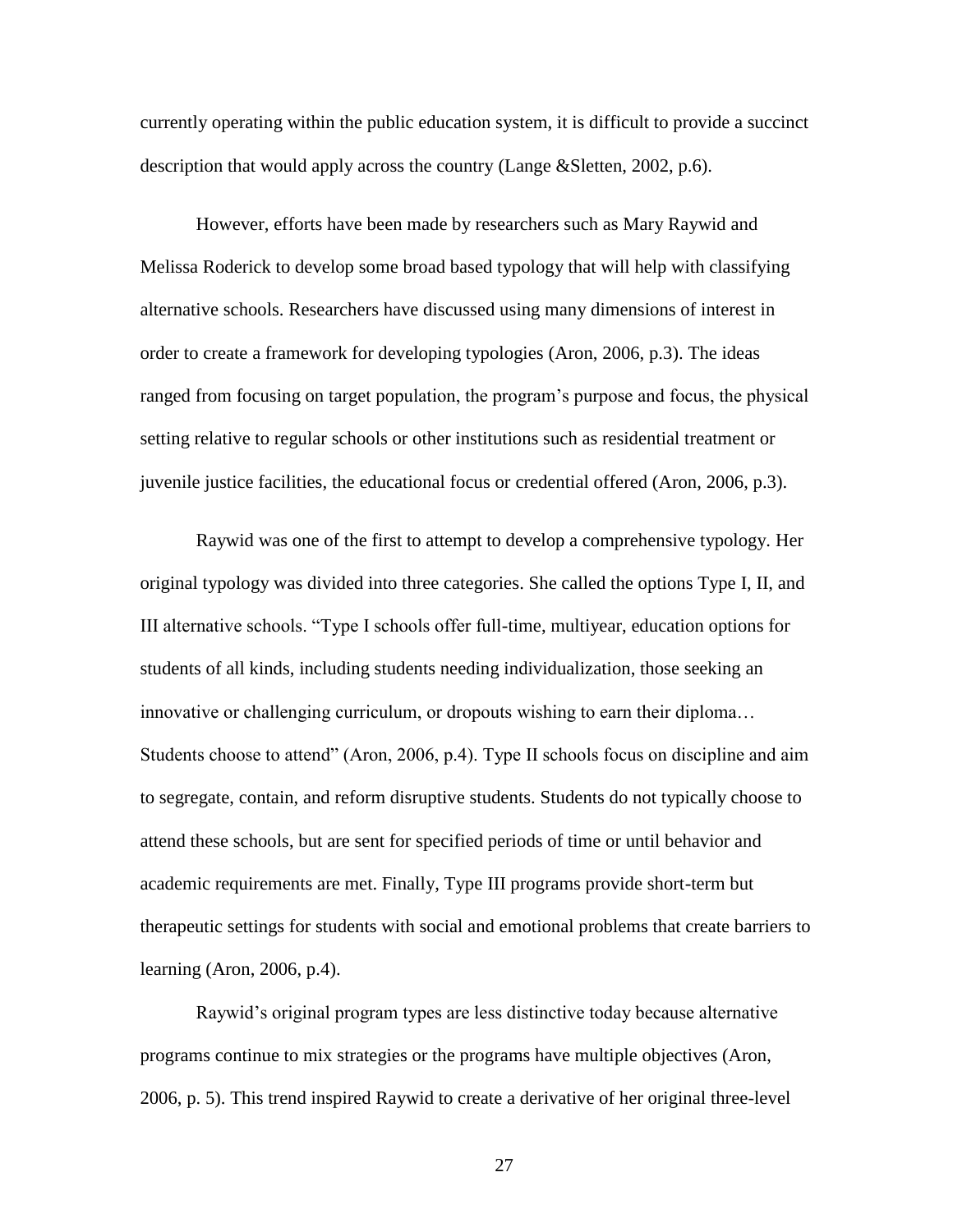currently operating within the public education system, it is difficult to provide a succinct description that would apply across the country (Lange &Sletten, 2002, p.6).

However, efforts have been made by researchers such as Mary Raywid and Melissa Roderick to develop some broad based typology that will help with classifying alternative schools. Researchers have discussed using many dimensions of interest in order to create a framework for developing typologies (Aron, 2006, p.3). The ideas ranged from focusing on target population, the program's purpose and focus, the physical setting relative to regular schools or other institutions such as residential treatment or juvenile justice facilities, the educational focus or credential offered (Aron, 2006, p.3).

Raywid was one of the first to attempt to develop a comprehensive typology. Her original typology was divided into three categories. She called the options Type I, II, and III alternative schools. "Type I schools offer full-time, multiyear, education options for students of all kinds, including students needing individualization, those seeking an innovative or challenging curriculum, or dropouts wishing to earn their diploma… Students choose to attend" (Aron, 2006, p.4). Type II schools focus on discipline and aim to segregate, contain, and reform disruptive students. Students do not typically choose to attend these schools, but are sent for specified periods of time or until behavior and academic requirements are met. Finally, Type III programs provide short-term but therapeutic settings for students with social and emotional problems that create barriers to learning (Aron, 2006, p.4).

Raywid's original program types are less distinctive today because alternative programs continue to mix strategies or the programs have multiple objectives (Aron, 2006, p. 5). This trend inspired Raywid to create a derivative of her original three-level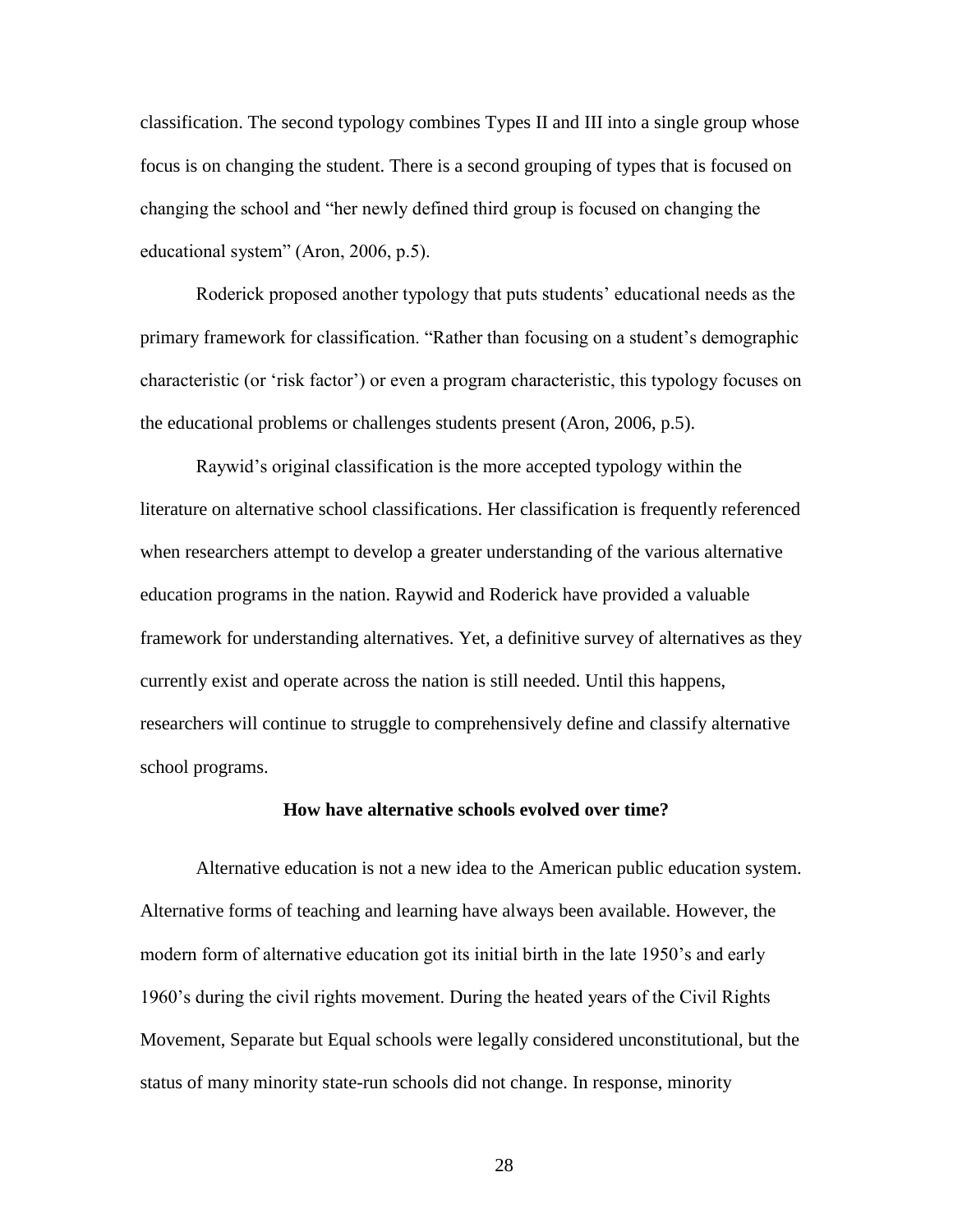classification. The second typology combines Types II and III into a single group whose focus is on changing the student. There is a second grouping of types that is focused on changing the school and "her newly defined third group is focused on changing the educational system" (Aron, 2006, p.5).

Roderick proposed another typology that puts students' educational needs as the primary framework for classification. "Rather than focusing on a student's demographic characteristic (or 'risk factor') or even a program characteristic, this typology focuses on the educational problems or challenges students present (Aron, 2006, p.5).

Raywid's original classification is the more accepted typology within the literature on alternative school classifications. Her classification is frequently referenced when researchers attempt to develop a greater understanding of the various alternative education programs in the nation. Raywid and Roderick have provided a valuable framework for understanding alternatives. Yet, a definitive survey of alternatives as they currently exist and operate across the nation is still needed. Until this happens, researchers will continue to struggle to comprehensively define and classify alternative school programs.

## How have alternative schools evolved over time?

Alternative education is not a new idea to the American public education system. Alternative forms of teaching and learning have always been available. However, the modern form of alternative education got its initial birth in the late 1950's and early 1960's during the civil rights movement. During the heated years of the Civil Rights Movement, Separate but Equal schools were legally considered unconstitutional, but the status of many minority state-run schools did not change. In response, minority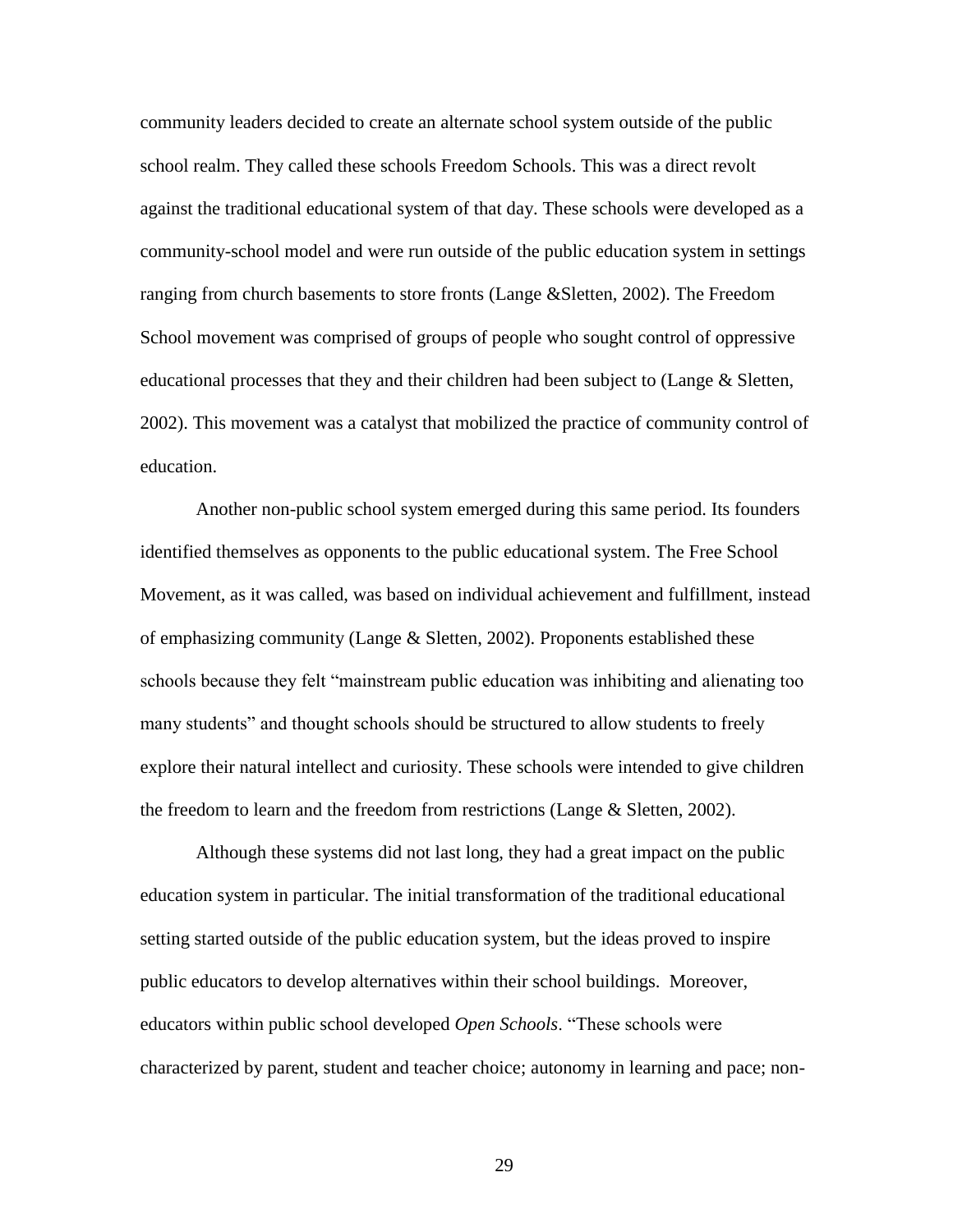community leaders decided to create an alternate school system outside of the public school realm. They called these schools Freedom Schools. This was a direct revolt against the traditional educational system of that day. These schools were developed as a community-school model and were run outside of the public education system in settings ranging from church basements to store fronts (Lange &Sletten, 2002). The Freedom School movement was comprised of groups of people who sought control of oppressive educational processes that they and their children had been subject to (Lange & Sletten, 2002). This movement was a catalyst that mobilized the practice of community control of education.

Another non-public school system emerged during this same period. Its founders identified themselves as opponents to the public educational system. The Free School Movement, as it was called, was based on individual achievement and fulfillment, instead of emphasizing community (Lange & Sletten, 2002). Proponents established these schools because they felt "mainstream public education was inhibiting and alienating too many students" and thought schools should be structured to allow students to freely explore their natural intellect and curiosity. These schools were intended to give children the freedom to learn and the freedom from restrictions (Lange & Sletten, 2002).

Although these systems did not last long, they had a great impact on the public education system in particular. The initial transformation of the traditional educational setting started outside of the public education system, but the ideas proved to inspire public educators to develop alternatives within their school buildings. Moreover, educators within public school developed *Open Schools*. "These schools were characterized by parent, student and teacher choice; autonomy in learning and pace; non-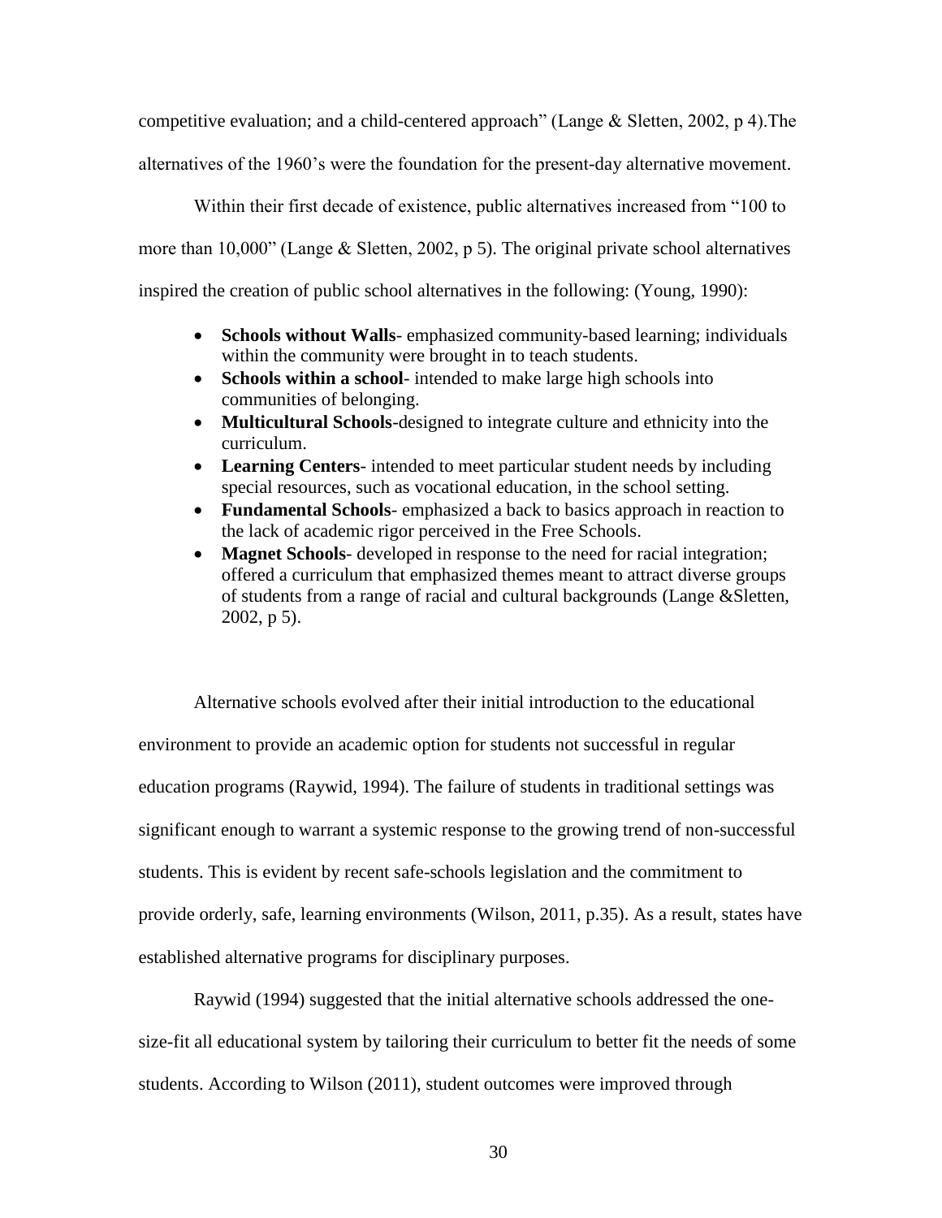competitive evaluation; and a child-centered approach" (Lange & Sletten, 2002, p 4).The alternatives of the 1960's were the foundation for the present-day alternative movement.

Within their first decade of existence, public alternatives increased from "100 to more than 10,000" (Lange & Sletten, 2002, p 5). The original private school alternatives inspired the creation of public school alternatives in the following: (Young, 1990):

- **Schools without Walls**- emphasized community-based learning; individuals within the community were brought in to teach students.
- **Schools within a school**- intended to make large high schools into communities of belonging.
- **Multicultural Schools**-designed to integrate culture and ethnicity into the curriculum.
- **Learning Centers**- intended to meet particular student needs by including special resources, such as vocational education, in the school setting.
- **Fundamental Schools**- emphasized a back to basics approach in reaction to the lack of academic rigor perceived in the Free Schools.
- **Magnet Schools**- developed in response to the need for racial integration; offered a curriculum that emphasized themes meant to attract diverse groups of students from a range of racial and cultural backgrounds (Lange &Sletten, 2002, p 5).

Alternative schools evolved after their initial introduction to the educational environment to provide an academic option for students not successful in regular education programs (Raywid, 1994). The failure of students in traditional settings was significant enough to warrant a systemic response to the growing trend of non-successful students. This is evident by recent safe-schools legislation and the commitment to provide orderly, safe, learning environments (Wilson, 2011, p.35). As a result, states have established alternative programs for disciplinary purposes.

Raywid (1994) suggested that the initial alternative schools addressed the one-size-fit all educational system by tailoring their curriculum to better fit the needs of some students. According to Wilson (2011), student outcomes were improved through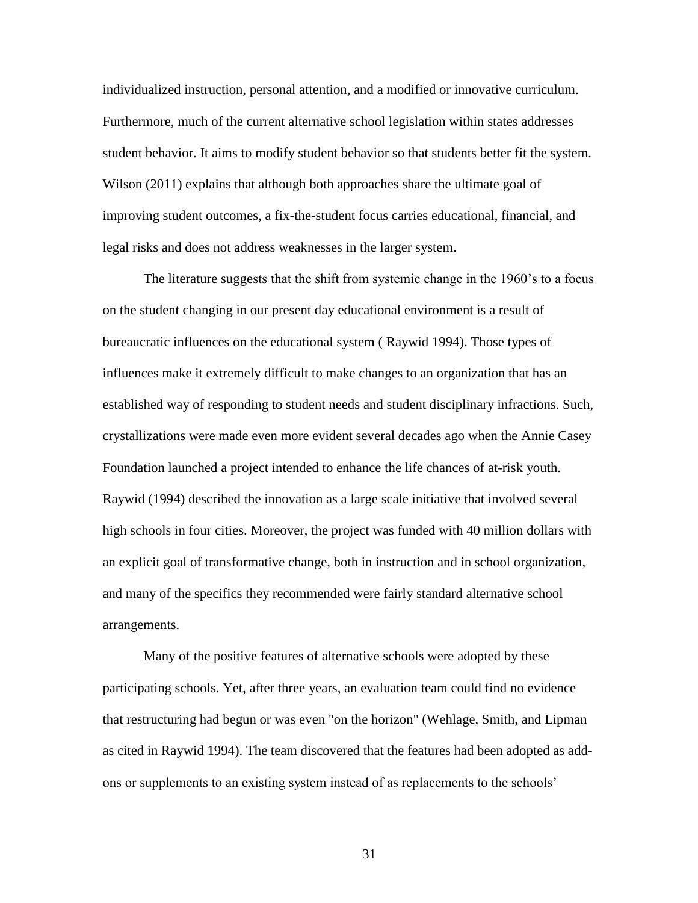individualized instruction, personal attention, and a modified or innovative curriculum. Furthermore, much of the current alternative school legislation within states addresses student behavior. It aims to modify student behavior so that students better fit the system. Wilson (2011) explains that although both approaches share the ultimate goal of improving student outcomes, a fix-the-student focus carries educational, financial, and legal risks and does not address weaknesses in the larger system.

The literature suggests that the shift from systemic change in the 1960's to a focus on the student changing in our present day educational environment is a result of bureaucratic influences on the educational system ( Raywid 1994). Those types of influences make it extremely difficult to make changes to an organization that has an established way of responding to student needs and student disciplinary infractions. Such, crystallizations were made even more evident several decades ago when the Annie Casey Foundation launched a project intended to enhance the life chances of at-risk youth. Raywid (1994) described the innovation as a large scale initiative that involved several high schools in four cities. Moreover, the project was funded with 40 million dollars with an explicit goal of transformative change, both in instruction and in school organization, and many of the specifics they recommended were fairly standard alternative school arrangements.

Many of the positive features of alternative schools were adopted by these participating schools. Yet, after three years, an evaluation team could find no evidence that restructuring had begun or was even "on the horizon" (Wehlage, Smith, and Lipman as cited in Raywid 1994). The team discovered that the features had been adopted as add-ons or supplements to an existing system instead of as replacements to the schools'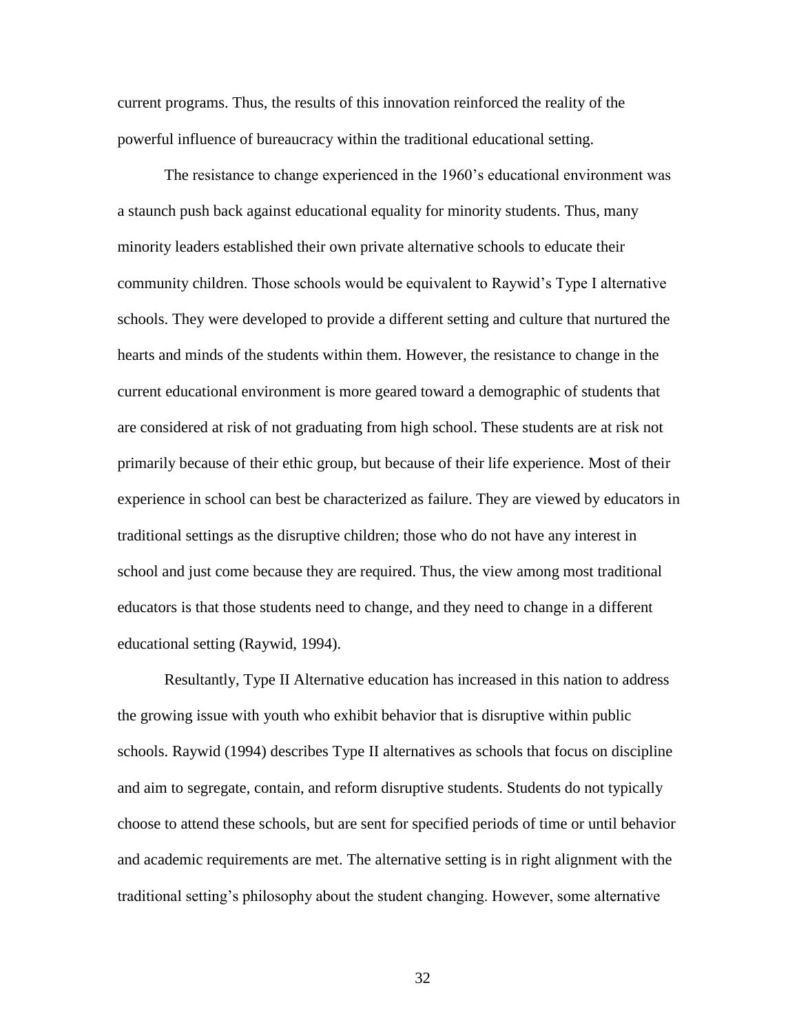current programs. Thus, the results of this innovation reinforced the reality of the powerful influence of bureaucracy within the traditional educational setting.

The resistance to change experienced in the 1960's educational environment was a staunch push back against educational equality for minority students. Thus, many minority leaders established their own private alternative schools to educate their community children. Those schools would be equivalent to Raywid's Type I alternative schools. They were developed to provide a different setting and culture that nurtured the hearts and minds of the students within them. However, the resistance to change in the current educational environment is more geared toward a demographic of students that are considered at risk of not graduating from high school. These students are at risk not primarily because of their ethic group, but because of their life experience. Most of their experience in school can best be characterized as failure. They are viewed by educators in traditional settings as the disruptive children; those who do not have any interest in school and just come because they are required. Thus, the view among most traditional educators is that those students need to change, and they need to change in a different educational setting (Raywid, 1994).

Resultantly, Type II Alternative education has increased in this nation to address the growing issue with youth who exhibit behavior that is disruptive within public schools. Raywid (1994) describes Type II alternatives as schools that focus on discipline and aim to segregate, contain, and reform disruptive students. Students do not typically choose to attend these schools, but are sent for specified periods of time or until behavior and academic requirements are met. The alternative setting is in right alignment with the traditional setting's philosophy about the student changing. However, some alternative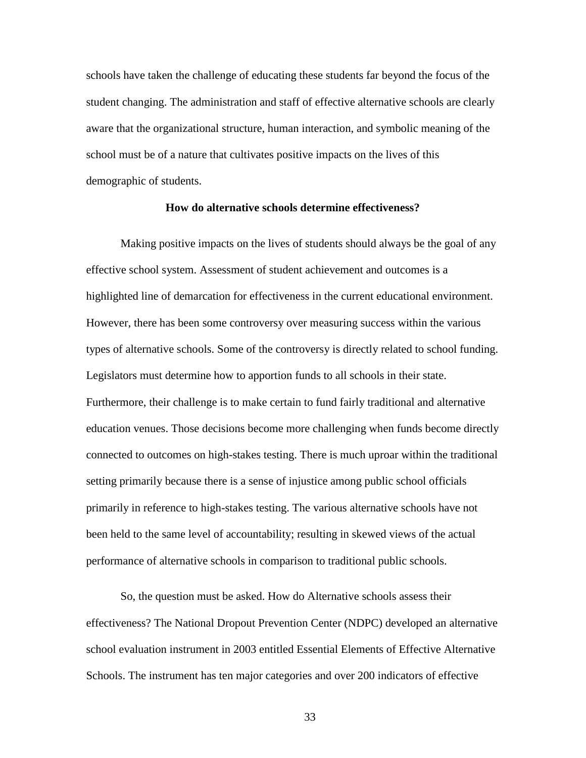schools have taken the challenge of educating these students far beyond the focus of the student changing. The administration and staff of effective alternative schools are clearly aware that the organizational structure, human interaction, and symbolic meaning of the school must be of a nature that cultivates positive impacts on the lives of this demographic of students.

**How do alternative schools determine effectiveness?**

Making positive impacts on the lives of students should always be the goal of any effective school system. Assessment of student achievement and outcomes is a highlighted line of demarcation for effectiveness in the current educational environment. However, there has been some controversy over measuring success within the various types of alternative schools. Some of the controversy is directly related to school funding. Legislators must determine how to apportion funds to all schools in their state. Furthermore, their challenge is to make certain to fund fairly traditional and alternative education venues. Those decisions become more challenging when funds become directly connected to outcomes on high-stakes testing. There is much uproar within the traditional setting primarily because there is a sense of injustice among public school officials primarily in reference to high-stakes testing. The various alternative schools have not been held to the same level of accountability; resulting in skewed views of the actual performance of alternative schools in comparison to traditional public schools.

So, the question must be asked. How do Alternative schools assess their effectiveness? The National Dropout Prevention Center (NDPC) developed an alternative school evaluation instrument in 2003 entitled Essential Elements of Effective Alternative Schools. The instrument has ten major categories and over 200 indicators of effective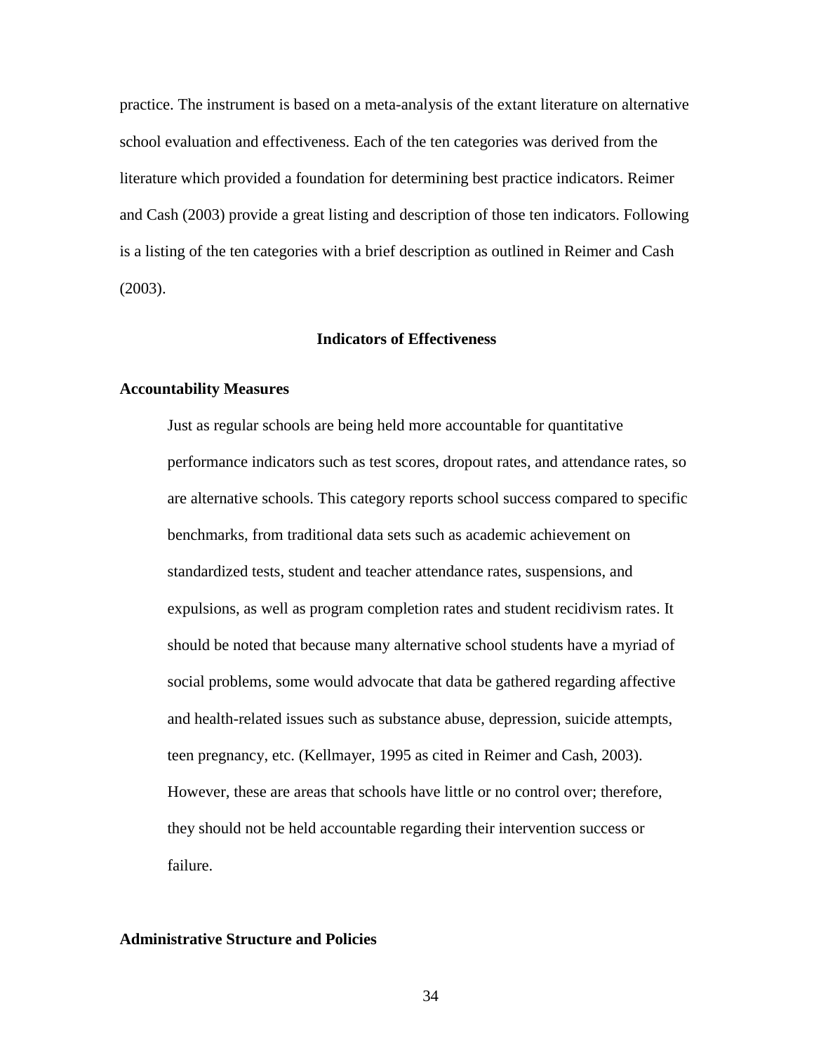practice. The instrument is based on a meta-analysis of the extant literature on alternative school evaluation and effectiveness. Each of the ten categories was derived from the literature which provided a foundation for determining best practice indicators. Reimer and Cash (2003) provide a great listing and description of those ten indicators. Following is a listing of the ten categories with a brief description as outlined in Reimer and Cash (2003).

## Indicators of Effectiveness

### Accountability Measures

> Just as regular schools are being held more accountable for quantitative performance indicators such as test scores, dropout rates, and attendance rates, so are alternative schools. This category reports school success compared to specific benchmarks, from traditional data sets such as academic achievement on standardized tests, student and teacher attendance rates, suspensions, and expulsions, as well as program completion rates and student recidivism rates. It should be noted that because many alternative school students have a myriad of social problems, some would advocate that data be gathered regarding affective and health-related issues such as substance abuse, depression, suicide attempts, teen pregnancy, etc. (Kellmayer, 1995 as cited in Reimer and Cash, 2003). However, these are areas that schools have little or no control over; therefore, they should not be held accountable regarding their intervention success or failure.

### Administrative Structure and Policies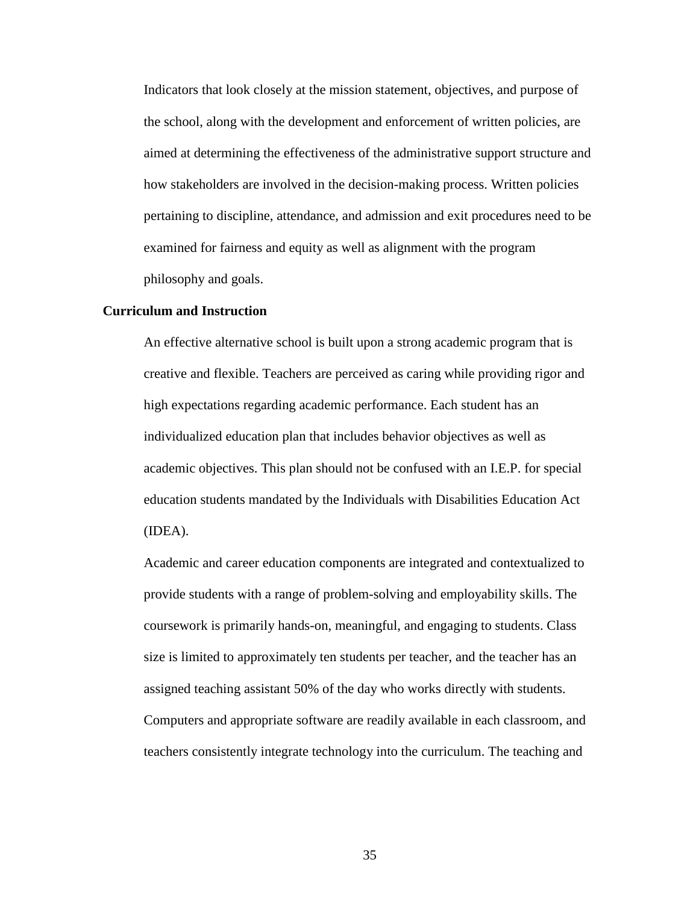Indicators that look closely at the mission statement, objectives, and purpose of the school, along with the development and enforcement of written policies, are aimed at determining the effectiveness of the administrative support structure and how stakeholders are involved in the decision-making process. Written policies pertaining to discipline, attendance, and admission and exit procedures need to be examined for fairness and equity as well as alignment with the program philosophy and goals.

**Curriculum and Instruction**

An effective alternative school is built upon a strong academic program that is creative and flexible. Teachers are perceived as caring while providing rigor and high expectations regarding academic performance. Each student has an individualized education plan that includes behavior objectives as well as academic objectives. This plan should not be confused with an I.E.P. for special education students mandated by the Individuals with Disabilities Education Act (IDEA).

Academic and career education components are integrated and contextualized to provide students with a range of problem-solving and employability skills. The coursework is primarily hands-on, meaningful, and engaging to students. Class size is limited to approximately ten students per teacher, and the teacher has an assigned teaching assistant 50% of the day who works directly with students. Computers and appropriate software are readily available in each classroom, and teachers consistently integrate technology into the curriculum. The teaching and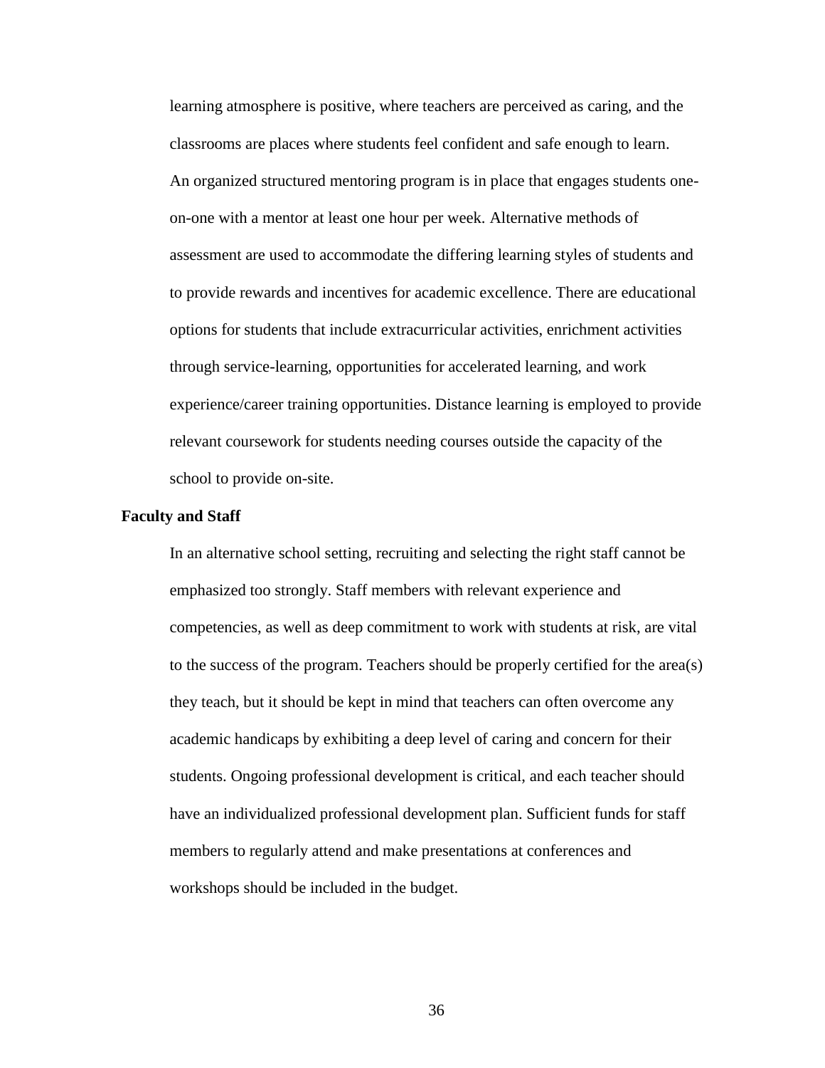learning atmosphere is positive, where teachers are perceived as caring, and the classrooms are places where students feel confident and safe enough to learn. An organized structured mentoring program is in place that engages students one-on-one with a mentor at least one hour per week. Alternative methods of assessment are used to accommodate the differing learning styles of students and to provide rewards and incentives for academic excellence. There are educational options for students that include extracurricular activities, enrichment activities through service-learning, opportunities for accelerated learning, and work experience/career training opportunities. Distance learning is employed to provide relevant coursework for students needing courses outside the capacity of the school to provide on-site.

**Faculty and Staff**

In an alternative school setting, recruiting and selecting the right staff cannot be emphasized too strongly. Staff members with relevant experience and competencies, as well as deep commitment to work with students at risk, are vital to the success of the program. Teachers should be properly certified for the area(s) they teach, but it should be kept in mind that teachers can often overcome any academic handicaps by exhibiting a deep level of caring and concern for their students. Ongoing professional development is critical, and each teacher should have an individualized professional development plan. Sufficient funds for staff members to regularly attend and make presentations at conferences and workshops should be included in the budget.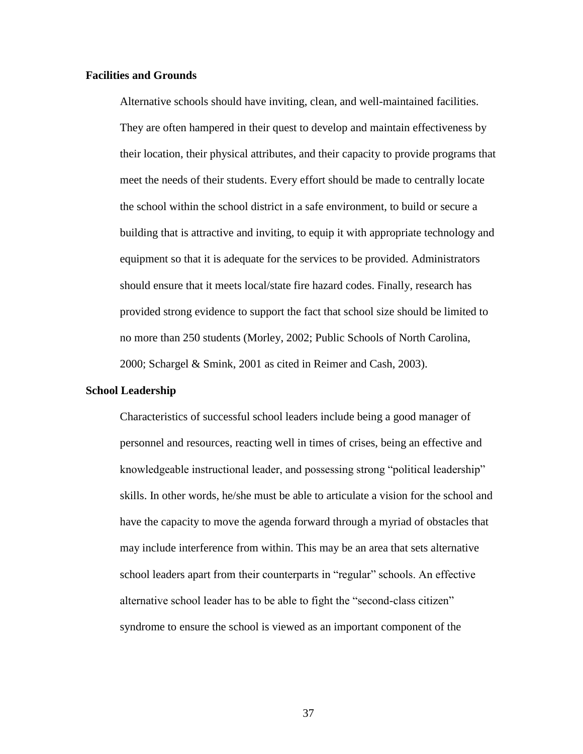### Facilities and Grounds

Alternative schools should have inviting, clean, and well-maintained facilities. They are often hampered in their quest to develop and maintain effectiveness by their location, their physical attributes, and their capacity to provide programs that meet the needs of their students. Every effort should be made to centrally locate the school within the school district in a safe environment, to build or secure a building that is attractive and inviting, to equip it with appropriate technology and equipment so that it is adequate for the services to be provided. Administrators should ensure that it meets local/state fire hazard codes. Finally, research has provided strong evidence to support the fact that school size should be limited to no more than 250 students (Morley, 2002; Public Schools of North Carolina, 2000; Schargel & Smink, 2001 as cited in Reimer and Cash, 2003).

### School Leadership

Characteristics of successful school leaders include being a good manager of personnel and resources, reacting well in times of crises, being an effective and knowledgeable instructional leader, and possessing strong "political leadership" skills. In other words, he/she must be able to articulate a vision for the school and have the capacity to move the agenda forward through a myriad of obstacles that may include interference from within. This may be an area that sets alternative school leaders apart from their counterparts in "regular" schools. An effective alternative school leader has to be able to fight the "second-class citizen" syndrome to ensure the school is viewed as an important component of the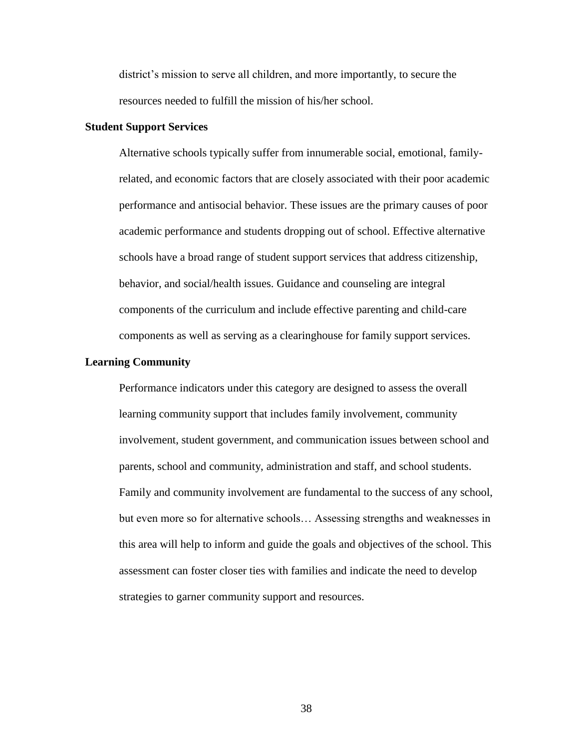district's mission to serve all children, and more importantly, to secure the resources needed to fulfill the mission of his/her school.

**Student Support Services**

Alternative schools typically suffer from innumerable social, emotional, family-related, and economic factors that are closely associated with their poor academic performance and antisocial behavior. These issues are the primary causes of poor academic performance and students dropping out of school. Effective alternative schools have a broad range of student support services that address citizenship, behavior, and social/health issues. Guidance and counseling are integral components of the curriculum and include effective parenting and child-care components as well as serving as a clearinghouse for family support services.

**Learning Community**

Performance indicators under this category are designed to assess the overall learning community support that includes family involvement, community involvement, student government, and communication issues between school and parents, school and community, administration and staff, and school students. Family and community involvement are fundamental to the success of any school, but even more so for alternative schools… Assessing strengths and weaknesses in this area will help to inform and guide the goals and objectives of the school. This assessment can foster closer ties with families and indicate the need to develop strategies to garner community support and resources.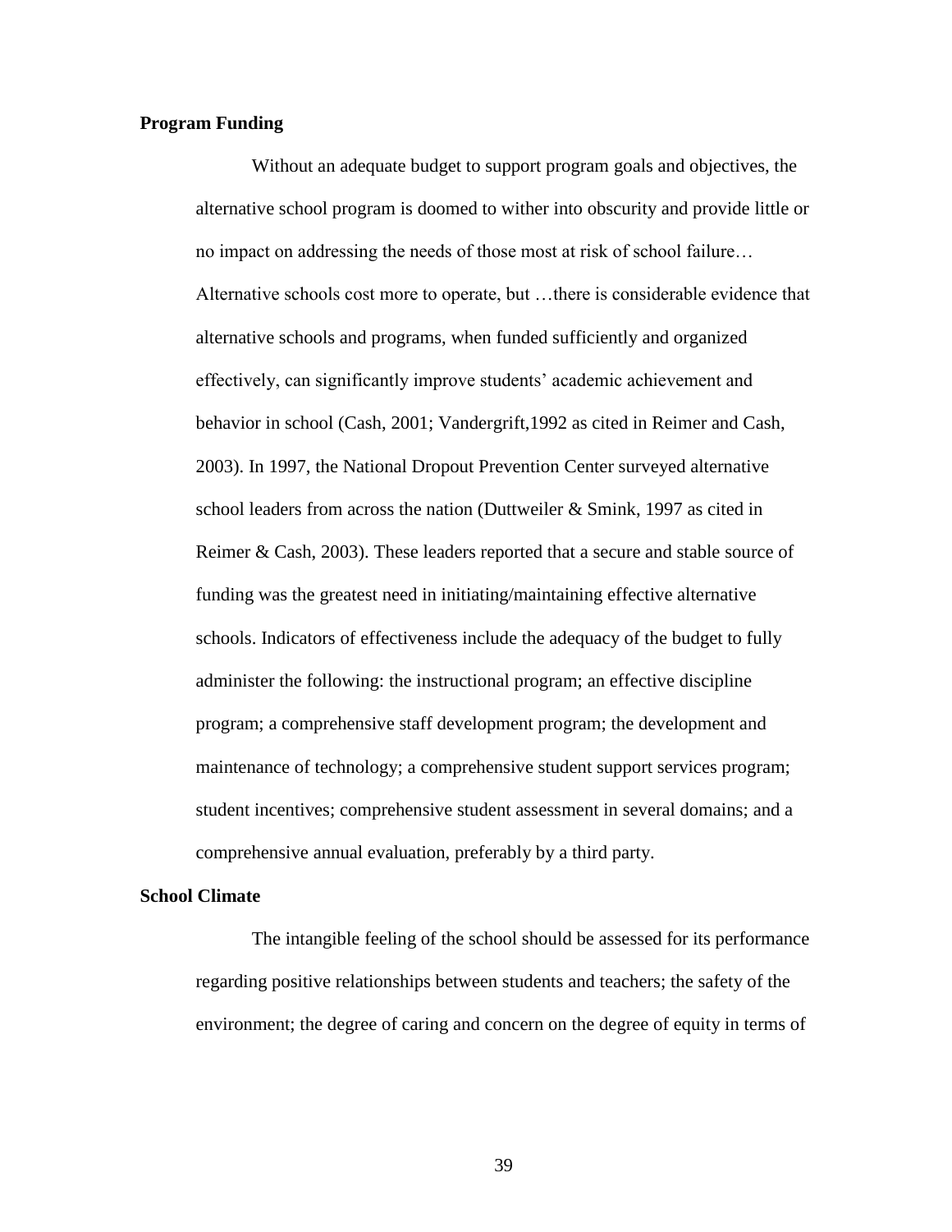**Program Funding**

Without an adequate budget to support program goals and objectives, the alternative school program is doomed to wither into obscurity and provide little or no impact on addressing the needs of those most at risk of school failure… Alternative schools cost more to operate, but …there is considerable evidence that alternative schools and programs, when funded sufficiently and organized effectively, can significantly improve students' academic achievement and behavior in school (Cash, 2001; Vandergrift,1992 as cited in Reimer and Cash, 2003). In 1997, the National Dropout Prevention Center surveyed alternative school leaders from across the nation (Duttweiler & Smink, 1997 as cited in Reimer & Cash, 2003). These leaders reported that a secure and stable source of funding was the greatest need in initiating/maintaining effective alternative schools. Indicators of effectiveness include the adequacy of the budget to fully administer the following: the instructional program; an effective discipline program; a comprehensive staff development program; the development and maintenance of technology; a comprehensive student support services program; student incentives; comprehensive student assessment in several domains; and a comprehensive annual evaluation, preferably by a third party.

**School Climate**

The intangible feeling of the school should be assessed for its performance regarding positive relationships between students and teachers; the safety of the environment; the degree of caring and concern on the degree of equity in terms of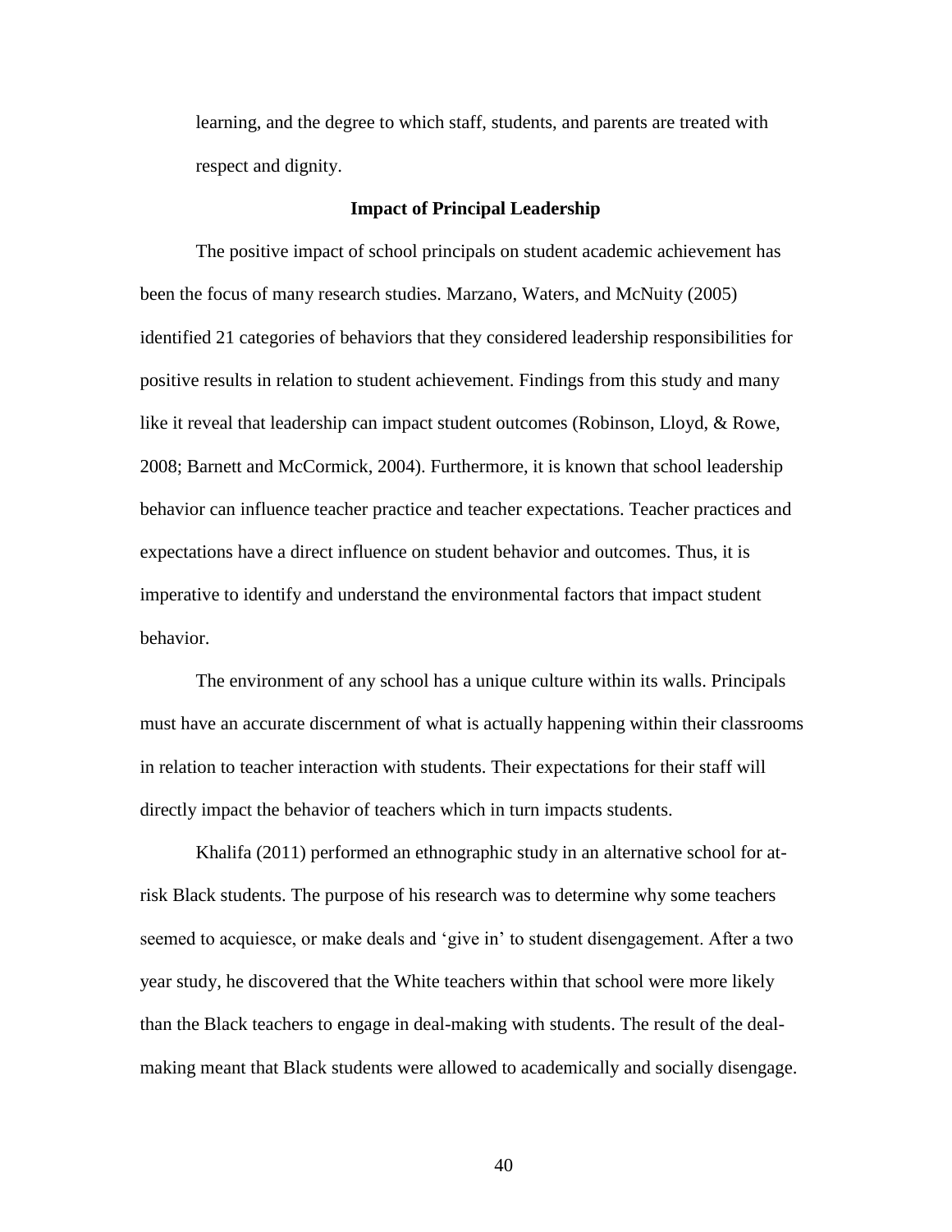learning, and the degree to which staff, students, and parents are treated with respect and dignity.

## Impact of Principal Leadership

The positive impact of school principals on student academic achievement has been the focus of many research studies. Marzano, Waters, and McNuity (2005) identified 21 categories of behaviors that they considered leadership responsibilities for positive results in relation to student achievement. Findings from this study and many like it reveal that leadership can impact student outcomes (Robinson, Lloyd, & Rowe, 2008; Barnett and McCormick, 2004). Furthermore, it is known that school leadership behavior can influence teacher practice and teacher expectations. Teacher practices and expectations have a direct influence on student behavior and outcomes. Thus, it is imperative to identify and understand the environmental factors that impact student behavior.

The environment of any school has a unique culture within its walls. Principals must have an accurate discernment of what is actually happening within their classrooms in relation to teacher interaction with students. Their expectations for their staff will directly impact the behavior of teachers which in turn impacts students.

Khalifa (2011) performed an ethnographic study in an alternative school for at-risk Black students. The purpose of his research was to determine why some teachers seemed to acquiesce, or make deals and 'give in' to student disengagement. After a two year study, he discovered that the White teachers within that school were more likely than the Black teachers to engage in deal-making with students. The result of the deal-making meant that Black students were allowed to academically and socially disengage.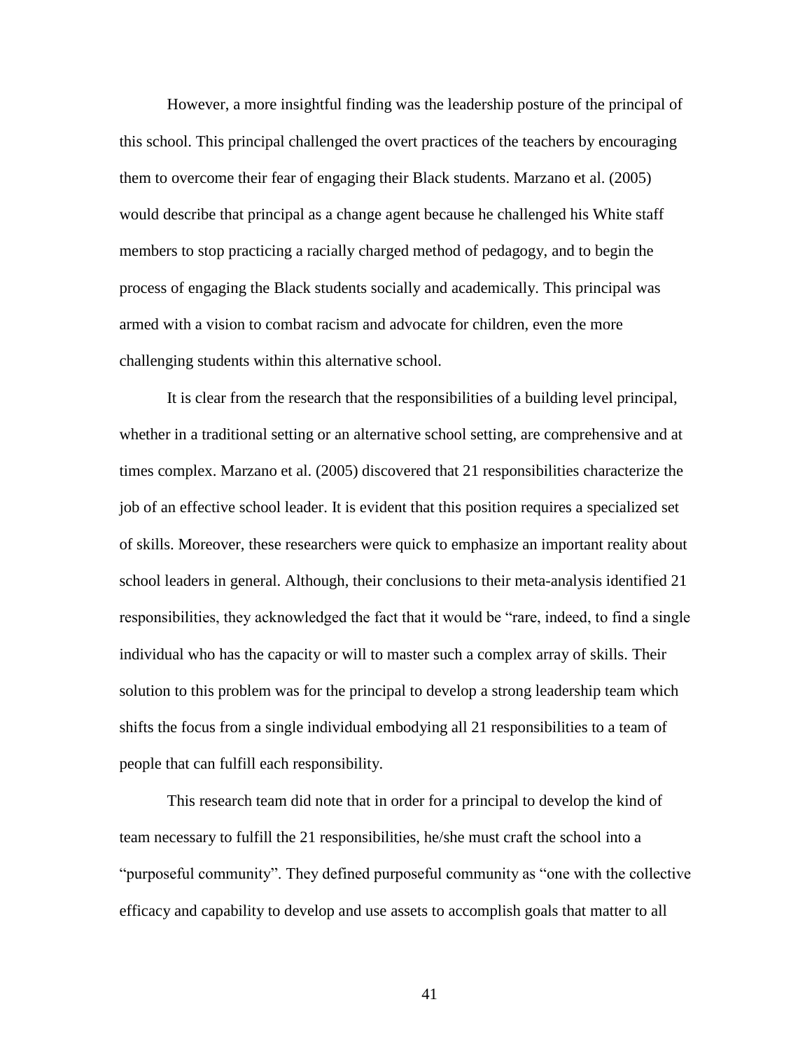However, a more insightful finding was the leadership posture of the principal of this school. This principal challenged the overt practices of the teachers by encouraging them to overcome their fear of engaging their Black students. Marzano et al. (2005) would describe that principal as a change agent because he challenged his White staff members to stop practicing a racially charged method of pedagogy, and to begin the process of engaging the Black students socially and academically. This principal was armed with a vision to combat racism and advocate for children, even the more challenging students within this alternative school.

It is clear from the research that the responsibilities of a building level principal, whether in a traditional setting or an alternative school setting, are comprehensive and at times complex. Marzano et al. (2005) discovered that 21 responsibilities characterize the job of an effective school leader. It is evident that this position requires a specialized set of skills. Moreover, these researchers were quick to emphasize an important reality about school leaders in general. Although, their conclusions to their meta-analysis identified 21 responsibilities, they acknowledged the fact that it would be "rare, indeed, to find a single individual who has the capacity or will to master such a complex array of skills. Their solution to this problem was for the principal to develop a strong leadership team which shifts the focus from a single individual embodying all 21 responsibilities to a team of people that can fulfill each responsibility.

This research team did note that in order for a principal to develop the kind of team necessary to fulfill the 21 responsibilities, he/she must craft the school into a "purposeful community". They defined purposeful community as "one with the collective efficacy and capability to develop and use assets to accomplish goals that matter to all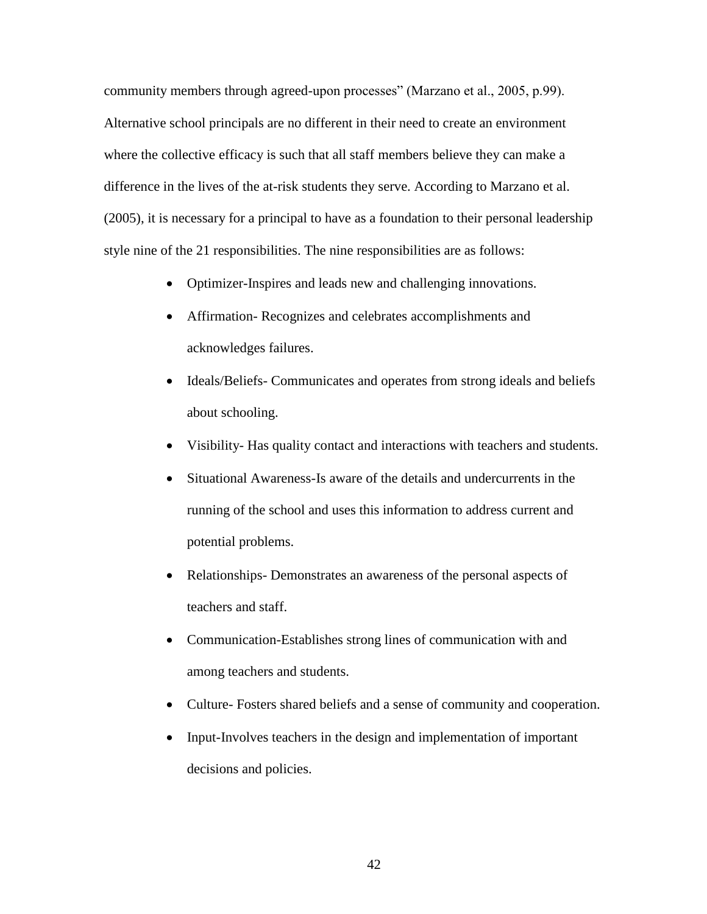community members through agreed-upon processes" (Marzano et al., 2005, p.99). Alternative school principals are no different in their need to create an environment where the collective efficacy is such that all staff members believe they can make a difference in the lives of the at-risk students they serve. According to Marzano et al. (2005), it is necessary for a principal to have as a foundation to their personal leadership style nine of the 21 responsibilities. The nine responsibilities are as follows:

- Optimizer-Inspires and leads new and challenging innovations.
- Affirmation- Recognizes and celebrates accomplishments and acknowledges failures.
- Ideals/Beliefs- Communicates and operates from strong ideals and beliefs about schooling.
- Visibility- Has quality contact and interactions with teachers and students.
- Situational Awareness-Is aware of the details and undercurrents in the running of the school and uses this information to address current and potential problems.
- Relationships- Demonstrates an awareness of the personal aspects of teachers and staff.
- Communication-Establishes strong lines of communication with and among teachers and students.
- Culture- Fosters shared beliefs and a sense of community and cooperation.
- Input-Involves teachers in the design and implementation of important decisions and policies.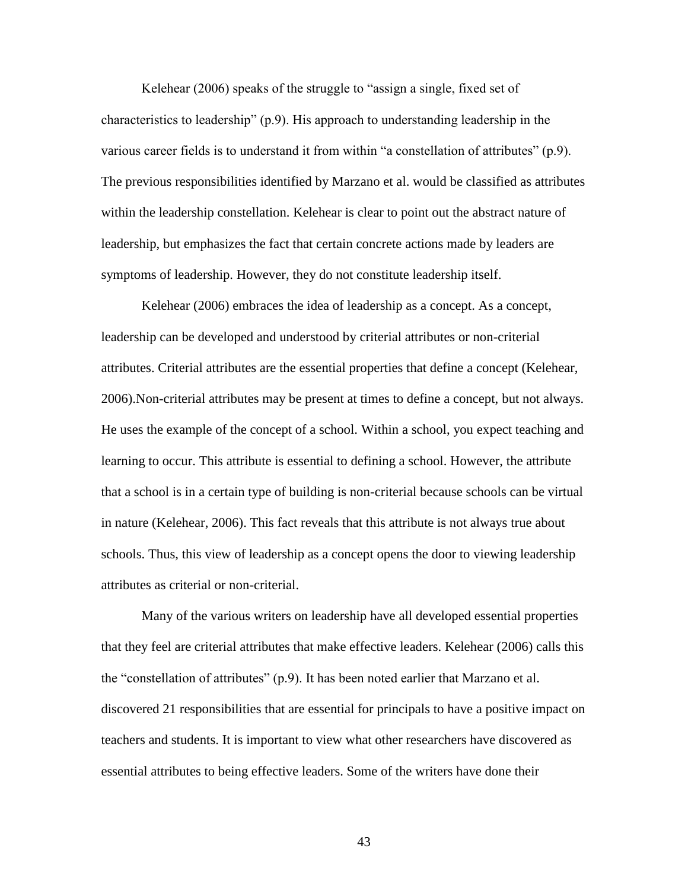Kelehear (2006) speaks of the struggle to "assign a single, fixed set of characteristics to leadership" (p.9). His approach to understanding leadership in the various career fields is to understand it from within "a constellation of attributes" (p.9). The previous responsibilities identified by Marzano et al. would be classified as attributes within the leadership constellation. Kelehear is clear to point out the abstract nature of leadership, but emphasizes the fact that certain concrete actions made by leaders are symptoms of leadership. However, they do not constitute leadership itself.

Kelehear (2006) embraces the idea of leadership as a concept. As a concept, leadership can be developed and understood by criterial attributes or non-criterial attributes. Criterial attributes are the essential properties that define a concept (Kelehear, 2006).Non-criterial attributes may be present at times to define a concept, but not always. He uses the example of the concept of a school. Within a school, you expect teaching and learning to occur. This attribute is essential to defining a school. However, the attribute that a school is in a certain type of building is non-criterial because schools can be virtual in nature (Kelehear, 2006). This fact reveals that this attribute is not always true about schools. Thus, this view of leadership as a concept opens the door to viewing leadership attributes as criterial or non-criterial.

Many of the various writers on leadership have all developed essential properties that they feel are criterial attributes that make effective leaders. Kelehear (2006) calls this the "constellation of attributes" (p.9). It has been noted earlier that Marzano et al. discovered 21 responsibilities that are essential for principals to have a positive impact on teachers and students. It is important to view what other researchers have discovered as essential attributes to being effective leaders. Some of the writers have done their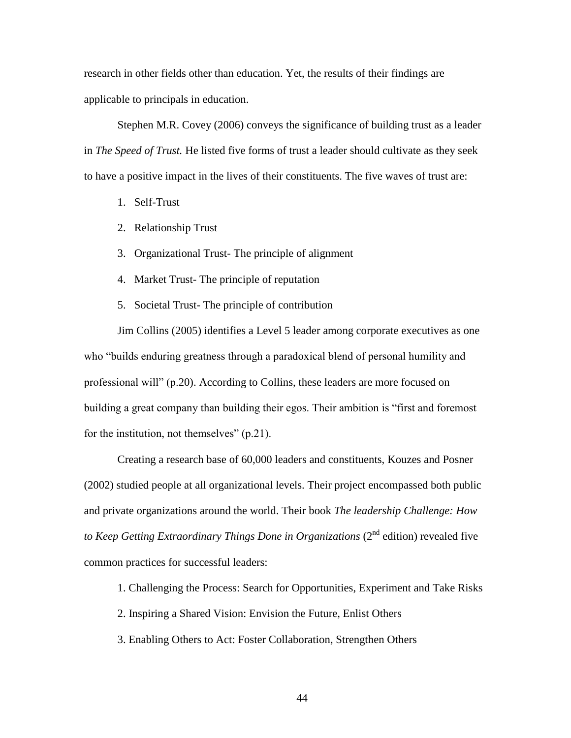research in other fields other than education. Yet, the results of their findings are applicable to principals in education.

Stephen M.R. Covey (2006) conveys the significance of building trust as a leader in *The Speed of Trust.* He listed five forms of trust a leader should cultivate as they seek to have a positive impact in the lives of their constituents. The five waves of trust are:

1. Self-Trust
2. Relationship Trust
3. Organizational Trust- The principle of alignment
4. Market Trust- The principle of reputation
5. Societal Trust- The principle of contribution

Jim Collins (2005) identifies a Level 5 leader among corporate executives as one who "builds enduring greatness through a paradoxical blend of personal humility and professional will" (p.20). According to Collins, these leaders are more focused on building a great company than building their egos. Their ambition is "first and foremost for the institution, not themselves" (p.21).

Creating a research base of 60,000 leaders and constituents, Kouzes and Posner (2002) studied people at all organizational levels. Their project encompassed both public and private organizations around the world. Their book *The leadership Challenge: How to Keep Getting Extraordinary Things Done in Organizations* (2nd edition) revealed five common practices for successful leaders:

1. Challenging the Process: Search for Opportunities, Experiment and Take Risks
2. Inspiring a Shared Vision: Envision the Future, Enlist Others
3. Enabling Others to Act: Foster Collaboration, Strengthen Others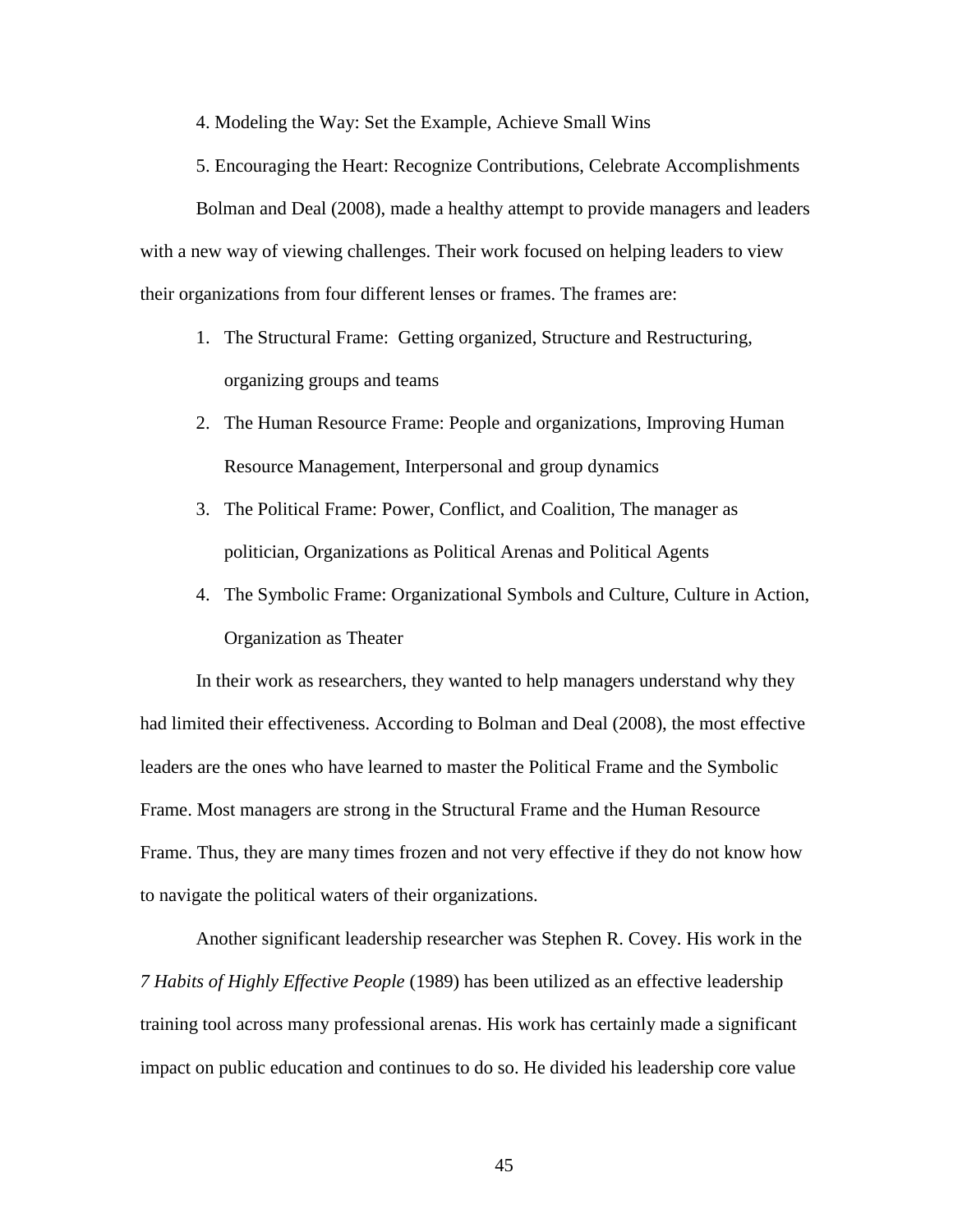4. Modeling the Way: Set the Example, Achieve Small Wins

5. Encouraging the Heart: Recognize Contributions, Celebrate Accomplishments

Bolman and Deal (2008), made a healthy attempt to provide managers and leaders with a new way of viewing challenges. Their work focused on helping leaders to view their organizations from four different lenses or frames. The frames are:

1. The Structural Frame: Getting organized, Structure and Restructuring, organizing groups and teams
2. The Human Resource Frame: People and organizations, Improving Human Resource Management, Interpersonal and group dynamics
3. The Political Frame: Power, Conflict, and Coalition, The manager as politician, Organizations as Political Arenas and Political Agents
4. The Symbolic Frame: Organizational Symbols and Culture, Culture in Action, Organization as Theater

In their work as researchers, they wanted to help managers understand why they had limited their effectiveness. According to Bolman and Deal (2008), the most effective leaders are the ones who have learned to master the Political Frame and the Symbolic Frame. Most managers are strong in the Structural Frame and the Human Resource Frame. Thus, they are many times frozen and not very effective if they do not know how to navigate the political waters of their organizations.

Another significant leadership researcher was Stephen R. Covey. His work in the *7 Habits of Highly Effective People* (1989) has been utilized as an effective leadership training tool across many professional arenas. His work has certainly made a significant impact on public education and continues to do so. He divided his leadership core value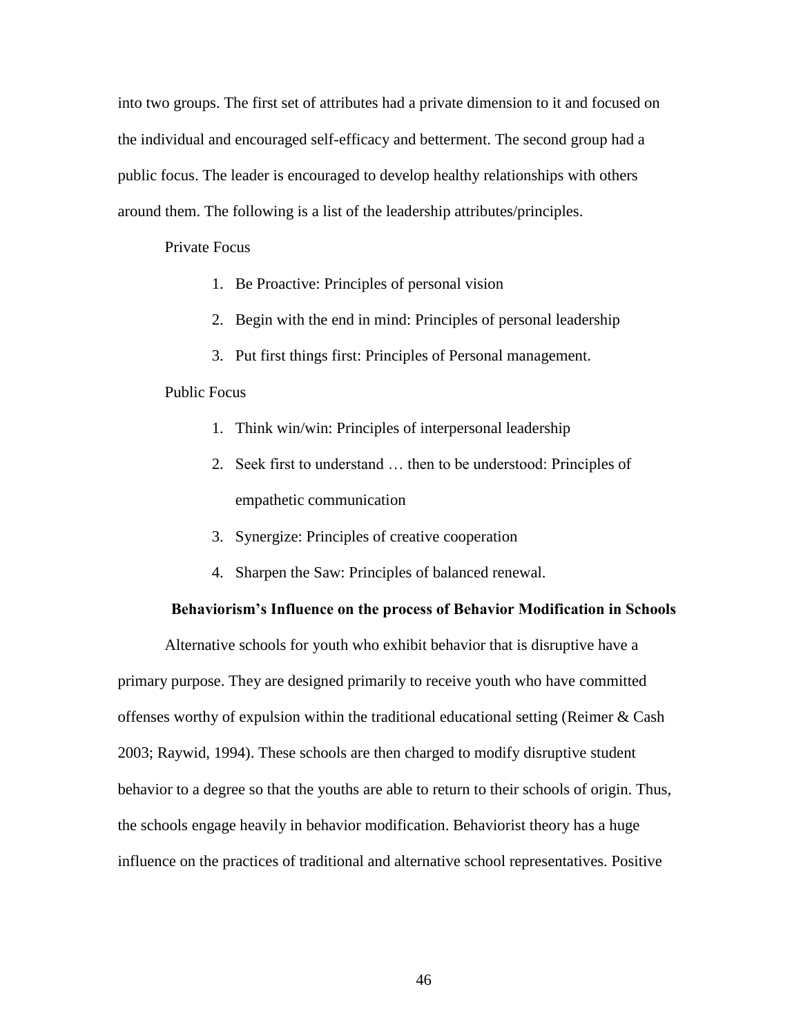into two groups. The first set of attributes had a private dimension to it and focused on the individual and encouraged self-efficacy and betterment. The second group had a public focus. The leader is encouraged to develop healthy relationships with others around them. The following is a list of the leadership attributes/principles.

Private Focus

1. Be Proactive: Principles of personal vision
2. Begin with the end in mind: Principles of personal leadership
3. Put first things first: Principles of Personal management.

Public Focus

1. Think win/win: Principles of interpersonal leadership
2. Seek first to understand … then to be understood: Principles of empathetic communication
3. Synergize: Principles of creative cooperation
4. Sharpen the Saw: Principles of balanced renewal.

### Behaviorism's Influence on the process of Behavior Modification in Schools

Alternative schools for youth who exhibit behavior that is disruptive have a primary purpose. They are designed primarily to receive youth who have committed offenses worthy of expulsion within the traditional educational setting (Reimer & Cash 2003; Raywid, 1994). These schools are then charged to modify disruptive student behavior to a degree so that the youths are able to return to their schools of origin. Thus, the schools engage heavily in behavior modification. Behaviorist theory has a huge influence on the practices of traditional and alternative school representatives. Positive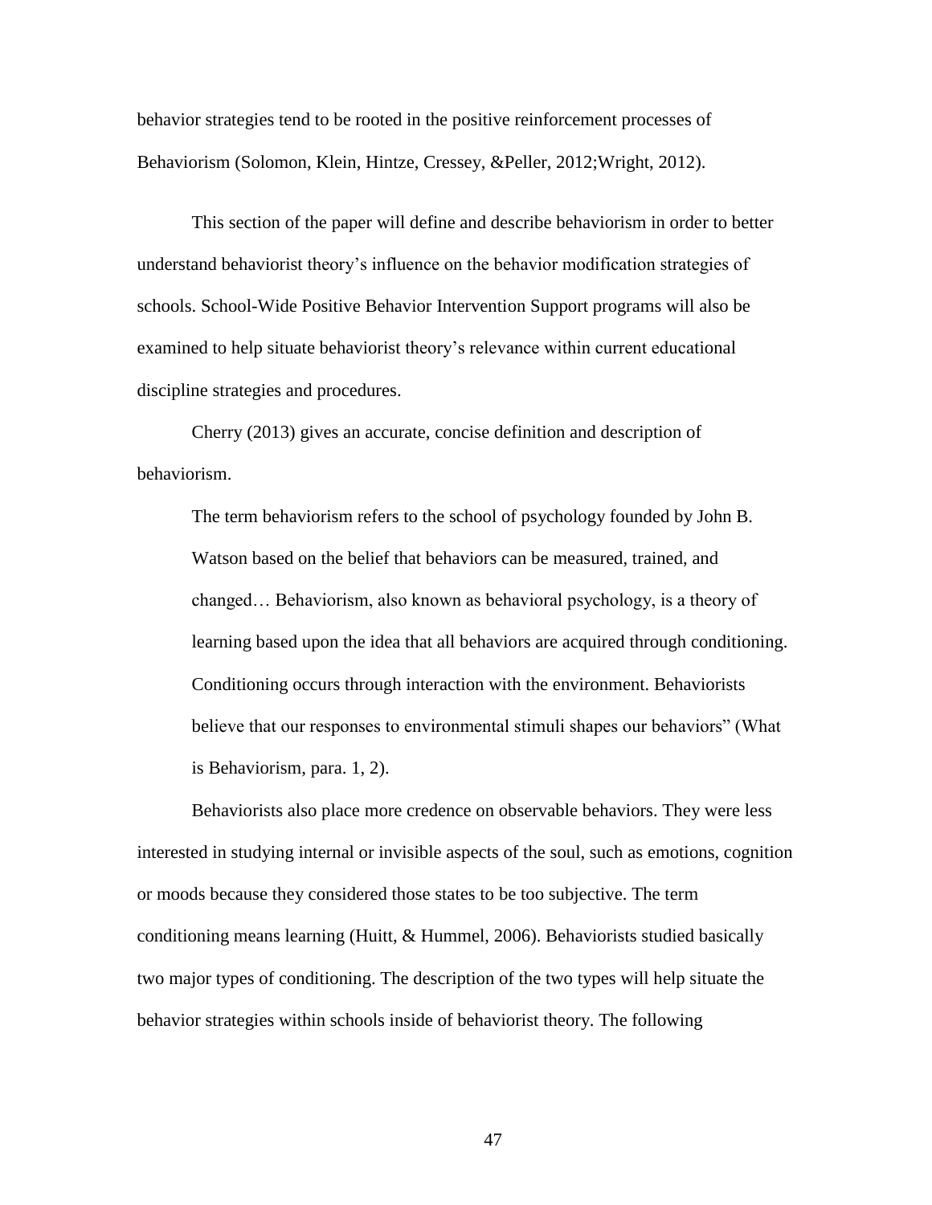behavior strategies tend to be rooted in the positive reinforcement processes of Behaviorism (Solomon, Klein, Hintze, Cressey, &Peller, 2012;Wright, 2012).

This section of the paper will define and describe behaviorism in order to better understand behaviorist theory's influence on the behavior modification strategies of schools. School-Wide Positive Behavior Intervention Support programs will also be examined to help situate behaviorist theory's relevance within current educational discipline strategies and procedures.

Cherry (2013) gives an accurate, concise definition and description of behaviorism.

> The term behaviorism refers to the school of psychology founded by John B. Watson based on the belief that behaviors can be measured, trained, and changed… Behaviorism, also known as behavioral psychology, is a theory of learning based upon the idea that all behaviors are acquired through conditioning. Conditioning occurs through interaction with the environment. Behaviorists believe that our responses to environmental stimuli shapes our behaviors" (What is Behaviorism, para. 1, 2).

Behaviorists also place more credence on observable behaviors. They were less interested in studying internal or invisible aspects of the soul, such as emotions, cognition or moods because they considered those states to be too subjective. The term conditioning means learning (Huitt, & Hummel, 2006). Behaviorists studied basically two major types of conditioning. The description of the two types will help situate the behavior strategies within schools inside of behaviorist theory. The following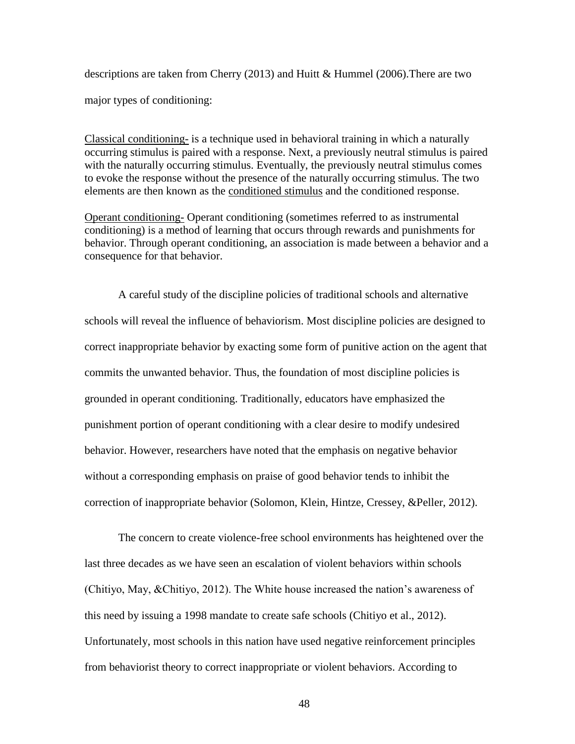descriptions are taken from Cherry (2013) and Huitt & Hummel (2006).There are two major types of conditioning:

Classical conditioning- is a technique used in behavioral training in which a naturally occurring stimulus is paired with a response. Next, a previously neutral stimulus is paired with the naturally occurring stimulus. Eventually, the previously neutral stimulus comes to evoke the response without the presence of the naturally occurring stimulus. The two elements are then known as the conditioned stimulus and the conditioned response.

Operant conditioning- Operant conditioning (sometimes referred to as instrumental conditioning) is a method of learning that occurs through rewards and punishments for behavior. Through operant conditioning, an association is made between a behavior and a consequence for that behavior.

A careful study of the discipline policies of traditional schools and alternative schools will reveal the influence of behaviorism. Most discipline policies are designed to correct inappropriate behavior by exacting some form of punitive action on the agent that commits the unwanted behavior. Thus, the foundation of most discipline policies is grounded in operant conditioning. Traditionally, educators have emphasized the punishment portion of operant conditioning with a clear desire to modify undesired behavior. However, researchers have noted that the emphasis on negative behavior without a corresponding emphasis on praise of good behavior tends to inhibit the correction of inappropriate behavior (Solomon, Klein, Hintze, Cressey, &Peller, 2012).

The concern to create violence-free school environments has heightened over the last three decades as we have seen an escalation of violent behaviors within schools (Chitiyo, May, &Chitiyo, 2012). The White house increased the nation's awareness of this need by issuing a 1998 mandate to create safe schools (Chitiyo et al., 2012). Unfortunately, most schools in this nation have used negative reinforcement principles from behaviorist theory to correct inappropriate or violent behaviors. According to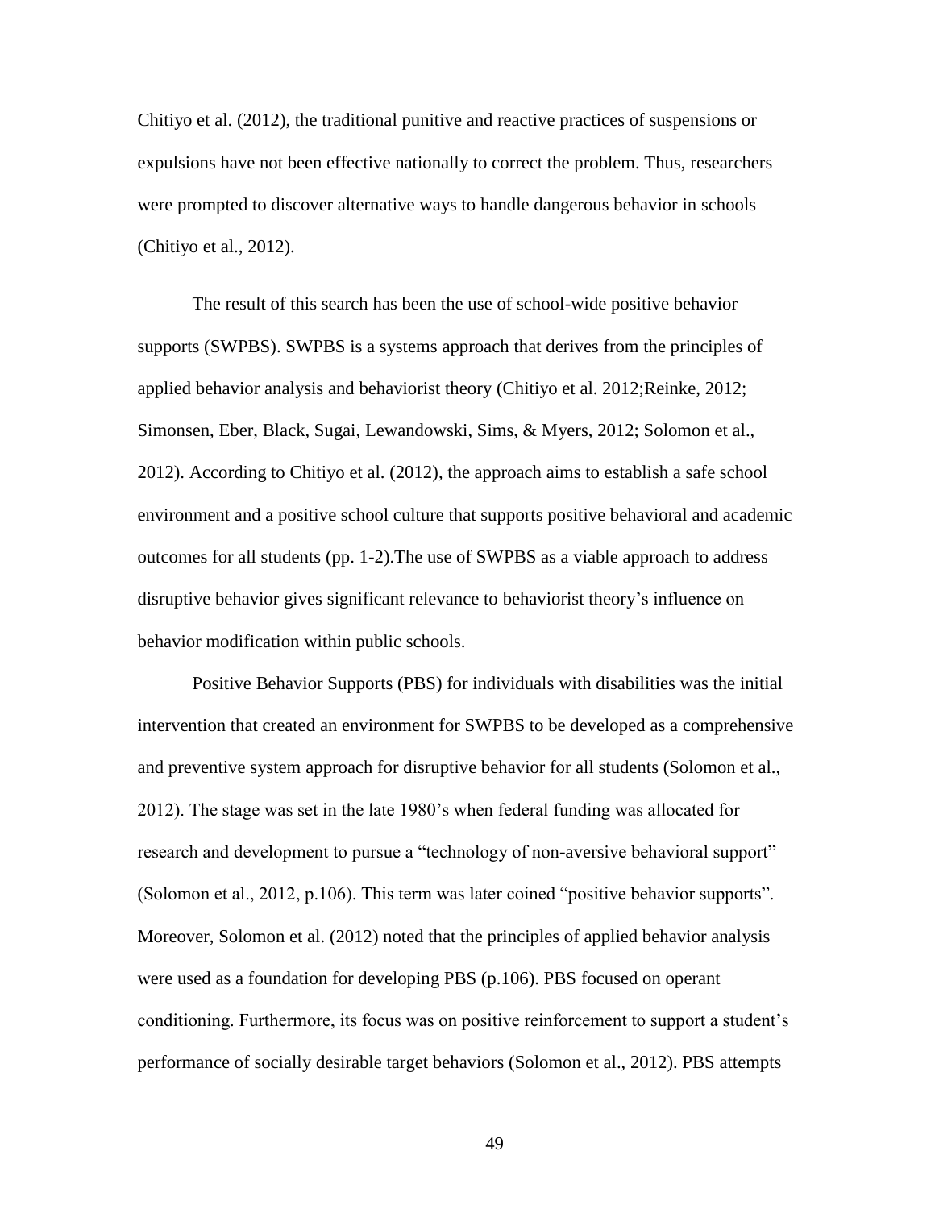Chitiyo et al. (2012), the traditional punitive and reactive practices of suspensions or expulsions have not been effective nationally to correct the problem. Thus, researchers were prompted to discover alternative ways to handle dangerous behavior in schools (Chitiyo et al., 2012).

The result of this search has been the use of school-wide positive behavior supports (SWPBS). SWPBS is a systems approach that derives from the principles of applied behavior analysis and behaviorist theory (Chitiyo et al. 2012;Reinke, 2012; Simonsen, Eber, Black, Sugai, Lewandowski, Sims, & Myers, 2012; Solomon et al., 2012). According to Chitiyo et al. (2012), the approach aims to establish a safe school environment and a positive school culture that supports positive behavioral and academic outcomes for all students (pp. 1-2).The use of SWPBS as a viable approach to address disruptive behavior gives significant relevance to behaviorist theory's influence on behavior modification within public schools.

Positive Behavior Supports (PBS) for individuals with disabilities was the initial intervention that created an environment for SWPBS to be developed as a comprehensive and preventive system approach for disruptive behavior for all students (Solomon et al., 2012). The stage was set in the late 1980's when federal funding was allocated for research and development to pursue a "technology of non-aversive behavioral support" (Solomon et al., 2012, p.106). This term was later coined "positive behavior supports". Moreover, Solomon et al. (2012) noted that the principles of applied behavior analysis were used as a foundation for developing PBS (p.106). PBS focused on operant conditioning. Furthermore, its focus was on positive reinforcement to support a student's performance of socially desirable target behaviors (Solomon et al., 2012). PBS attempts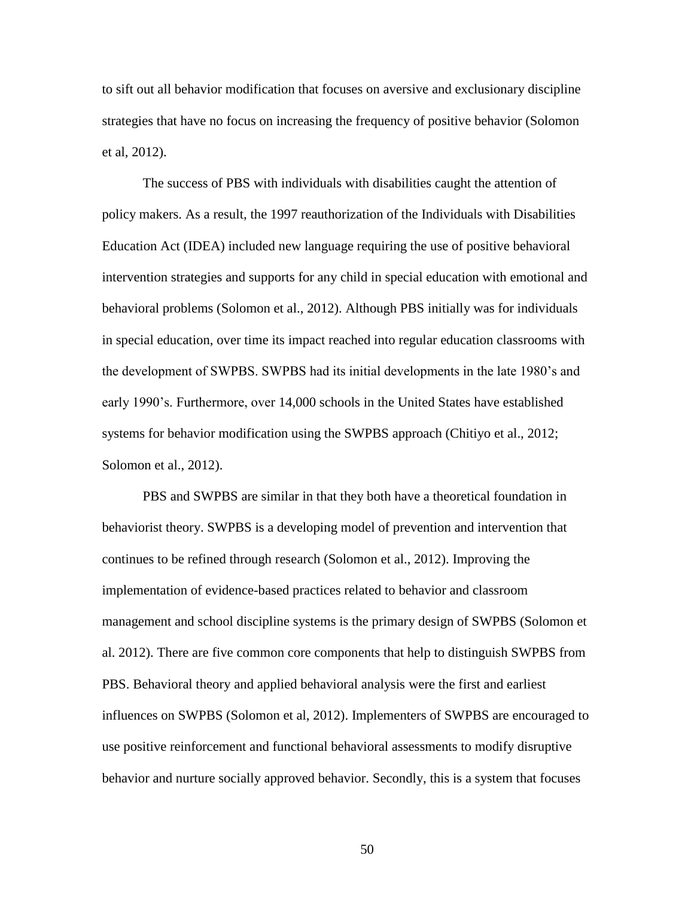to sift out all behavior modification that focuses on aversive and exclusionary discipline strategies that have no focus on increasing the frequency of positive behavior (Solomon et al, 2012).

The success of PBS with individuals with disabilities caught the attention of policy makers. As a result, the 1997 reauthorization of the Individuals with Disabilities Education Act (IDEA) included new language requiring the use of positive behavioral intervention strategies and supports for any child in special education with emotional and behavioral problems (Solomon et al., 2012). Although PBS initially was for individuals in special education, over time its impact reached into regular education classrooms with the development of SWPBS. SWPBS had its initial developments in the late 1980's and early 1990's. Furthermore, over 14,000 schools in the United States have established systems for behavior modification using the SWPBS approach (Chitiyo et al., 2012; Solomon et al., 2012).

PBS and SWPBS are similar in that they both have a theoretical foundation in behaviorist theory. SWPBS is a developing model of prevention and intervention that continues to be refined through research (Solomon et al., 2012). Improving the implementation of evidence-based practices related to behavior and classroom management and school discipline systems is the primary design of SWPBS (Solomon et al. 2012). There are five common core components that help to distinguish SWPBS from PBS. Behavioral theory and applied behavioral analysis were the first and earliest influences on SWPBS (Solomon et al, 2012). Implementers of SWPBS are encouraged to use positive reinforcement and functional behavioral assessments to modify disruptive behavior and nurture socially approved behavior. Secondly, this is a system that focuses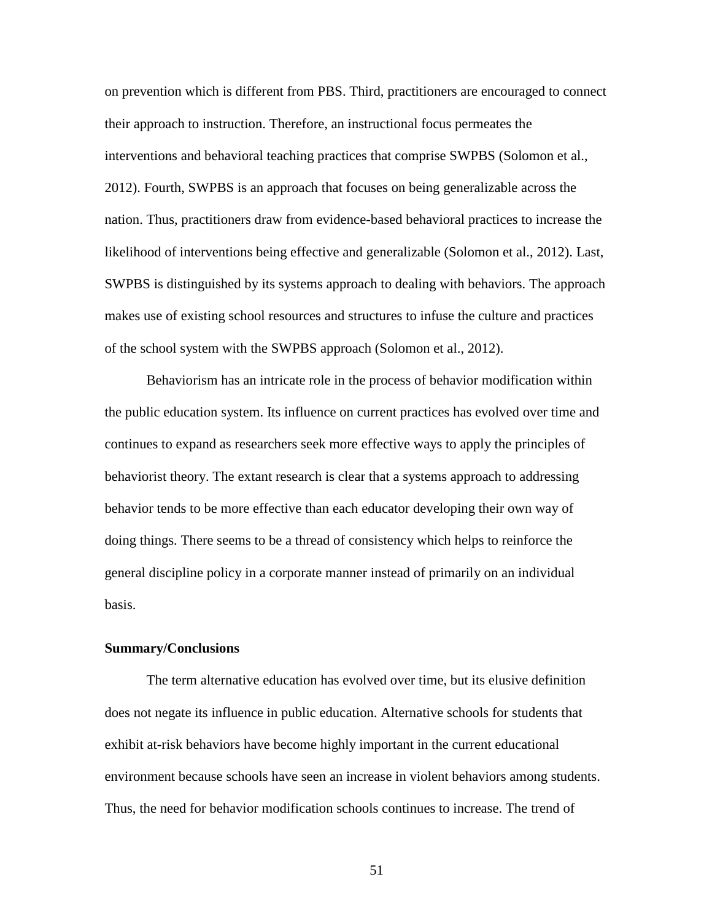on prevention which is different from PBS. Third, practitioners are encouraged to connect their approach to instruction. Therefore, an instructional focus permeates the interventions and behavioral teaching practices that comprise SWPBS (Solomon et al., 2012). Fourth, SWPBS is an approach that focuses on being generalizable across the nation. Thus, practitioners draw from evidence-based behavioral practices to increase the likelihood of interventions being effective and generalizable (Solomon et al., 2012). Last, SWPBS is distinguished by its systems approach to dealing with behaviors. The approach makes use of existing school resources and structures to infuse the culture and practices of the school system with the SWPBS approach (Solomon et al., 2012).

Behaviorism has an intricate role in the process of behavior modification within the public education system. Its influence on current practices has evolved over time and continues to expand as researchers seek more effective ways to apply the principles of behaviorist theory. The extant research is clear that a systems approach to addressing behavior tends to be more effective than each educator developing their own way of doing things. There seems to be a thread of consistency which helps to reinforce the general discipline policy in a corporate manner instead of primarily on an individual basis.

**Summary/Conclusions**

The term alternative education has evolved over time, but its elusive definition does not negate its influence in public education. Alternative schools for students that exhibit at-risk behaviors have become highly important in the current educational environment because schools have seen an increase in violent behaviors among students. Thus, the need for behavior modification schools continues to increase. The trend of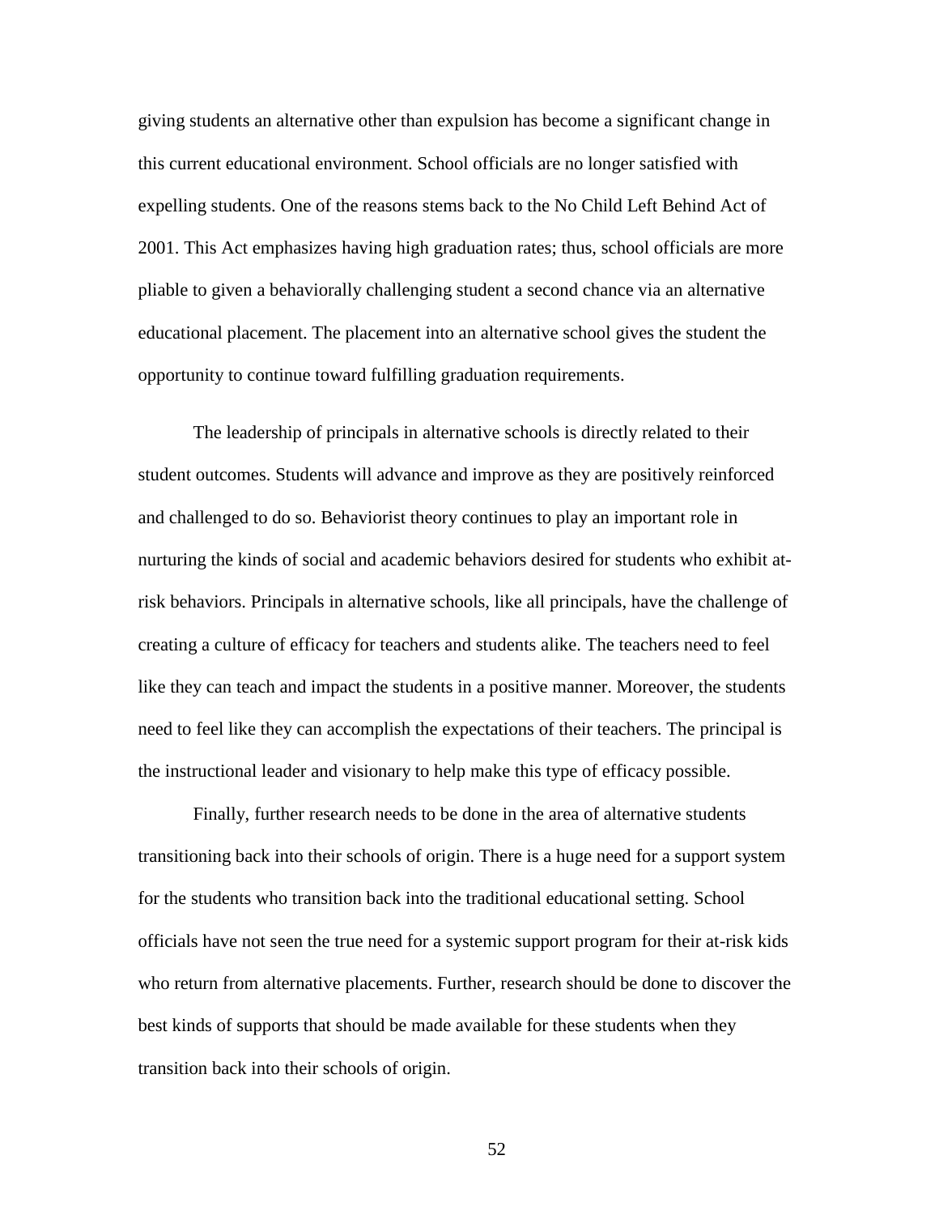giving students an alternative other than expulsion has become a significant change in this current educational environment. School officials are no longer satisfied with expelling students. One of the reasons stems back to the No Child Left Behind Act of 2001. This Act emphasizes having high graduation rates; thus, school officials are more pliable to given a behaviorally challenging student a second chance via an alternative educational placement. The placement into an alternative school gives the student the opportunity to continue toward fulfilling graduation requirements.

The leadership of principals in alternative schools is directly related to their student outcomes. Students will advance and improve as they are positively reinforced and challenged to do so. Behaviorist theory continues to play an important role in nurturing the kinds of social and academic behaviors desired for students who exhibit at-risk behaviors. Principals in alternative schools, like all principals, have the challenge of creating a culture of efficacy for teachers and students alike. The teachers need to feel like they can teach and impact the students in a positive manner. Moreover, the students need to feel like they can accomplish the expectations of their teachers. The principal is the instructional leader and visionary to help make this type of efficacy possible.

Finally, further research needs to be done in the area of alternative students transitioning back into their schools of origin. There is a huge need for a support system for the students who transition back into the traditional educational setting. School officials have not seen the true need for a systemic support program for their at-risk kids who return from alternative placements. Further, research should be done to discover the best kinds of supports that should be made available for these students when they transition back into their schools of origin.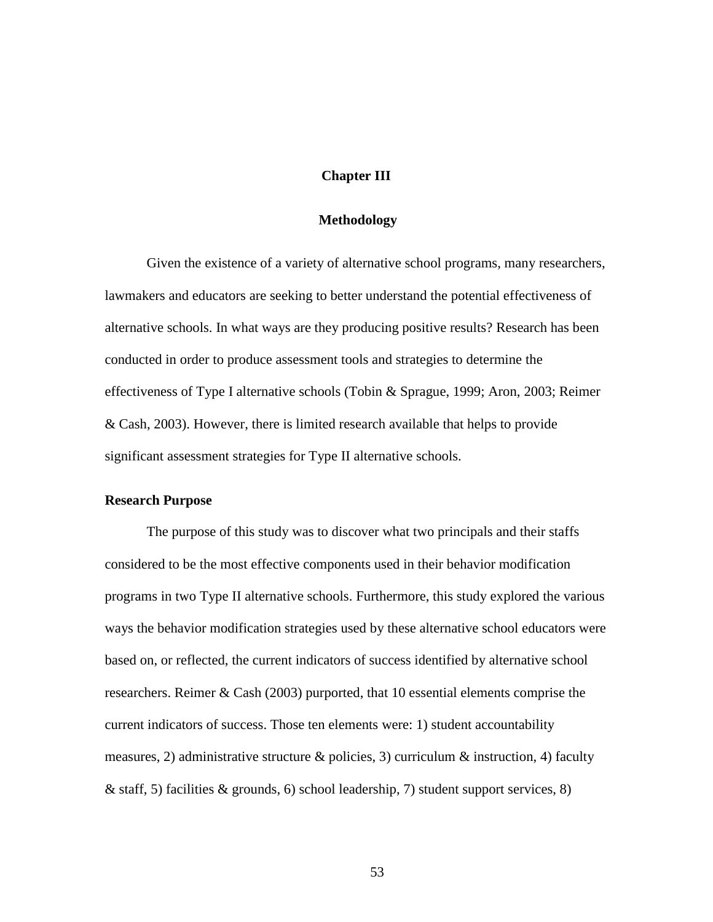# Chapter III

# Methodology

Given the existence of a variety of alternative school programs, many researchers, lawmakers and educators are seeking to better understand the potential effectiveness of alternative schools. In what ways are they producing positive results? Research has been conducted in order to produce assessment tools and strategies to determine the effectiveness of Type I alternative schools (Tobin & Sprague, 1999; Aron, 2003; Reimer & Cash, 2003). However, there is limited research available that helps to provide significant assessment strategies for Type II alternative schools.

## Research Purpose

The purpose of this study was to discover what two principals and their staffs considered to be the most effective components used in their behavior modification programs in two Type II alternative schools. Furthermore, this study explored the various ways the behavior modification strategies used by these alternative school educators were based on, or reflected, the current indicators of success identified by alternative school researchers. Reimer & Cash (2003) purported, that 10 essential elements comprise the current indicators of success. Those ten elements were: 1) student accountability measures, 2) administrative structure & policies, 3) curriculum & instruction, 4) faculty & staff, 5) facilities & grounds, 6) school leadership, 7) student support services, 8)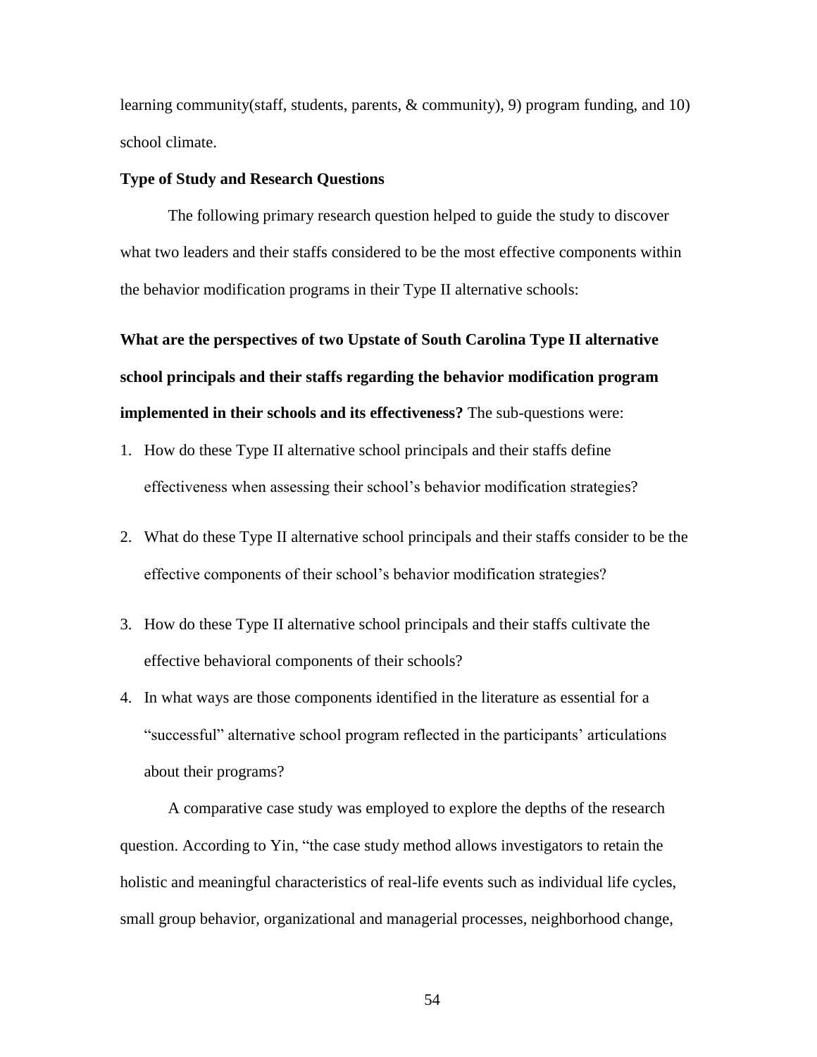learning community(staff, students, parents, & community), 9) program funding, and 10) school climate.

**Type of Study and Research Questions**

The following primary research question helped to guide the study to discover what two leaders and their staffs considered to be the most effective components within the behavior modification programs in their Type II alternative schools:

**What are the perspectives of two Upstate of South Carolina Type II alternative school principals and their staffs regarding the behavior modification program implemented in their schools and its effectiveness?** The sub-questions were:

1. How do these Type II alternative school principals and their staffs define effectiveness when assessing their school's behavior modification strategies?
2. What do these Type II alternative school principals and their staffs consider to be the effective components of their school's behavior modification strategies?
3. How do these Type II alternative school principals and their staffs cultivate the effective behavioral components of their schools?
4. In what ways are those components identified in the literature as essential for a "successful" alternative school program reflected in the participants' articulations about their programs?

A comparative case study was employed to explore the depths of the research question. According to Yin, "the case study method allows investigators to retain the holistic and meaningful characteristics of real-life events such as individual life cycles, small group behavior, organizational and managerial processes, neighborhood change,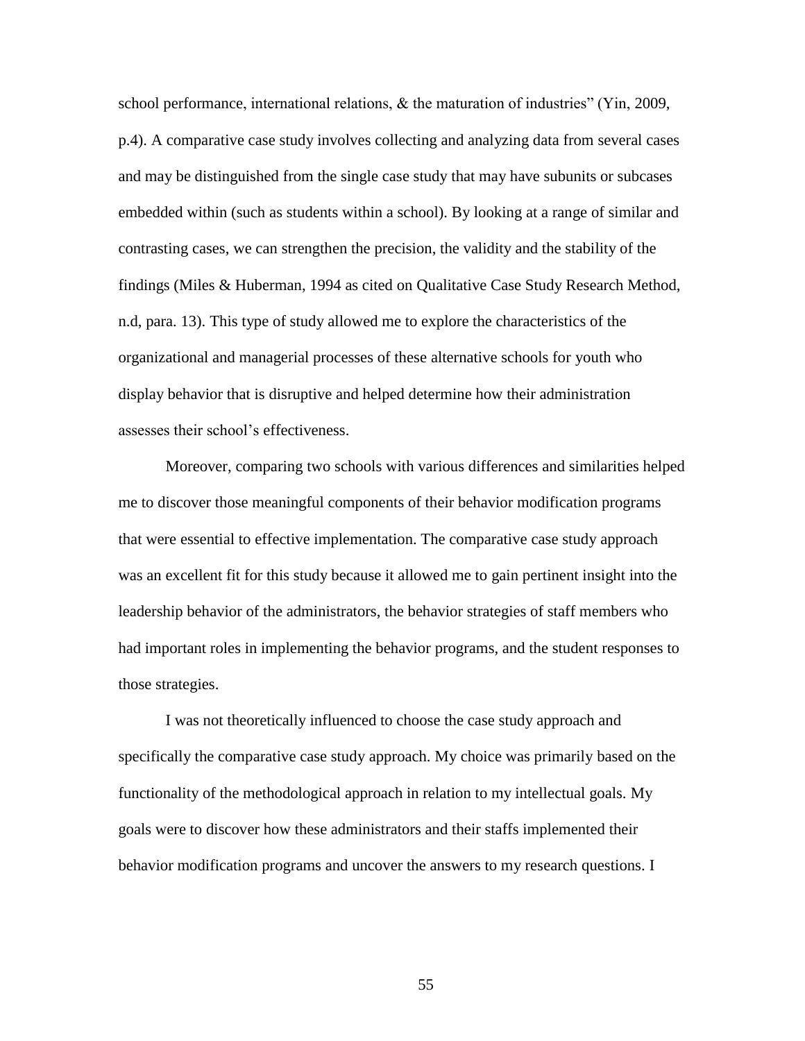school performance, international relations, & the maturation of industries" (Yin, 2009, p.4). A comparative case study involves collecting and analyzing data from several cases and may be distinguished from the single case study that may have subunits or subcases embedded within (such as students within a school). By looking at a range of similar and contrasting cases, we can strengthen the precision, the validity and the stability of the findings (Miles & Huberman, 1994 as cited on Qualitative Case Study Research Method, n.d, para. 13). This type of study allowed me to explore the characteristics of the organizational and managerial processes of these alternative schools for youth who display behavior that is disruptive and helped determine how their administration assesses their school's effectiveness.

Moreover, comparing two schools with various differences and similarities helped me to discover those meaningful components of their behavior modification programs that were essential to effective implementation. The comparative case study approach was an excellent fit for this study because it allowed me to gain pertinent insight into the leadership behavior of the administrators, the behavior strategies of staff members who had important roles in implementing the behavior programs, and the student responses to those strategies.

I was not theoretically influenced to choose the case study approach and specifically the comparative case study approach. My choice was primarily based on the functionality of the methodological approach in relation to my intellectual goals. My goals were to discover how these administrators and their staffs implemented their behavior modification programs and uncover the answers to my research questions. I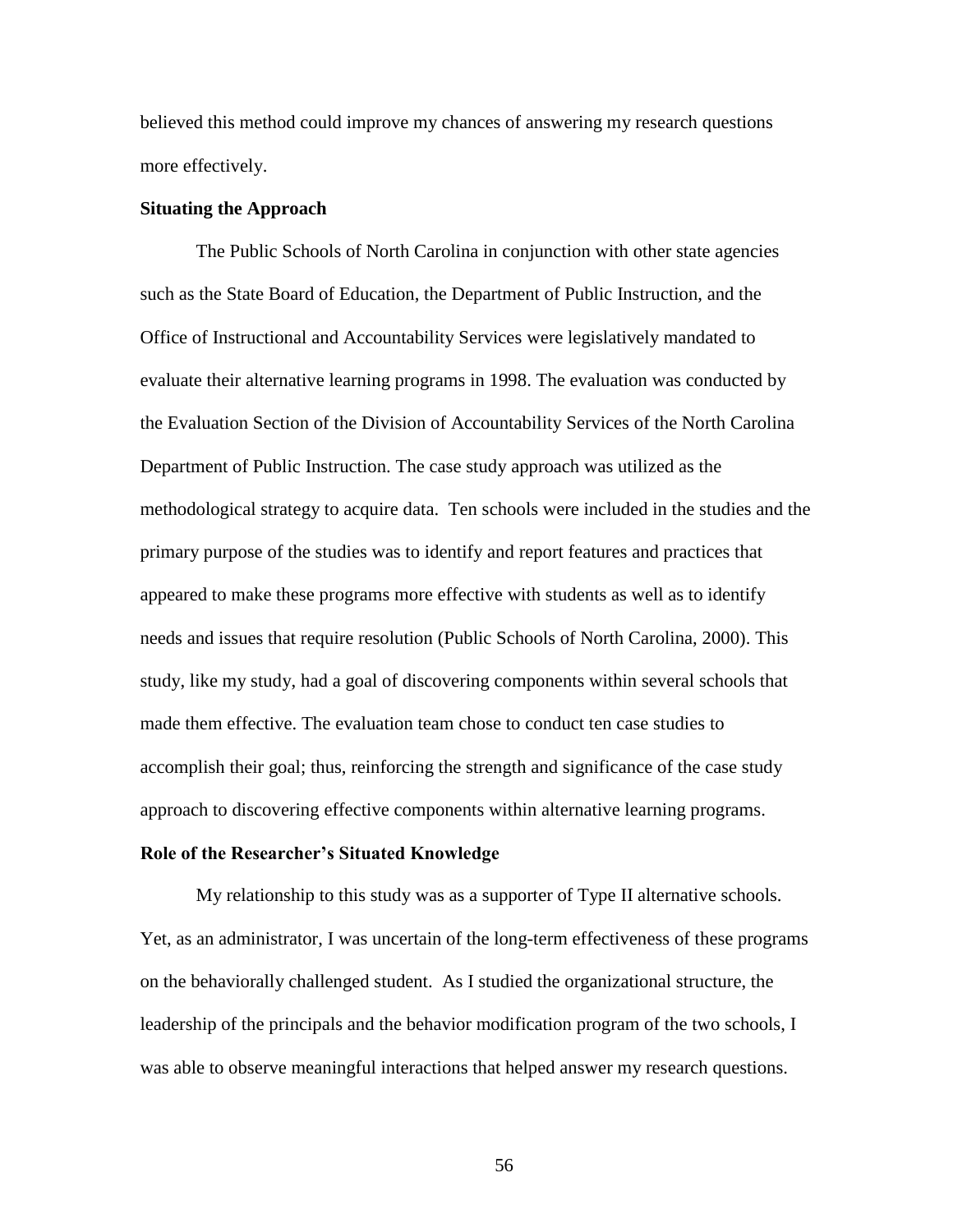believed this method could improve my chances of answering my research questions more effectively.

**Situating the Approach**

The Public Schools of North Carolina in conjunction with other state agencies such as the State Board of Education, the Department of Public Instruction, and the Office of Instructional and Accountability Services were legislatively mandated to evaluate their alternative learning programs in 1998. The evaluation was conducted by the Evaluation Section of the Division of Accountability Services of the North Carolina Department of Public Instruction. The case study approach was utilized as the methodological strategy to acquire data. Ten schools were included in the studies and the primary purpose of the studies was to identify and report features and practices that appeared to make these programs more effective with students as well as to identify needs and issues that require resolution (Public Schools of North Carolina, 2000). This study, like my study, had a goal of discovering components within several schools that made them effective. The evaluation team chose to conduct ten case studies to accomplish their goal; thus, reinforcing the strength and significance of the case study approach to discovering effective components within alternative learning programs.

**Role of the Researcher's Situated Knowledge**

My relationship to this study was as a supporter of Type II alternative schools. Yet, as an administrator, I was uncertain of the long-term effectiveness of these programs on the behaviorally challenged student. As I studied the organizational structure, the leadership of the principals and the behavior modification program of the two schools, I was able to observe meaningful interactions that helped answer my research questions.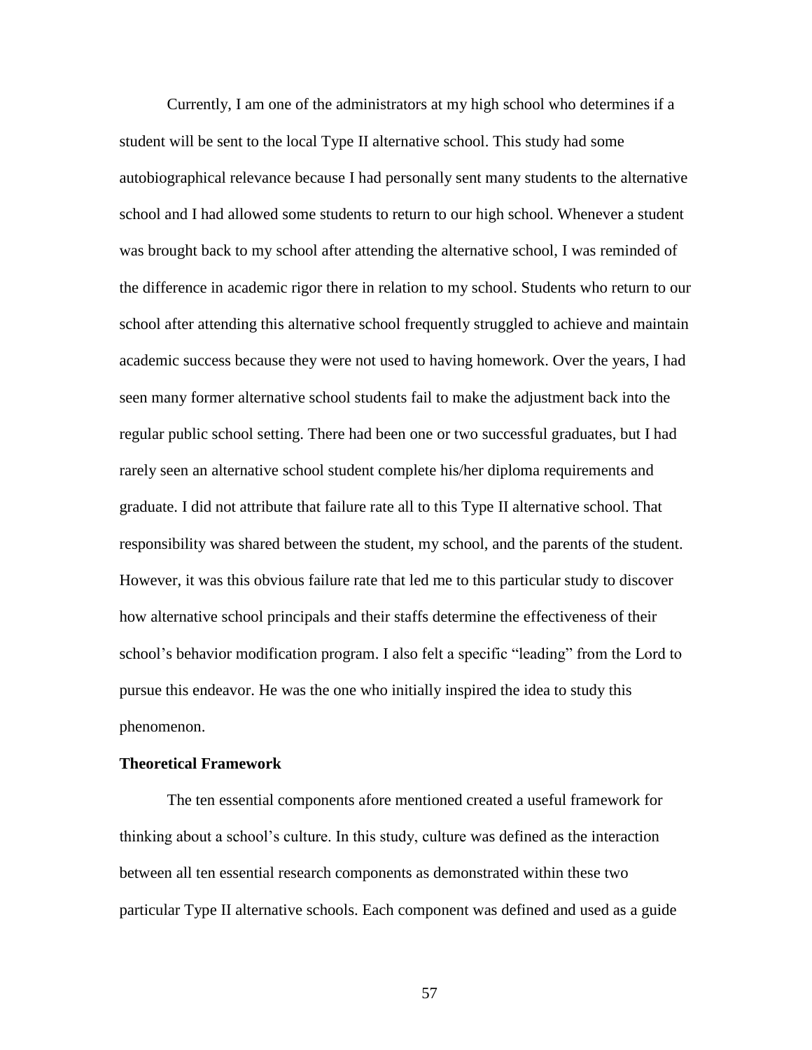Currently, I am one of the administrators at my high school who determines if a student will be sent to the local Type II alternative school. This study had some autobiographical relevance because I had personally sent many students to the alternative school and I had allowed some students to return to our high school. Whenever a student was brought back to my school after attending the alternative school, I was reminded of the difference in academic rigor there in relation to my school. Students who return to our school after attending this alternative school frequently struggled to achieve and maintain academic success because they were not used to having homework. Over the years, I had seen many former alternative school students fail to make the adjustment back into the regular public school setting. There had been one or two successful graduates, but I had rarely seen an alternative school student complete his/her diploma requirements and graduate. I did not attribute that failure rate all to this Type II alternative school. That responsibility was shared between the student, my school, and the parents of the student. However, it was this obvious failure rate that led me to this particular study to discover how alternative school principals and their staffs determine the effectiveness of their school's behavior modification program. I also felt a specific "leading" from the Lord to pursue this endeavor. He was the one who initially inspired the idea to study this phenomenon.

**Theoretical Framework**

The ten essential components afore mentioned created a useful framework for thinking about a school's culture. In this study, culture was defined as the interaction between all ten essential research components as demonstrated within these two particular Type II alternative schools. Each component was defined and used as a guide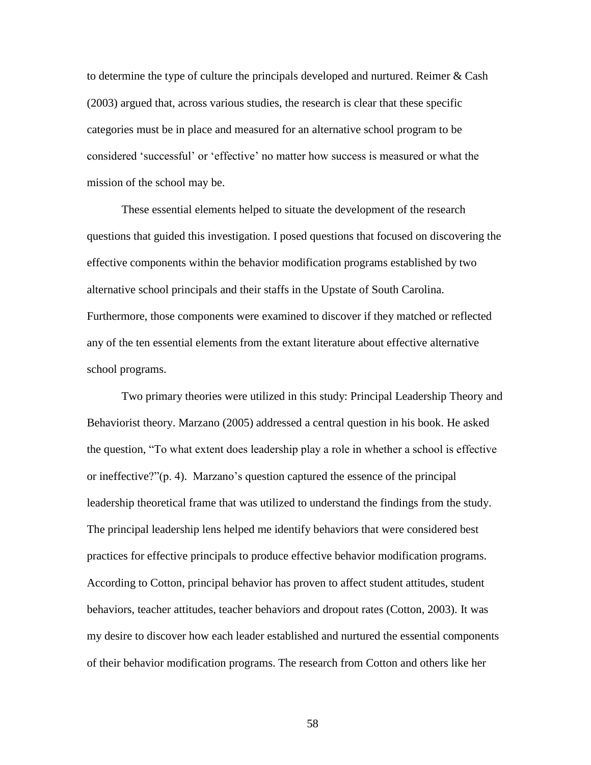to determine the type of culture the principals developed and nurtured. Reimer & Cash (2003) argued that, across various studies, the research is clear that these specific categories must be in place and measured for an alternative school program to be considered 'successful' or 'effective' no matter how success is measured or what the mission of the school may be.

These essential elements helped to situate the development of the research questions that guided this investigation. I posed questions that focused on discovering the effective components within the behavior modification programs established by two alternative school principals and their staffs in the Upstate of South Carolina. Furthermore, those components were examined to discover if they matched or reflected any of the ten essential elements from the extant literature about effective alternative school programs.

Two primary theories were utilized in this study: Principal Leadership Theory and Behaviorist theory. Marzano (2005) addressed a central question in his book. He asked the question, "To what extent does leadership play a role in whether a school is effective or ineffective?"(p. 4). Marzano's question captured the essence of the principal leadership theoretical frame that was utilized to understand the findings from the study. The principal leadership lens helped me identify behaviors that were considered best practices for effective principals to produce effective behavior modification programs. According to Cotton, principal behavior has proven to affect student attitudes, student behaviors, teacher attitudes, teacher behaviors and dropout rates (Cotton, 2003). It was my desire to discover how each leader established and nurtured the essential components of their behavior modification programs. The research from Cotton and others like her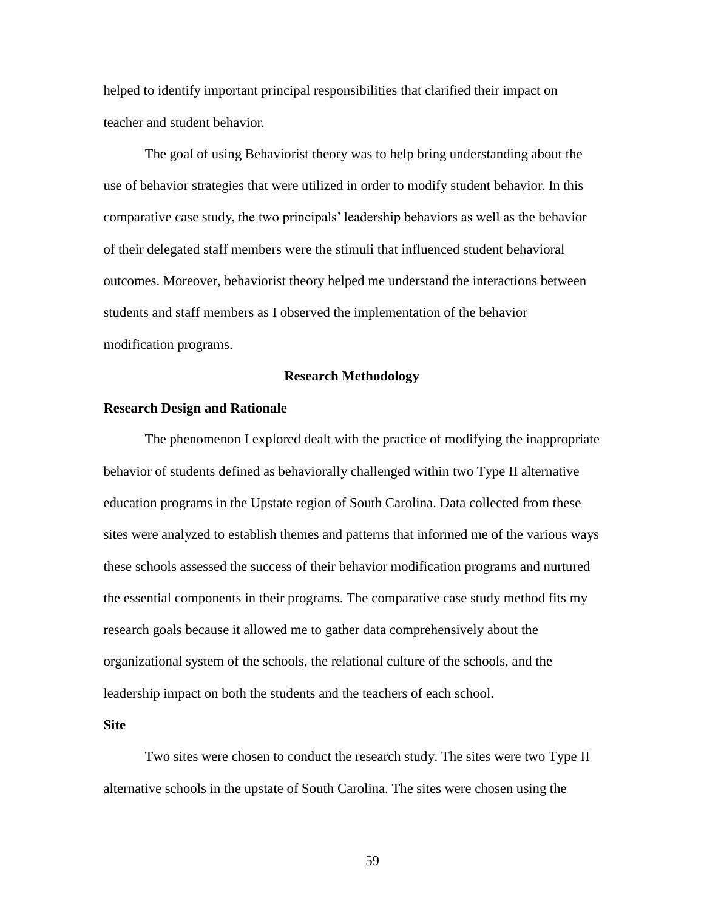helped to identify important principal responsibilities that clarified their impact on teacher and student behavior.

The goal of using Behaviorist theory was to help bring understanding about the use of behavior strategies that were utilized in order to modify student behavior. In this comparative case study, the two principals' leadership behaviors as well as the behavior of their delegated staff members were the stimuli that influenced student behavioral outcomes. Moreover, behaviorist theory helped me understand the interactions between students and staff members as I observed the implementation of the behavior modification programs.

## Research Methodology

### Research Design and Rationale

The phenomenon I explored dealt with the practice of modifying the inappropriate behavior of students defined as behaviorally challenged within two Type II alternative education programs in the Upstate region of South Carolina. Data collected from these sites were analyzed to establish themes and patterns that informed me of the various ways these schools assessed the success of their behavior modification programs and nurtured the essential components in their programs. The comparative case study method fits my research goals because it allowed me to gather data comprehensively about the organizational system of the schools, the relational culture of the schools, and the leadership impact on both the students and the teachers of each school.

### Site

Two sites were chosen to conduct the research study. The sites were two Type II alternative schools in the upstate of South Carolina. The sites were chosen using the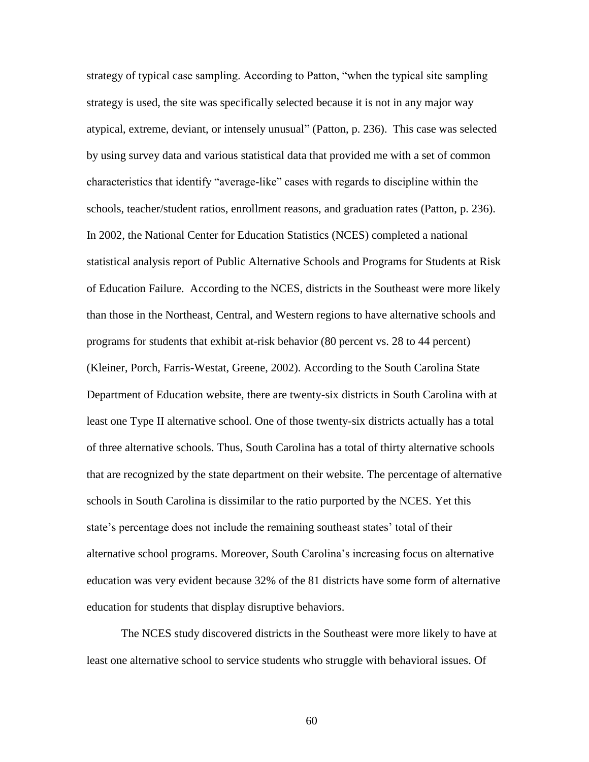strategy of typical case sampling. According to Patton, "when the typical site sampling strategy is used, the site was specifically selected because it is not in any major way atypical, extreme, deviant, or intensely unusual" (Patton, p. 236). This case was selected by using survey data and various statistical data that provided me with a set of common characteristics that identify "average-like" cases with regards to discipline within the schools, teacher/student ratios, enrollment reasons, and graduation rates (Patton, p. 236). In 2002, the National Center for Education Statistics (NCES) completed a national statistical analysis report of Public Alternative Schools and Programs for Students at Risk of Education Failure. According to the NCES, districts in the Southeast were more likely than those in the Northeast, Central, and Western regions to have alternative schools and programs for students that exhibit at-risk behavior (80 percent vs. 28 to 44 percent) (Kleiner, Porch, Farris-Westat, Greene, 2002). According to the South Carolina State Department of Education website, there are twenty-six districts in South Carolina with at least one Type II alternative school. One of those twenty-six districts actually has a total of three alternative schools. Thus, South Carolina has a total of thirty alternative schools that are recognized by the state department on their website. The percentage of alternative schools in South Carolina is dissimilar to the ratio purported by the NCES. Yet this state's percentage does not include the remaining southeast states' total of their alternative school programs. Moreover, South Carolina's increasing focus on alternative education was very evident because 32% of the 81 districts have some form of alternative education for students that display disruptive behaviors.

The NCES study discovered districts in the Southeast were more likely to have at least one alternative school to service students who struggle with behavioral issues. Of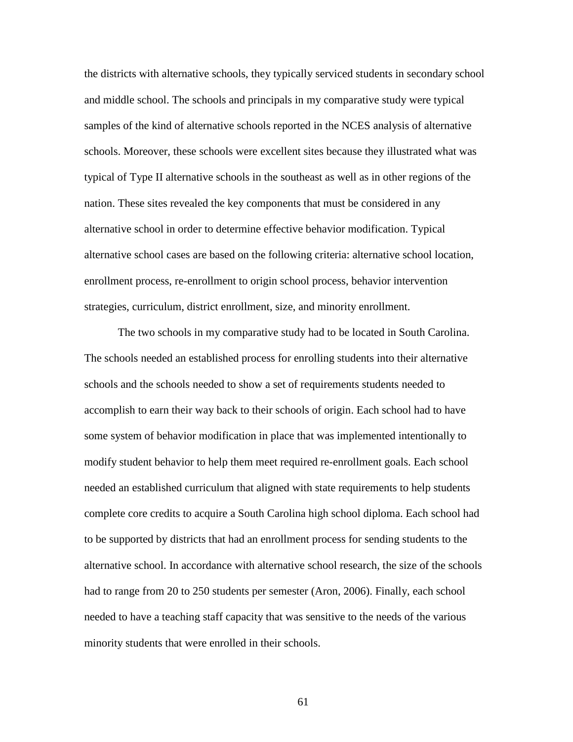the districts with alternative schools, they typically serviced students in secondary school and middle school. The schools and principals in my comparative study were typical samples of the kind of alternative schools reported in the NCES analysis of alternative schools. Moreover, these schools were excellent sites because they illustrated what was typical of Type II alternative schools in the southeast as well as in other regions of the nation. These sites revealed the key components that must be considered in any alternative school in order to determine effective behavior modification. Typical alternative school cases are based on the following criteria: alternative school location, enrollment process, re-enrollment to origin school process, behavior intervention strategies, curriculum, district enrollment, size, and minority enrollment.

The two schools in my comparative study had to be located in South Carolina. The schools needed an established process for enrolling students into their alternative schools and the schools needed to show a set of requirements students needed to accomplish to earn their way back to their schools of origin. Each school had to have some system of behavior modification in place that was implemented intentionally to modify student behavior to help them meet required re-enrollment goals. Each school needed an established curriculum that aligned with state requirements to help students complete core credits to acquire a South Carolina high school diploma. Each school had to be supported by districts that had an enrollment process for sending students to the alternative school. In accordance with alternative school research, the size of the schools had to range from 20 to 250 students per semester (Aron, 2006). Finally, each school needed to have a teaching staff capacity that was sensitive to the needs of the various minority students that were enrolled in their schools.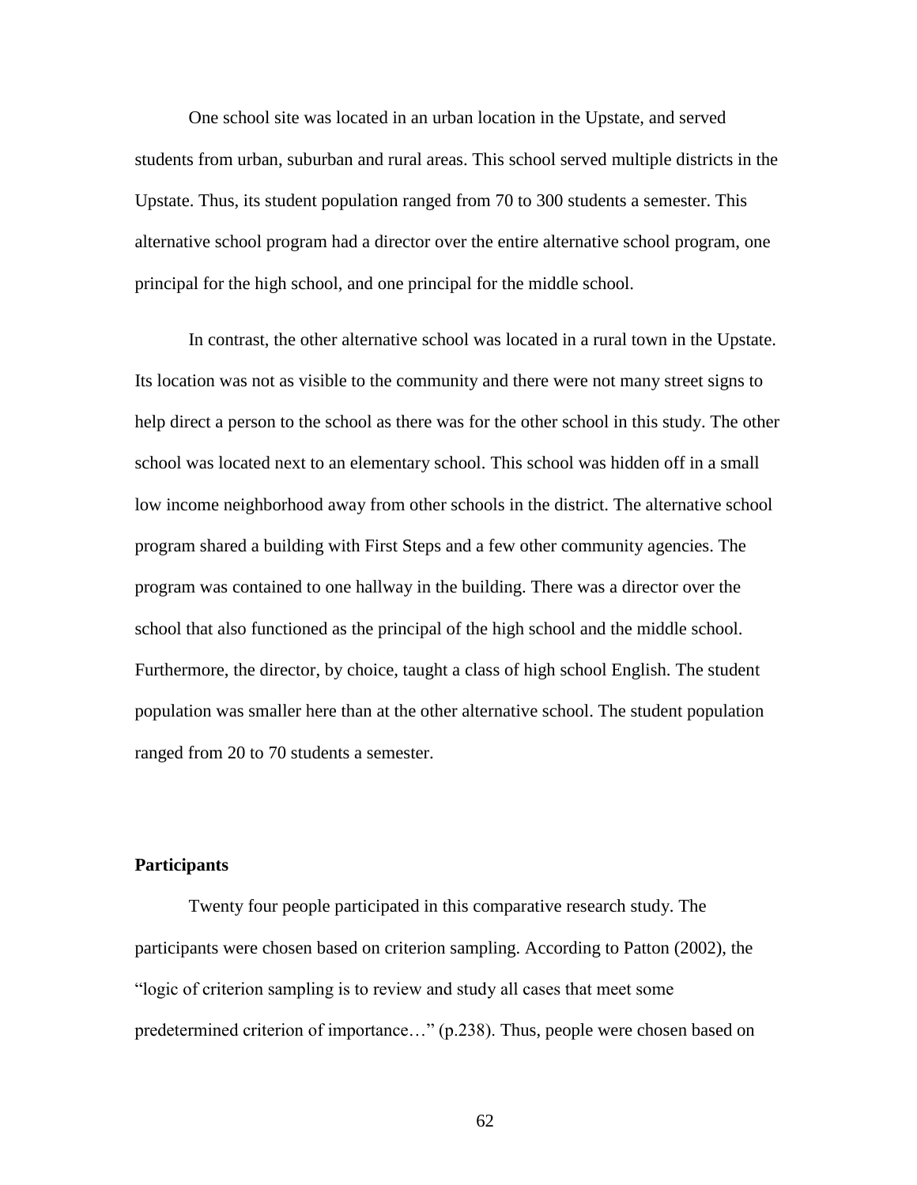One school site was located in an urban location in the Upstate, and served students from urban, suburban and rural areas. This school served multiple districts in the Upstate. Thus, its student population ranged from 70 to 300 students a semester. This alternative school program had a director over the entire alternative school program, one principal for the high school, and one principal for the middle school.

In contrast, the other alternative school was located in a rural town in the Upstate. Its location was not as visible to the community and there were not many street signs to help direct a person to the school as there was for the other school in this study. The other school was located next to an elementary school. This school was hidden off in a small low income neighborhood away from other schools in the district. The alternative school program shared a building with First Steps and a few other community agencies. The program was contained to one hallway in the building. There was a director over the school that also functioned as the principal of the high school and the middle school. Furthermore, the director, by choice, taught a class of high school English. The student population was smaller here than at the other alternative school. The student population ranged from 20 to 70 students a semester.

## Participants

Twenty four people participated in this comparative research study. The participants were chosen based on criterion sampling. According to Patton (2002), the "logic of criterion sampling is to review and study all cases that meet some predetermined criterion of importance…" (p.238). Thus, people were chosen based on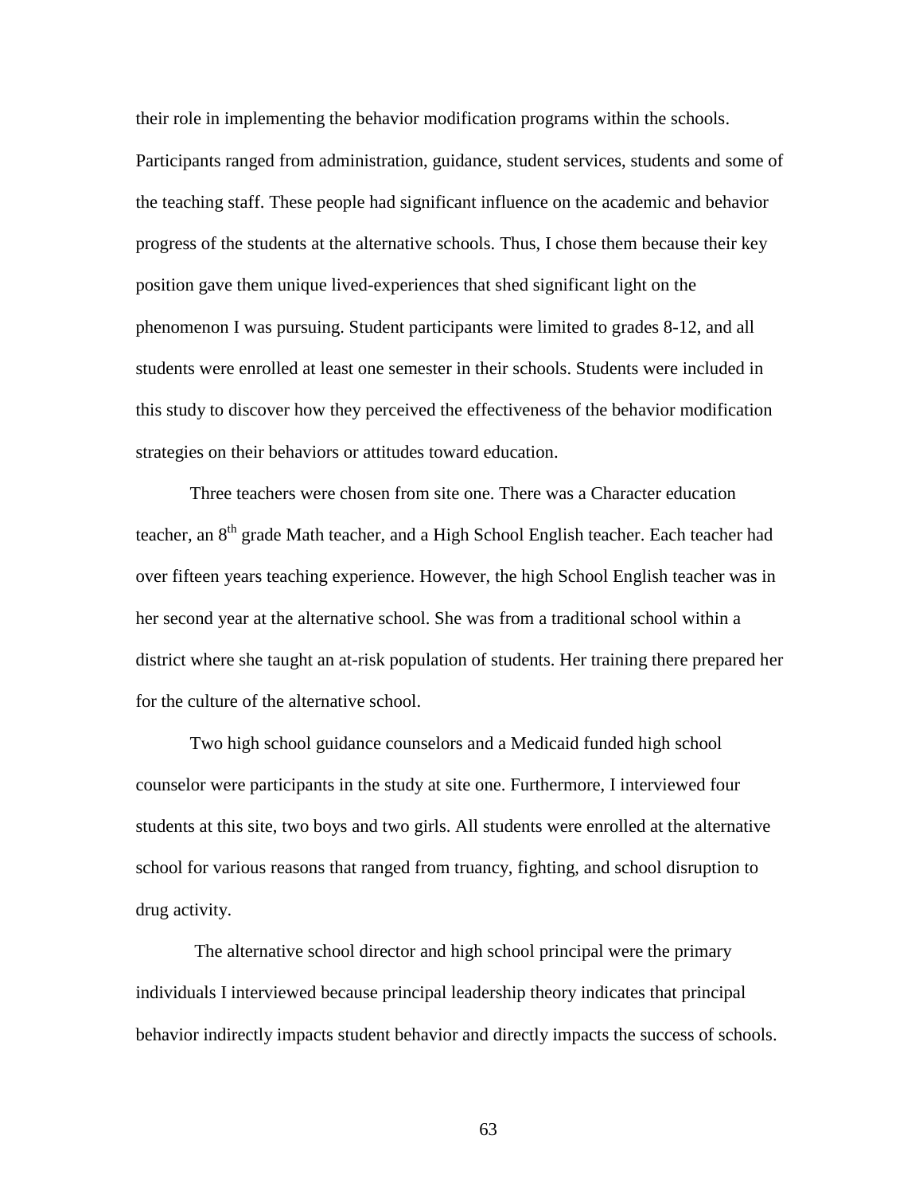their role in implementing the behavior modification programs within the schools. Participants ranged from administration, guidance, student services, students and some of the teaching staff. These people had significant influence on the academic and behavior progress of the students at the alternative schools. Thus, I chose them because their key position gave them unique lived-experiences that shed significant light on the phenomenon I was pursuing. Student participants were limited to grades 8-12, and all students were enrolled at least one semester in their schools. Students were included in this study to discover how they perceived the effectiveness of the behavior modification strategies on their behaviors or attitudes toward education.

Three teachers were chosen from site one. There was a Character education teacher, an 8th grade Math teacher, and a High School English teacher. Each teacher had over fifteen years teaching experience. However, the high School English teacher was in her second year at the alternative school. She was from a traditional school within a district where she taught an at-risk population of students. Her training there prepared her for the culture of the alternative school.

Two high school guidance counselors and a Medicaid funded high school counselor were participants in the study at site one. Furthermore, I interviewed four students at this site, two boys and two girls. All students were enrolled at the alternative school for various reasons that ranged from truancy, fighting, and school disruption to drug activity.

The alternative school director and high school principal were the primary individuals I interviewed because principal leadership theory indicates that principal behavior indirectly impacts student behavior and directly impacts the success of schools.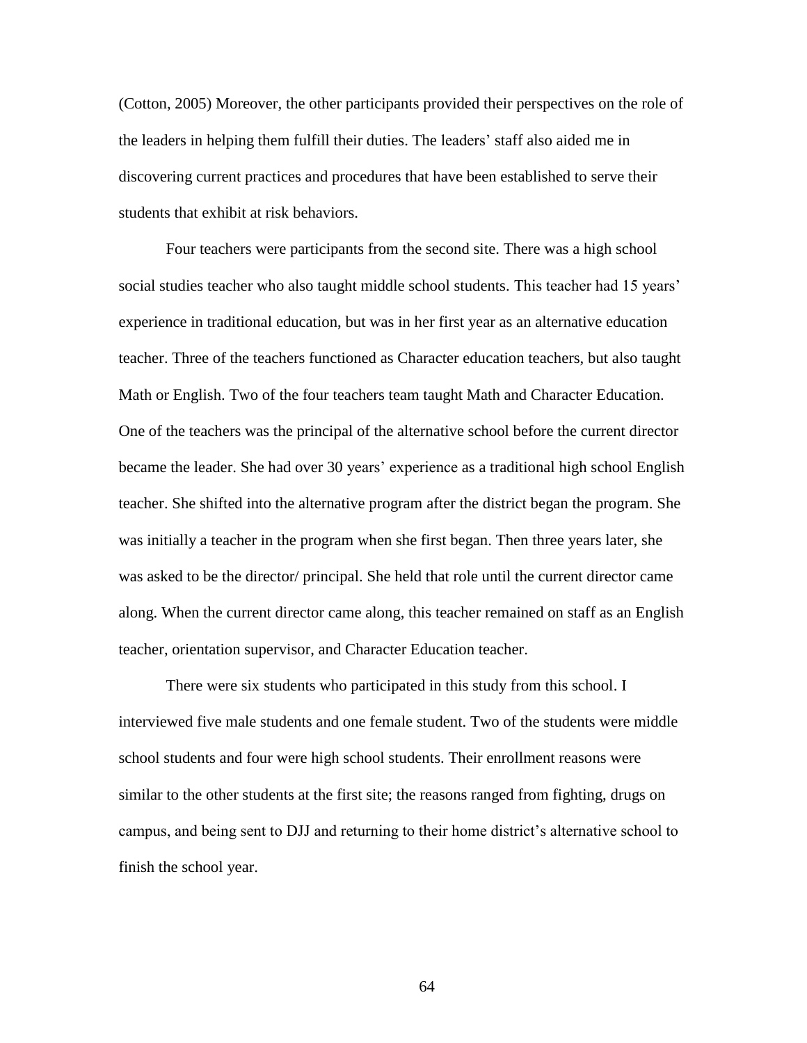(Cotton, 2005) Moreover, the other participants provided their perspectives on the role of the leaders in helping them fulfill their duties. The leaders' staff also aided me in discovering current practices and procedures that have been established to serve their students that exhibit at risk behaviors.

Four teachers were participants from the second site. There was a high school social studies teacher who also taught middle school students. This teacher had 15 years' experience in traditional education, but was in her first year as an alternative education teacher. Three of the teachers functioned as Character education teachers, but also taught Math or English. Two of the four teachers team taught Math and Character Education. One of the teachers was the principal of the alternative school before the current director became the leader. She had over 30 years' experience as a traditional high school English teacher. She shifted into the alternative program after the district began the program. She was initially a teacher in the program when she first began. Then three years later, she was asked to be the director/ principal. She held that role until the current director came along. When the current director came along, this teacher remained on staff as an English teacher, orientation supervisor, and Character Education teacher.

There were six students who participated in this study from this school. I interviewed five male students and one female student. Two of the students were middle school students and four were high school students. Their enrollment reasons were similar to the other students at the first site; the reasons ranged from fighting, drugs on campus, and being sent to DJJ and returning to their home district's alternative school to finish the school year.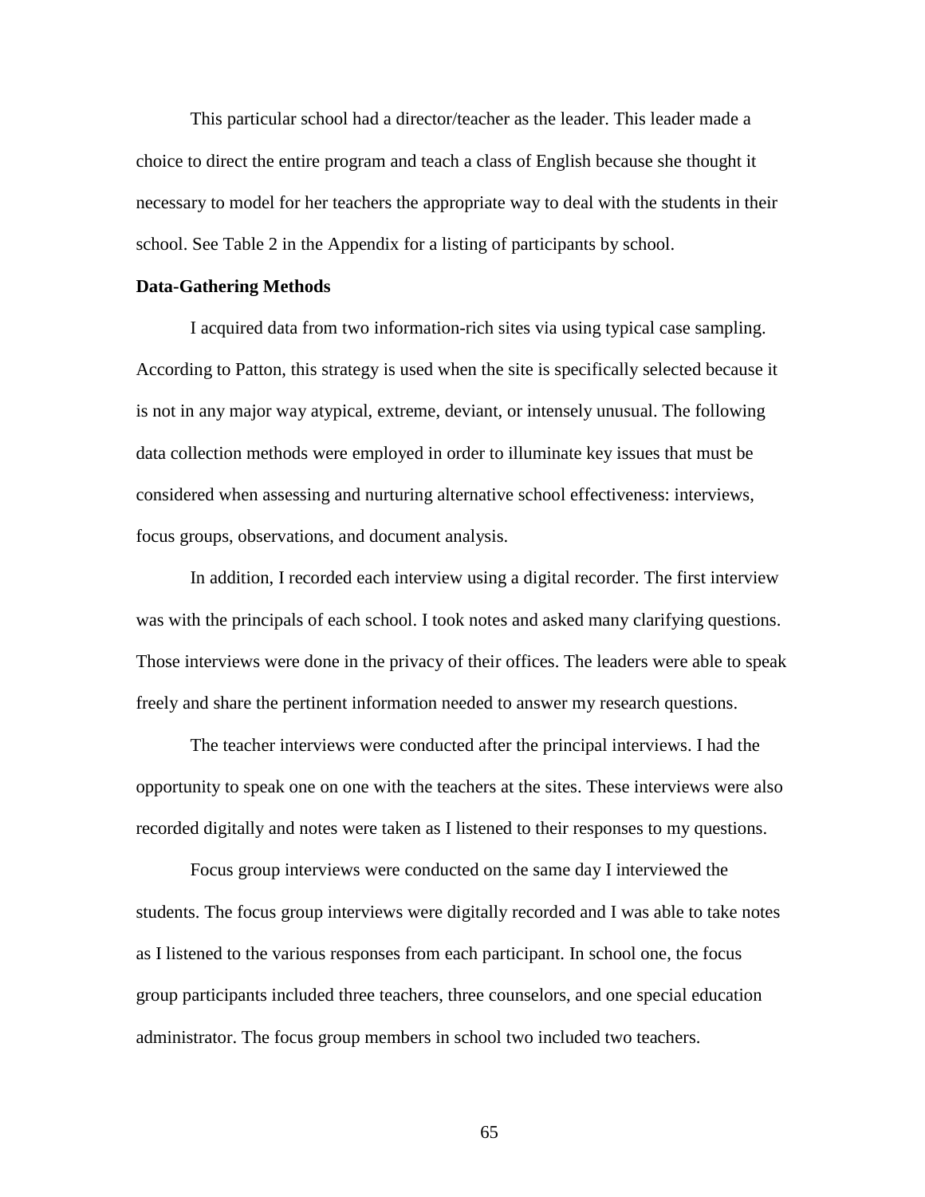This particular school had a director/teacher as the leader. This leader made a choice to direct the entire program and teach a class of English because she thought it necessary to model for her teachers the appropriate way to deal with the students in their school. See Table 2 in the Appendix for a listing of participants by school.

**Data-Gathering Methods**

I acquired data from two information-rich sites via using typical case sampling. According to Patton, this strategy is used when the site is specifically selected because it is not in any major way atypical, extreme, deviant, or intensely unusual. The following data collection methods were employed in order to illuminate key issues that must be considered when assessing and nurturing alternative school effectiveness: interviews, focus groups, observations, and document analysis.

In addition, I recorded each interview using a digital recorder. The first interview was with the principals of each school. I took notes and asked many clarifying questions. Those interviews were done in the privacy of their offices. The leaders were able to speak freely and share the pertinent information needed to answer my research questions.

The teacher interviews were conducted after the principal interviews. I had the opportunity to speak one on one with the teachers at the sites. These interviews were also recorded digitally and notes were taken as I listened to their responses to my questions.

Focus group interviews were conducted on the same day I interviewed the students. The focus group interviews were digitally recorded and I was able to take notes as I listened to the various responses from each participant. In school one, the focus group participants included three teachers, three counselors, and one special education administrator. The focus group members in school two included two teachers.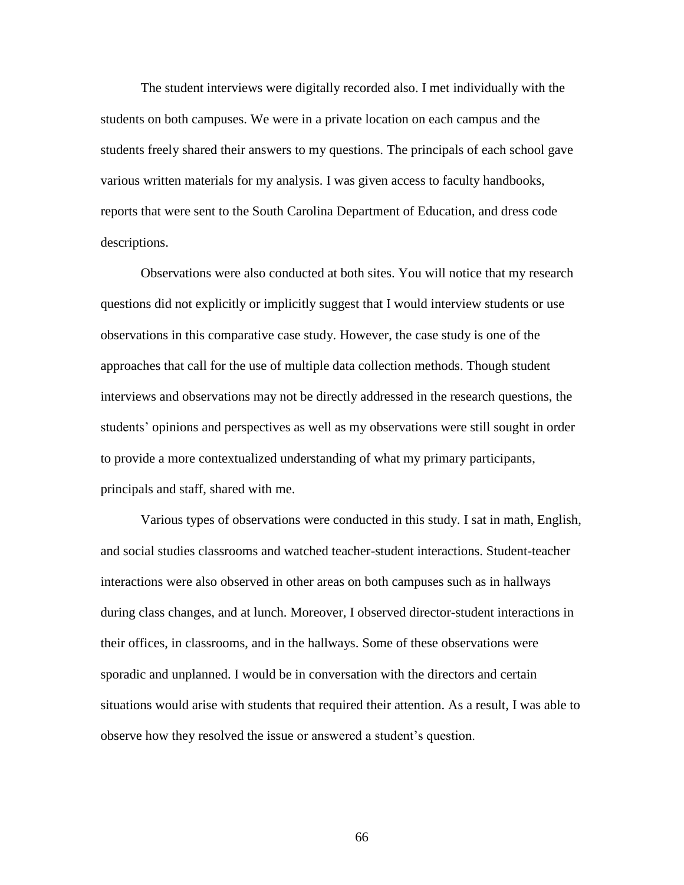The student interviews were digitally recorded also. I met individually with the students on both campuses. We were in a private location on each campus and the students freely shared their answers to my questions. The principals of each school gave various written materials for my analysis. I was given access to faculty handbooks, reports that were sent to the South Carolina Department of Education, and dress code descriptions.

Observations were also conducted at both sites. You will notice that my research questions did not explicitly or implicitly suggest that I would interview students or use observations in this comparative case study. However, the case study is one of the approaches that call for the use of multiple data collection methods. Though student interviews and observations may not be directly addressed in the research questions, the students' opinions and perspectives as well as my observations were still sought in order to provide a more contextualized understanding of what my primary participants, principals and staff, shared with me.

Various types of observations were conducted in this study. I sat in math, English, and social studies classrooms and watched teacher-student interactions. Student-teacher interactions were also observed in other areas on both campuses such as in hallways during class changes, and at lunch. Moreover, I observed director-student interactions in their offices, in classrooms, and in the hallways. Some of these observations were sporadic and unplanned. I would be in conversation with the directors and certain situations would arise with students that required their attention. As a result, I was able to observe how they resolved the issue or answered a student's question.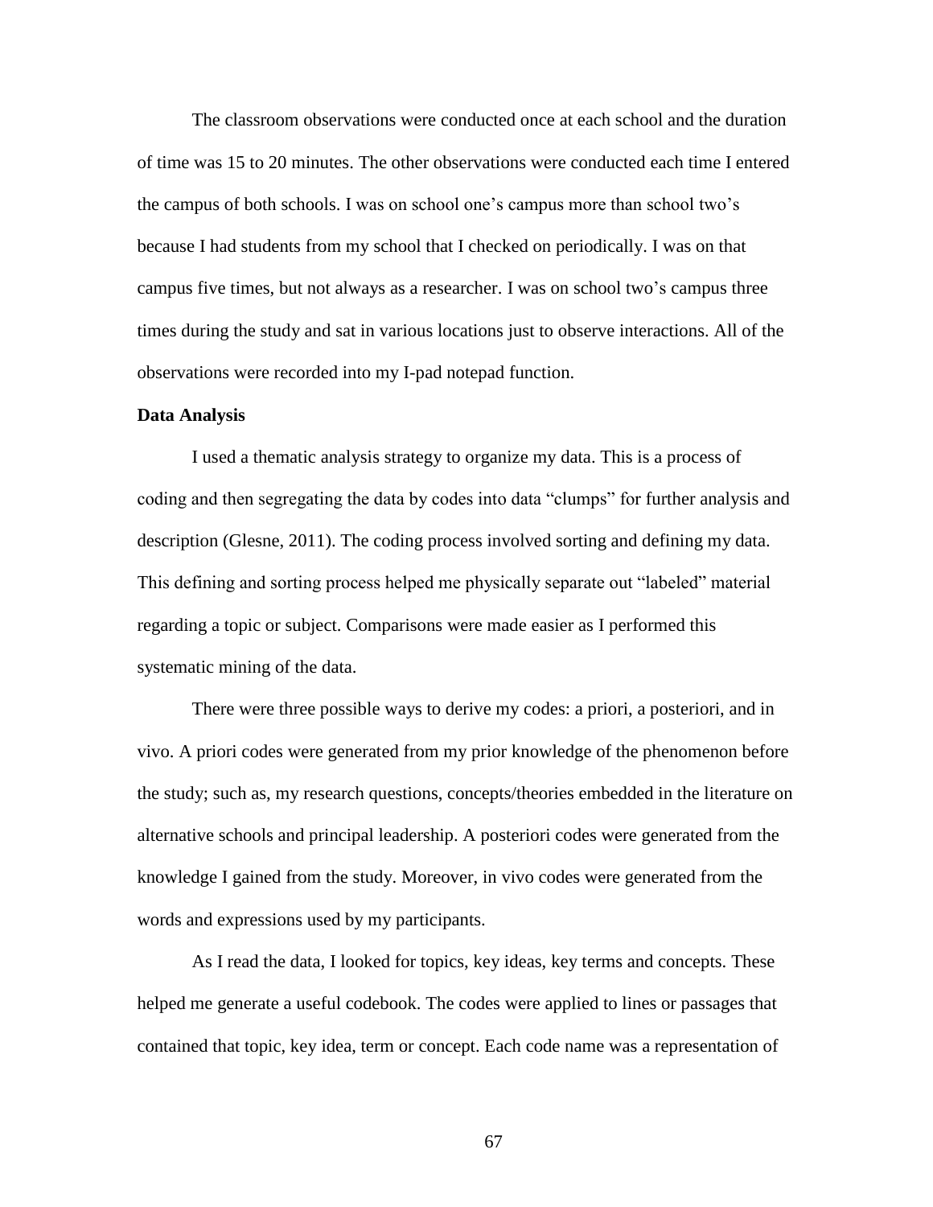The classroom observations were conducted once at each school and the duration of time was 15 to 20 minutes. The other observations were conducted each time I entered the campus of both schools. I was on school one's campus more than school two's because I had students from my school that I checked on periodically. I was on that campus five times, but not always as a researcher. I was on school two's campus three times during the study and sat in various locations just to observe interactions. All of the observations were recorded into my I-pad notepad function.

**Data Analysis**

I used a thematic analysis strategy to organize my data. This is a process of coding and then segregating the data by codes into data "clumps" for further analysis and description (Glesne, 2011). The coding process involved sorting and defining my data. This defining and sorting process helped me physically separate out "labeled" material regarding a topic or subject. Comparisons were made easier as I performed this systematic mining of the data.

There were three possible ways to derive my codes: a priori, a posteriori, and in vivo. A priori codes were generated from my prior knowledge of the phenomenon before the study; such as, my research questions, concepts/theories embedded in the literature on alternative schools and principal leadership. A posteriori codes were generated from the knowledge I gained from the study. Moreover, in vivo codes were generated from the words and expressions used by my participants.

As I read the data, I looked for topics, key ideas, key terms and concepts. These helped me generate a useful codebook. The codes were applied to lines or passages that contained that topic, key idea, term or concept. Each code name was a representation of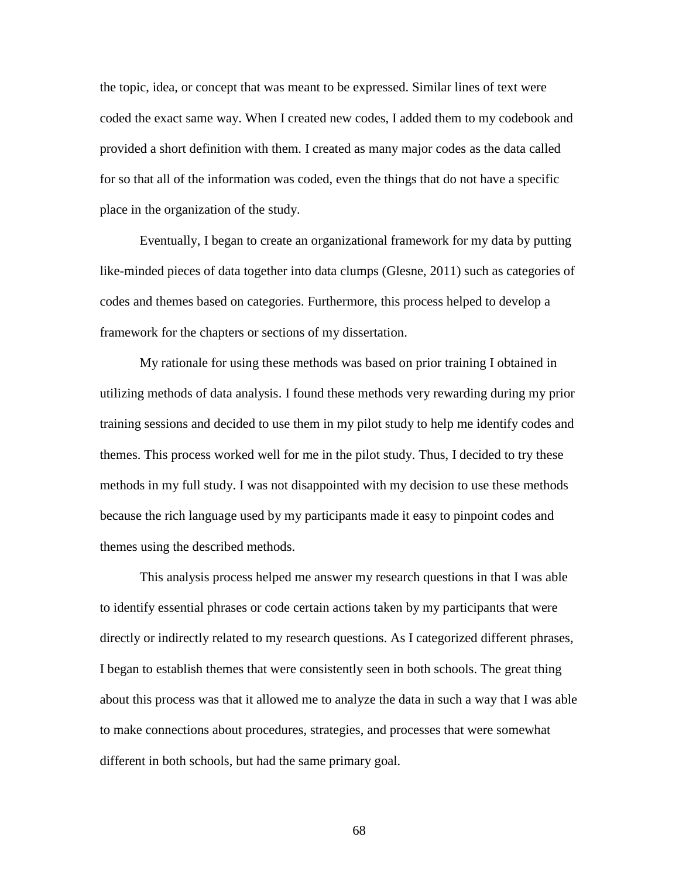the topic, idea, or concept that was meant to be expressed. Similar lines of text were coded the exact same way. When I created new codes, I added them to my codebook and provided a short definition with them. I created as many major codes as the data called for so that all of the information was coded, even the things that do not have a specific place in the organization of the study.

Eventually, I began to create an organizational framework for my data by putting like-minded pieces of data together into data clumps (Glesne, 2011) such as categories of codes and themes based on categories. Furthermore, this process helped to develop a framework for the chapters or sections of my dissertation.

My rationale for using these methods was based on prior training I obtained in utilizing methods of data analysis. I found these methods very rewarding during my prior training sessions and decided to use them in my pilot study to help me identify codes and themes. This process worked well for me in the pilot study. Thus, I decided to try these methods in my full study. I was not disappointed with my decision to use these methods because the rich language used by my participants made it easy to pinpoint codes and themes using the described methods.

This analysis process helped me answer my research questions in that I was able to identify essential phrases or code certain actions taken by my participants that were directly or indirectly related to my research questions. As I categorized different phrases, I began to establish themes that were consistently seen in both schools. The great thing about this process was that it allowed me to analyze the data in such a way that I was able to make connections about procedures, strategies, and processes that were somewhat different in both schools, but had the same primary goal.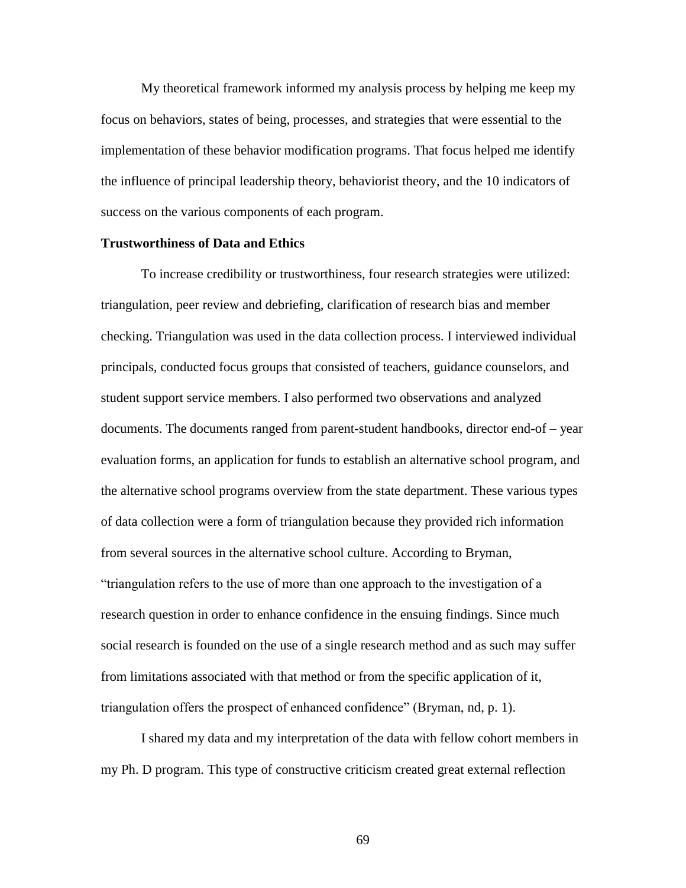My theoretical framework informed my analysis process by helping me keep my focus on behaviors, states of being, processes, and strategies that were essential to the implementation of these behavior modification programs. That focus helped me identify the influence of principal leadership theory, behaviorist theory, and the 10 indicators of success on the various components of each program.

**Trustworthiness of Data and Ethics**

To increase credibility or trustworthiness, four research strategies were utilized: triangulation, peer review and debriefing, clarification of research bias and member checking. Triangulation was used in the data collection process. I interviewed individual principals, conducted focus groups that consisted of teachers, guidance counselors, and student support service members. I also performed two observations and analyzed documents. The documents ranged from parent-student handbooks, director end-of – year evaluation forms, an application for funds to establish an alternative school program, and the alternative school programs overview from the state department. These various types of data collection were a form of triangulation because they provided rich information from several sources in the alternative school culture. According to Bryman, "triangulation refers to the use of more than one approach to the investigation of a research question in order to enhance confidence in the ensuing findings. Since much social research is founded on the use of a single research method and as such may suffer from limitations associated with that method or from the specific application of it, triangulation offers the prospect of enhanced confidence" (Bryman, nd, p. 1).

I shared my data and my interpretation of the data with fellow cohort members in my Ph. D program. This type of constructive criticism created great external reflection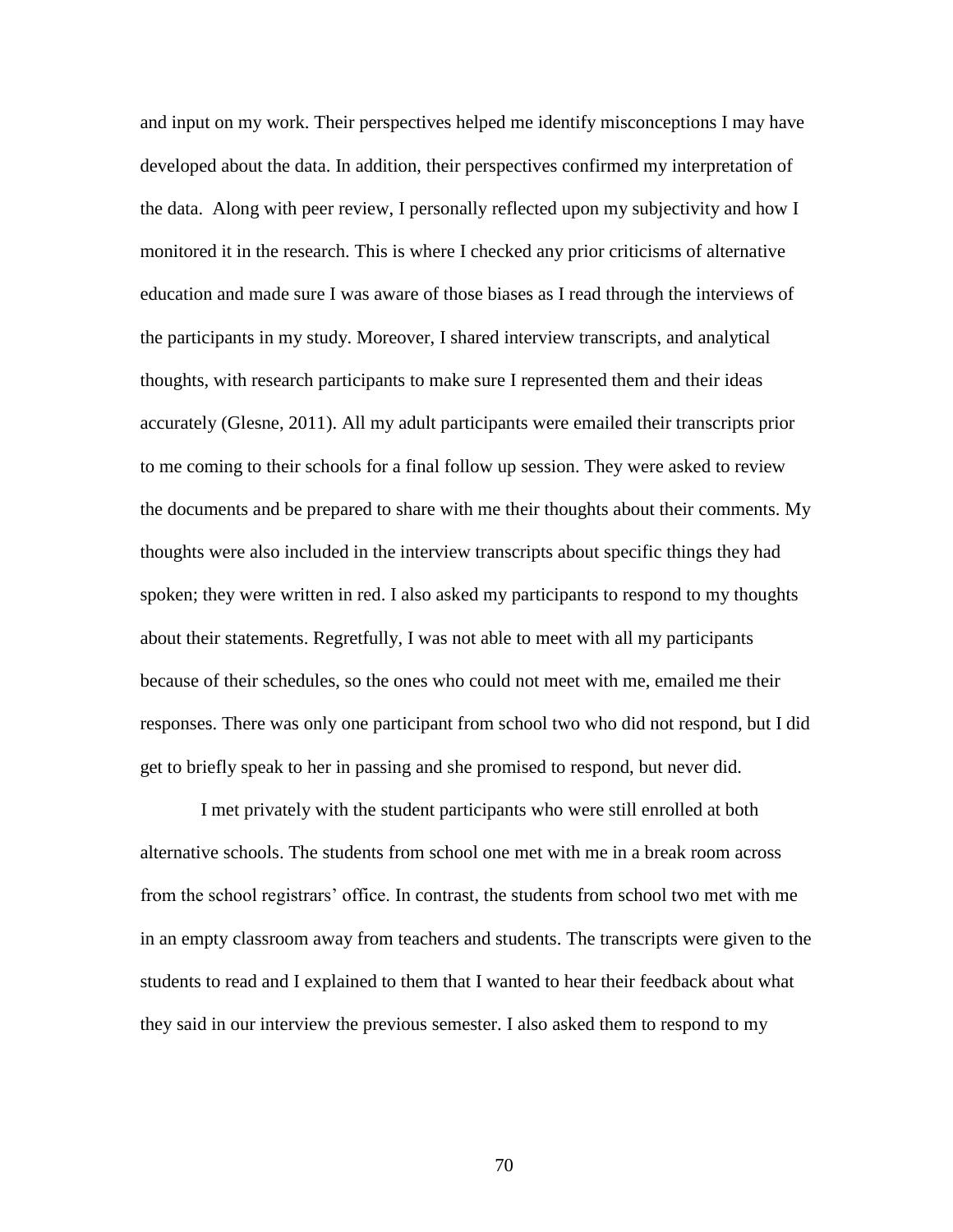and input on my work. Their perspectives helped me identify misconceptions I may have developed about the data. In addition, their perspectives confirmed my interpretation of the data. Along with peer review, I personally reflected upon my subjectivity and how I monitored it in the research. This is where I checked any prior criticisms of alternative education and made sure I was aware of those biases as I read through the interviews of the participants in my study. Moreover, I shared interview transcripts, and analytical thoughts, with research participants to make sure I represented them and their ideas accurately (Glesne, 2011). All my adult participants were emailed their transcripts prior to me coming to their schools for a final follow up session. They were asked to review the documents and be prepared to share with me their thoughts about their comments. My thoughts were also included in the interview transcripts about specific things they had spoken; they were written in red. I also asked my participants to respond to my thoughts about their statements. Regretfully, I was not able to meet with all my participants because of their schedules, so the ones who could not meet with me, emailed me their responses. There was only one participant from school two who did not respond, but I did get to briefly speak to her in passing and she promised to respond, but never did.

I met privately with the student participants who were still enrolled at both alternative schools. The students from school one met with me in a break room across from the school registrars' office. In contrast, the students from school two met with me in an empty classroom away from teachers and students. The transcripts were given to the students to read and I explained to them that I wanted to hear their feedback about what they said in our interview the previous semester. I also asked them to respond to my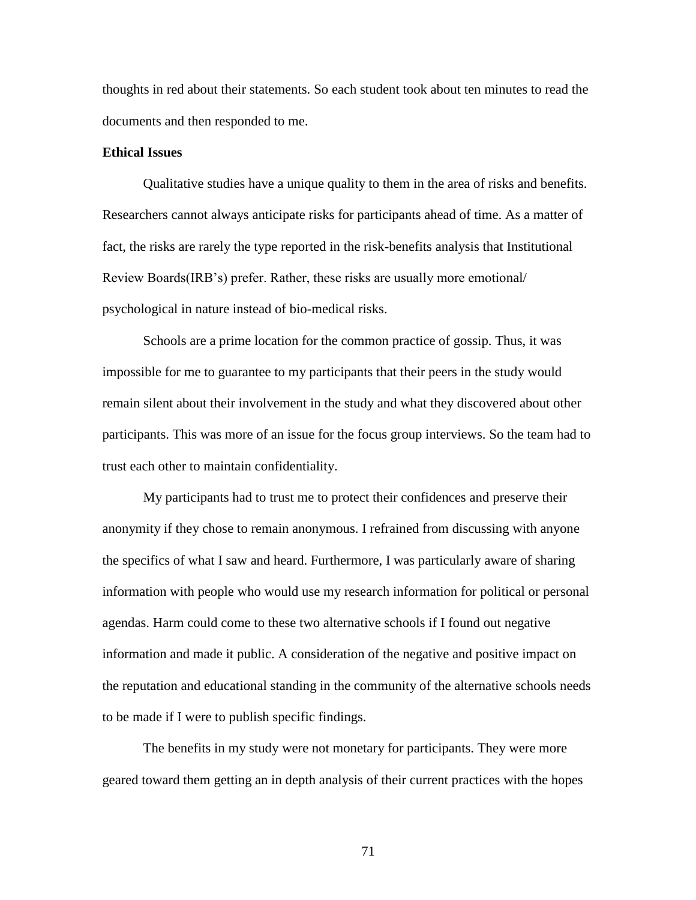thoughts in red about their statements. So each student took about ten minutes to read the documents and then responded to me.

**Ethical Issues**

Qualitative studies have a unique quality to them in the area of risks and benefits. Researchers cannot always anticipate risks for participants ahead of time. As a matter of fact, the risks are rarely the type reported in the risk-benefits analysis that Institutional Review Boards(IRB's) prefer. Rather, these risks are usually more emotional/ psychological in nature instead of bio-medical risks.

Schools are a prime location for the common practice of gossip. Thus, it was impossible for me to guarantee to my participants that their peers in the study would remain silent about their involvement in the study and what they discovered about other participants. This was more of an issue for the focus group interviews. So the team had to trust each other to maintain confidentiality.

My participants had to trust me to protect their confidences and preserve their anonymity if they chose to remain anonymous. I refrained from discussing with anyone the specifics of what I saw and heard. Furthermore, I was particularly aware of sharing information with people who would use my research information for political or personal agendas. Harm could come to these two alternative schools if I found out negative information and made it public. A consideration of the negative and positive impact on the reputation and educational standing in the community of the alternative schools needs to be made if I were to publish specific findings.

The benefits in my study were not monetary for participants. They were more geared toward them getting an in depth analysis of their current practices with the hopes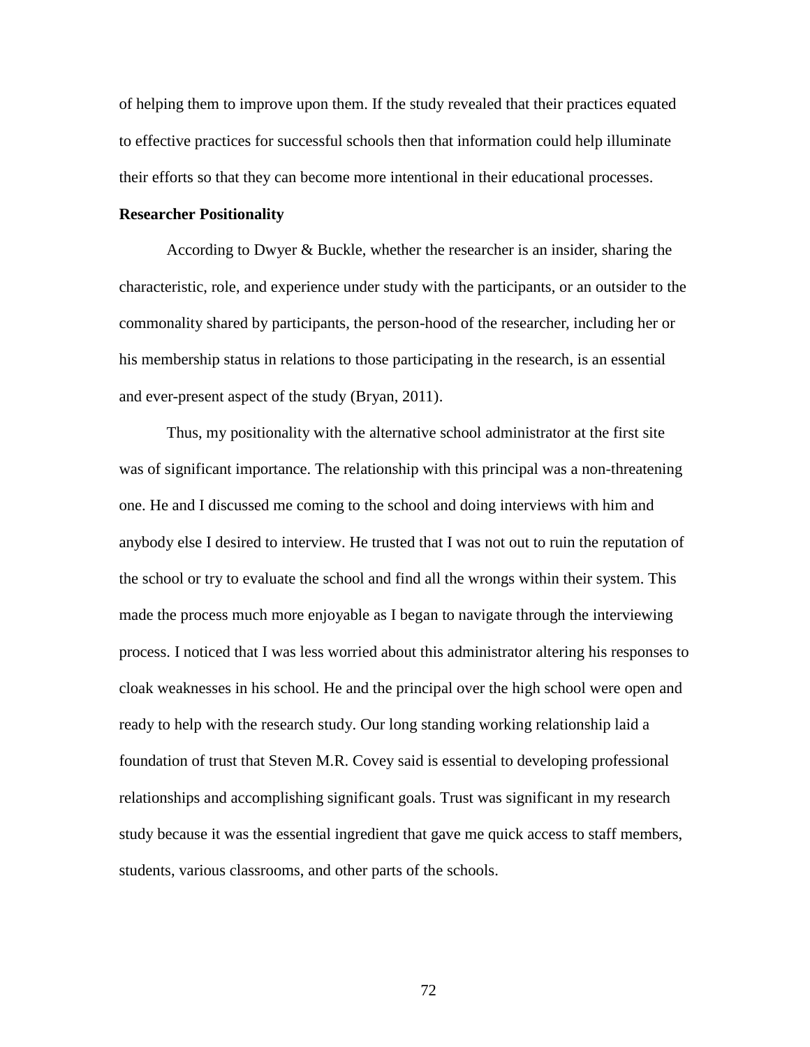of helping them to improve upon them. If the study revealed that their practices equated to effective practices for successful schools then that information could help illuminate their efforts so that they can become more intentional in their educational processes.

**Researcher Positionality**

According to Dwyer & Buckle, whether the researcher is an insider, sharing the characteristic, role, and experience under study with the participants, or an outsider to the commonality shared by participants, the person-hood of the researcher, including her or his membership status in relations to those participating in the research, is an essential and ever-present aspect of the study (Bryan, 2011).

Thus, my positionality with the alternative school administrator at the first site was of significant importance. The relationship with this principal was a non-threatening one. He and I discussed me coming to the school and doing interviews with him and anybody else I desired to interview. He trusted that I was not out to ruin the reputation of the school or try to evaluate the school and find all the wrongs within their system. This made the process much more enjoyable as I began to navigate through the interviewing process. I noticed that I was less worried about this administrator altering his responses to cloak weaknesses in his school. He and the principal over the high school were open and ready to help with the research study. Our long standing working relationship laid a foundation of trust that Steven M.R. Covey said is essential to developing professional relationships and accomplishing significant goals. Trust was significant in my research study because it was the essential ingredient that gave me quick access to staff members, students, various classrooms, and other parts of the schools.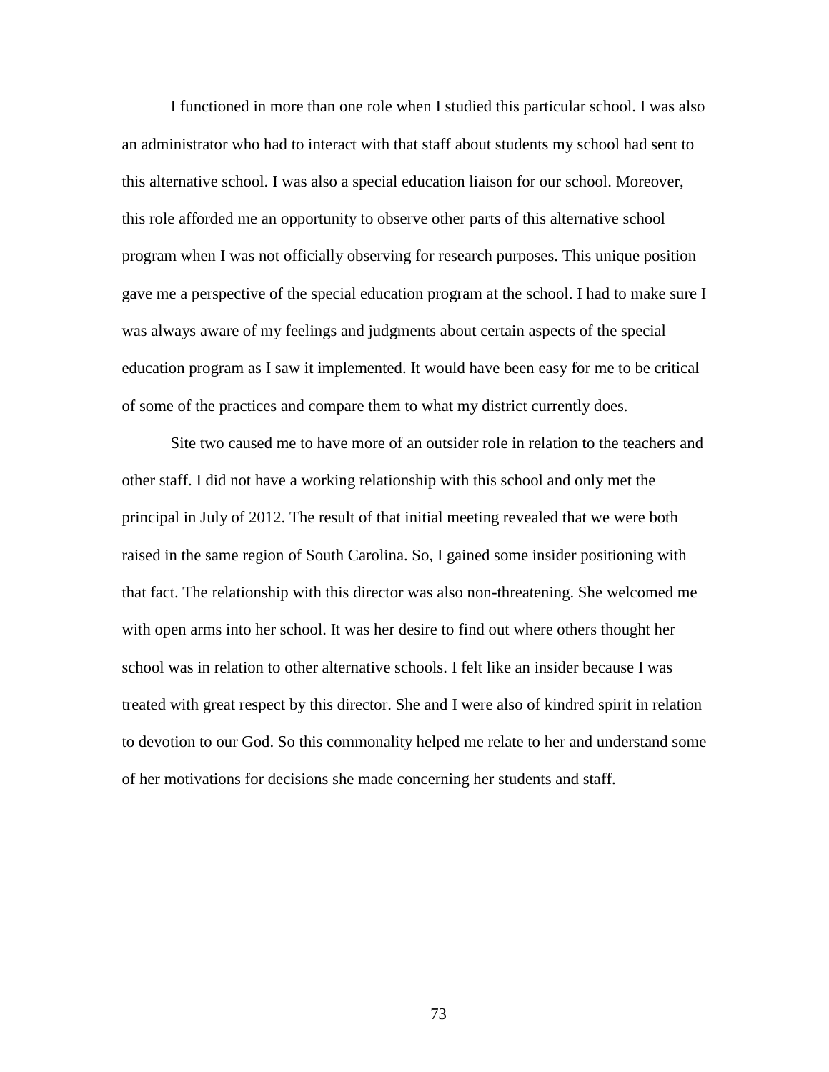I functioned in more than one role when I studied this particular school. I was also an administrator who had to interact with that staff about students my school had sent to this alternative school. I was also a special education liaison for our school. Moreover, this role afforded me an opportunity to observe other parts of this alternative school program when I was not officially observing for research purposes. This unique position gave me a perspective of the special education program at the school. I had to make sure I was always aware of my feelings and judgments about certain aspects of the special education program as I saw it implemented. It would have been easy for me to be critical of some of the practices and compare them to what my district currently does.

Site two caused me to have more of an outsider role in relation to the teachers and other staff. I did not have a working relationship with this school and only met the principal in July of 2012. The result of that initial meeting revealed that we were both raised in the same region of South Carolina. So, I gained some insider positioning with that fact. The relationship with this director was also non-threatening. She welcomed me with open arms into her school. It was her desire to find out where others thought her school was in relation to other alternative schools. I felt like an insider because I was treated with great respect by this director. She and I were also of kindred spirit in relation to devotion to our God. So this commonality helped me relate to her and understand some of her motivations for decisions she made concerning her students and staff.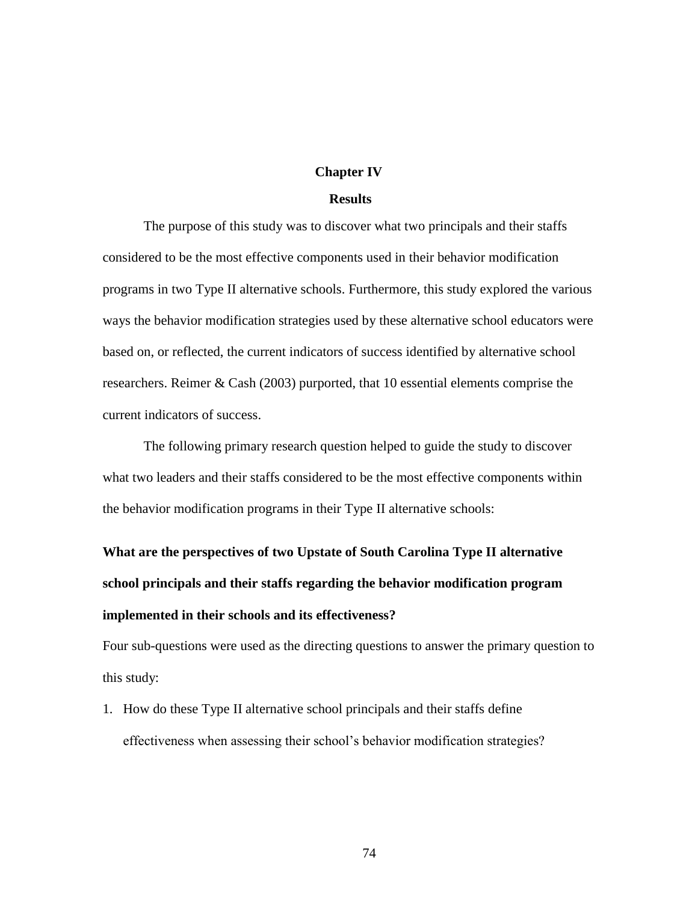# Chapter IV

## Results

The purpose of this study was to discover what two principals and their staffs considered to be the most effective components used in their behavior modification programs in two Type II alternative schools. Furthermore, this study explored the various ways the behavior modification strategies used by these alternative school educators were based on, or reflected, the current indicators of success identified by alternative school researchers. Reimer & Cash (2003) purported, that 10 essential elements comprise the current indicators of success.

The following primary research question helped to guide the study to discover what two leaders and their staffs considered to be the most effective components within the behavior modification programs in their Type II alternative schools:

**What are the perspectives of two Upstate of South Carolina Type II alternative school principals and their staffs regarding the behavior modification program implemented in their schools and its effectiveness?**

Four sub-questions were used as the directing questions to answer the primary question to this study:

1. How do these Type II alternative school principals and their staffs define effectiveness when assessing their school's behavior modification strategies?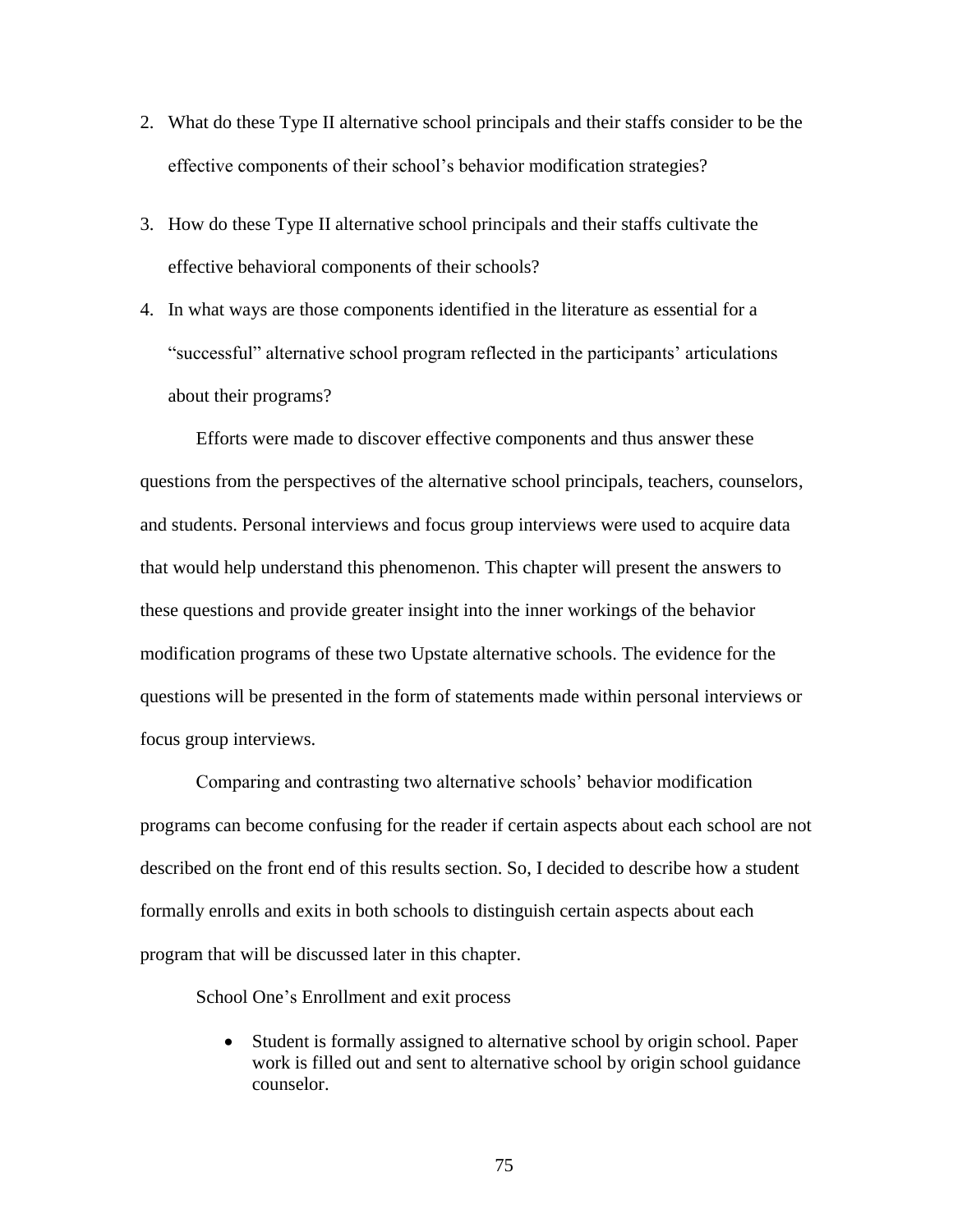2. What do these Type II alternative school principals and their staffs consider to be the effective components of their school's behavior modification strategies?
3. How do these Type II alternative school principals and their staffs cultivate the effective behavioral components of their schools?
4. In what ways are those components identified in the literature as essential for a "successful" alternative school program reflected in the participants' articulations about their programs?

Efforts were made to discover effective components and thus answer these questions from the perspectives of the alternative school principals, teachers, counselors, and students. Personal interviews and focus group interviews were used to acquire data that would help understand this phenomenon. This chapter will present the answers to these questions and provide greater insight into the inner workings of the behavior modification programs of these two Upstate alternative schools. The evidence for the questions will be presented in the form of statements made within personal interviews or focus group interviews.

Comparing and contrasting two alternative schools' behavior modification programs can become confusing for the reader if certain aspects about each school are not described on the front end of this results section. So, I decided to describe how a student formally enrolls and exits in both schools to distinguish certain aspects about each program that will be discussed later in this chapter.

School One's Enrollment and exit process

- Student is formally assigned to alternative school by origin school. Paper work is filled out and sent to alternative school by origin school guidance counselor.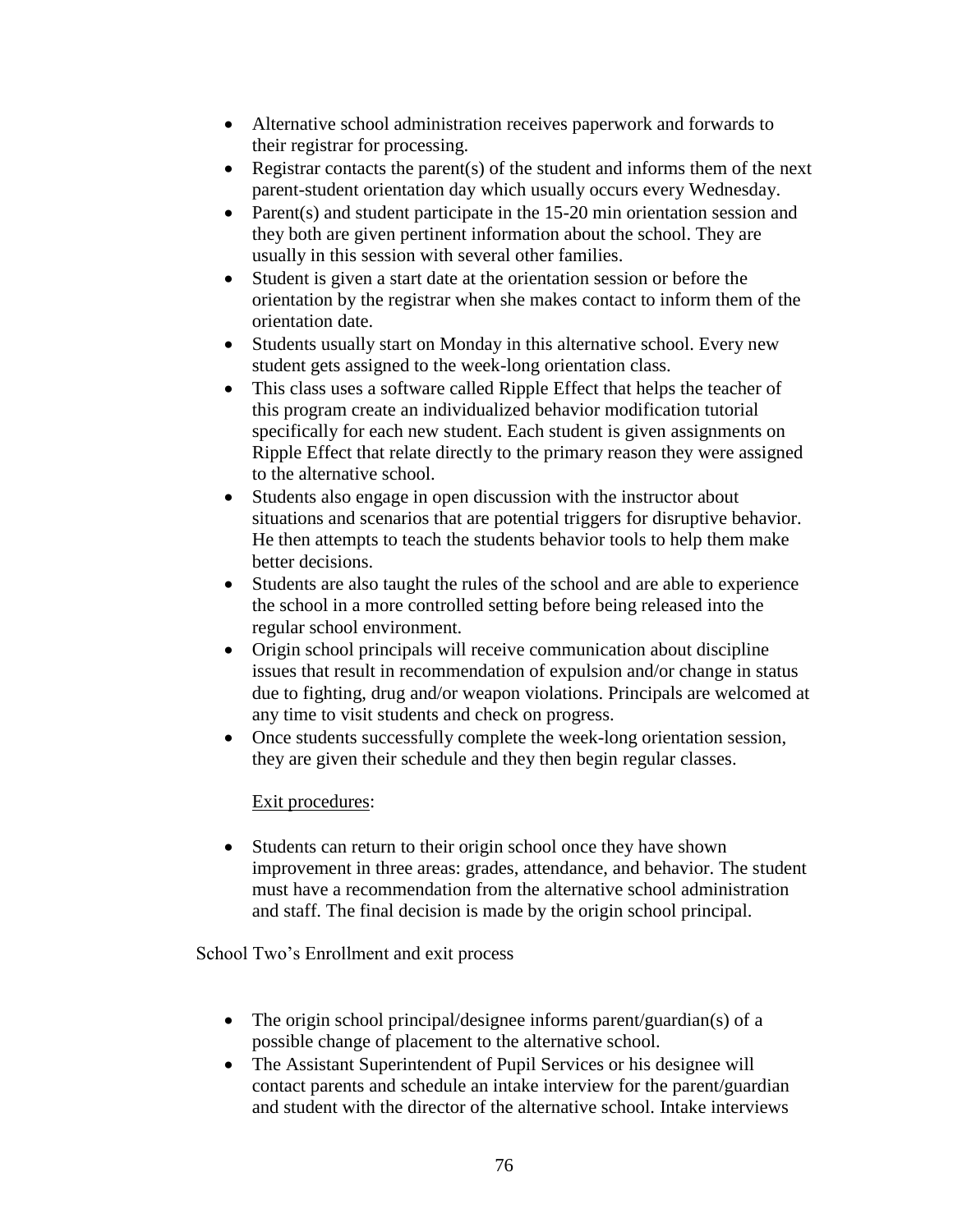- Alternative school administration receives paperwork and forwards to their registrar for processing.
- Registrar contacts the parent(s) of the student and informs them of the next parent-student orientation day which usually occurs every Wednesday.
- Parent(s) and student participate in the 15-20 min orientation session and they both are given pertinent information about the school. They are usually in this session with several other families.
- Student is given a start date at the orientation session or before the orientation by the registrar when she makes contact to inform them of the orientation date.
- Students usually start on Monday in this alternative school. Every new student gets assigned to the week-long orientation class.
- This class uses a software called Ripple Effect that helps the teacher of this program create an individualized behavior modification tutorial specifically for each new student. Each student is given assignments on Ripple Effect that relate directly to the primary reason they were assigned to the alternative school.
- Students also engage in open discussion with the instructor about situations and scenarios that are potential triggers for disruptive behavior. He then attempts to teach the students behavior tools to help them make better decisions.
- Students are also taught the rules of the school and are able to experience the school in a more controlled setting before being released into the regular school environment.
- Origin school principals will receive communication about discipline issues that result in recommendation of expulsion and/or change in status due to fighting, drug and/or weapon violations. Principals are welcomed at any time to visit students and check on progress.
- Once students successfully complete the week-long orientation session, they are given their schedule and they then begin regular classes.

Exit procedures:

- Students can return to their origin school once they have shown improvement in three areas: grades, attendance, and behavior. The student must have a recommendation from the alternative school administration and staff. The final decision is made by the origin school principal.

School Two's Enrollment and exit process

- The origin school principal/designee informs parent/guardian(s) of a possible change of placement to the alternative school.
- The Assistant Superintendent of Pupil Services or his designee will contact parents and schedule an intake interview for the parent/guardian and student with the director of the alternative school. Intake interviews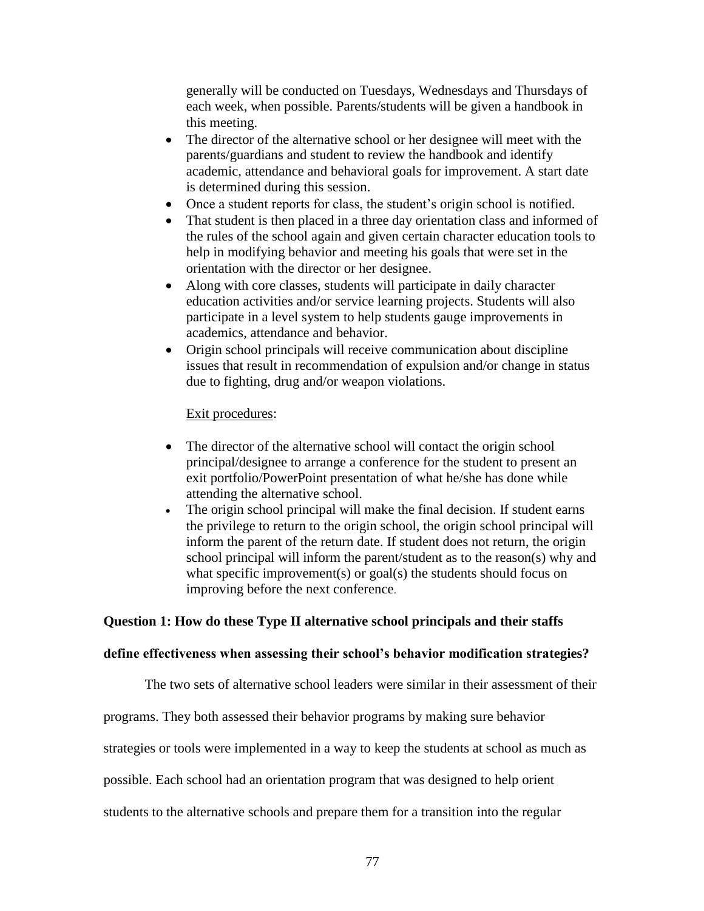generally will be conducted on Tuesdays, Wednesdays and Thursdays of each week, when possible. Parents/students will be given a handbook in this meeting.

- The director of the alternative school or her designee will meet with the parents/guardians and student to review the handbook and identify academic, attendance and behavioral goals for improvement. A start date is determined during this session.
- Once a student reports for class, the student's origin school is notified.
- That student is then placed in a three day orientation class and informed of the rules of the school again and given certain character education tools to help in modifying behavior and meeting his goals that were set in the orientation with the director or her designee.
- Along with core classes, students will participate in daily character education activities and/or service learning projects. Students will also participate in a level system to help students gauge improvements in academics, attendance and behavior.
- Origin school principals will receive communication about discipline issues that result in recommendation of expulsion and/or change in status due to fighting, drug and/or weapon violations.

Exit procedures:

- The director of the alternative school will contact the origin school principal/designee to arrange a conference for the student to present an exit portfolio/PowerPoint presentation of what he/she has done while attending the alternative school.
- The origin school principal will make the final decision. If student earns the privilege to return to the origin school, the origin school principal will inform the parent of the return date. If student does not return, the origin school principal will inform the parent/student as to the reason(s) why and what specific improvement(s) or goal(s) the students should focus on improving before the next conference.

**Question 1: How do these Type II alternative school principals and their staffs define effectiveness when assessing their school's behavior modification strategies?**

The two sets of alternative school leaders were similar in their assessment of their programs. They both assessed their behavior programs by making sure behavior strategies or tools were implemented in a way to keep the students at school as much as possible. Each school had an orientation program that was designed to help orient students to the alternative schools and prepare them for a transition into the regular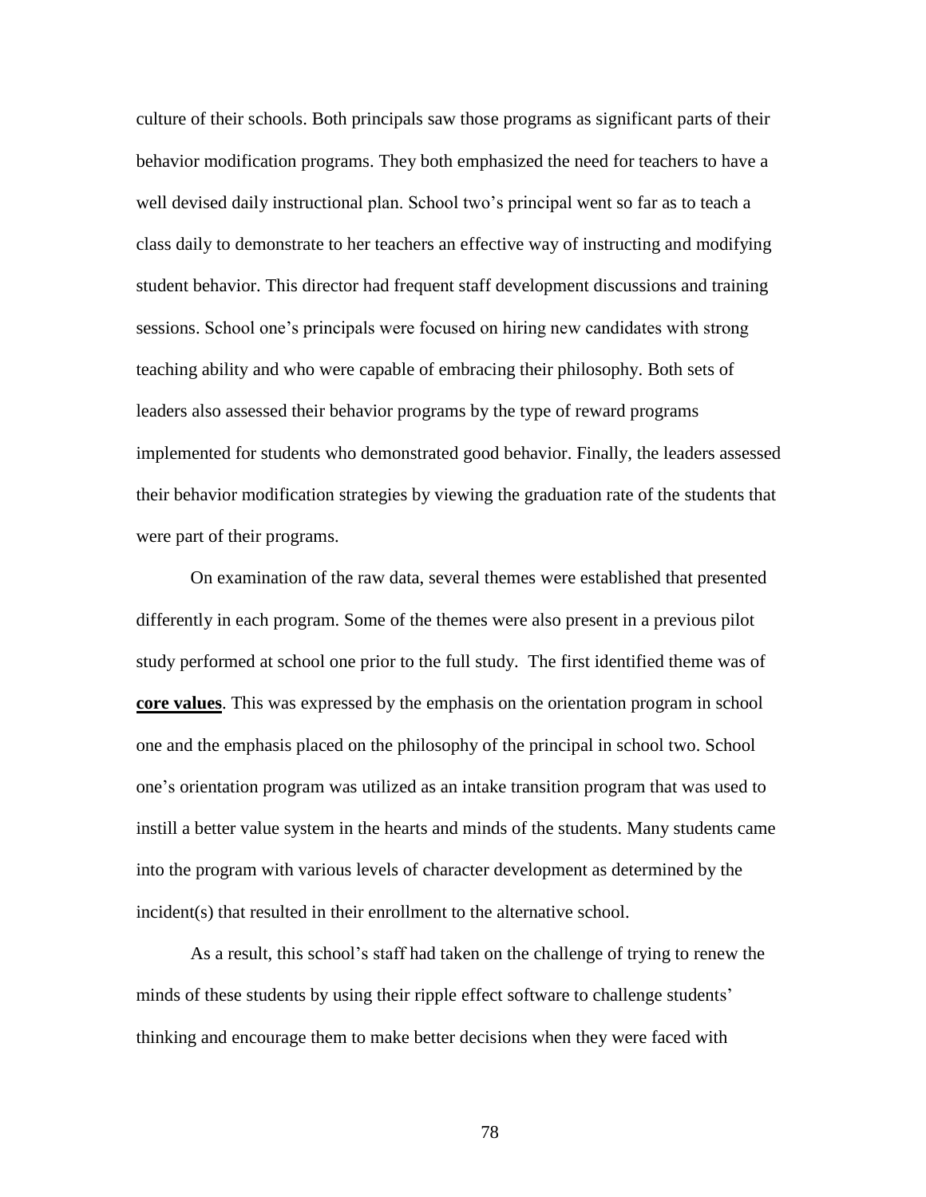culture of their schools. Both principals saw those programs as significant parts of their behavior modification programs. They both emphasized the need for teachers to have a well devised daily instructional plan. School two's principal went so far as to teach a class daily to demonstrate to her teachers an effective way of instructing and modifying student behavior. This director had frequent staff development discussions and training sessions. School one's principals were focused on hiring new candidates with strong teaching ability and who were capable of embracing their philosophy. Both sets of leaders also assessed their behavior programs by the type of reward programs implemented for students who demonstrated good behavior. Finally, the leaders assessed their behavior modification strategies by viewing the graduation rate of the students that were part of their programs.

On examination of the raw data, several themes were established that presented differently in each program. Some of the themes were also present in a previous pilot study performed at school one prior to the full study. The first identified theme was of <u>**core values**</u>. This was expressed by the emphasis on the orientation program in school one and the emphasis placed on the philosophy of the principal in school two. School one's orientation program was utilized as an intake transition program that was used to instill a better value system in the hearts and minds of the students. Many students came into the program with various levels of character development as determined by the incident(s) that resulted in their enrollment to the alternative school.

As a result, this school's staff had taken on the challenge of trying to renew the minds of these students by using their ripple effect software to challenge students' thinking and encourage them to make better decisions when they were faced with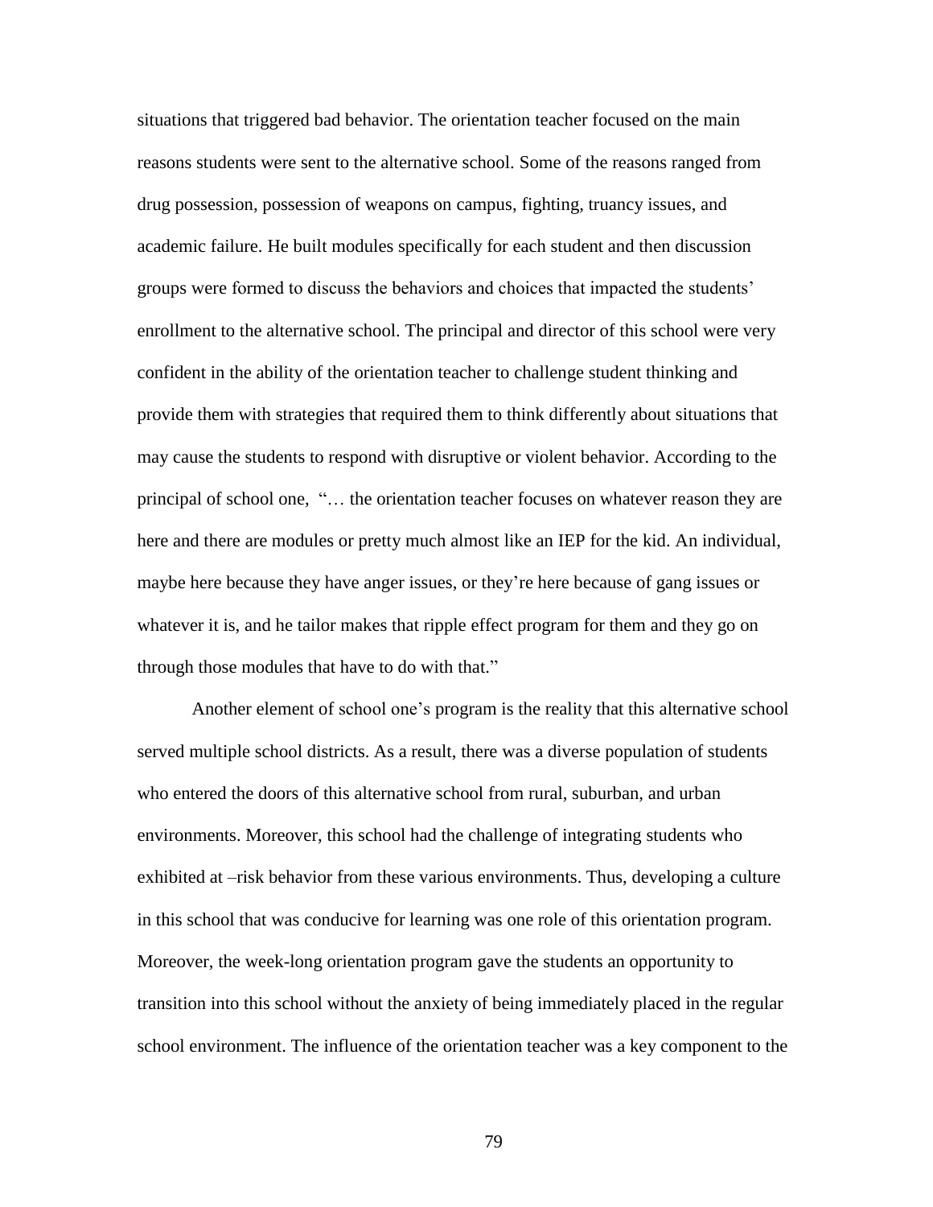situations that triggered bad behavior. The orientation teacher focused on the main reasons students were sent to the alternative school. Some of the reasons ranged from drug possession, possession of weapons on campus, fighting, truancy issues, and academic failure. He built modules specifically for each student and then discussion groups were formed to discuss the behaviors and choices that impacted the students' enrollment to the alternative school. The principal and director of this school were very confident in the ability of the orientation teacher to challenge student thinking and provide them with strategies that required them to think differently about situations that may cause the students to respond with disruptive or violent behavior. According to the principal of school one, "… the orientation teacher focuses on whatever reason they are here and there are modules or pretty much almost like an IEP for the kid. An individual, maybe here because they have anger issues, or they're here because of gang issues or whatever it is, and he tailor makes that ripple effect program for them and they go on through those modules that have to do with that."

Another element of school one's program is the reality that this alternative school served multiple school districts. As a result, there was a diverse population of students who entered the doors of this alternative school from rural, suburban, and urban environments. Moreover, this school had the challenge of integrating students who exhibited at –risk behavior from these various environments. Thus, developing a culture in this school that was conducive for learning was one role of this orientation program. Moreover, the week-long orientation program gave the students an opportunity to transition into this school without the anxiety of being immediately placed in the regular school environment. The influence of the orientation teacher was a key component to the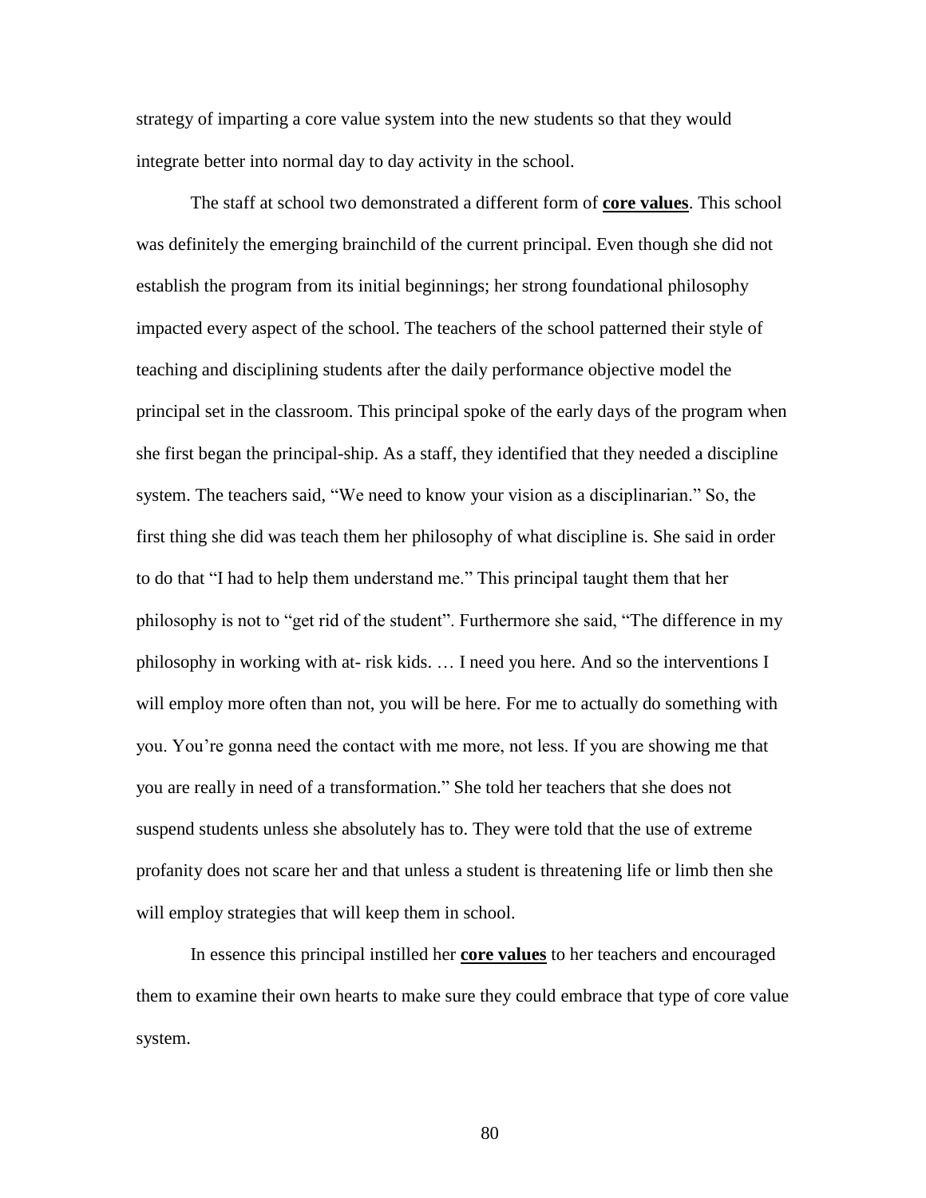strategy of imparting a core value system into the new students so that they would integrate better into normal day to day activity in the school.

The staff at school two demonstrated a different form of **core values**. This school was definitely the emerging brainchild of the current principal. Even though she did not establish the program from its initial beginnings; her strong foundational philosophy impacted every aspect of the school. The teachers of the school patterned their style of teaching and disciplining students after the daily performance objective model the principal set in the classroom. This principal spoke of the early days of the program when she first began the principal-ship. As a staff, they identified that they needed a discipline system. The teachers said, "We need to know your vision as a disciplinarian." So, the first thing she did was teach them her philosophy of what discipline is. She said in order to do that "I had to help them understand me." This principal taught them that her philosophy is not to "get rid of the student". Furthermore she said, "The difference in my philosophy in working with at- risk kids. … I need you here. And so the interventions I will employ more often than not, you will be here. For me to actually do something with you. You're gonna need the contact with me more, not less. If you are showing me that you are really in need of a transformation." She told her teachers that she does not suspend students unless she absolutely has to. They were told that the use of extreme profanity does not scare her and that unless a student is threatening life or limb then she will employ strategies that will keep them in school.

In essence this principal instilled her **core values** to her teachers and encouraged them to examine their own hearts to make sure they could embrace that type of core value system.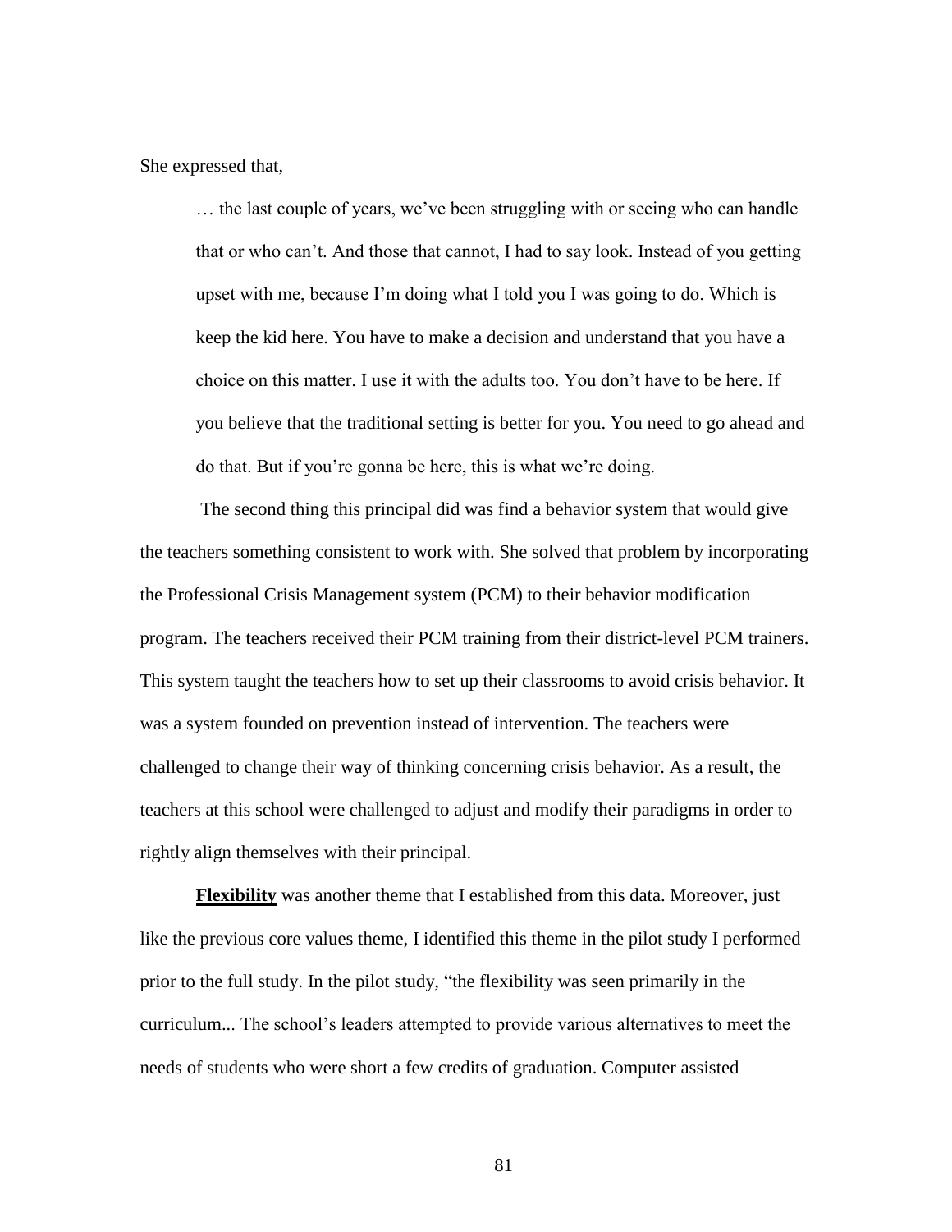She expressed that,

> … the last couple of years, we've been struggling with or seeing who can handle that or who can't. And those that cannot, I had to say look. Instead of you getting upset with me, because I'm doing what I told you I was going to do. Which is keep the kid here. You have to make a decision and understand that you have a choice on this matter. I use it with the adults too. You don't have to be here. If you believe that the traditional setting is better for you. You need to go ahead and do that. But if you're gonna be here, this is what we're doing.

The second thing this principal did was find a behavior system that would give the teachers something consistent to work with. She solved that problem by incorporating the Professional Crisis Management system (PCM) to their behavior modification program. The teachers received their PCM training from their district-level PCM trainers. This system taught the teachers how to set up their classrooms to avoid crisis behavior. It was a system founded on prevention instead of intervention. The teachers were challenged to change their way of thinking concerning crisis behavior. As a result, the teachers at this school were challenged to adjust and modify their paradigms in order to rightly align themselves with their principal.

**Flexibility** was another theme that I established from this data. Moreover, just like the previous core values theme, I identified this theme in the pilot study I performed prior to the full study. In the pilot study, "the flexibility was seen primarily in the curriculum... The school's leaders attempted to provide various alternatives to meet the needs of students who were short a few credits of graduation. Computer assisted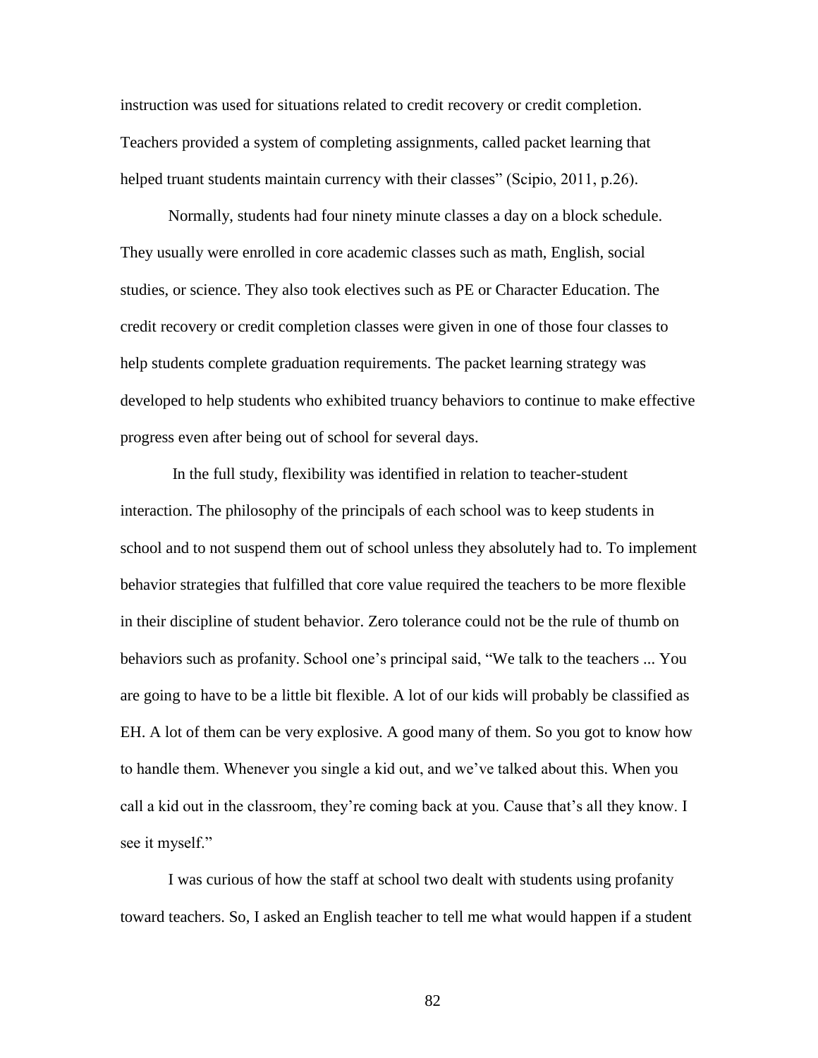instruction was used for situations related to credit recovery or credit completion. Teachers provided a system of completing assignments, called packet learning that helped truant students maintain currency with their classes" (Scipio, 2011, p.26).

Normally, students had four ninety minute classes a day on a block schedule. They usually were enrolled in core academic classes such as math, English, social studies, or science. They also took electives such as PE or Character Education. The credit recovery or credit completion classes were given in one of those four classes to help students complete graduation requirements. The packet learning strategy was developed to help students who exhibited truancy behaviors to continue to make effective progress even after being out of school for several days.

In the full study, flexibility was identified in relation to teacher-student interaction. The philosophy of the principals of each school was to keep students in school and to not suspend them out of school unless they absolutely had to. To implement behavior strategies that fulfilled that core value required the teachers to be more flexible in their discipline of student behavior. Zero tolerance could not be the rule of thumb on behaviors such as profanity. School one's principal said, "We talk to the teachers ... You are going to have to be a little bit flexible. A lot of our kids will probably be classified as EH. A lot of them can be very explosive. A good many of them. So you got to know how to handle them. Whenever you single a kid out, and we've talked about this. When you call a kid out in the classroom, they're coming back at you. Cause that's all they know. I see it myself."

I was curious of how the staff at school two dealt with students using profanity toward teachers. So, I asked an English teacher to tell me what would happen if a student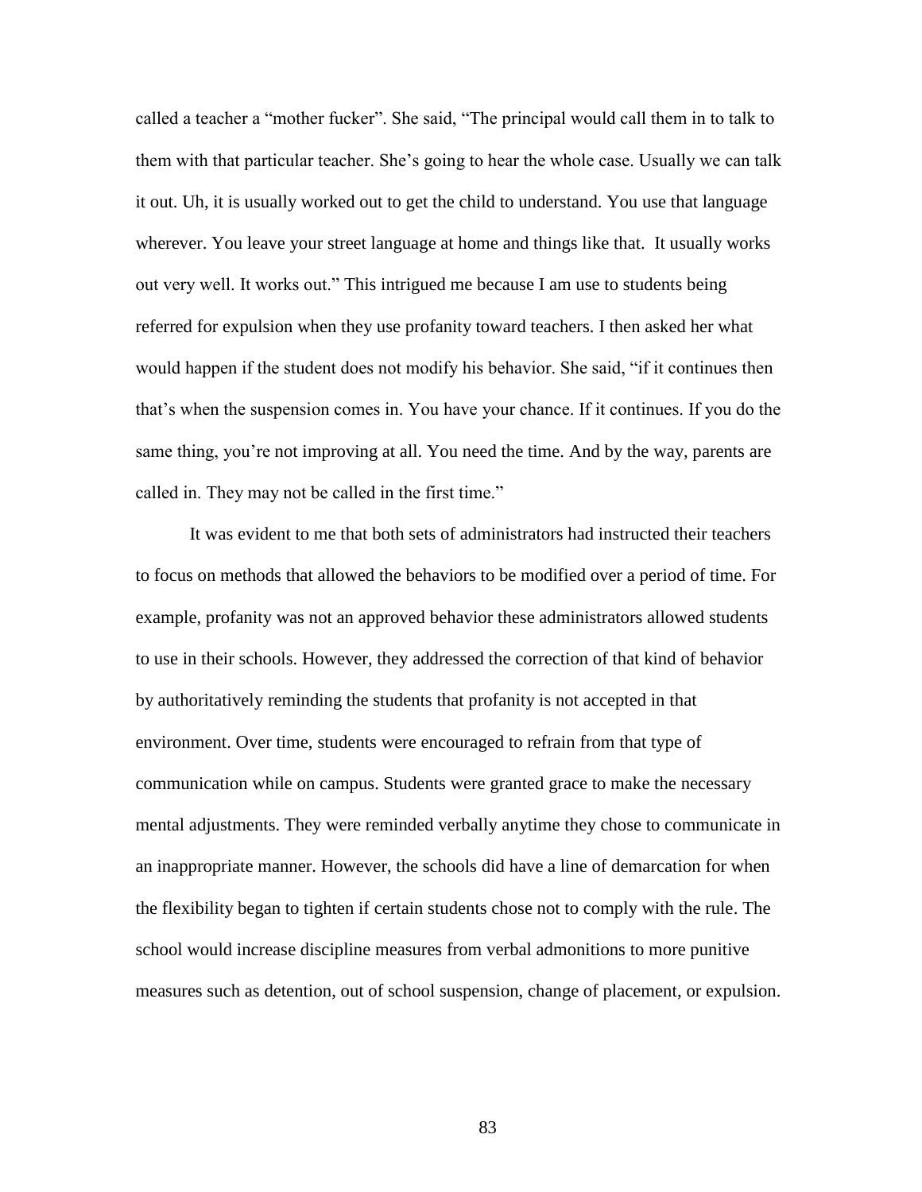called a teacher a "mother fucker". She said, "The principal would call them in to talk to them with that particular teacher. She's going to hear the whole case. Usually we can talk it out. Uh, it is usually worked out to get the child to understand. You use that language wherever. You leave your street language at home and things like that. It usually works out very well. It works out." This intrigued me because I am use to students being referred for expulsion when they use profanity toward teachers. I then asked her what would happen if the student does not modify his behavior. She said, "if it continues then that's when the suspension comes in. You have your chance. If it continues. If you do the same thing, you're not improving at all. You need the time. And by the way, parents are called in. They may not be called in the first time."

It was evident to me that both sets of administrators had instructed their teachers to focus on methods that allowed the behaviors to be modified over a period of time. For example, profanity was not an approved behavior these administrators allowed students to use in their schools. However, they addressed the correction of that kind of behavior by authoritatively reminding the students that profanity is not accepted in that environment. Over time, students were encouraged to refrain from that type of communication while on campus. Students were granted grace to make the necessary mental adjustments. They were reminded verbally anytime they chose to communicate in an inappropriate manner. However, the schools did have a line of demarcation for when the flexibility began to tighten if certain students chose not to comply with the rule. The school would increase discipline measures from verbal admonitions to more punitive measures such as detention, out of school suspension, change of placement, or expulsion.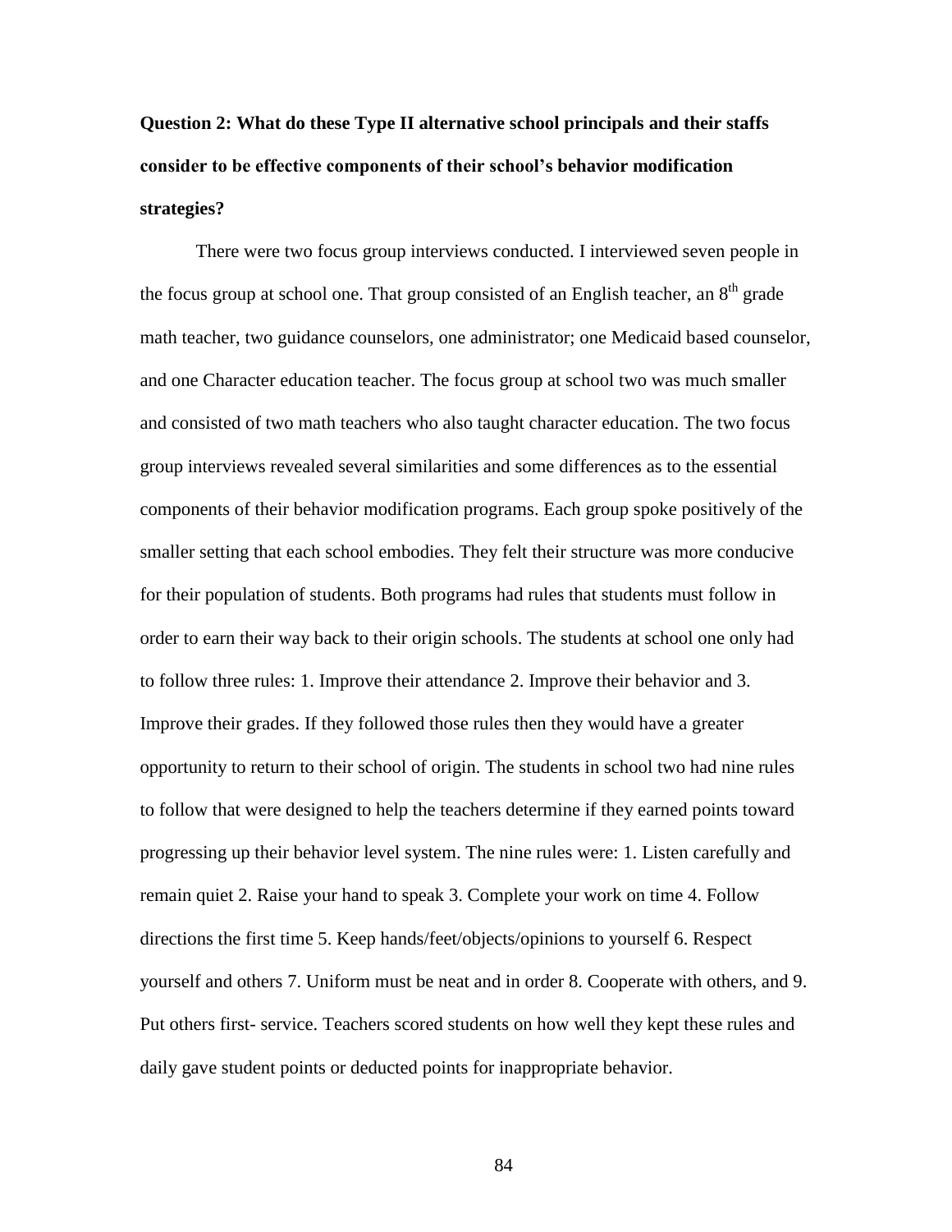**Question 2: What do these Type II alternative school principals and their staffs consider to be effective components of their school's behavior modification strategies?**

There were two focus group interviews conducted. I interviewed seven people in the focus group at school one. That group consisted of an English teacher, an 8th grade math teacher, two guidance counselors, one administrator; one Medicaid based counselor, and one Character education teacher. The focus group at school two was much smaller and consisted of two math teachers who also taught character education. The two focus group interviews revealed several similarities and some differences as to the essential components of their behavior modification programs. Each group spoke positively of the smaller setting that each school embodies. They felt their structure was more conducive for their population of students. Both programs had rules that students must follow in order to earn their way back to their origin schools. The students at school one only had to follow three rules: 1. Improve their attendance 2. Improve their behavior and 3. Improve their grades. If they followed those rules then they would have a greater opportunity to return to their school of origin. The students in school two had nine rules to follow that were designed to help the teachers determine if they earned points toward progressing up their behavior level system. The nine rules were: 1. Listen carefully and remain quiet 2. Raise your hand to speak 3. Complete your work on time 4. Follow directions the first time 5. Keep hands/feet/objects/opinions to yourself 6. Respect yourself and others 7. Uniform must be neat and in order 8. Cooperate with others, and 9. Put others first- service. Teachers scored students on how well they kept these rules and daily gave student points or deducted points for inappropriate behavior.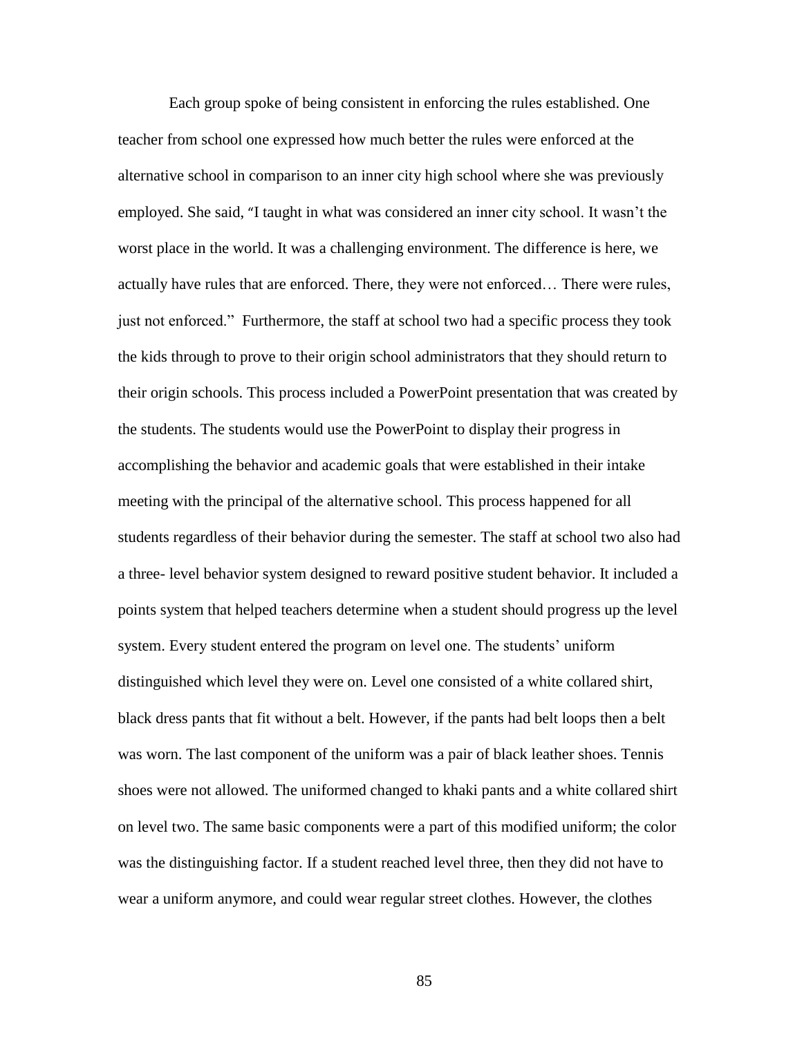Each group spoke of being consistent in enforcing the rules established. One teacher from school one expressed how much better the rules were enforced at the alternative school in comparison to an inner city high school where she was previously employed. She said, "I taught in what was considered an inner city school. It wasn't the worst place in the world. It was a challenging environment. The difference is here, we actually have rules that are enforced. There, they were not enforced… There were rules, just not enforced." Furthermore, the staff at school two had a specific process they took the kids through to prove to their origin school administrators that they should return to their origin schools. This process included a PowerPoint presentation that was created by the students. The students would use the PowerPoint to display their progress in accomplishing the behavior and academic goals that were established in their intake meeting with the principal of the alternative school. This process happened for all students regardless of their behavior during the semester. The staff at school two also had a three- level behavior system designed to reward positive student behavior. It included a points system that helped teachers determine when a student should progress up the level system. Every student entered the program on level one. The students' uniform distinguished which level they were on. Level one consisted of a white collared shirt, black dress pants that fit without a belt. However, if the pants had belt loops then a belt was worn. The last component of the uniform was a pair of black leather shoes. Tennis shoes were not allowed. The uniformed changed to khaki pants and a white collared shirt on level two. The same basic components were a part of this modified uniform; the color was the distinguishing factor. If a student reached level three, then they did not have to wear a uniform anymore, and could wear regular street clothes. However, the clothes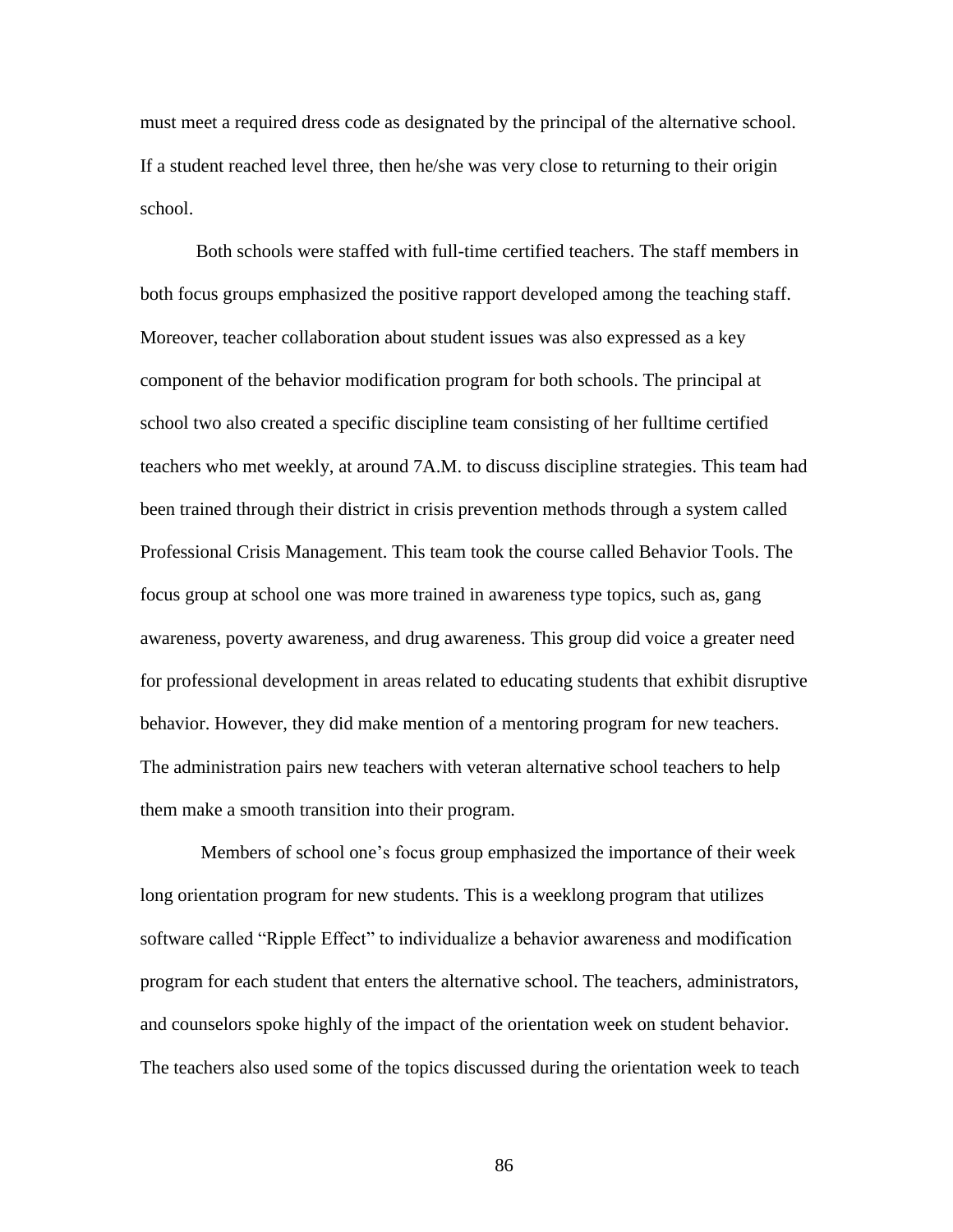must meet a required dress code as designated by the principal of the alternative school. If a student reached level three, then he/she was very close to returning to their origin school.

Both schools were staffed with full-time certified teachers. The staff members in both focus groups emphasized the positive rapport developed among the teaching staff. Moreover, teacher collaboration about student issues was also expressed as a key component of the behavior modification program for both schools. The principal at school two also created a specific discipline team consisting of her fulltime certified teachers who met weekly, at around 7A.M. to discuss discipline strategies. This team had been trained through their district in crisis prevention methods through a system called Professional Crisis Management. This team took the course called Behavior Tools. The focus group at school one was more trained in awareness type topics, such as, gang awareness, poverty awareness, and drug awareness. This group did voice a greater need for professional development in areas related to educating students that exhibit disruptive behavior. However, they did make mention of a mentoring program for new teachers. The administration pairs new teachers with veteran alternative school teachers to help them make a smooth transition into their program.

Members of school one's focus group emphasized the importance of their week long orientation program for new students. This is a weeklong program that utilizes software called "Ripple Effect" to individualize a behavior awareness and modification program for each student that enters the alternative school. The teachers, administrators, and counselors spoke highly of the impact of the orientation week on student behavior. The teachers also used some of the topics discussed during the orientation week to teach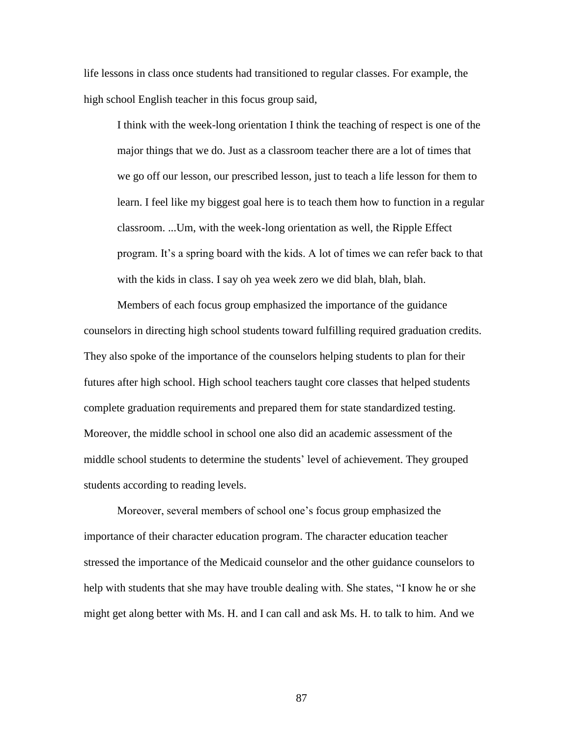life lessons in class once students had transitioned to regular classes. For example, the high school English teacher in this focus group said,

> I think with the week-long orientation I think the teaching of respect is one of the major things that we do. Just as a classroom teacher there are a lot of times that we go off our lesson, our prescribed lesson, just to teach a life lesson for them to learn. I feel like my biggest goal here is to teach them how to function in a regular classroom. ...Um, with the week-long orientation as well, the Ripple Effect program. It's a spring board with the kids. A lot of times we can refer back to that with the kids in class. I say oh yea week zero we did blah, blah, blah.

Members of each focus group emphasized the importance of the guidance counselors in directing high school students toward fulfilling required graduation credits. They also spoke of the importance of the counselors helping students to plan for their futures after high school. High school teachers taught core classes that helped students complete graduation requirements and prepared them for state standardized testing. Moreover, the middle school in school one also did an academic assessment of the middle school students to determine the students' level of achievement. They grouped students according to reading levels.

Moreover, several members of school one's focus group emphasized the importance of their character education program. The character education teacher stressed the importance of the Medicaid counselor and the other guidance counselors to help with students that she may have trouble dealing with. She states, "I know he or she might get along better with Ms. H. and I can call and ask Ms. H. to talk to him. And we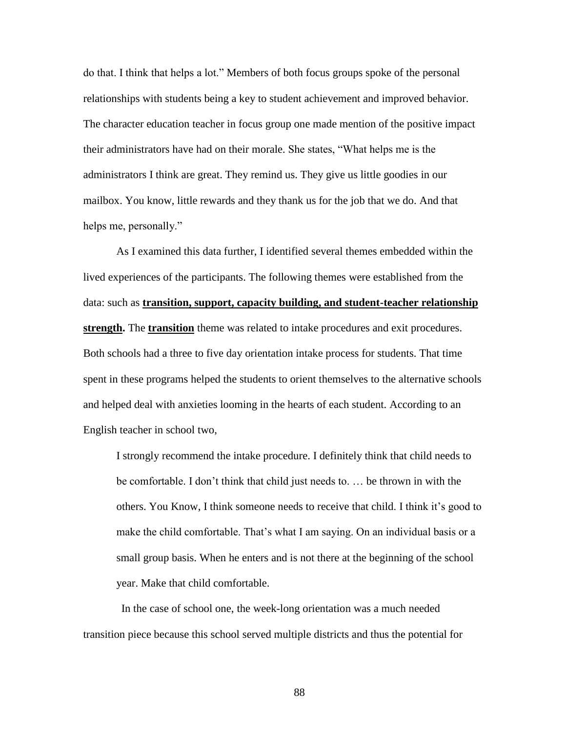do that. I think that helps a lot." Members of both focus groups spoke of the personal relationships with students being a key to student achievement and improved behavior. The character education teacher in focus group one made mention of the positive impact their administrators have had on their morale. She states, "What helps me is the administrators I think are great. They remind us. They give us little goodies in our mailbox. You know, little rewards and they thank us for the job that we do. And that helps me, personally."

As I examined this data further, I identified several themes embedded within the lived experiences of the participants. The following themes were established from the data: such as **transition, support, capacity building, and student-teacher relationship strength.** The **transition** theme was related to intake procedures and exit procedures. Both schools had a three to five day orientation intake process for students. That time spent in these programs helped the students to orient themselves to the alternative schools and helped deal with anxieties looming in the hearts of each student. According to an English teacher in school two,

> I strongly recommend the intake procedure. I definitely think that child needs to be comfortable. I don't think that child just needs to. … be thrown in with the others. You Know, I think someone needs to receive that child. I think it's good to make the child comfortable. That's what I am saying. On an individual basis or a small group basis. When he enters and is not there at the beginning of the school year. Make that child comfortable.

In the case of school one, the week-long orientation was a much needed transition piece because this school served multiple districts and thus the potential for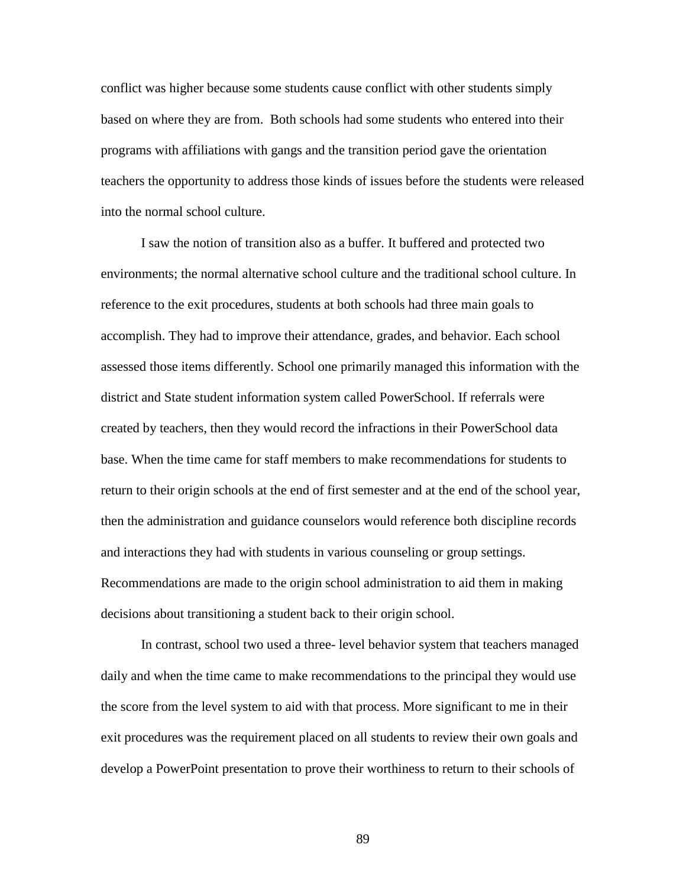conflict was higher because some students cause conflict with other students simply based on where they are from. Both schools had some students who entered into their programs with affiliations with gangs and the transition period gave the orientation teachers the opportunity to address those kinds of issues before the students were released into the normal school culture.

I saw the notion of transition also as a buffer. It buffered and protected two environments; the normal alternative school culture and the traditional school culture. In reference to the exit procedures, students at both schools had three main goals to accomplish. They had to improve their attendance, grades, and behavior. Each school assessed those items differently. School one primarily managed this information with the district and State student information system called PowerSchool. If referrals were created by teachers, then they would record the infractions in their PowerSchool data base. When the time came for staff members to make recommendations for students to return to their origin schools at the end of first semester and at the end of the school year, then the administration and guidance counselors would reference both discipline records and interactions they had with students in various counseling or group settings. Recommendations are made to the origin school administration to aid them in making decisions about transitioning a student back to their origin school.

In contrast, school two used a three- level behavior system that teachers managed daily and when the time came to make recommendations to the principal they would use the score from the level system to aid with that process. More significant to me in their exit procedures was the requirement placed on all students to review their own goals and develop a PowerPoint presentation to prove their worthiness to return to their schools of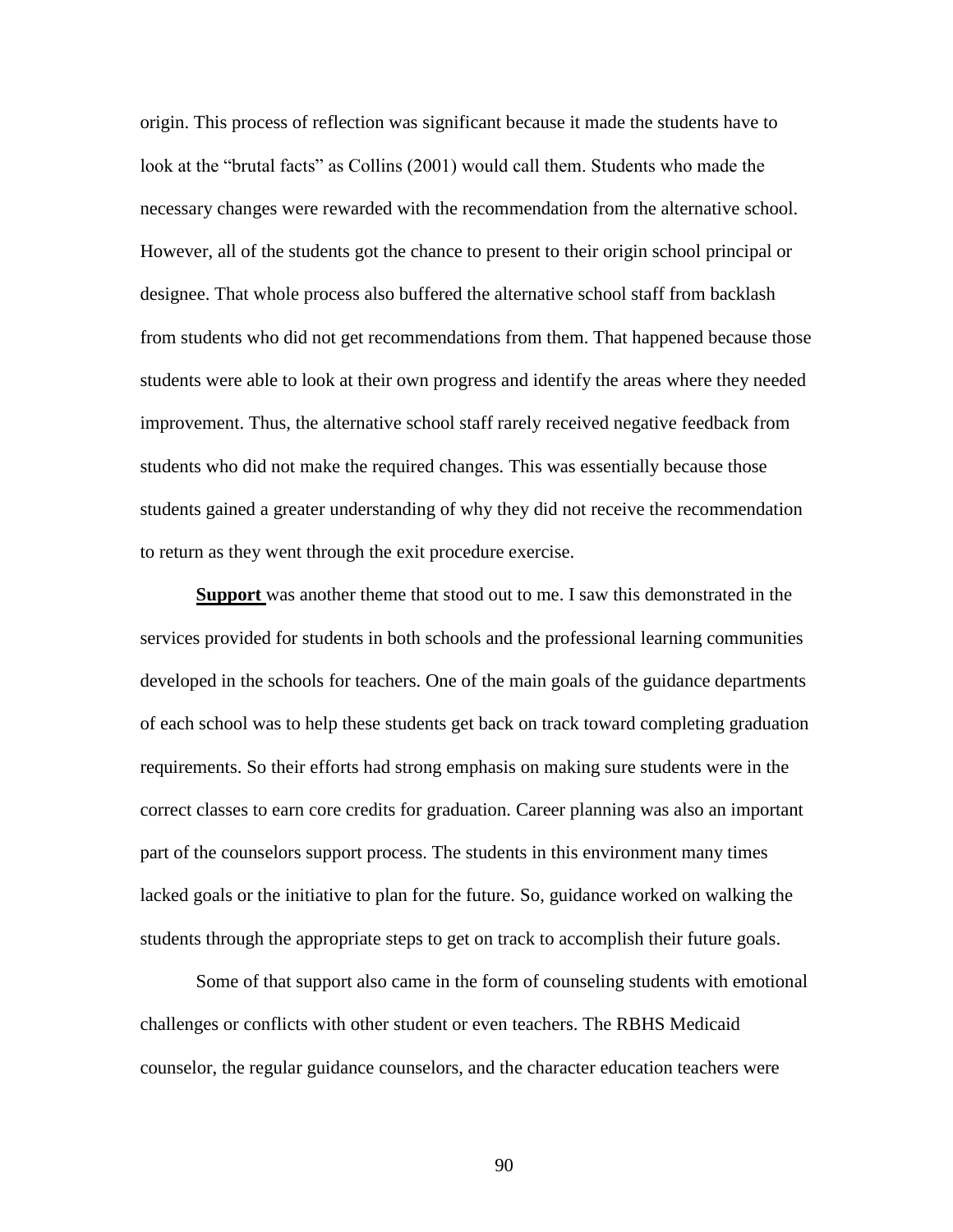origin. This process of reflection was significant because it made the students have to look at the "brutal facts" as Collins (2001) would call them. Students who made the necessary changes were rewarded with the recommendation from the alternative school. However, all of the students got the chance to present to their origin school principal or designee. That whole process also buffered the alternative school staff from backlash from students who did not get recommendations from them. That happened because those students were able to look at their own progress and identify the areas where they needed improvement. Thus, the alternative school staff rarely received negative feedback from students who did not make the required changes. This was essentially because those students gained a greater understanding of why they did not receive the recommendation to return as they went through the exit procedure exercise.

**Support** was another theme that stood out to me. I saw this demonstrated in the services provided for students in both schools and the professional learning communities developed in the schools for teachers. One of the main goals of the guidance departments of each school was to help these students get back on track toward completing graduation requirements. So their efforts had strong emphasis on making sure students were in the correct classes to earn core credits for graduation. Career planning was also an important part of the counselors support process. The students in this environment many times lacked goals or the initiative to plan for the future. So, guidance worked on walking the students through the appropriate steps to get on track to accomplish their future goals.

Some of that support also came in the form of counseling students with emotional challenges or conflicts with other student or even teachers. The RBHS Medicaid counselor, the regular guidance counselors, and the character education teachers were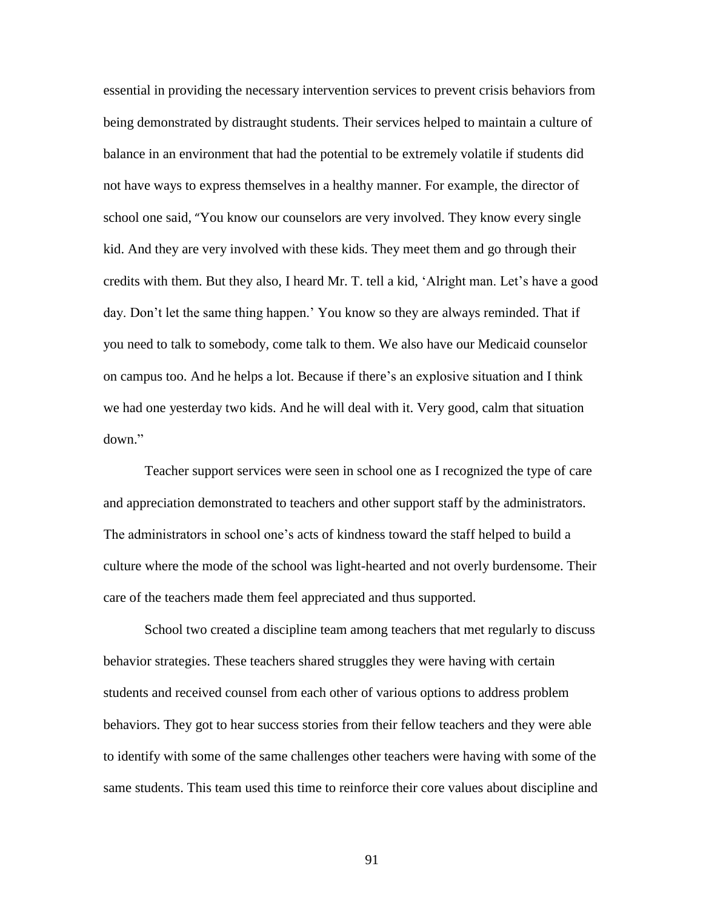essential in providing the necessary intervention services to prevent crisis behaviors from being demonstrated by distraught students. Their services helped to maintain a culture of balance in an environment that had the potential to be extremely volatile if students did not have ways to express themselves in a healthy manner. For example, the director of school one said, "You know our counselors are very involved. They know every single kid. And they are very involved with these kids. They meet them and go through their credits with them. But they also, I heard Mr. T. tell a kid, 'Alright man. Let's have a good day. Don't let the same thing happen.' You know so they are always reminded. That if you need to talk to somebody, come talk to them. We also have our Medicaid counselor on campus too. And he helps a lot. Because if there's an explosive situation and I think we had one yesterday two kids. And he will deal with it. Very good, calm that situation down."

Teacher support services were seen in school one as I recognized the type of care and appreciation demonstrated to teachers and other support staff by the administrators. The administrators in school one's acts of kindness toward the staff helped to build a culture where the mode of the school was light-hearted and not overly burdensome. Their care of the teachers made them feel appreciated and thus supported.

School two created a discipline team among teachers that met regularly to discuss behavior strategies. These teachers shared struggles they were having with certain students and received counsel from each other of various options to address problem behaviors. They got to hear success stories from their fellow teachers and they were able to identify with some of the same challenges other teachers were having with some of the same students. This team used this time to reinforce their core values about discipline and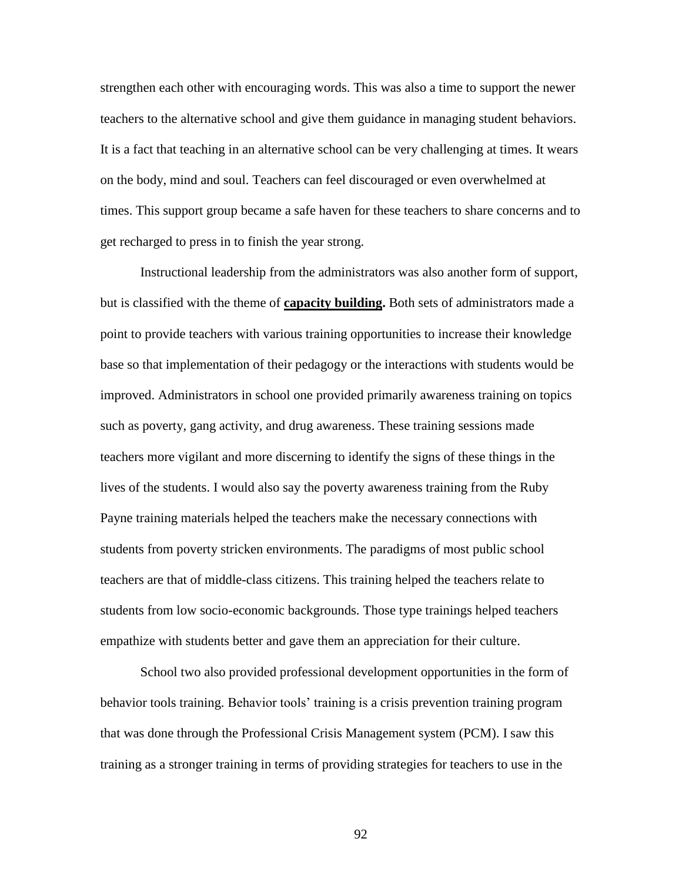strengthen each other with encouraging words. This was also a time to support the newer teachers to the alternative school and give them guidance in managing student behaviors. It is a fact that teaching in an alternative school can be very challenging at times. It wears on the body, mind and soul. Teachers can feel discouraged or even overwhelmed at times. This support group became a safe haven for these teachers to share concerns and to get recharged to press in to finish the year strong.

Instructional leadership from the administrators was also another form of support, but is classified with the theme of **capacity building.** Both sets of administrators made a point to provide teachers with various training opportunities to increase their knowledge base so that implementation of their pedagogy or the interactions with students would be improved. Administrators in school one provided primarily awareness training on topics such as poverty, gang activity, and drug awareness. These training sessions made teachers more vigilant and more discerning to identify the signs of these things in the lives of the students. I would also say the poverty awareness training from the Ruby Payne training materials helped the teachers make the necessary connections with students from poverty stricken environments. The paradigms of most public school teachers are that of middle-class citizens. This training helped the teachers relate to students from low socio-economic backgrounds. Those type trainings helped teachers empathize with students better and gave them an appreciation for their culture.

School two also provided professional development opportunities in the form of behavior tools training. Behavior tools' training is a crisis prevention training program that was done through the Professional Crisis Management system (PCM). I saw this training as a stronger training in terms of providing strategies for teachers to use in the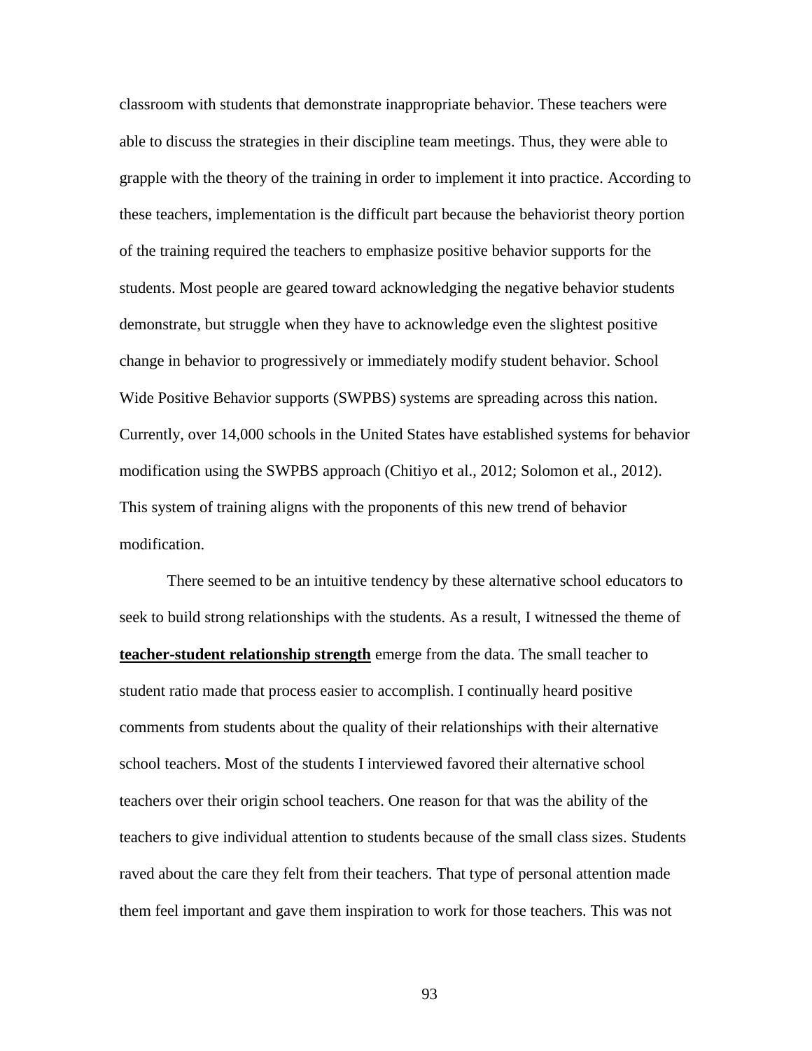classroom with students that demonstrate inappropriate behavior. These teachers were able to discuss the strategies in their discipline team meetings. Thus, they were able to grapple with the theory of the training in order to implement it into practice. According to these teachers, implementation is the difficult part because the behaviorist theory portion of the training required the teachers to emphasize positive behavior supports for the students. Most people are geared toward acknowledging the negative behavior students demonstrate, but struggle when they have to acknowledge even the slightest positive change in behavior to progressively or immediately modify student behavior. School Wide Positive Behavior supports (SWPBS) systems are spreading across this nation. Currently, over 14,000 schools in the United States have established systems for behavior modification using the SWPBS approach (Chitiyo et al., 2012; Solomon et al., 2012). This system of training aligns with the proponents of this new trend of behavior modification.

There seemed to be an intuitive tendency by these alternative school educators to seek to build strong relationships with the students. As a result, I witnessed the theme of **<u>teacher-student relationship strength</u>** emerge from the data. The small teacher to student ratio made that process easier to accomplish. I continually heard positive comments from students about the quality of their relationships with their alternative school teachers. Most of the students I interviewed favored their alternative school teachers over their origin school teachers. One reason for that was the ability of the teachers to give individual attention to students because of the small class sizes. Students raved about the care they felt from their teachers. That type of personal attention made them feel important and gave them inspiration to work for those teachers. This was not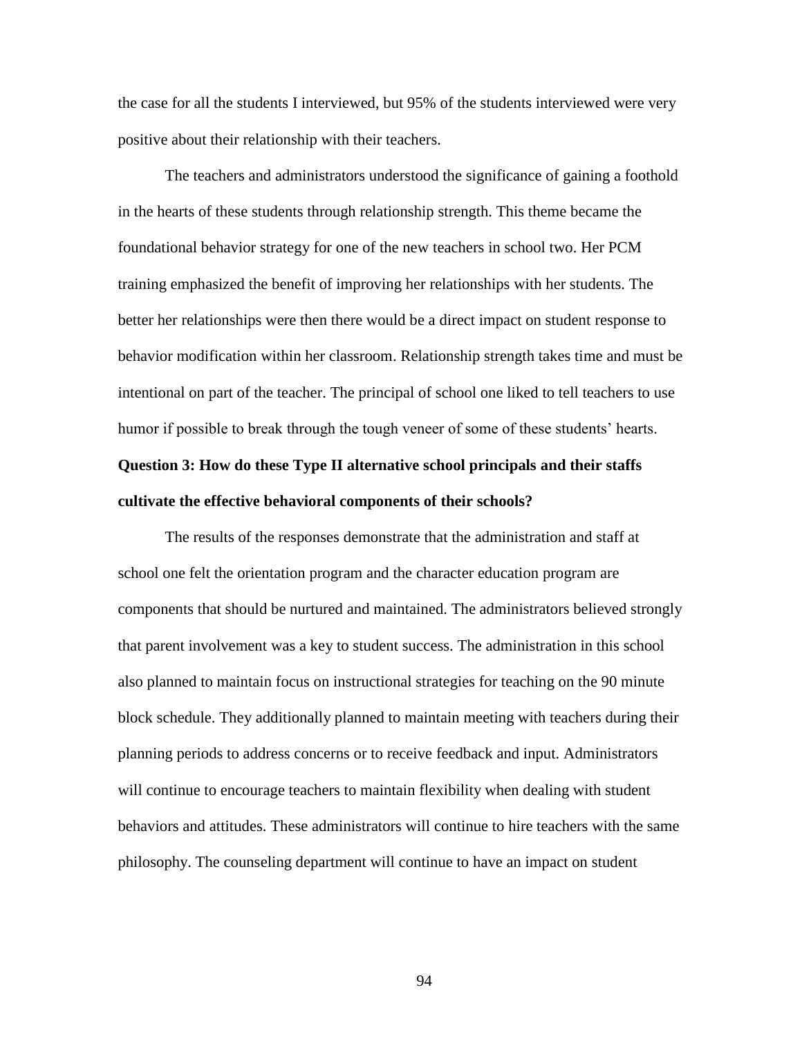the case for all the students I interviewed, but 95% of the students interviewed were very positive about their relationship with their teachers.

The teachers and administrators understood the significance of gaining a foothold in the hearts of these students through relationship strength. This theme became the foundational behavior strategy for one of the new teachers in school two. Her PCM training emphasized the benefit of improving her relationships with her students. The better her relationships were then there would be a direct impact on student response to behavior modification within her classroom. Relationship strength takes time and must be intentional on part of the teacher. The principal of school one liked to tell teachers to use humor if possible to break through the tough veneer of some of these students' hearts.

**Question 3: How do these Type II alternative school principals and their staffs cultivate the effective behavioral components of their schools?**

The results of the responses demonstrate that the administration and staff at school one felt the orientation program and the character education program are components that should be nurtured and maintained. The administrators believed strongly that parent involvement was a key to student success. The administration in this school also planned to maintain focus on instructional strategies for teaching on the 90 minute block schedule. They additionally planned to maintain meeting with teachers during their planning periods to address concerns or to receive feedback and input. Administrators will continue to encourage teachers to maintain flexibility when dealing with student behaviors and attitudes. These administrators will continue to hire teachers with the same philosophy. The counseling department will continue to have an impact on student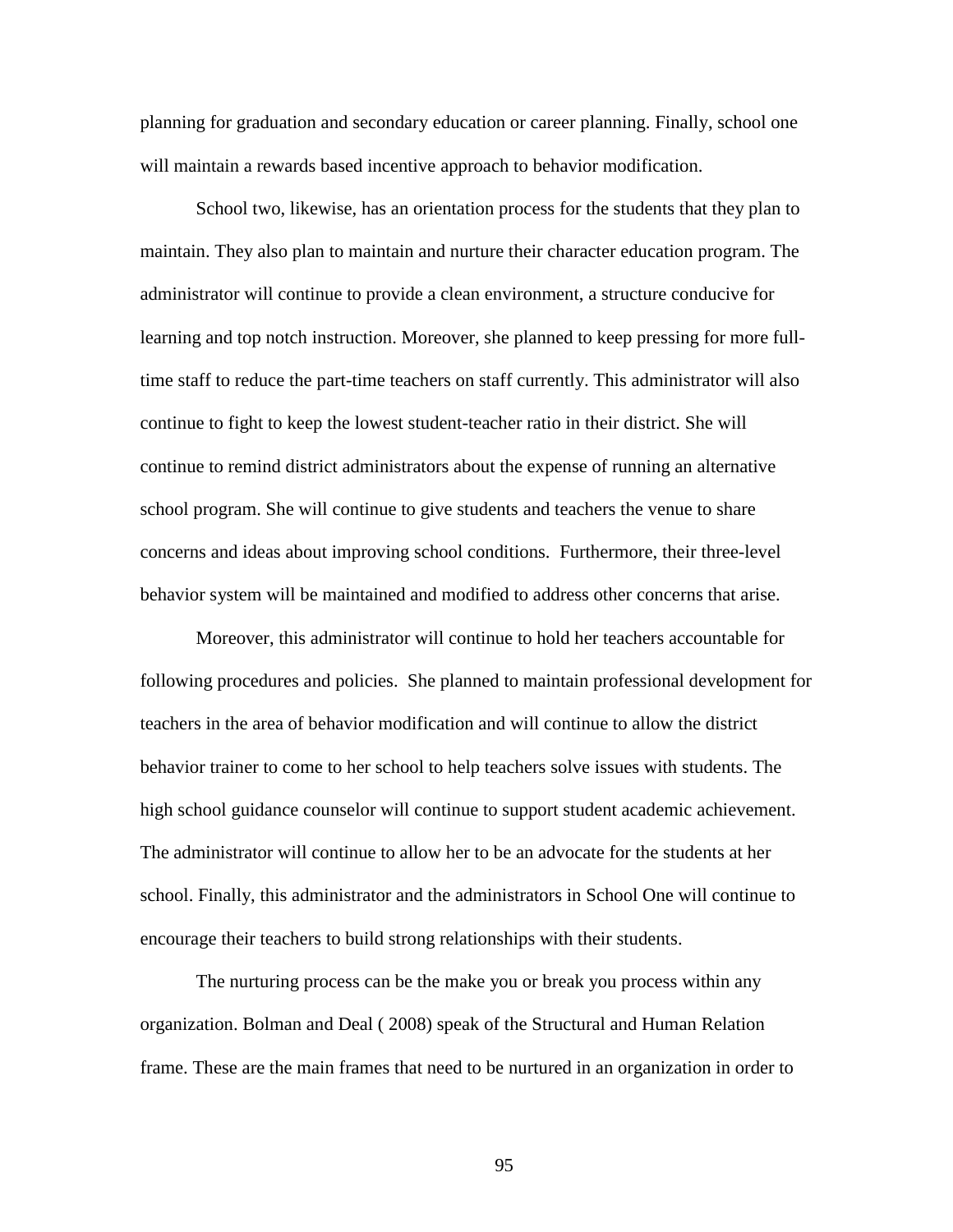planning for graduation and secondary education or career planning. Finally, school one will maintain a rewards based incentive approach to behavior modification.

School two, likewise, has an orientation process for the students that they plan to maintain. They also plan to maintain and nurture their character education program. The administrator will continue to provide a clean environment, a structure conducive for learning and top notch instruction. Moreover, she planned to keep pressing for more full-time staff to reduce the part-time teachers on staff currently. This administrator will also continue to fight to keep the lowest student-teacher ratio in their district. She will continue to remind district administrators about the expense of running an alternative school program. She will continue to give students and teachers the venue to share concerns and ideas about improving school conditions. Furthermore, their three-level behavior system will be maintained and modified to address other concerns that arise.

Moreover, this administrator will continue to hold her teachers accountable for following procedures and policies. She planned to maintain professional development for teachers in the area of behavior modification and will continue to allow the district behavior trainer to come to her school to help teachers solve issues with students. The high school guidance counselor will continue to support student academic achievement. The administrator will continue to allow her to be an advocate for the students at her school. Finally, this administrator and the administrators in School One will continue to encourage their teachers to build strong relationships with their students.

The nurturing process can be the make you or break you process within any organization. Bolman and Deal ( 2008) speak of the Structural and Human Relation frame. These are the main frames that need to be nurtured in an organization in order to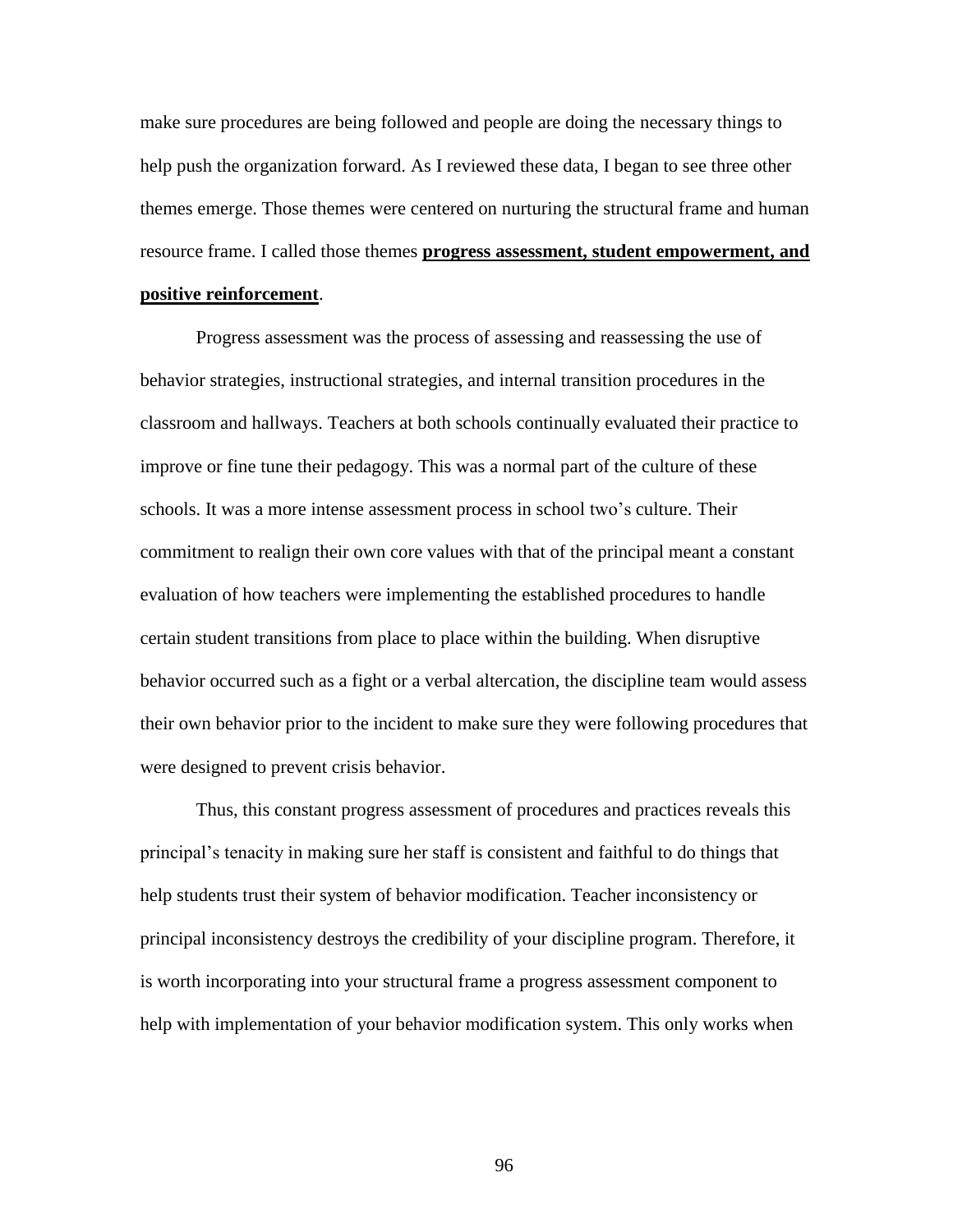make sure procedures are being followed and people are doing the necessary things to help push the organization forward. As I reviewed these data, I began to see three other themes emerge. Those themes were centered on nurturing the structural frame and human resource frame. I called those themes **<u>progress assessment, student empowerment, and positive reinforcement</u>**.

Progress assessment was the process of assessing and reassessing the use of behavior strategies, instructional strategies, and internal transition procedures in the classroom and hallways. Teachers at both schools continually evaluated their practice to improve or fine tune their pedagogy. This was a normal part of the culture of these schools. It was a more intense assessment process in school two's culture. Their commitment to realign their own core values with that of the principal meant a constant evaluation of how teachers were implementing the established procedures to handle certain student transitions from place to place within the building. When disruptive behavior occurred such as a fight or a verbal altercation, the discipline team would assess their own behavior prior to the incident to make sure they were following procedures that were designed to prevent crisis behavior.

Thus, this constant progress assessment of procedures and practices reveals this principal's tenacity in making sure her staff is consistent and faithful to do things that help students trust their system of behavior modification. Teacher inconsistency or principal inconsistency destroys the credibility of your discipline program. Therefore, it is worth incorporating into your structural frame a progress assessment component to help with implementation of your behavior modification system. This only works when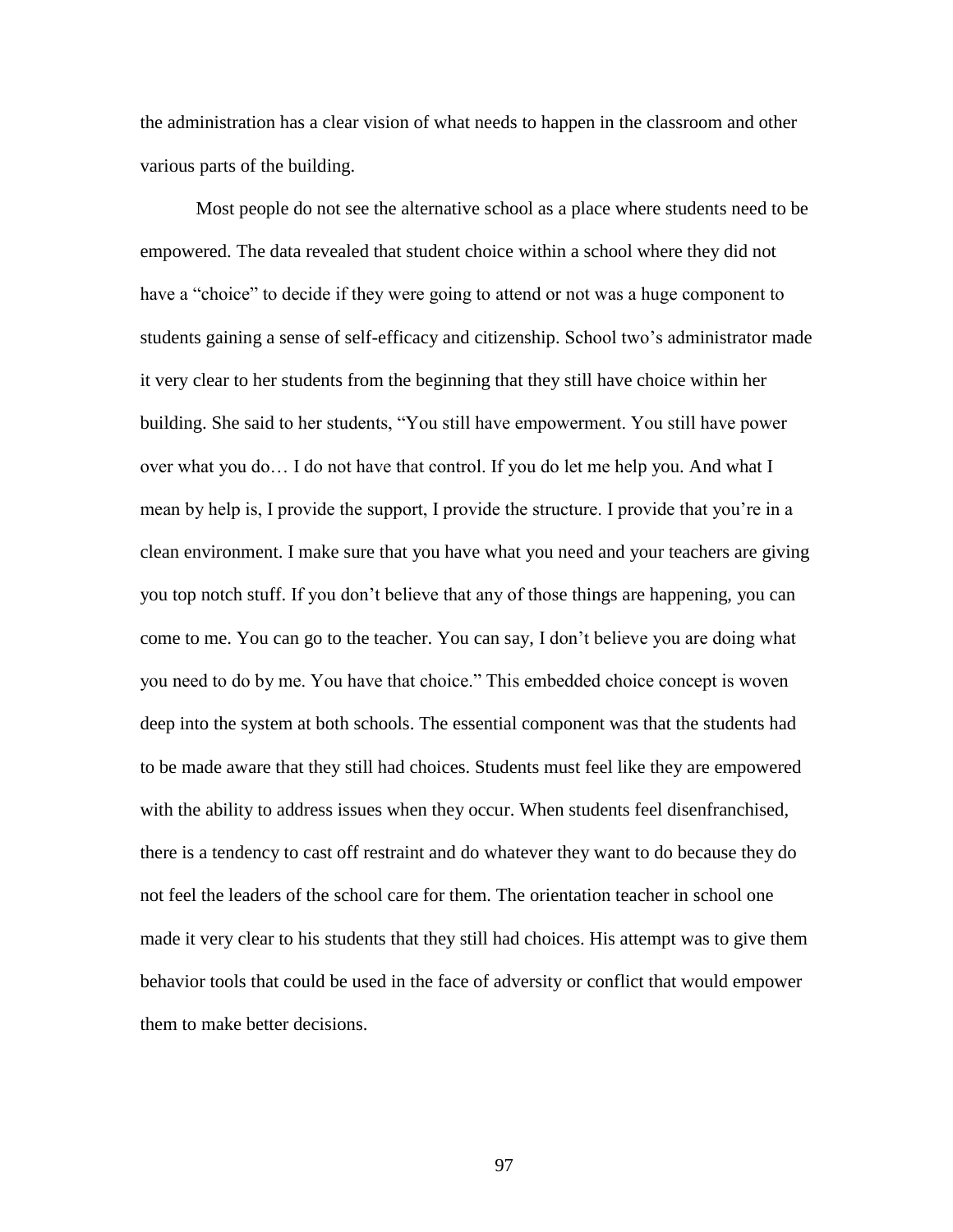the administration has a clear vision of what needs to happen in the classroom and other various parts of the building.

Most people do not see the alternative school as a place where students need to be empowered. The data revealed that student choice within a school where they did not have a "choice" to decide if they were going to attend or not was a huge component to students gaining a sense of self-efficacy and citizenship. School two's administrator made it very clear to her students from the beginning that they still have choice within her building. She said to her students, "You still have empowerment. You still have power over what you do… I do not have that control. If you do let me help you. And what I mean by help is, I provide the support, I provide the structure. I provide that you're in a clean environment. I make sure that you have what you need and your teachers are giving you top notch stuff. If you don't believe that any of those things are happening, you can come to me. You can go to the teacher. You can say, I don't believe you are doing what you need to do by me. You have that choice." This embedded choice concept is woven deep into the system at both schools. The essential component was that the students had to be made aware that they still had choices. Students must feel like they are empowered with the ability to address issues when they occur. When students feel disenfranchised, there is a tendency to cast off restraint and do whatever they want to do because they do not feel the leaders of the school care for them. The orientation teacher in school one made it very clear to his students that they still had choices. His attempt was to give them behavior tools that could be used in the face of adversity or conflict that would empower them to make better decisions.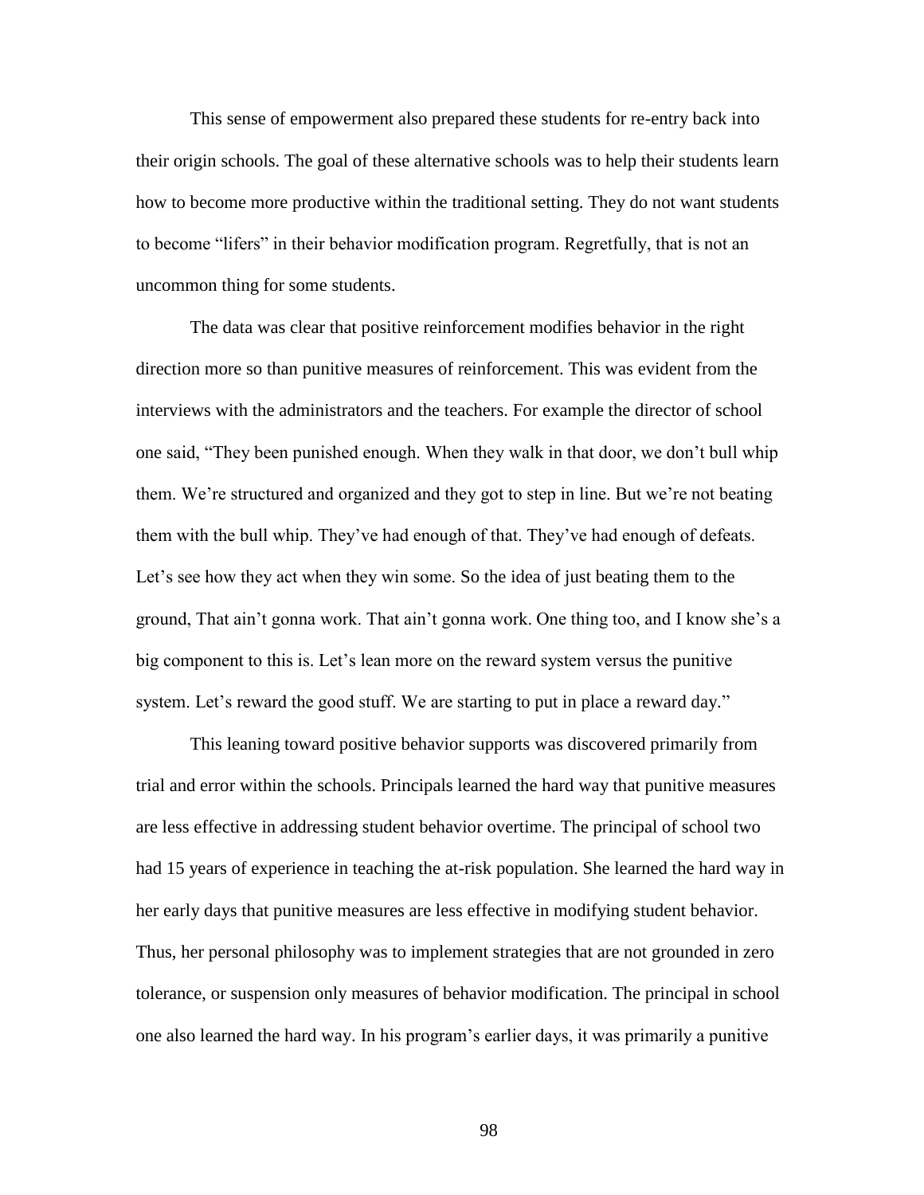This sense of empowerment also prepared these students for re-entry back into their origin schools. The goal of these alternative schools was to help their students learn how to become more productive within the traditional setting. They do not want students to become "lifers" in their behavior modification program. Regretfully, that is not an uncommon thing for some students.

The data was clear that positive reinforcement modifies behavior in the right direction more so than punitive measures of reinforcement. This was evident from the interviews with the administrators and the teachers. For example the director of school one said, "They been punished enough. When they walk in that door, we don't bull whip them. We're structured and organized and they got to step in line. But we're not beating them with the bull whip. They've had enough of that. They've had enough of defeats. Let's see how they act when they win some. So the idea of just beating them to the ground, That ain't gonna work. That ain't gonna work. One thing too, and I know she's a big component to this is. Let's lean more on the reward system versus the punitive system. Let's reward the good stuff. We are starting to put in place a reward day."

This leaning toward positive behavior supports was discovered primarily from trial and error within the schools. Principals learned the hard way that punitive measures are less effective in addressing student behavior overtime. The principal of school two had 15 years of experience in teaching the at-risk population. She learned the hard way in her early days that punitive measures are less effective in modifying student behavior. Thus, her personal philosophy was to implement strategies that are not grounded in zero tolerance, or suspension only measures of behavior modification. The principal in school one also learned the hard way. In his program's earlier days, it was primarily a punitive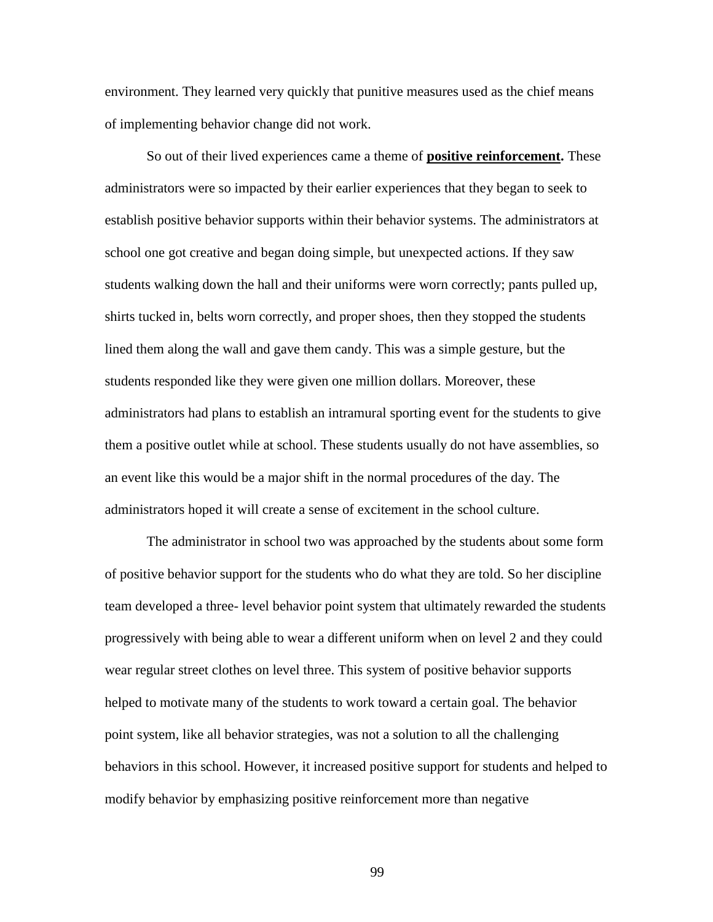environment. They learned very quickly that punitive measures used as the chief means of implementing behavior change did not work.

So out of their lived experiences came a theme of **positive reinforcement.** These administrators were so impacted by their earlier experiences that they began to seek to establish positive behavior supports within their behavior systems. The administrators at school one got creative and began doing simple, but unexpected actions. If they saw students walking down the hall and their uniforms were worn correctly; pants pulled up, shirts tucked in, belts worn correctly, and proper shoes, then they stopped the students lined them along the wall and gave them candy. This was a simple gesture, but the students responded like they were given one million dollars. Moreover, these administrators had plans to establish an intramural sporting event for the students to give them a positive outlet while at school. These students usually do not have assemblies, so an event like this would be a major shift in the normal procedures of the day. The administrators hoped it will create a sense of excitement in the school culture.

The administrator in school two was approached by the students about some form of positive behavior support for the students who do what they are told. So her discipline team developed a three- level behavior point system that ultimately rewarded the students progressively with being able to wear a different uniform when on level 2 and they could wear regular street clothes on level three. This system of positive behavior supports helped to motivate many of the students to work toward a certain goal. The behavior point system, like all behavior strategies, was not a solution to all the challenging behaviors in this school. However, it increased positive support for students and helped to modify behavior by emphasizing positive reinforcement more than negative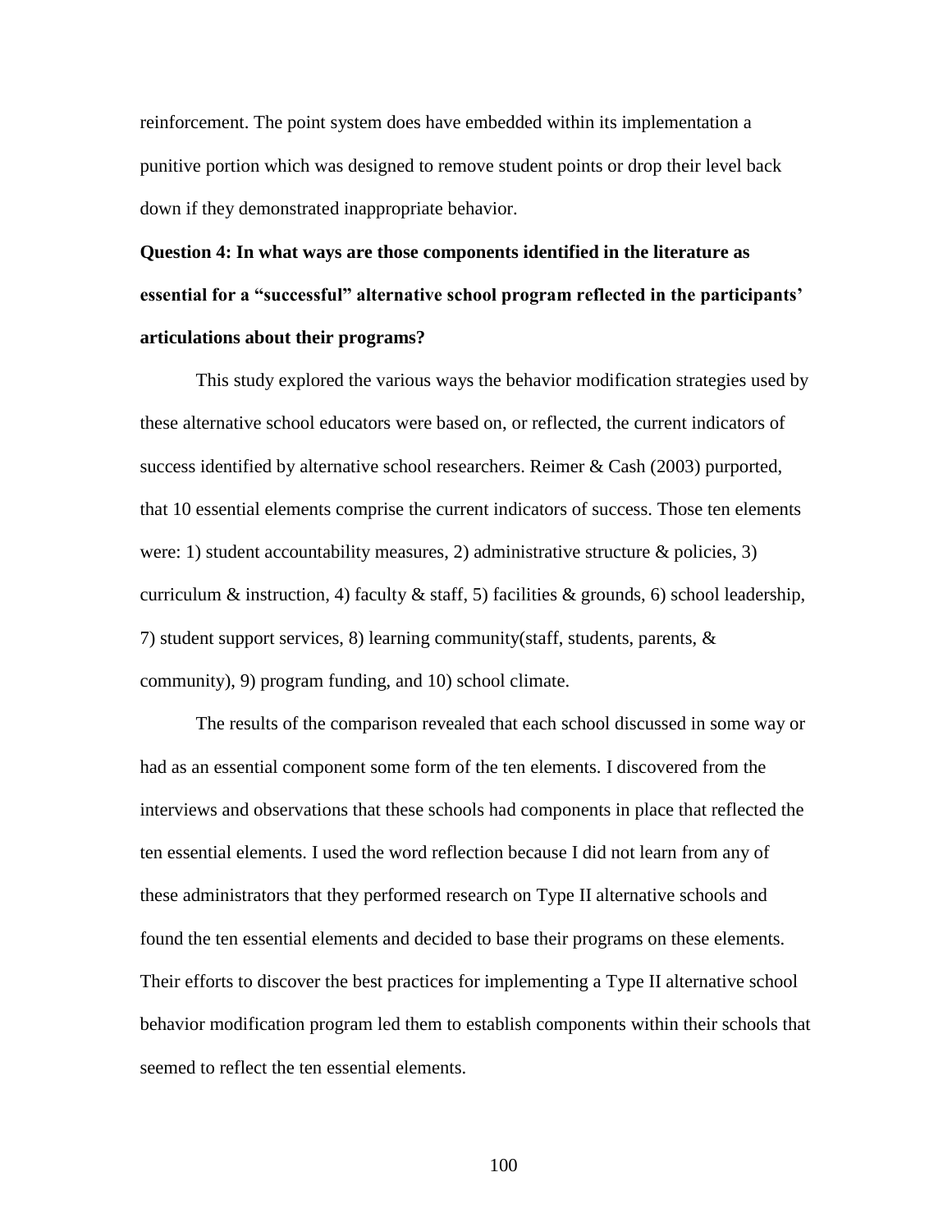reinforcement. The point system does have embedded within its implementation a punitive portion which was designed to remove student points or drop their level back down if they demonstrated inappropriate behavior.

**Question 4: In what ways are those components identified in the literature as essential for a "successful" alternative school program reflected in the participants' articulations about their programs?**

This study explored the various ways the behavior modification strategies used by these alternative school educators were based on, or reflected, the current indicators of success identified by alternative school researchers. Reimer & Cash (2003) purported, that 10 essential elements comprise the current indicators of success. Those ten elements were: 1) student accountability measures, 2) administrative structure & policies, 3) curriculum & instruction, 4) faculty & staff, 5) facilities & grounds, 6) school leadership, 7) student support services, 8) learning community(staff, students, parents, & community), 9) program funding, and 10) school climate.

The results of the comparison revealed that each school discussed in some way or had as an essential component some form of the ten elements. I discovered from the interviews and observations that these schools had components in place that reflected the ten essential elements. I used the word reflection because I did not learn from any of these administrators that they performed research on Type II alternative schools and found the ten essential elements and decided to base their programs on these elements. Their efforts to discover the best practices for implementing a Type II alternative school behavior modification program led them to establish components within their schools that seemed to reflect the ten essential elements.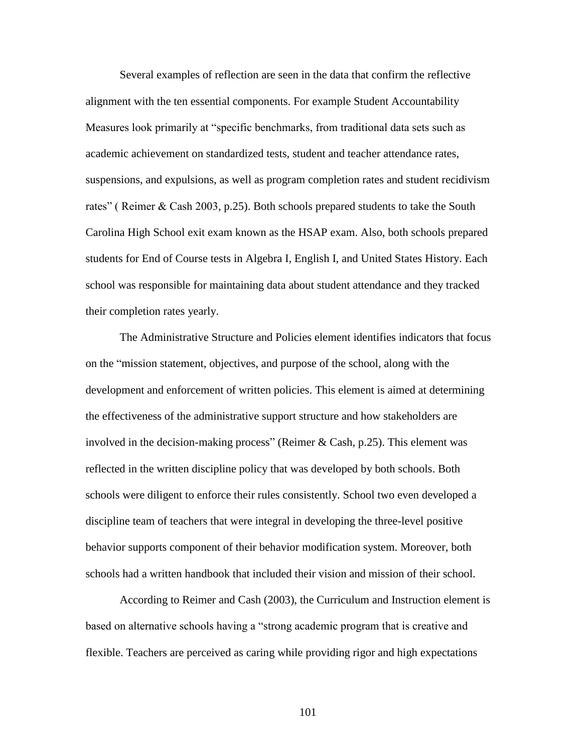Several examples of reflection are seen in the data that confirm the reflective alignment with the ten essential components. For example Student Accountability Measures look primarily at "specific benchmarks, from traditional data sets such as academic achievement on standardized tests, student and teacher attendance rates, suspensions, and expulsions, as well as program completion rates and student recidivism rates" ( Reimer & Cash 2003, p.25). Both schools prepared students to take the South Carolina High School exit exam known as the HSAP exam. Also, both schools prepared students for End of Course tests in Algebra I, English I, and United States History. Each school was responsible for maintaining data about student attendance and they tracked their completion rates yearly.

The Administrative Structure and Policies element identifies indicators that focus on the "mission statement, objectives, and purpose of the school, along with the development and enforcement of written policies. This element is aimed at determining the effectiveness of the administrative support structure and how stakeholders are involved in the decision-making process" (Reimer & Cash, p.25). This element was reflected in the written discipline policy that was developed by both schools. Both schools were diligent to enforce their rules consistently. School two even developed a discipline team of teachers that were integral in developing the three-level positive behavior supports component of their behavior modification system. Moreover, both schools had a written handbook that included their vision and mission of their school.

According to Reimer and Cash (2003), the Curriculum and Instruction element is based on alternative schools having a "strong academic program that is creative and flexible. Teachers are perceived as caring while providing rigor and high expectations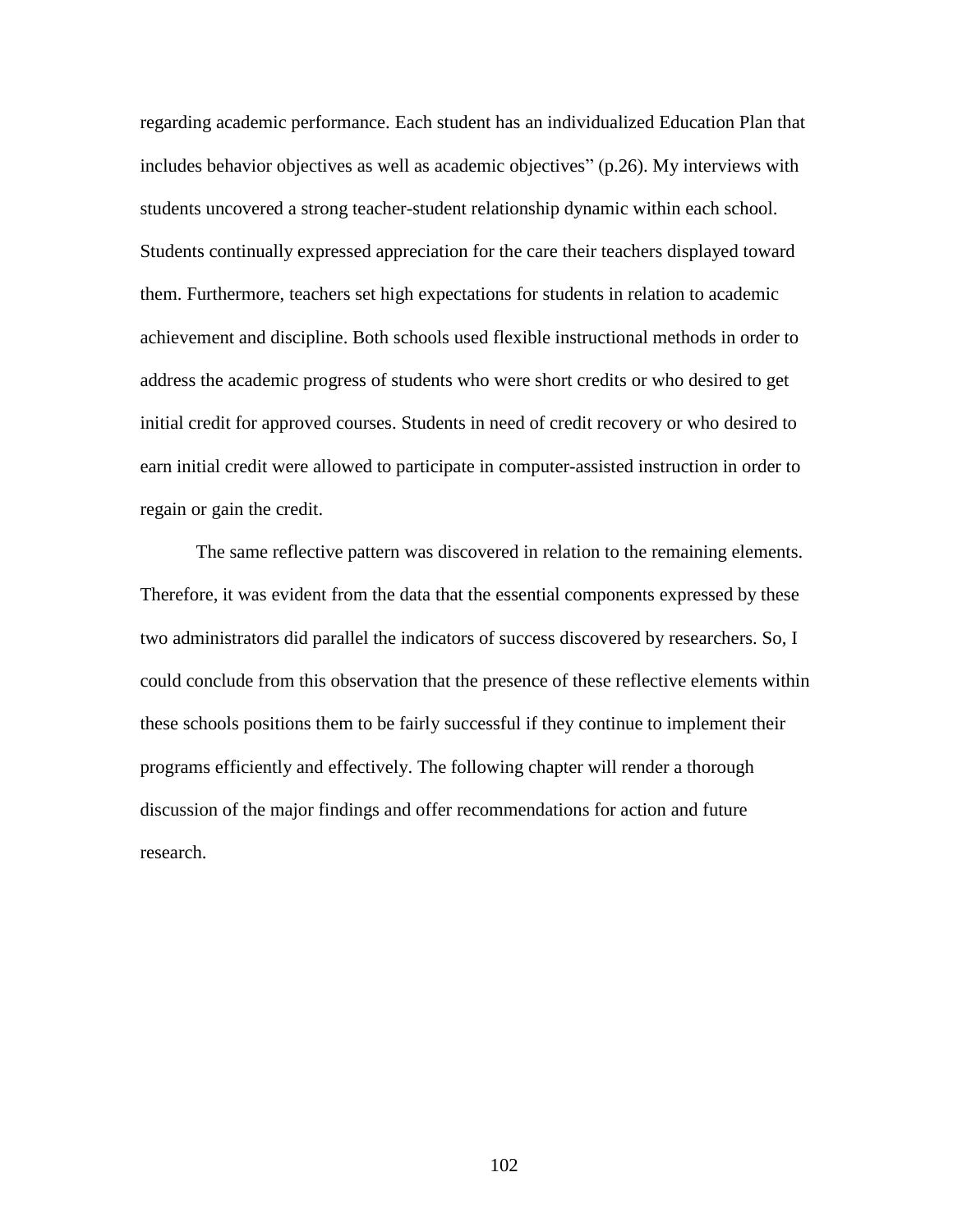regarding academic performance. Each student has an individualized Education Plan that includes behavior objectives as well as academic objectives" (p.26). My interviews with students uncovered a strong teacher-student relationship dynamic within each school. Students continually expressed appreciation for the care their teachers displayed toward them. Furthermore, teachers set high expectations for students in relation to academic achievement and discipline. Both schools used flexible instructional methods in order to address the academic progress of students who were short credits or who desired to get initial credit for approved courses. Students in need of credit recovery or who desired to earn initial credit were allowed to participate in computer-assisted instruction in order to regain or gain the credit.

The same reflective pattern was discovered in relation to the remaining elements. Therefore, it was evident from the data that the essential components expressed by these two administrators did parallel the indicators of success discovered by researchers. So, I could conclude from this observation that the presence of these reflective elements within these schools positions them to be fairly successful if they continue to implement their programs efficiently and effectively. The following chapter will render a thorough discussion of the major findings and offer recommendations for action and future research.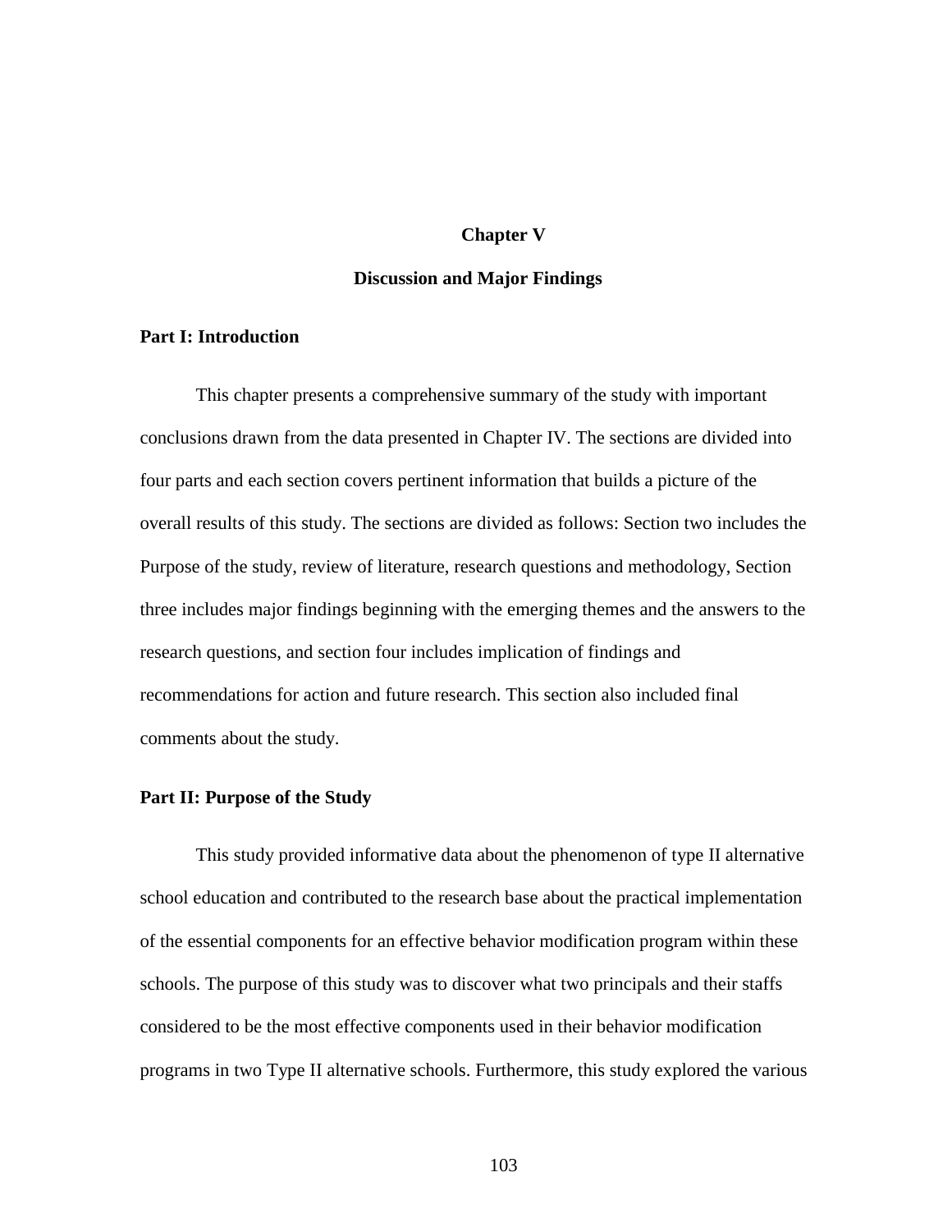# Chapter V

# Discussion and Major Findings

## Part I: Introduction

This chapter presents a comprehensive summary of the study with important conclusions drawn from the data presented in Chapter IV. The sections are divided into four parts and each section covers pertinent information that builds a picture of the overall results of this study. The sections are divided as follows: Section two includes the Purpose of the study, review of literature, research questions and methodology, Section three includes major findings beginning with the emerging themes and the answers to the research questions, and section four includes implication of findings and recommendations for action and future research. This section also included final comments about the study.

## Part II: Purpose of the Study

This study provided informative data about the phenomenon of type II alternative school education and contributed to the research base about the practical implementation of the essential components for an effective behavior modification program within these schools. The purpose of this study was to discover what two principals and their staffs considered to be the most effective components used in their behavior modification programs in two Type II alternative schools. Furthermore, this study explored the various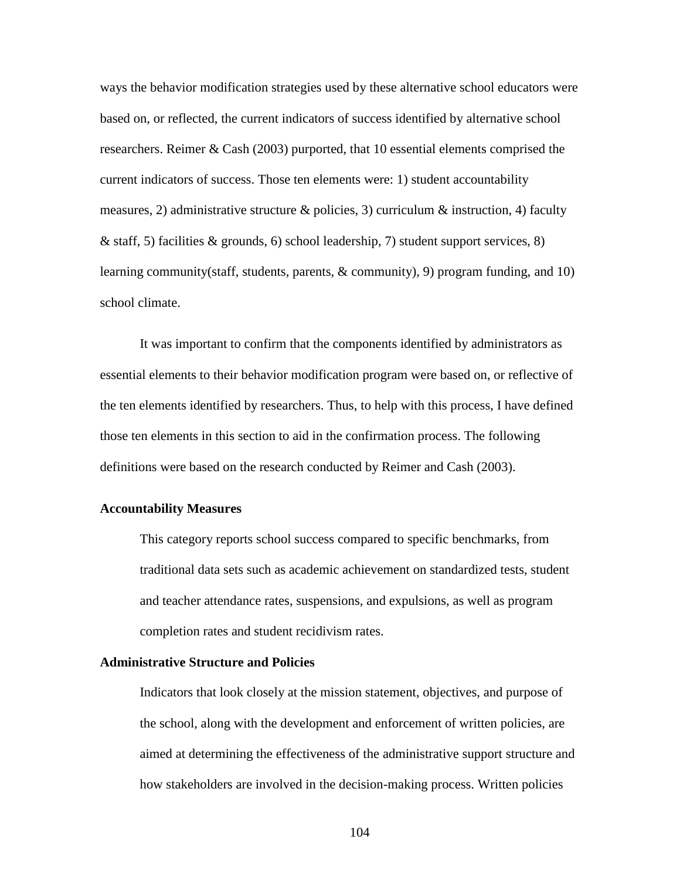ways the behavior modification strategies used by these alternative school educators were based on, or reflected, the current indicators of success identified by alternative school researchers. Reimer & Cash (2003) purported, that 10 essential elements comprised the current indicators of success. Those ten elements were: 1) student accountability measures, 2) administrative structure & policies, 3) curriculum & instruction, 4) faculty & staff, 5) facilities & grounds, 6) school leadership, 7) student support services, 8) learning community(staff, students, parents, & community), 9) program funding, and 10) school climate.

It was important to confirm that the components identified by administrators as essential elements to their behavior modification program were based on, or reflective of the ten elements identified by researchers. Thus, to help with this process, I have defined those ten elements in this section to aid in the confirmation process. The following definitions were based on the research conducted by Reimer and Cash (2003).

**Accountability Measures**

> This category reports school success compared to specific benchmarks, from traditional data sets such as academic achievement on standardized tests, student and teacher attendance rates, suspensions, and expulsions, as well as program completion rates and student recidivism rates.

**Administrative Structure and Policies**

> Indicators that look closely at the mission statement, objectives, and purpose of the school, along with the development and enforcement of written policies, are aimed at determining the effectiveness of the administrative support structure and how stakeholders are involved in the decision-making process. Written policies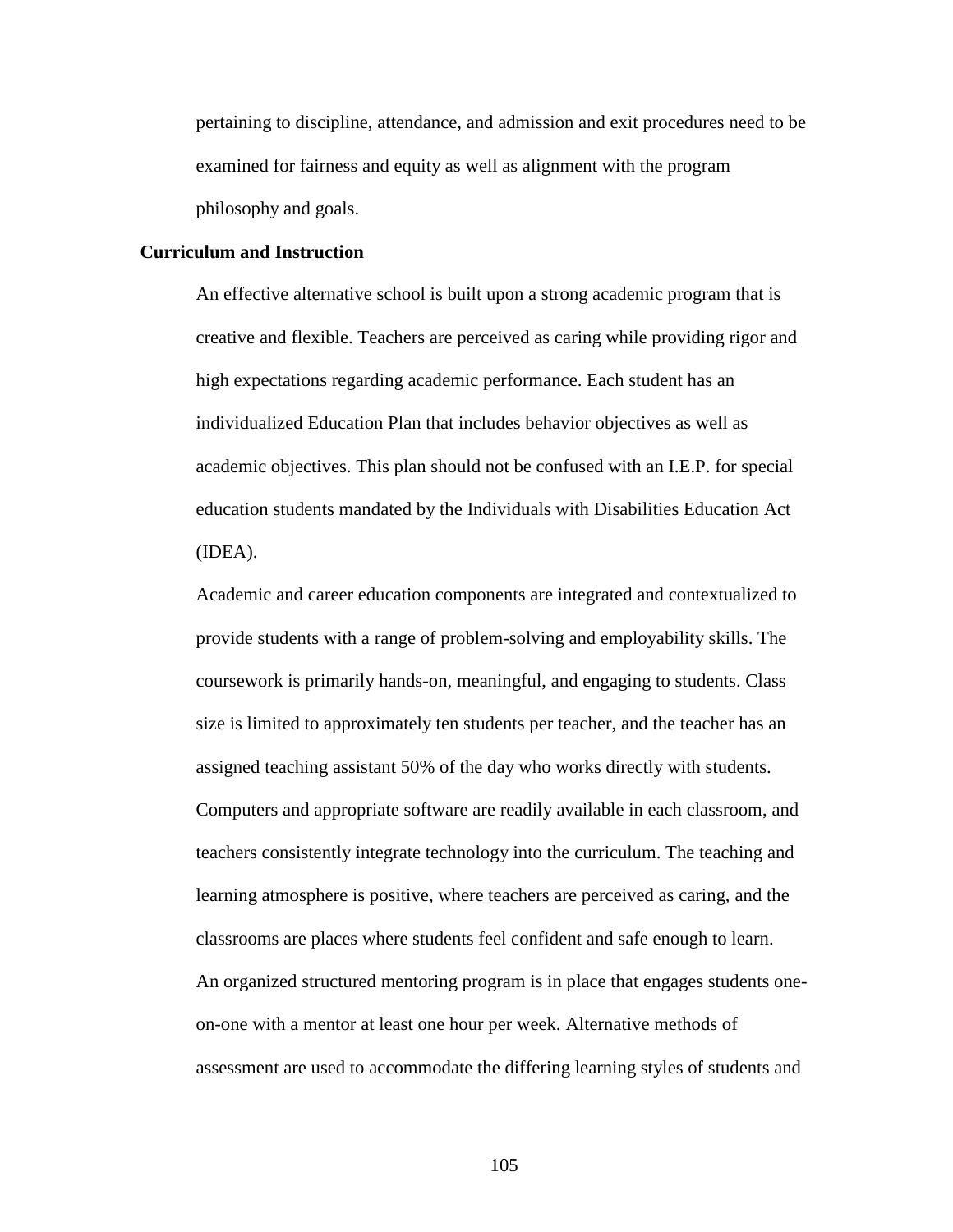pertaining to discipline, attendance, and admission and exit procedures need to be examined for fairness and equity as well as alignment with the program philosophy and goals.

**Curriculum and Instruction**

An effective alternative school is built upon a strong academic program that is creative and flexible. Teachers are perceived as caring while providing rigor and high expectations regarding academic performance. Each student has an individualized Education Plan that includes behavior objectives as well as academic objectives. This plan should not be confused with an I.E.P. for special education students mandated by the Individuals with Disabilities Education Act (IDEA).

Academic and career education components are integrated and contextualized to provide students with a range of problem-solving and employability skills. The coursework is primarily hands-on, meaningful, and engaging to students. Class size is limited to approximately ten students per teacher, and the teacher has an assigned teaching assistant 50% of the day who works directly with students. Computers and appropriate software are readily available in each classroom, and teachers consistently integrate technology into the curriculum. The teaching and learning atmosphere is positive, where teachers are perceived as caring, and the classrooms are places where students feel confident and safe enough to learn. An organized structured mentoring program is in place that engages students one-on-one with a mentor at least one hour per week. Alternative methods of assessment are used to accommodate the differing learning styles of students and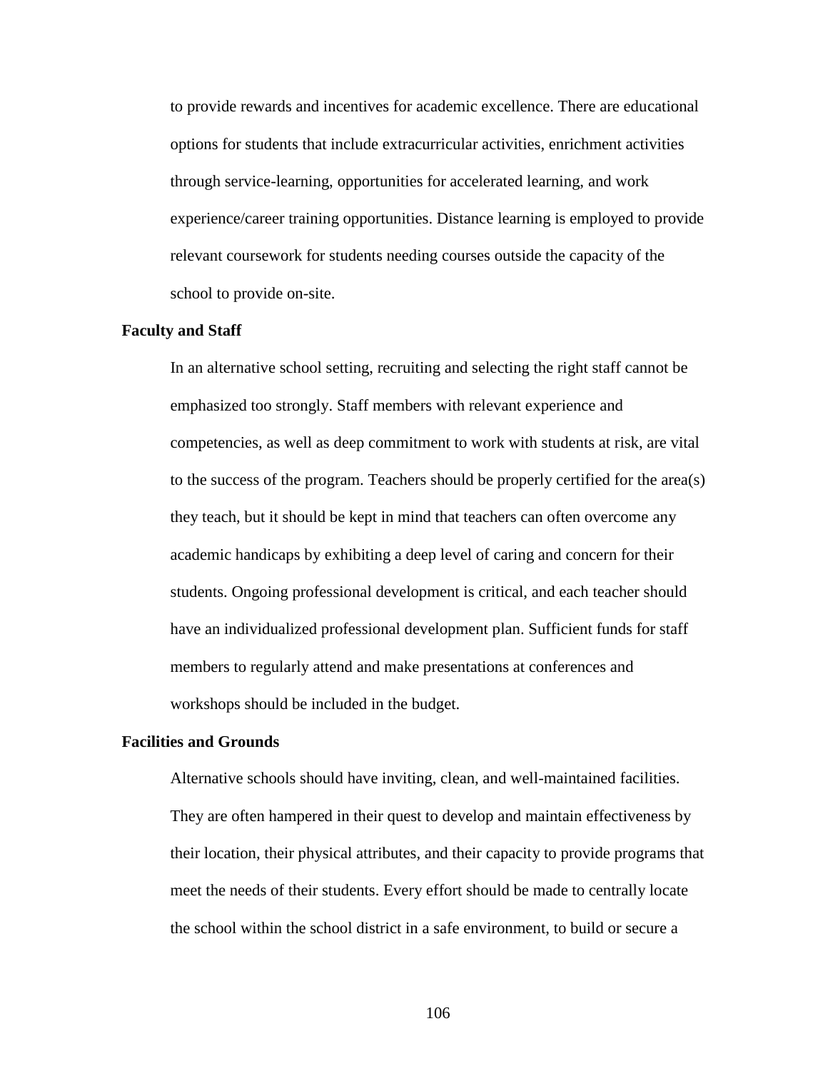to provide rewards and incentives for academic excellence. There are educational options for students that include extracurricular activities, enrichment activities through service-learning, opportunities for accelerated learning, and work experience/career training opportunities. Distance learning is employed to provide relevant coursework for students needing courses outside the capacity of the school to provide on-site.

**Faculty and Staff**

In an alternative school setting, recruiting and selecting the right staff cannot be emphasized too strongly. Staff members with relevant experience and competencies, as well as deep commitment to work with students at risk, are vital to the success of the program. Teachers should be properly certified for the area(s) they teach, but it should be kept in mind that teachers can often overcome any academic handicaps by exhibiting a deep level of caring and concern for their students. Ongoing professional development is critical, and each teacher should have an individualized professional development plan. Sufficient funds for staff members to regularly attend and make presentations at conferences and workshops should be included in the budget.

**Facilities and Grounds**

Alternative schools should have inviting, clean, and well-maintained facilities. They are often hampered in their quest to develop and maintain effectiveness by their location, their physical attributes, and their capacity to provide programs that meet the needs of their students. Every effort should be made to centrally locate the school within the school district in a safe environment, to build or secure a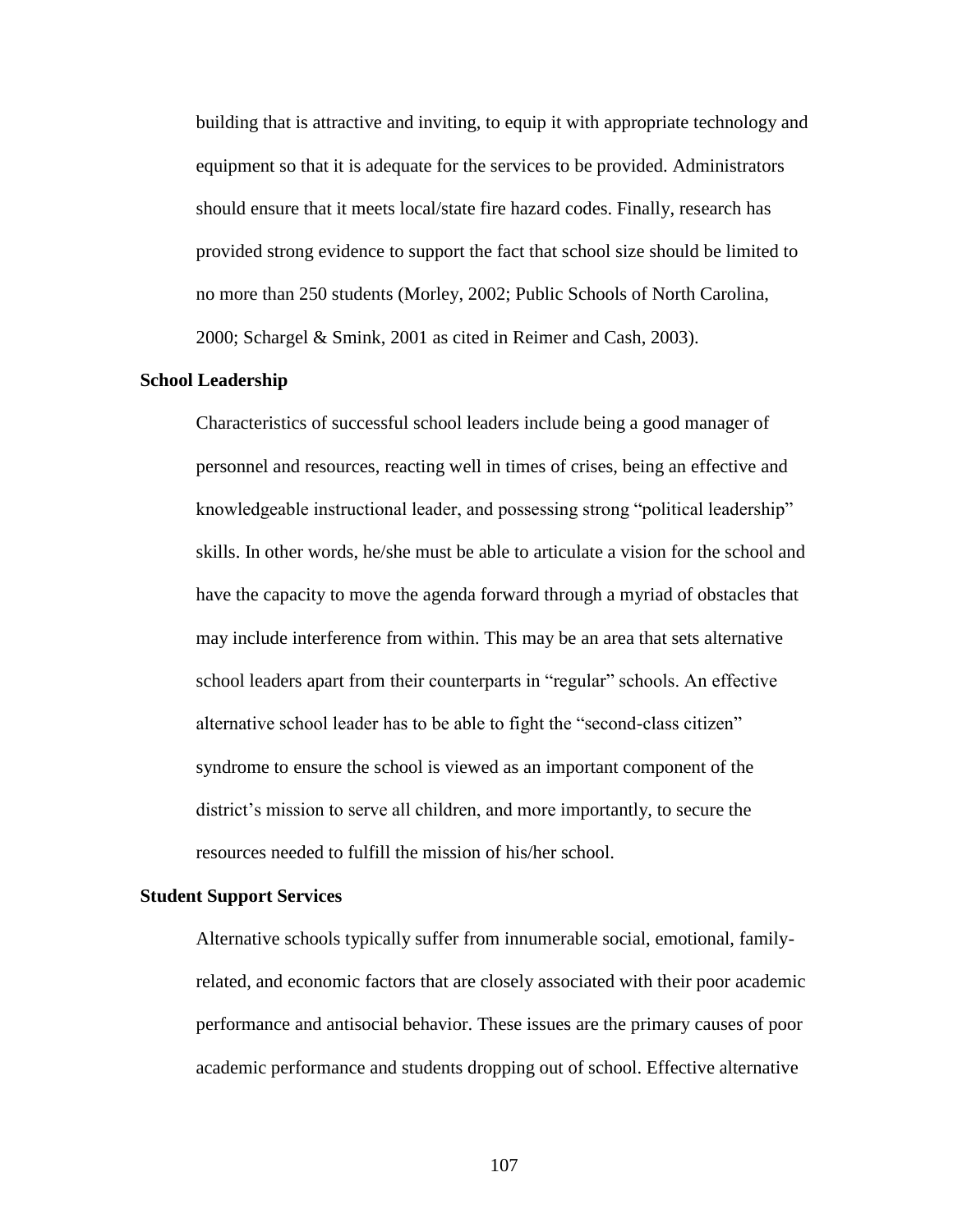building that is attractive and inviting, to equip it with appropriate technology and equipment so that it is adequate for the services to be provided. Administrators should ensure that it meets local/state fire hazard codes. Finally, research has provided strong evidence to support the fact that school size should be limited to no more than 250 students (Morley, 2002; Public Schools of North Carolina, 2000; Schargel & Smink, 2001 as cited in Reimer and Cash, 2003).

**School Leadership**

Characteristics of successful school leaders include being a good manager of personnel and resources, reacting well in times of crises, being an effective and knowledgeable instructional leader, and possessing strong "political leadership" skills. In other words, he/she must be able to articulate a vision for the school and have the capacity to move the agenda forward through a myriad of obstacles that may include interference from within. This may be an area that sets alternative school leaders apart from their counterparts in "regular" schools. An effective alternative school leader has to be able to fight the "second-class citizen" syndrome to ensure the school is viewed as an important component of the district's mission to serve all children, and more importantly, to secure the resources needed to fulfill the mission of his/her school.

**Student Support Services**

Alternative schools typically suffer from innumerable social, emotional, family-related, and economic factors that are closely associated with their poor academic performance and antisocial behavior. These issues are the primary causes of poor academic performance and students dropping out of school. Effective alternative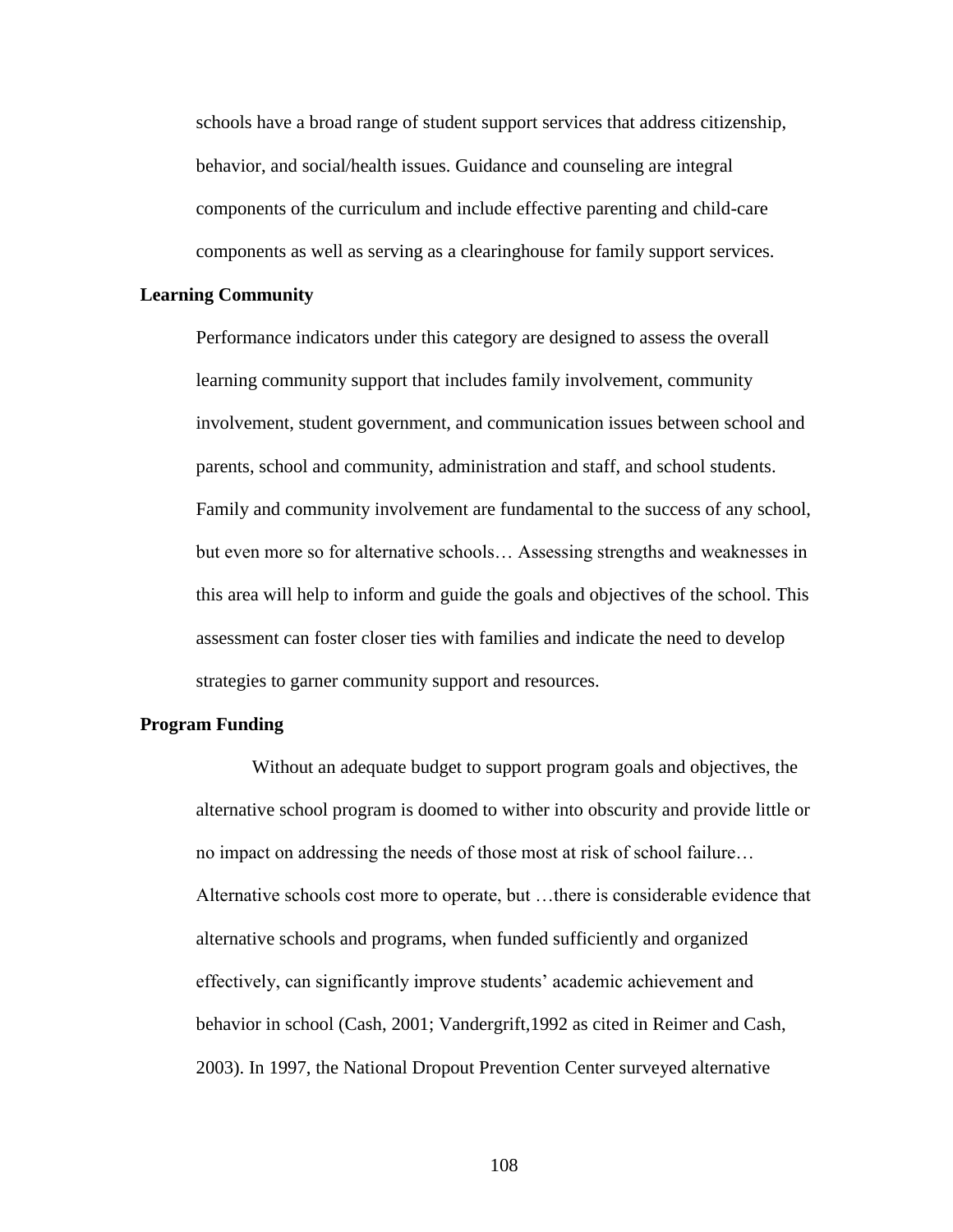schools have a broad range of student support services that address citizenship, behavior, and social/health issues. Guidance and counseling are integral components of the curriculum and include effective parenting and child-care components as well as serving as a clearinghouse for family support services.

**Learning Community**

Performance indicators under this category are designed to assess the overall learning community support that includes family involvement, community involvement, student government, and communication issues between school and parents, school and community, administration and staff, and school students. Family and community involvement are fundamental to the success of any school, but even more so for alternative schools… Assessing strengths and weaknesses in this area will help to inform and guide the goals and objectives of the school. This assessment can foster closer ties with families and indicate the need to develop strategies to garner community support and resources.

**Program Funding**

Without an adequate budget to support program goals and objectives, the alternative school program is doomed to wither into obscurity and provide little or no impact on addressing the needs of those most at risk of school failure… Alternative schools cost more to operate, but …there is considerable evidence that alternative schools and programs, when funded sufficiently and organized effectively, can significantly improve students' academic achievement and behavior in school (Cash, 2001; Vandergrift,1992 as cited in Reimer and Cash, 2003). In 1997, the National Dropout Prevention Center surveyed alternative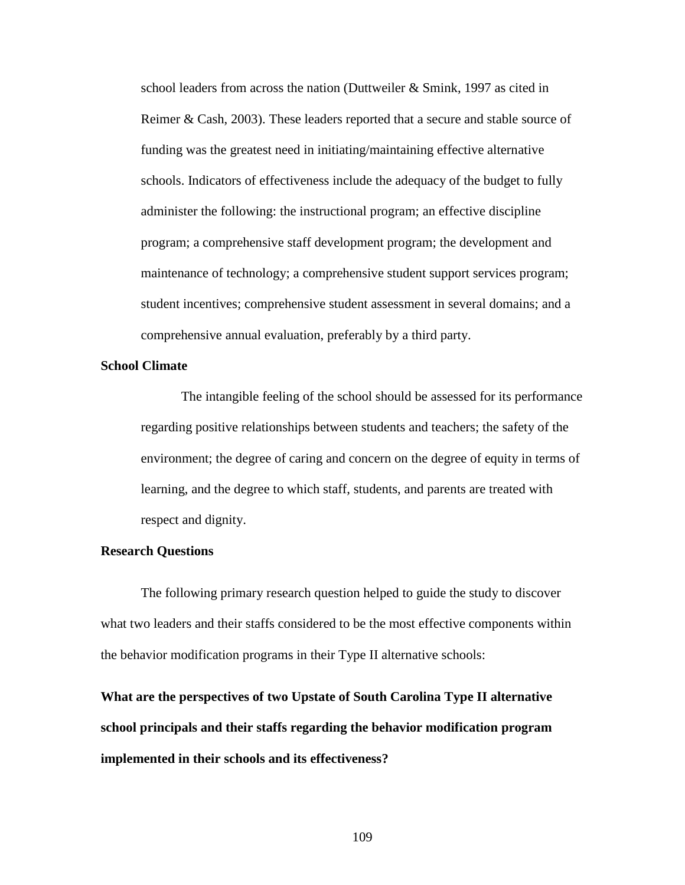school leaders from across the nation (Duttweiler & Smink, 1997 as cited in Reimer & Cash, 2003). These leaders reported that a secure and stable source of funding was the greatest need in initiating/maintaining effective alternative schools. Indicators of effectiveness include the adequacy of the budget to fully administer the following: the instructional program; an effective discipline program; a comprehensive staff development program; the development and maintenance of technology; a comprehensive student support services program; student incentives; comprehensive student assessment in several domains; and a comprehensive annual evaluation, preferably by a third party.

**School Climate**

The intangible feeling of the school should be assessed for its performance regarding positive relationships between students and teachers; the safety of the environment; the degree of caring and concern on the degree of equity in terms of learning, and the degree to which staff, students, and parents are treated with respect and dignity.

**Research Questions**

The following primary research question helped to guide the study to discover what two leaders and their staffs considered to be the most effective components within the behavior modification programs in their Type II alternative schools:

**What are the perspectives of two Upstate of South Carolina Type II alternative school principals and their staffs regarding the behavior modification program implemented in their schools and its effectiveness?**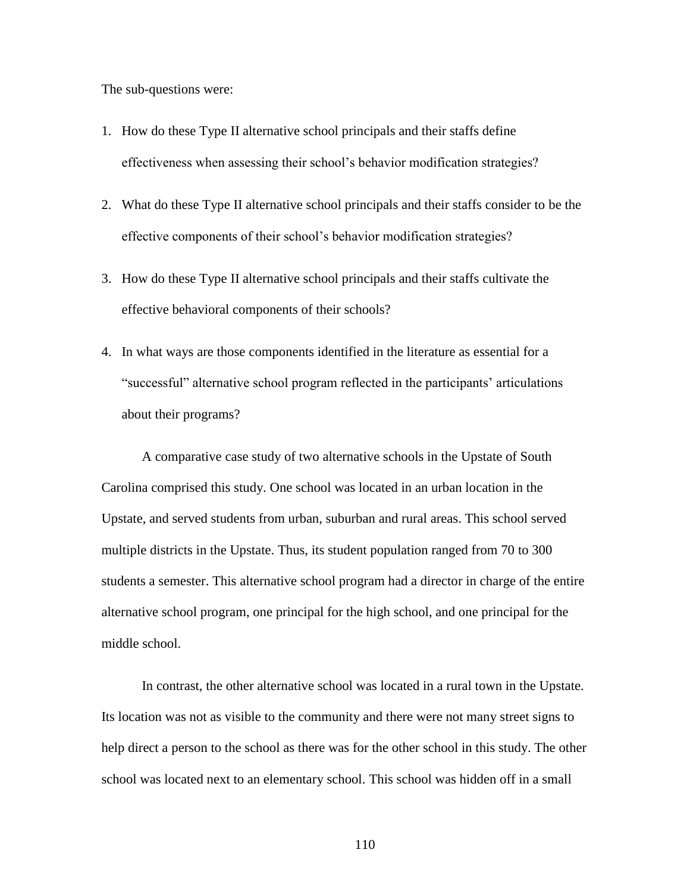The sub-questions were:

1. How do these Type II alternative school principals and their staffs define effectiveness when assessing their school's behavior modification strategies?
2. What do these Type II alternative school principals and their staffs consider to be the effective components of their school's behavior modification strategies?
3. How do these Type II alternative school principals and their staffs cultivate the effective behavioral components of their schools?
4. In what ways are those components identified in the literature as essential for a "successful" alternative school program reflected in the participants' articulations about their programs?

A comparative case study of two alternative schools in the Upstate of South Carolina comprised this study. One school was located in an urban location in the Upstate, and served students from urban, suburban and rural areas. This school served multiple districts in the Upstate. Thus, its student population ranged from 70 to 300 students a semester. This alternative school program had a director in charge of the entire alternative school program, one principal for the high school, and one principal for the middle school.

In contrast, the other alternative school was located in a rural town in the Upstate. Its location was not as visible to the community and there were not many street signs to help direct a person to the school as there was for the other school in this study. The other school was located next to an elementary school. This school was hidden off in a small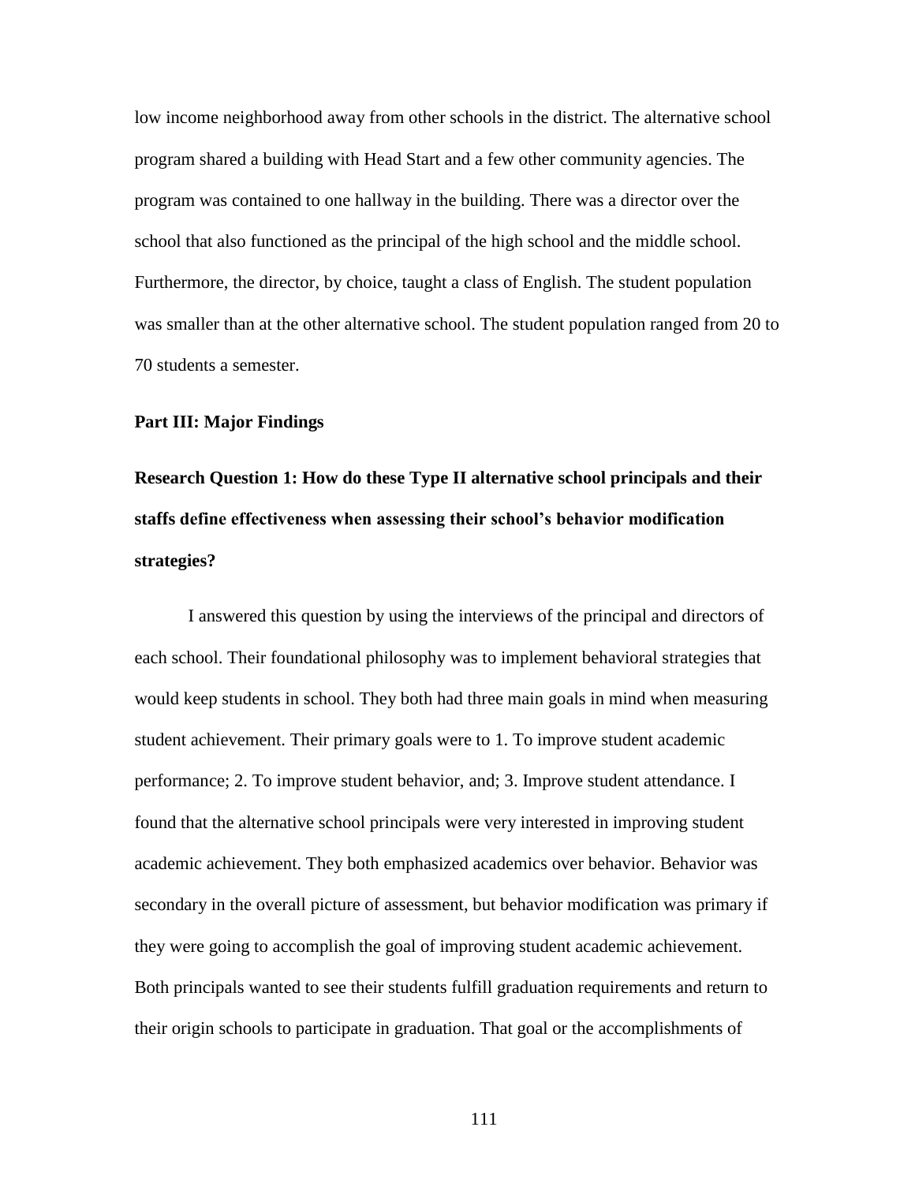low income neighborhood away from other schools in the district. The alternative school program shared a building with Head Start and a few other community agencies. The program was contained to one hallway in the building. There was a director over the school that also functioned as the principal of the high school and the middle school. Furthermore, the director, by choice, taught a class of English. The student population was smaller than at the other alternative school. The student population ranged from 20 to 70 students a semester.

**Part III: Major Findings**

**Research Question 1: How do these Type II alternative school principals and their staffs define effectiveness when assessing their school's behavior modification strategies?**

I answered this question by using the interviews of the principal and directors of each school. Their foundational philosophy was to implement behavioral strategies that would keep students in school. They both had three main goals in mind when measuring student achievement. Their primary goals were to 1. To improve student academic performance; 2. To improve student behavior, and; 3. Improve student attendance. I found that the alternative school principals were very interested in improving student academic achievement. They both emphasized academics over behavior. Behavior was secondary in the overall picture of assessment, but behavior modification was primary if they were going to accomplish the goal of improving student academic achievement. Both principals wanted to see their students fulfill graduation requirements and return to their origin schools to participate in graduation. That goal or the accomplishments of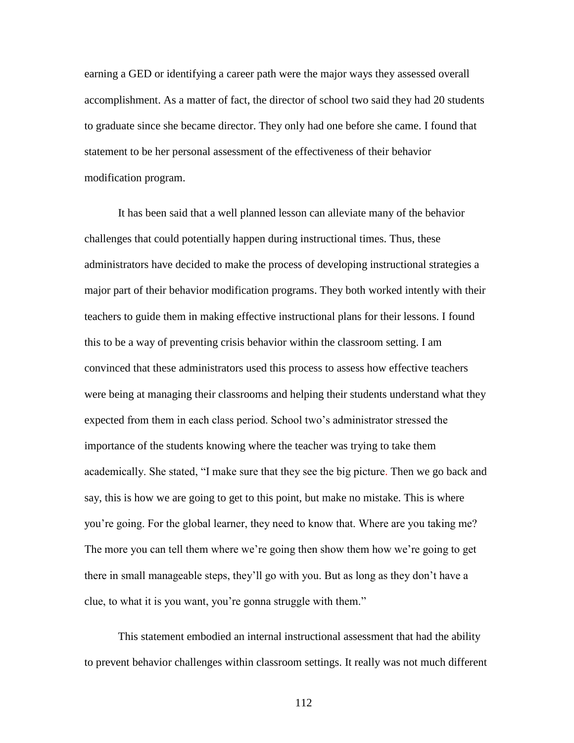earning a GED or identifying a career path were the major ways they assessed overall accomplishment. As a matter of fact, the director of school two said they had 20 students to graduate since she became director. They only had one before she came. I found that statement to be her personal assessment of the effectiveness of their behavior modification program.

It has been said that a well planned lesson can alleviate many of the behavior challenges that could potentially happen during instructional times. Thus, these administrators have decided to make the process of developing instructional strategies a major part of their behavior modification programs. They both worked intently with their teachers to guide them in making effective instructional plans for their lessons. I found this to be a way of preventing crisis behavior within the classroom setting. I am convinced that these administrators used this process to assess how effective teachers were being at managing their classrooms and helping their students understand what they expected from them in each class period. School two's administrator stressed the importance of the students knowing where the teacher was trying to take them academically. She stated, "I make sure that they see the big picture. Then we go back and say, this is how we are going to get to this point, but make no mistake. This is where you're going. For the global learner, they need to know that. Where are you taking me? The more you can tell them where we're going then show them how we're going to get there in small manageable steps, they'll go with you. But as long as they don't have a clue, to what it is you want, you're gonna struggle with them."

This statement embodied an internal instructional assessment that had the ability to prevent behavior challenges within classroom settings. It really was not much different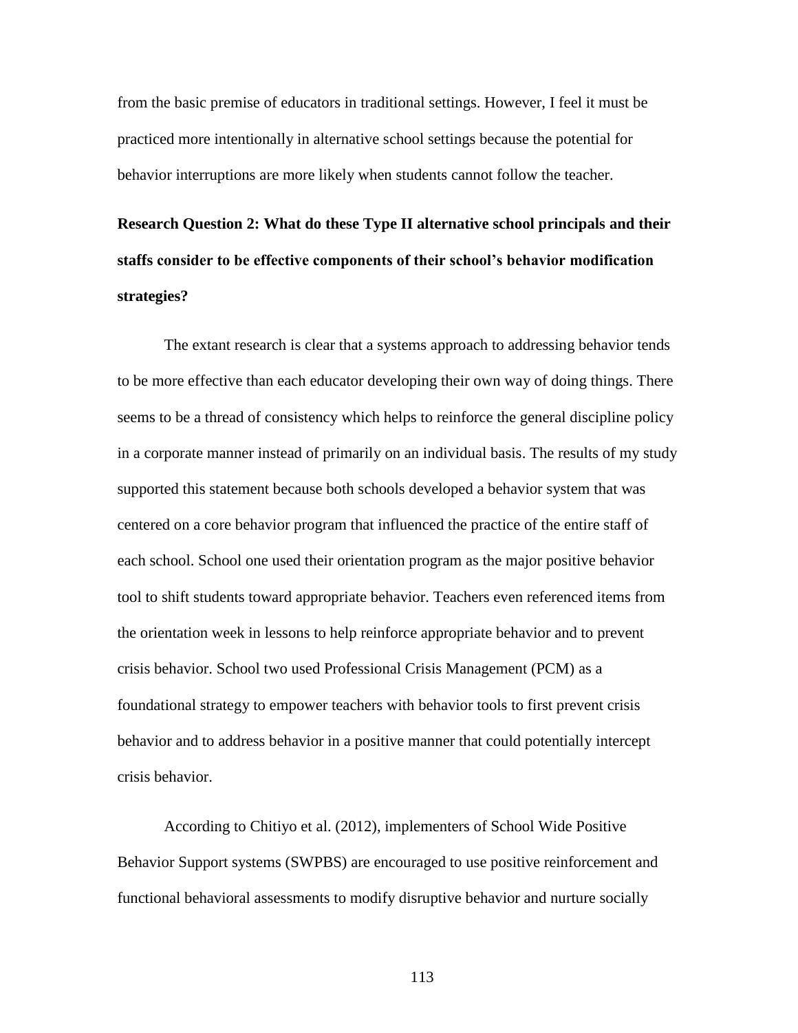from the basic premise of educators in traditional settings. However, I feel it must be practiced more intentionally in alternative school settings because the potential for behavior interruptions are more likely when students cannot follow the teacher.

**Research Question 2: What do these Type II alternative school principals and their staffs consider to be effective components of their school's behavior modification strategies?**

The extant research is clear that a systems approach to addressing behavior tends to be more effective than each educator developing their own way of doing things. There seems to be a thread of consistency which helps to reinforce the general discipline policy in a corporate manner instead of primarily on an individual basis. The results of my study supported this statement because both schools developed a behavior system that was centered on a core behavior program that influenced the practice of the entire staff of each school. School one used their orientation program as the major positive behavior tool to shift students toward appropriate behavior. Teachers even referenced items from the orientation week in lessons to help reinforce appropriate behavior and to prevent crisis behavior. School two used Professional Crisis Management (PCM) as a foundational strategy to empower teachers with behavior tools to first prevent crisis behavior and to address behavior in a positive manner that could potentially intercept crisis behavior.

According to Chitiyo et al. (2012), implementers of School Wide Positive Behavior Support systems (SWPBS) are encouraged to use positive reinforcement and functional behavioral assessments to modify disruptive behavior and nurture socially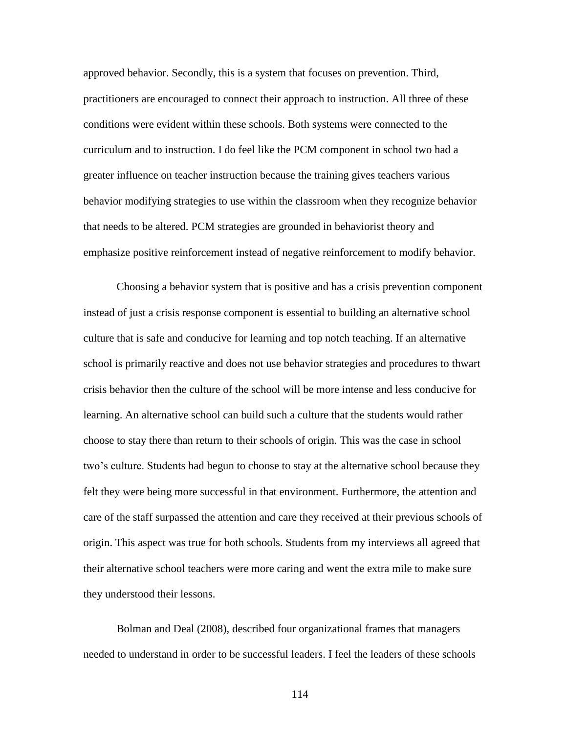approved behavior. Secondly, this is a system that focuses on prevention. Third, practitioners are encouraged to connect their approach to instruction. All three of these conditions were evident within these schools. Both systems were connected to the curriculum and to instruction. I do feel like the PCM component in school two had a greater influence on teacher instruction because the training gives teachers various behavior modifying strategies to use within the classroom when they recognize behavior that needs to be altered. PCM strategies are grounded in behaviorist theory and emphasize positive reinforcement instead of negative reinforcement to modify behavior.

Choosing a behavior system that is positive and has a crisis prevention component instead of just a crisis response component is essential to building an alternative school culture that is safe and conducive for learning and top notch teaching. If an alternative school is primarily reactive and does not use behavior strategies and procedures to thwart crisis behavior then the culture of the school will be more intense and less conducive for learning. An alternative school can build such a culture that the students would rather choose to stay there than return to their schools of origin. This was the case in school two's culture. Students had begun to choose to stay at the alternative school because they felt they were being more successful in that environment. Furthermore, the attention and care of the staff surpassed the attention and care they received at their previous schools of origin. This aspect was true for both schools. Students from my interviews all agreed that their alternative school teachers were more caring and went the extra mile to make sure they understood their lessons.

Bolman and Deal (2008), described four organizational frames that managers needed to understand in order to be successful leaders. I feel the leaders of these schools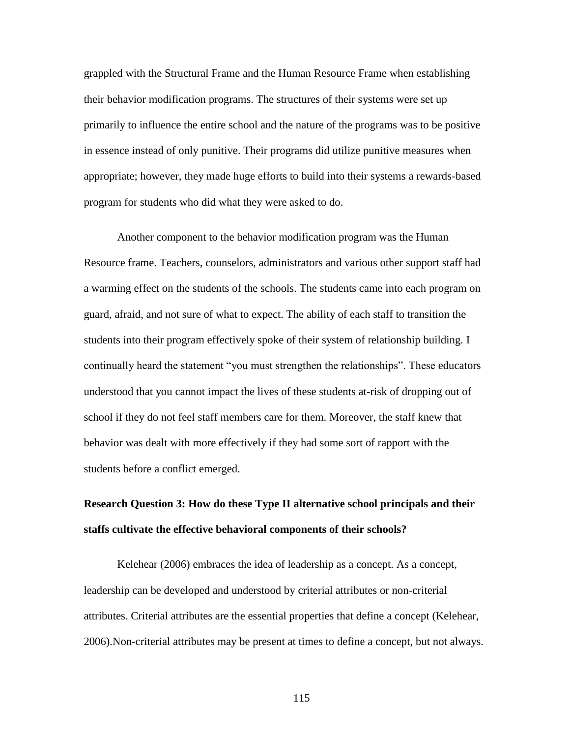grappled with the Structural Frame and the Human Resource Frame when establishing their behavior modification programs. The structures of their systems were set up primarily to influence the entire school and the nature of the programs was to be positive in essence instead of only punitive. Their programs did utilize punitive measures when appropriate; however, they made huge efforts to build into their systems a rewards-based program for students who did what they were asked to do.

Another component to the behavior modification program was the Human Resource frame. Teachers, counselors, administrators and various other support staff had a warming effect on the students of the schools. The students came into each program on guard, afraid, and not sure of what to expect. The ability of each staff to transition the students into their program effectively spoke of their system of relationship building. I continually heard the statement "you must strengthen the relationships". These educators understood that you cannot impact the lives of these students at-risk of dropping out of school if they do not feel staff members care for them. Moreover, the staff knew that behavior was dealt with more effectively if they had some sort of rapport with the students before a conflict emerged.

**Research Question 3: How do these Type II alternative school principals and their staffs cultivate the effective behavioral components of their schools?**

Kelehear (2006) embraces the idea of leadership as a concept. As a concept, leadership can be developed and understood by criterial attributes or non-criterial attributes. Criterial attributes are the essential properties that define a concept (Kelehear, 2006).Non-criterial attributes may be present at times to define a concept, but not always.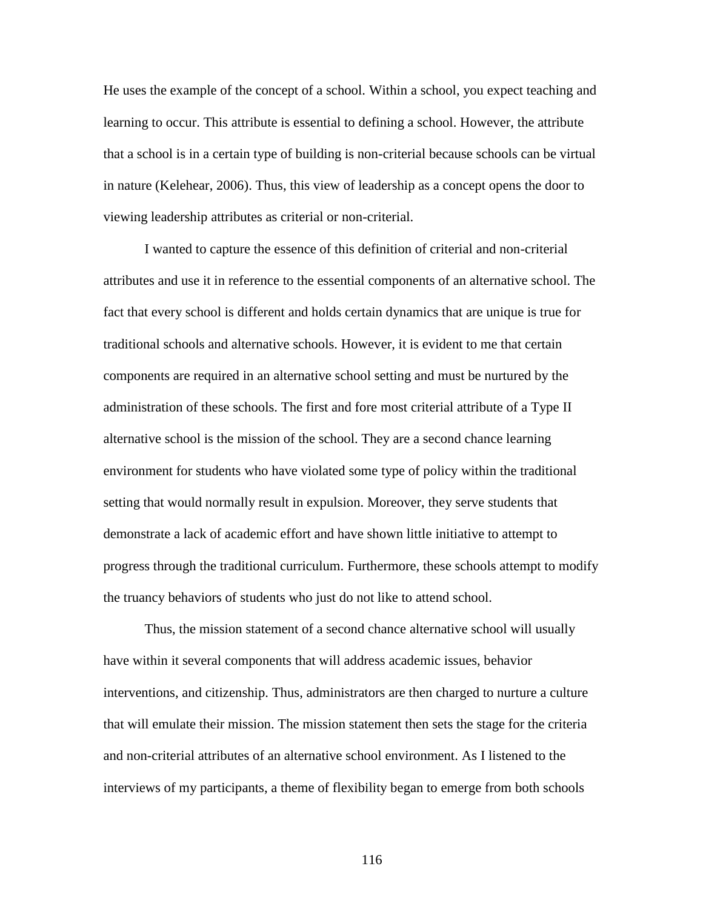He uses the example of the concept of a school. Within a school, you expect teaching and learning to occur. This attribute is essential to defining a school. However, the attribute that a school is in a certain type of building is non-criterial because schools can be virtual in nature (Kelehear, 2006). Thus, this view of leadership as a concept opens the door to viewing leadership attributes as criterial or non-criterial.

I wanted to capture the essence of this definition of criterial and non-criterial attributes and use it in reference to the essential components of an alternative school. The fact that every school is different and holds certain dynamics that are unique is true for traditional schools and alternative schools. However, it is evident to me that certain components are required in an alternative school setting and must be nurtured by the administration of these schools. The first and fore most criterial attribute of a Type II alternative school is the mission of the school. They are a second chance learning environment for students who have violated some type of policy within the traditional setting that would normally result in expulsion. Moreover, they serve students that demonstrate a lack of academic effort and have shown little initiative to attempt to progress through the traditional curriculum. Furthermore, these schools attempt to modify the truancy behaviors of students who just do not like to attend school.

Thus, the mission statement of a second chance alternative school will usually have within it several components that will address academic issues, behavior interventions, and citizenship. Thus, administrators are then charged to nurture a culture that will emulate their mission. The mission statement then sets the stage for the criteria and non-criterial attributes of an alternative school environment. As I listened to the interviews of my participants, a theme of flexibility began to emerge from both schools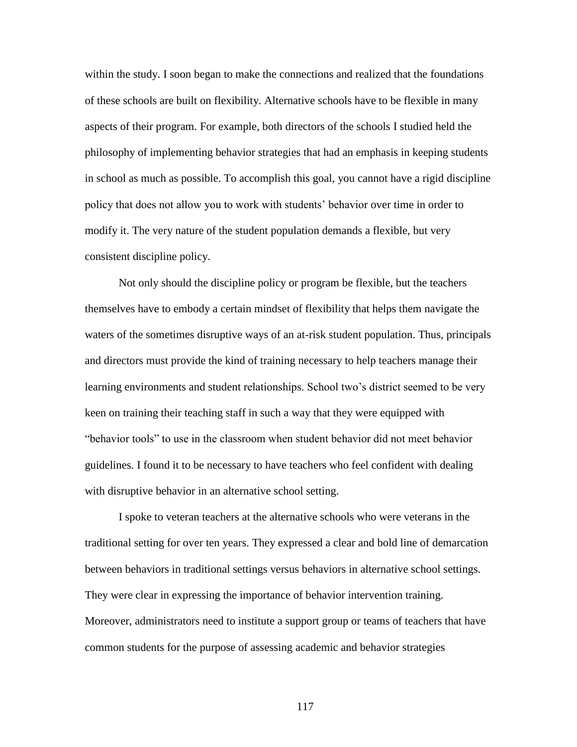within the study. I soon began to make the connections and realized that the foundations of these schools are built on flexibility. Alternative schools have to be flexible in many aspects of their program. For example, both directors of the schools I studied held the philosophy of implementing behavior strategies that had an emphasis in keeping students in school as much as possible. To accomplish this goal, you cannot have a rigid discipline policy that does not allow you to work with students' behavior over time in order to modify it. The very nature of the student population demands a flexible, but very consistent discipline policy.

Not only should the discipline policy or program be flexible, but the teachers themselves have to embody a certain mindset of flexibility that helps them navigate the waters of the sometimes disruptive ways of an at-risk student population. Thus, principals and directors must provide the kind of training necessary to help teachers manage their learning environments and student relationships. School two's district seemed to be very keen on training their teaching staff in such a way that they were equipped with "behavior tools" to use in the classroom when student behavior did not meet behavior guidelines. I found it to be necessary to have teachers who feel confident with dealing with disruptive behavior in an alternative school setting.

I spoke to veteran teachers at the alternative schools who were veterans in the traditional setting for over ten years. They expressed a clear and bold line of demarcation between behaviors in traditional settings versus behaviors in alternative school settings. They were clear in expressing the importance of behavior intervention training. Moreover, administrators need to institute a support group or teams of teachers that have common students for the purpose of assessing academic and behavior strategies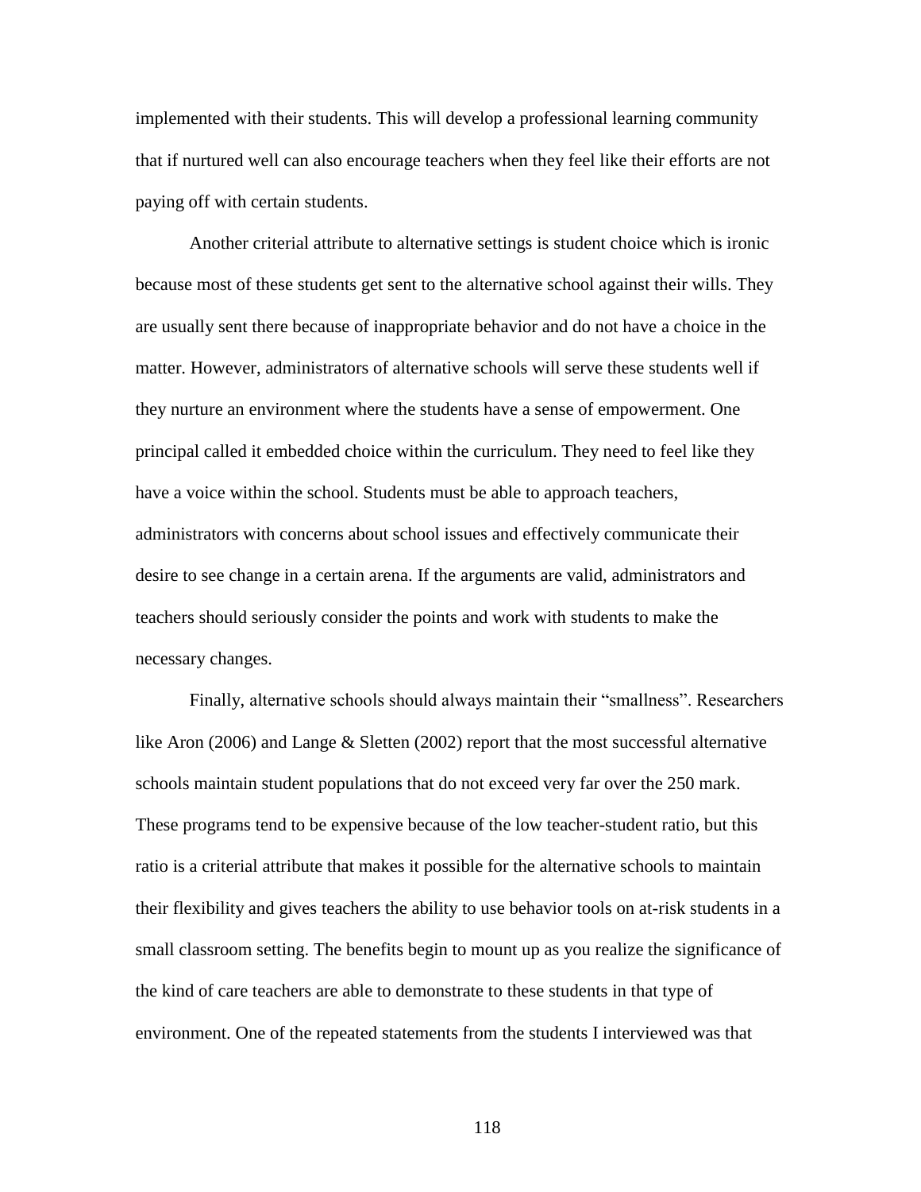implemented with their students. This will develop a professional learning community that if nurtured well can also encourage teachers when they feel like their efforts are not paying off with certain students.

Another criterial attribute to alternative settings is student choice which is ironic because most of these students get sent to the alternative school against their wills. They are usually sent there because of inappropriate behavior and do not have a choice in the matter. However, administrators of alternative schools will serve these students well if they nurture an environment where the students have a sense of empowerment. One principal called it embedded choice within the curriculum. They need to feel like they have a voice within the school. Students must be able to approach teachers, administrators with concerns about school issues and effectively communicate their desire to see change in a certain arena. If the arguments are valid, administrators and teachers should seriously consider the points and work with students to make the necessary changes.

Finally, alternative schools should always maintain their "smallness". Researchers like Aron (2006) and Lange & Sletten (2002) report that the most successful alternative schools maintain student populations that do not exceed very far over the 250 mark. These programs tend to be expensive because of the low teacher-student ratio, but this ratio is a criterial attribute that makes it possible for the alternative schools to maintain their flexibility and gives teachers the ability to use behavior tools on at-risk students in a small classroom setting. The benefits begin to mount up as you realize the significance of the kind of care teachers are able to demonstrate to these students in that type of environment. One of the repeated statements from the students I interviewed was that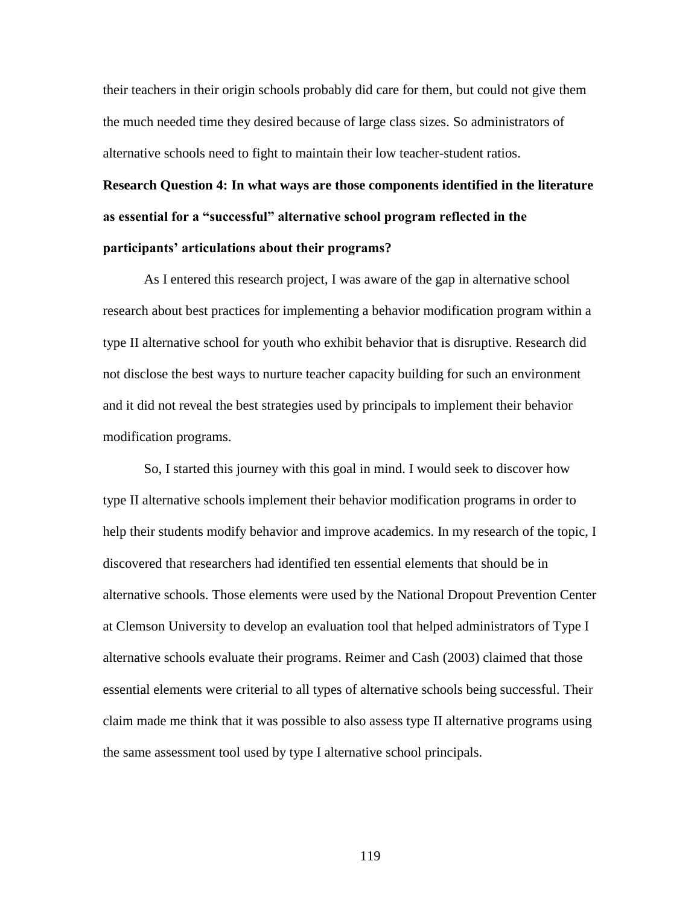their teachers in their origin schools probably did care for them, but could not give them the much needed time they desired because of large class sizes. So administrators of alternative schools need to fight to maintain their low teacher-student ratios.

**Research Question 4: In what ways are those components identified in the literature as essential for a "successful" alternative school program reflected in the participants' articulations about their programs?**

As I entered this research project, I was aware of the gap in alternative school research about best practices for implementing a behavior modification program within a type II alternative school for youth who exhibit behavior that is disruptive. Research did not disclose the best ways to nurture teacher capacity building for such an environment and it did not reveal the best strategies used by principals to implement their behavior modification programs.

So, I started this journey with this goal in mind. I would seek to discover how type II alternative schools implement their behavior modification programs in order to help their students modify behavior and improve academics. In my research of the topic, I discovered that researchers had identified ten essential elements that should be in alternative schools. Those elements were used by the National Dropout Prevention Center at Clemson University to develop an evaluation tool that helped administrators of Type I alternative schools evaluate their programs. Reimer and Cash (2003) claimed that those essential elements were criterial to all types of alternative schools being successful. Their claim made me think that it was possible to also assess type II alternative programs using the same assessment tool used by type I alternative school principals.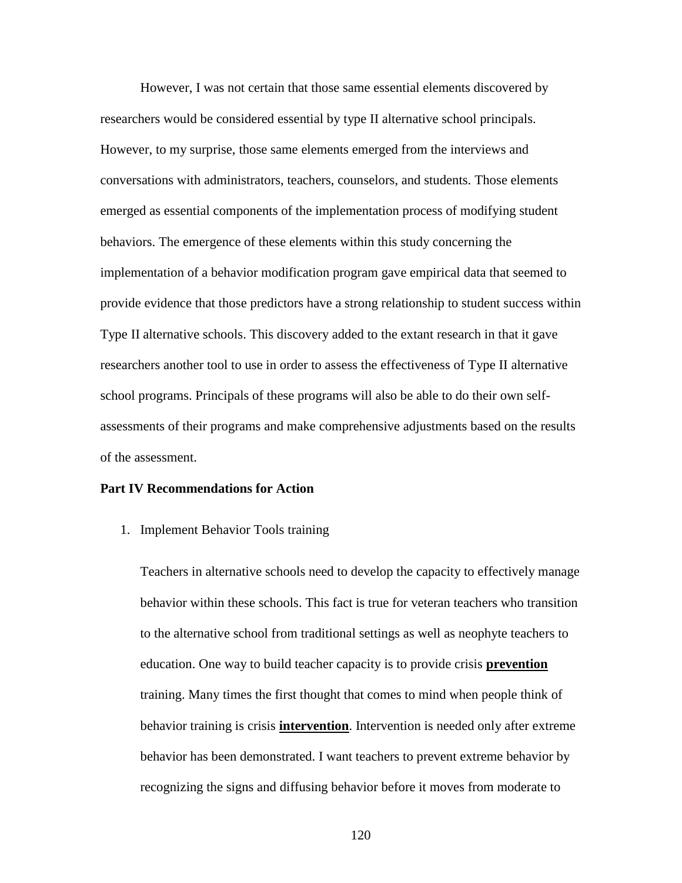However, I was not certain that those same essential elements discovered by researchers would be considered essential by type II alternative school principals. However, to my surprise, those same elements emerged from the interviews and conversations with administrators, teachers, counselors, and students. Those elements emerged as essential components of the implementation process of modifying student behaviors. The emergence of these elements within this study concerning the implementation of a behavior modification program gave empirical data that seemed to provide evidence that those predictors have a strong relationship to student success within Type II alternative schools. This discovery added to the extant research in that it gave researchers another tool to use in order to assess the effectiveness of Type II alternative school programs. Principals of these programs will also be able to do their own self-assessments of their programs and make comprehensive adjustments based on the results of the assessment.

**Part IV Recommendations for Action**

1. Implement Behavior Tools training

   Teachers in alternative schools need to develop the capacity to effectively manage behavior within these schools. This fact is true for veteran teachers who transition to the alternative school from traditional settings as well as neophyte teachers to education. One way to build teacher capacity is to provide crisis <u>**prevention**</u> training. Many times the first thought that comes to mind when people think of behavior training is crisis <u>**intervention**</u>. Intervention is needed only after extreme behavior has been demonstrated. I want teachers to prevent extreme behavior by recognizing the signs and diffusing behavior before it moves from moderate to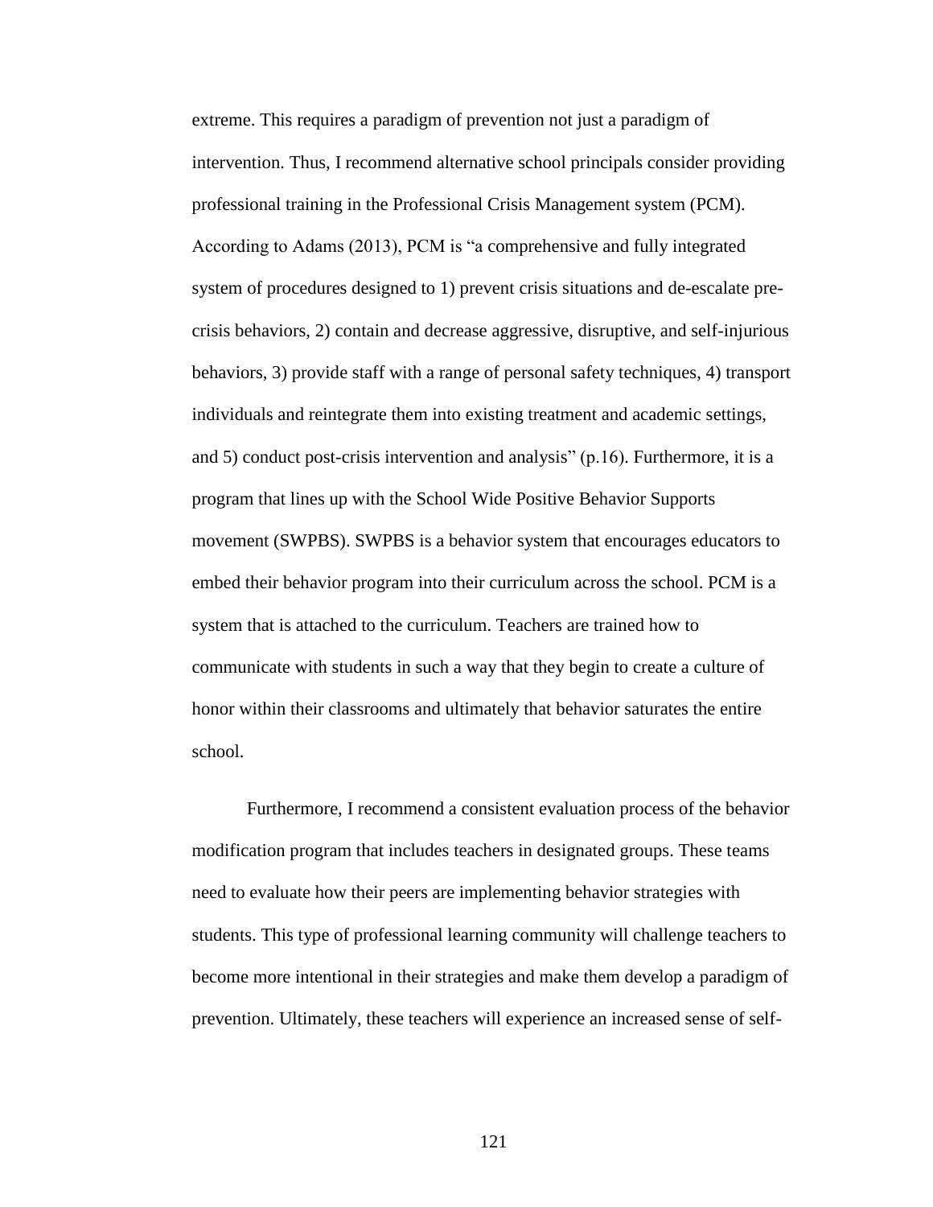extreme. This requires a paradigm of prevention not just a paradigm of intervention. Thus, I recommend alternative school principals consider providing professional training in the Professional Crisis Management system (PCM). According to Adams (2013), PCM is "a comprehensive and fully integrated system of procedures designed to 1) prevent crisis situations and de-escalate pre-crisis behaviors, 2) contain and decrease aggressive, disruptive, and self-injurious behaviors, 3) provide staff with a range of personal safety techniques, 4) transport individuals and reintegrate them into existing treatment and academic settings, and 5) conduct post-crisis intervention and analysis" (p.16). Furthermore, it is a program that lines up with the School Wide Positive Behavior Supports movement (SWPBS). SWPBS is a behavior system that encourages educators to embed their behavior program into their curriculum across the school. PCM is a system that is attached to the curriculum. Teachers are trained how to communicate with students in such a way that they begin to create a culture of honor within their classrooms and ultimately that behavior saturates the entire school.

Furthermore, I recommend a consistent evaluation process of the behavior modification program that includes teachers in designated groups. These teams need to evaluate how their peers are implementing behavior strategies with students. This type of professional learning community will challenge teachers to become more intentional in their strategies and make them develop a paradigm of prevention. Ultimately, these teachers will experience an increased sense of self-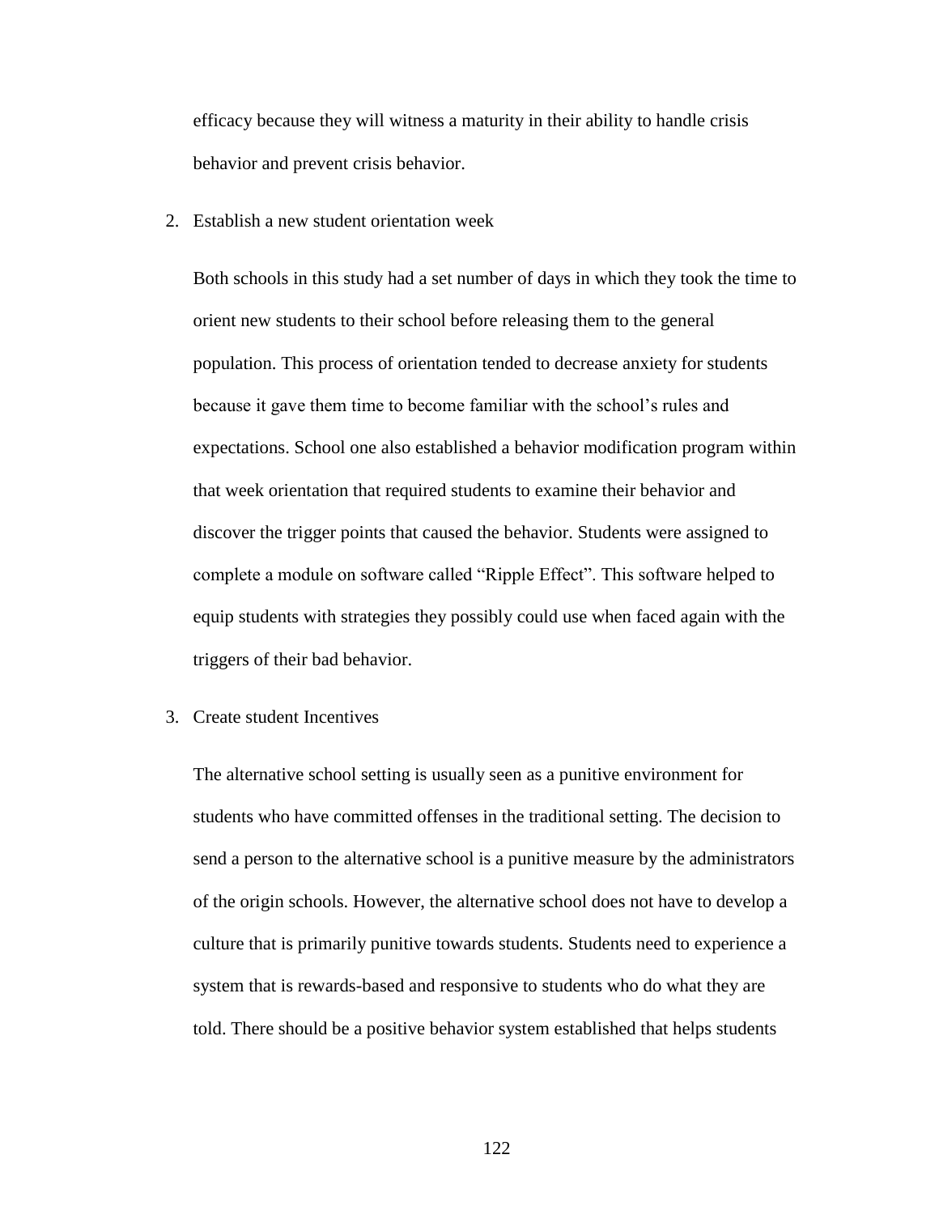efficacy because they will witness a maturity in their ability to handle crisis behavior and prevent crisis behavior.

2. Establish a new student orientation week

   Both schools in this study had a set number of days in which they took the time to orient new students to their school before releasing them to the general population. This process of orientation tended to decrease anxiety for students because it gave them time to become familiar with the school's rules and expectations. School one also established a behavior modification program within that week orientation that required students to examine their behavior and discover the trigger points that caused the behavior. Students were assigned to complete a module on software called "Ripple Effect". This software helped to equip students with strategies they possibly could use when faced again with the triggers of their bad behavior.

3. Create student Incentives

   The alternative school setting is usually seen as a punitive environment for students who have committed offenses in the traditional setting. The decision to send a person to the alternative school is a punitive measure by the administrators of the origin schools. However, the alternative school does not have to develop a culture that is primarily punitive towards students. Students need to experience a system that is rewards-based and responsive to students who do what they are told. There should be a positive behavior system established that helps students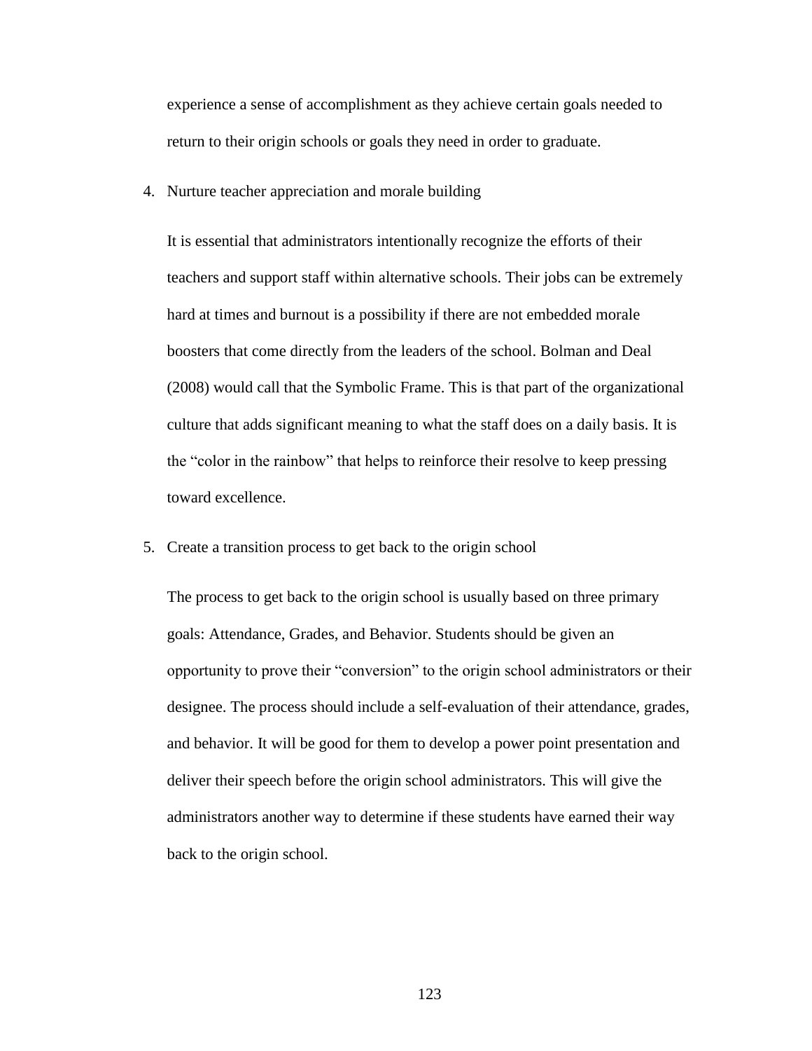experience a sense of accomplishment as they achieve certain goals needed to return to their origin schools or goals they need in order to graduate.

4. Nurture teacher appreciation and morale building

   It is essential that administrators intentionally recognize the efforts of their teachers and support staff within alternative schools. Their jobs can be extremely hard at times and burnout is a possibility if there are not embedded morale boosters that come directly from the leaders of the school. Bolman and Deal (2008) would call that the Symbolic Frame. This is that part of the organizational culture that adds significant meaning to what the staff does on a daily basis. It is the "color in the rainbow" that helps to reinforce their resolve to keep pressing toward excellence.

5. Create a transition process to get back to the origin school

   The process to get back to the origin school is usually based on three primary goals: Attendance, Grades, and Behavior. Students should be given an opportunity to prove their "conversion" to the origin school administrators or their designee. The process should include a self-evaluation of their attendance, grades, and behavior. It will be good for them to develop a power point presentation and deliver their speech before the origin school administrators. This will give the administrators another way to determine if these students have earned their way back to the origin school.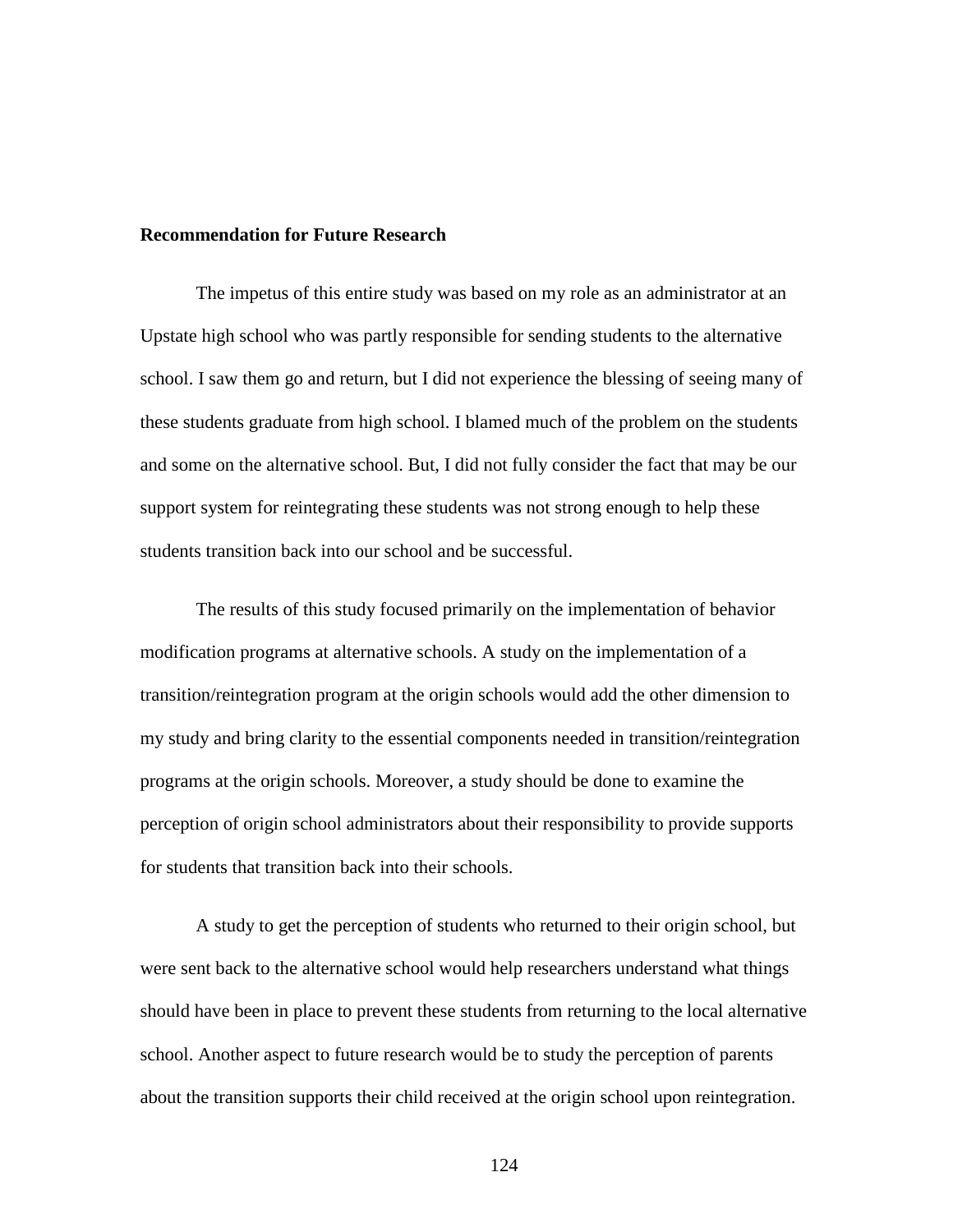**Recommendation for Future Research**

The impetus of this entire study was based on my role as an administrator at an Upstate high school who was partly responsible for sending students to the alternative school. I saw them go and return, but I did not experience the blessing of seeing many of these students graduate from high school. I blamed much of the problem on the students and some on the alternative school. But, I did not fully consider the fact that may be our support system for reintegrating these students was not strong enough to help these students transition back into our school and be successful.

The results of this study focused primarily on the implementation of behavior modification programs at alternative schools. A study on the implementation of a transition/reintegration program at the origin schools would add the other dimension to my study and bring clarity to the essential components needed in transition/reintegration programs at the origin schools. Moreover, a study should be done to examine the perception of origin school administrators about their responsibility to provide supports for students that transition back into their schools.

A study to get the perception of students who returned to their origin school, but were sent back to the alternative school would help researchers understand what things should have been in place to prevent these students from returning to the local alternative school. Another aspect to future research would be to study the perception of parents about the transition supports their child received at the origin school upon reintegration.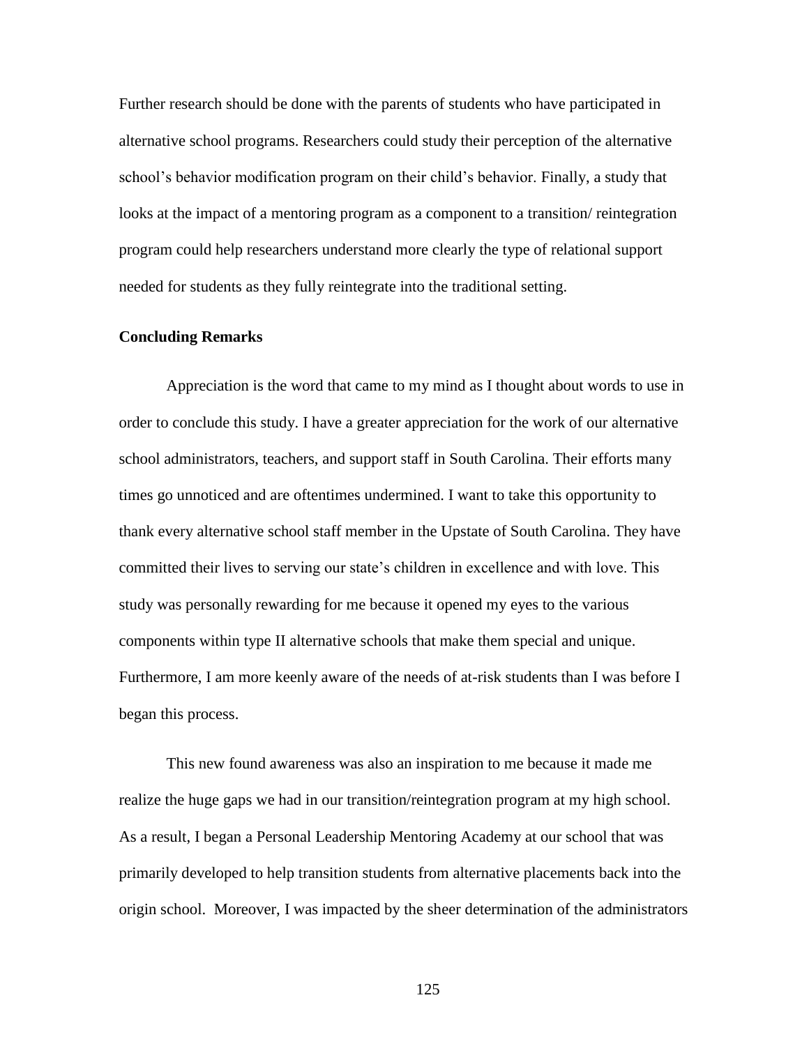Further research should be done with the parents of students who have participated in alternative school programs. Researchers could study their perception of the alternative school's behavior modification program on their child's behavior. Finally, a study that looks at the impact of a mentoring program as a component to a transition/ reintegration program could help researchers understand more clearly the type of relational support needed for students as they fully reintegrate into the traditional setting.

**Concluding Remarks**

Appreciation is the word that came to my mind as I thought about words to use in order to conclude this study. I have a greater appreciation for the work of our alternative school administrators, teachers, and support staff in South Carolina. Their efforts many times go unnoticed and are oftentimes undermined. I want to take this opportunity to thank every alternative school staff member in the Upstate of South Carolina. They have committed their lives to serving our state's children in excellence and with love. This study was personally rewarding for me because it opened my eyes to the various components within type II alternative schools that make them special and unique. Furthermore, I am more keenly aware of the needs of at-risk students than I was before I began this process.

This new found awareness was also an inspiration to me because it made me realize the huge gaps we had in our transition/reintegration program at my high school. As a result, I began a Personal Leadership Mentoring Academy at our school that was primarily developed to help transition students from alternative placements back into the origin school. Moreover, I was impacted by the sheer determination of the administrators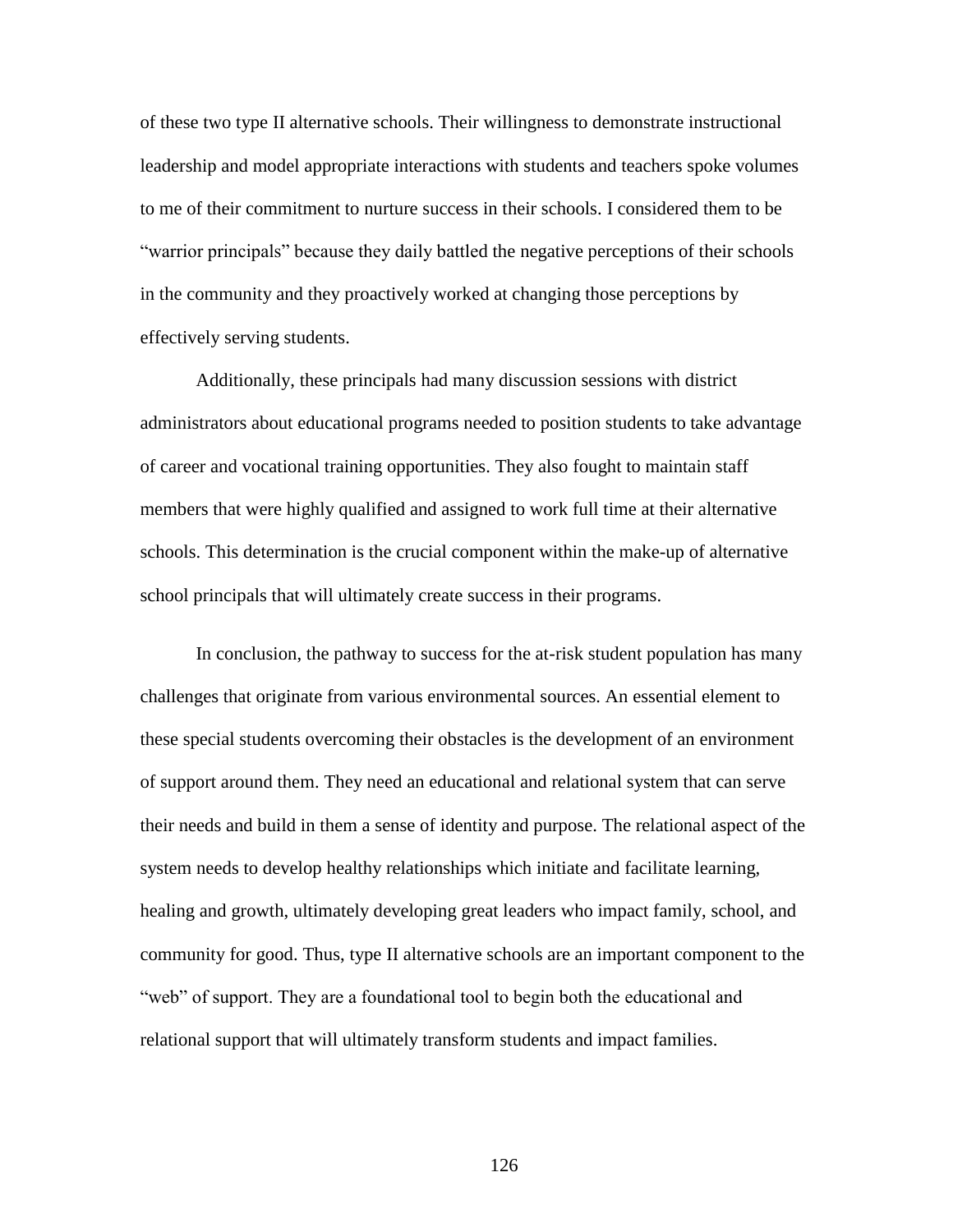of these two type II alternative schools. Their willingness to demonstrate instructional leadership and model appropriate interactions with students and teachers spoke volumes to me of their commitment to nurture success in their schools. I considered them to be "warrior principals" because they daily battled the negative perceptions of their schools in the community and they proactively worked at changing those perceptions by effectively serving students.

Additionally, these principals had many discussion sessions with district administrators about educational programs needed to position students to take advantage of career and vocational training opportunities. They also fought to maintain staff members that were highly qualified and assigned to work full time at their alternative schools. This determination is the crucial component within the make-up of alternative school principals that will ultimately create success in their programs.

In conclusion, the pathway to success for the at-risk student population has many challenges that originate from various environmental sources. An essential element to these special students overcoming their obstacles is the development of an environment of support around them. They need an educational and relational system that can serve their needs and build in them a sense of identity and purpose. The relational aspect of the system needs to develop healthy relationships which initiate and facilitate learning, healing and growth, ultimately developing great leaders who impact family, school, and community for good. Thus, type II alternative schools are an important component to the "web" of support. They are a foundational tool to begin both the educational and relational support that will ultimately transform students and impact families.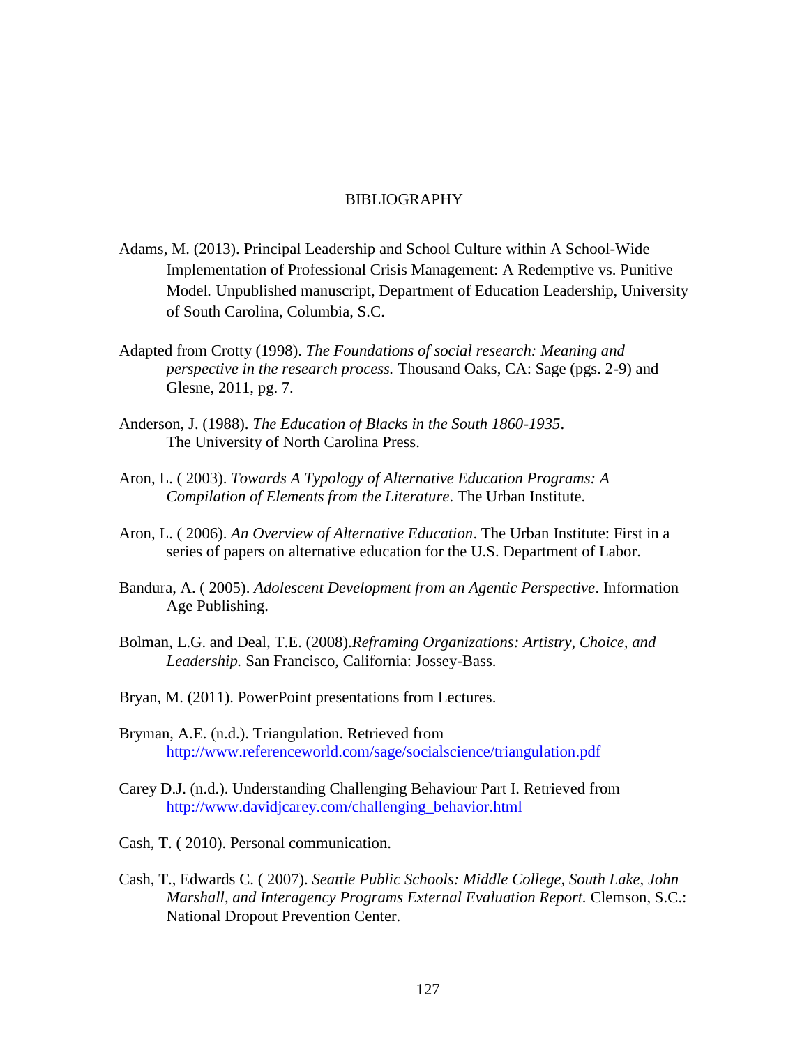# BIBLIOGRAPHY

Adams, M. (2013). Principal Leadership and School Culture within A School-Wide Implementation of Professional Crisis Management: A Redemptive vs. Punitive Model*.* Unpublished manuscript, Department of Education Leadership, University of South Carolina, Columbia, S.C.

Adapted from Crotty (1998). *The Foundations of social research: Meaning and perspective in the research process.* Thousand Oaks, CA: Sage (pgs. 2-9) and Glesne, 2011, pg. 7.

Anderson, J. (1988). *The Education of Blacks in the South 1860-1935*. The University of North Carolina Press.

Aron, L. ( 2003). *Towards A Typology of Alternative Education Programs: A Compilation of Elements from the Literature*. The Urban Institute.

Aron, L. ( 2006). *An Overview of Alternative Education*. The Urban Institute: First in a series of papers on alternative education for the U.S. Department of Labor.

Bandura, A. ( 2005). *Adolescent Development from an Agentic Perspective*. Information Age Publishing.

Bolman, L.G. and Deal, T.E. (2008).*Reframing Organizations: Artistry, Choice, and Leadership.* San Francisco, California: Jossey-Bass.

Bryan, M. (2011). PowerPoint presentations from Lectures.

Bryman, A.E. (n.d.). Triangulation. Retrieved from http://www.referenceworld.com/sage/socialscience/triangulation.pdf

Carey D.J. (n.d.). Understanding Challenging Behaviour Part I. Retrieved from http://www.davidjcarey.com/challenging_behavior.html

Cash, T. ( 2010). Personal communication.

Cash, T., Edwards C. ( 2007). *Seattle Public Schools: Middle College, South Lake, John Marshall, and Interagency Programs External Evaluation Report.* Clemson, S.C.: National Dropout Prevention Center.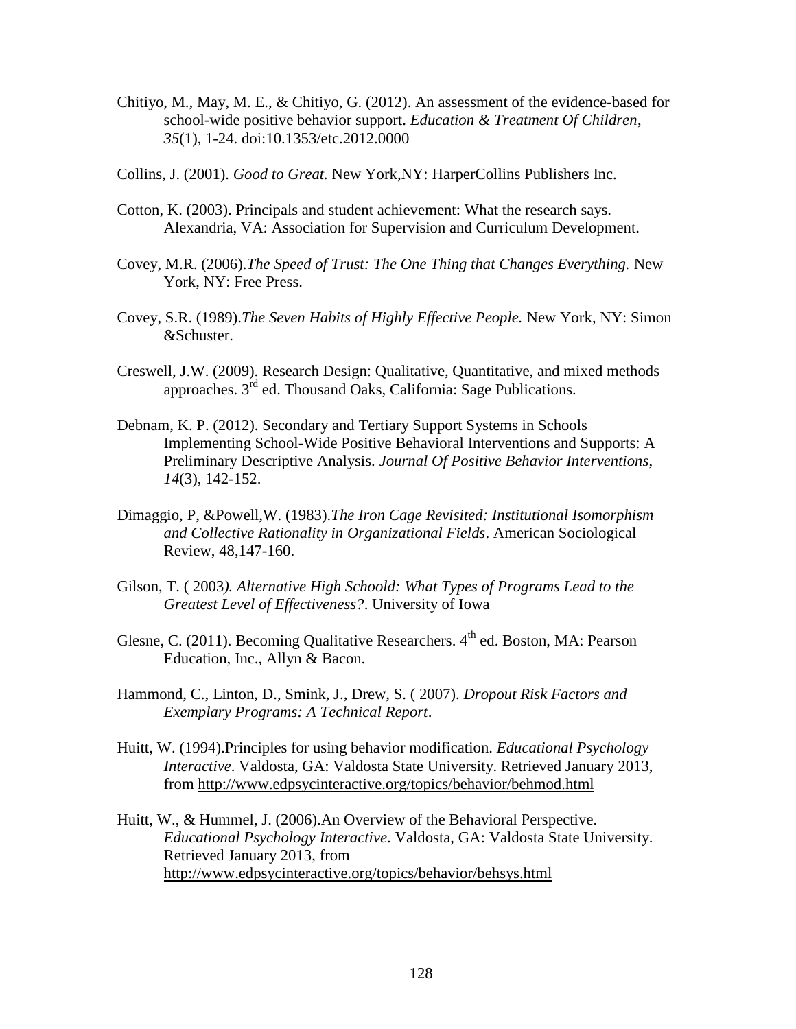Chitiyo, M., May, M. E., & Chitiyo, G. (2012). An assessment of the evidence-based for school-wide positive behavior support. *Education & Treatment Of Children*, *35*(1), 1-24. doi:10.1353/etc.2012.0000

Collins, J. (2001). *Good to Great.* New York,NY: HarperCollins Publishers Inc.

Cotton, K. (2003). Principals and student achievement: What the research says. Alexandria, VA: Association for Supervision and Curriculum Development.

Covey, M.R. (2006).*The Speed of Trust: The One Thing that Changes Everything.* New York, NY: Free Press.

Covey, S.R. (1989).*The Seven Habits of Highly Effective People.* New York, NY: Simon &Schuster.

Creswell, J.W. (2009). Research Design: Qualitative, Quantitative, and mixed methods approaches. 3rd ed. Thousand Oaks, California: Sage Publications.

Debnam, K. P. (2012). Secondary and Tertiary Support Systems in Schools Implementing School-Wide Positive Behavioral Interventions and Supports: A Preliminary Descriptive Analysis. *Journal Of Positive Behavior Interventions*, *14*(3), 142-152.

Dimaggio, P, &Powell,W. (1983).*The Iron Cage Revisited: Institutional Isomorphism and Collective Rationality in Organizational Fields*. American Sociological Review, 48,147-160.

Gilson, T. ( 2003*). Alternative High Schoold: What Types of Programs Lead to the Greatest Level of Effectiveness?*. University of Iowa

Glesne, C. (2011). Becoming Qualitative Researchers. 4th ed. Boston, MA: Pearson Education, Inc., Allyn & Bacon.

Hammond, C., Linton, D., Smink, J., Drew, S. ( 2007). *Dropout Risk Factors and Exemplary Programs: A Technical Report*.

Huitt, W. (1994).Principles for using behavior modification. *Educational Psychology Interactive*. Valdosta, GA: Valdosta State University. Retrieved January 2013, from http://www.edpsycinteractive.org/topics/behavior/behmod.html

Huitt, W., & Hummel, J. (2006).An Overview of the Behavioral Perspective. *Educational Psychology Interactive*. Valdosta, GA: Valdosta State University. Retrieved January 2013, from http://www.edpsycinteractive.org/topics/behavior/behsys.html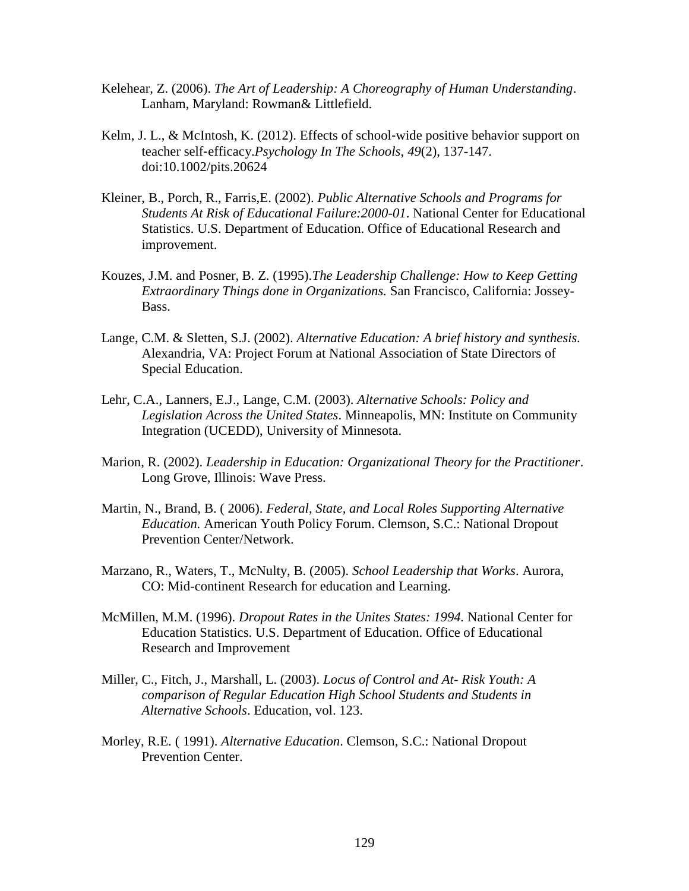Kelehear, Z. (2006). *The Art of Leadership: A Choreography of Human Understanding*. Lanham, Maryland: Rowman& Littlefield.

Kelm, J. L., & McIntosh, K. (2012). Effects of school-wide positive behavior support on teacher self-efficacy.*Psychology In The Schools*, *49*(2), 137-147. doi:10.1002/pits.20624

Kleiner, B., Porch, R., Farris,E. (2002). *Public Alternative Schools and Programs for Students At Risk of Educational Failure:2000-01*. National Center for Educational Statistics. U.S. Department of Education. Office of Educational Research and improvement.

Kouzes, J.M. and Posner, B. Z. (1995).*The Leadership Challenge: How to Keep Getting Extraordinary Things done in Organizations.* San Francisco, California: Jossey-Bass.

Lange, C.M. & Sletten, S.J. (2002). *Alternative Education: A brief history and synthesis.* Alexandria, VA: Project Forum at National Association of State Directors of Special Education.

Lehr, C.A., Lanners, E.J., Lange, C.M. (2003). *Alternative Schools: Policy and Legislation Across the United States*. Minneapolis, MN: Institute on Community Integration (UCEDD), University of Minnesota.

Marion, R. (2002). *Leadership in Education: Organizational Theory for the Practitioner*. Long Grove, Illinois: Wave Press.

Martin, N., Brand, B. ( 2006). *Federal, State, and Local Roles Supporting Alternative Education.* American Youth Policy Forum. Clemson, S.C.: National Dropout Prevention Center/Network.

Marzano, R., Waters, T., McNulty, B. (2005). *School Leadership that Works*. Aurora, CO: Mid-continent Research for education and Learning.

McMillen, M.M. (1996). *Dropout Rates in the Unites States: 1994.* National Center for Education Statistics. U.S. Department of Education. Office of Educational Research and Improvement

Miller, C., Fitch, J., Marshall, L. (2003). *Locus of Control and At- Risk Youth: A comparison of Regular Education High School Students and Students in Alternative Schools*. Education, vol. 123.

Morley, R.E. ( 1991). *Alternative Education*. Clemson, S.C.: National Dropout Prevention Center.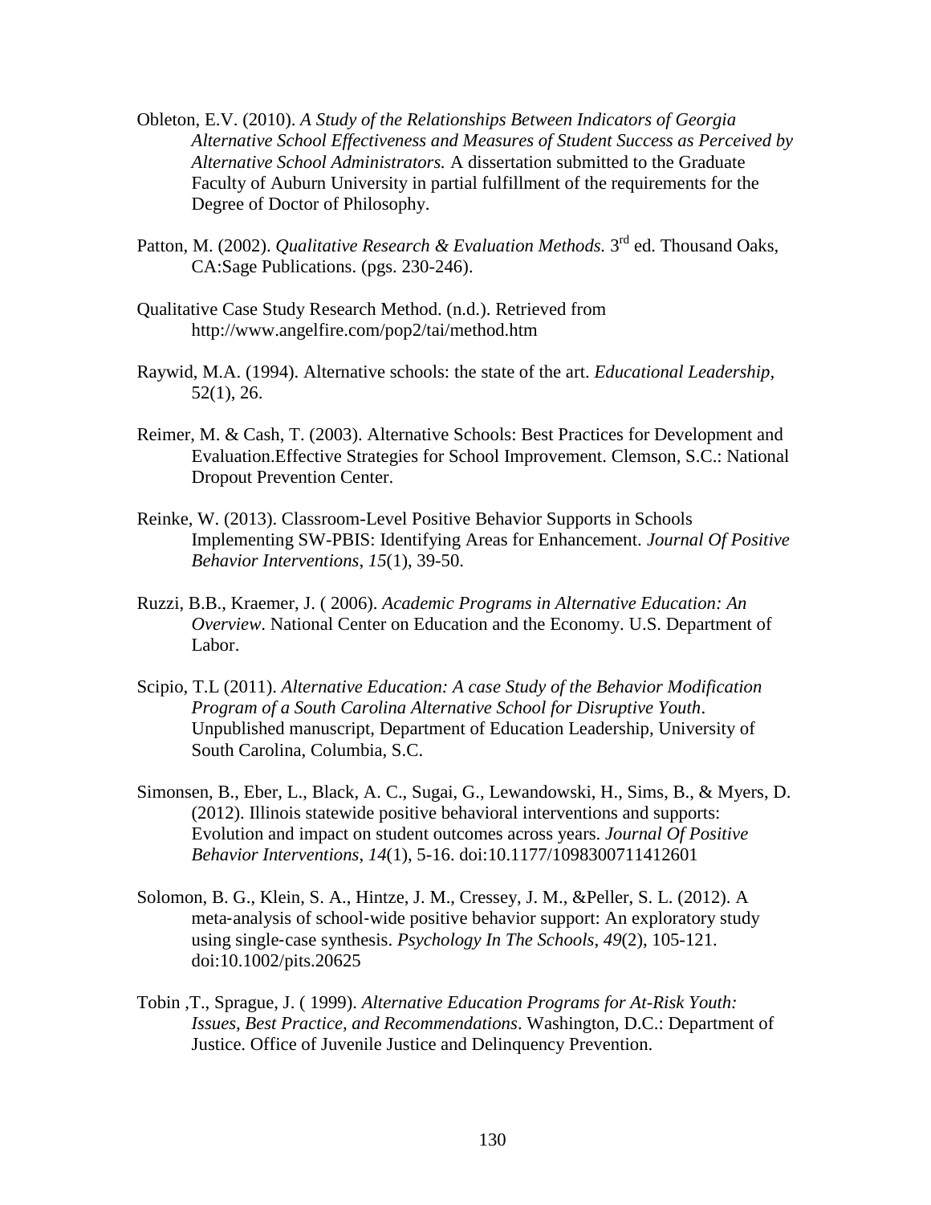Obleton, E.V. (2010). *A Study of the Relationships Between Indicators of Georgia Alternative School Effectiveness and Measures of Student Success as Perceived by Alternative School Administrators.* A dissertation submitted to the Graduate Faculty of Auburn University in partial fulfillment of the requirements for the Degree of Doctor of Philosophy.

Patton, M. (2002). *Qualitative Research & Evaluation Methods.* 3rd ed. Thousand Oaks, CA:Sage Publications. (pgs. 230-246).

Qualitative Case Study Research Method. (n.d.). Retrieved from http://www.angelfire.com/pop2/tai/method.htm

Raywid, M.A. (1994). Alternative schools: the state of the art. *Educational Leadership*, 52(1), 26.

Reimer, M. & Cash, T. (2003). Alternative Schools: Best Practices for Development and Evaluation.Effective Strategies for School Improvement. Clemson, S.C.: National Dropout Prevention Center.

Reinke, W. (2013). Classroom-Level Positive Behavior Supports in Schools Implementing SW-PBIS: Identifying Areas for Enhancement. *Journal Of Positive Behavior Interventions*, *15*(1), 39-50.

Ruzzi, B.B., Kraemer, J. ( 2006). *Academic Programs in Alternative Education: An Overview*. National Center on Education and the Economy. U.S. Department of Labor.

Scipio, T.L (2011). *Alternative Education: A case Study of the Behavior Modification Program of a South Carolina Alternative School for Disruptive Youth*. Unpublished manuscript, Department of Education Leadership, University of South Carolina, Columbia, S.C.

Simonsen, B., Eber, L., Black, A. C., Sugai, G., Lewandowski, H., Sims, B., & Myers, D. (2012). Illinois statewide positive behavioral interventions and supports: Evolution and impact on student outcomes across years. *Journal Of Positive Behavior Interventions*, *14*(1), 5-16. doi:10.1177/1098300711412601

Solomon, B. G., Klein, S. A., Hintze, J. M., Cressey, J. M., &Peller, S. L. (2012). A meta‐analysis of school‐wide positive behavior support: An exploratory study using single‐case synthesis. *Psychology In The Schools*, *49*(2), 105-121. doi:10.1002/pits.20625

Tobin ,T., Sprague, J. ( 1999). *Alternative Education Programs for At-Risk Youth: Issues, Best Practice, and Recommendations*. Washington, D.C.: Department of Justice. Office of Juvenile Justice and Delinquency Prevention.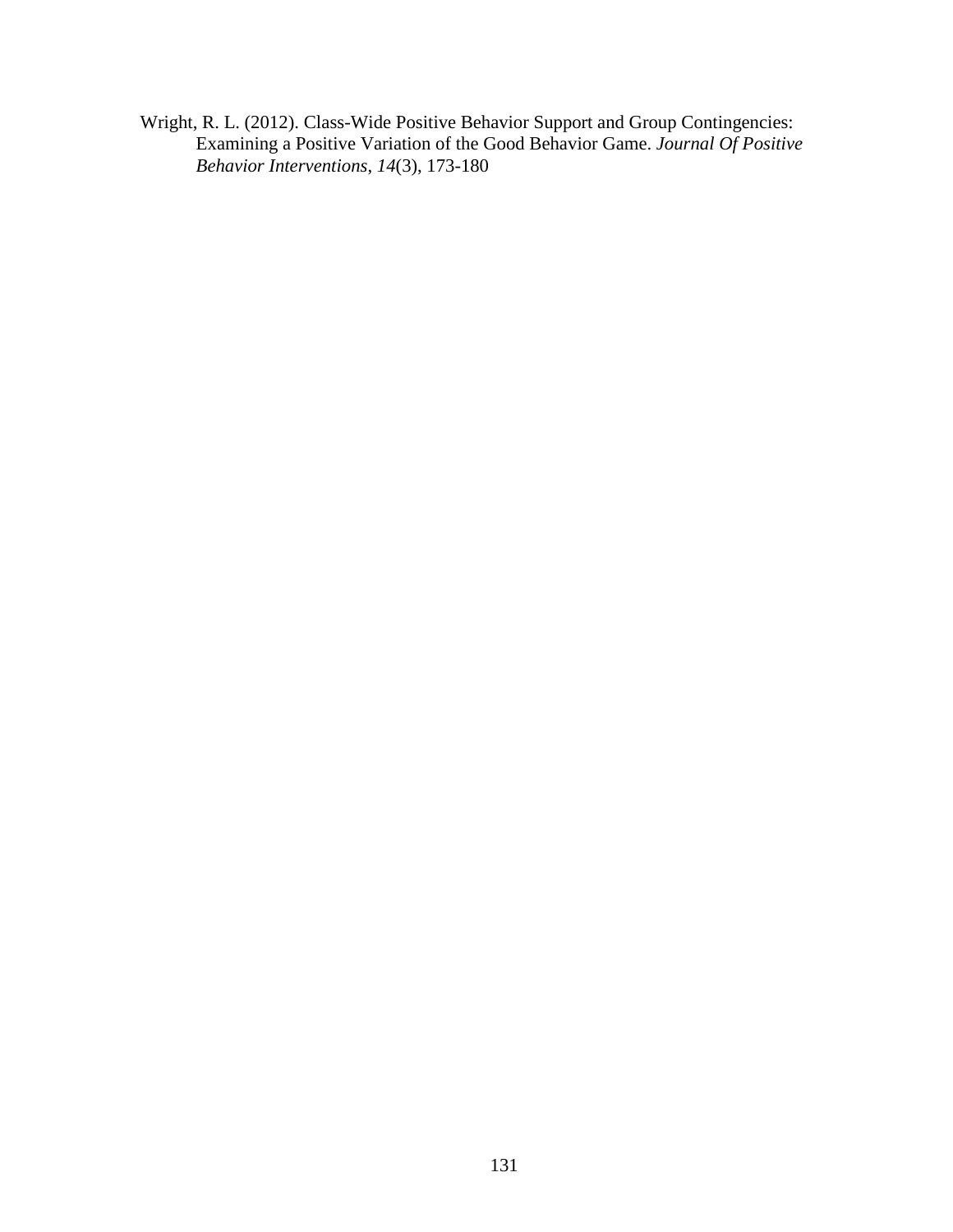Wright, R. L. (2012). Class-Wide Positive Behavior Support and Group Contingencies: Examining a Positive Variation of the Good Behavior Game. *Journal Of Positive Behavior Interventions*, *14*(3), 173-180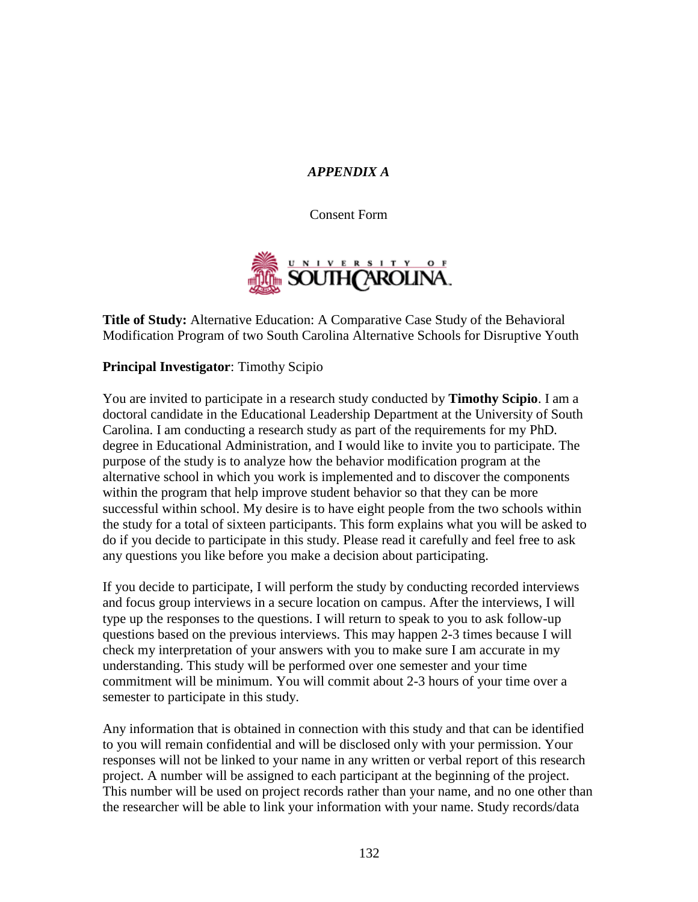*APPENDIX A*

Consent Form

**Title of Study:** Alternative Education: A Comparative Case Study of the Behavioral Modification Program of two South Carolina Alternative Schools for Disruptive Youth

**Principal Investigator**: Timothy Scipio

You are invited to participate in a research study conducted by **Timothy Scipio**. I am a doctoral candidate in the Educational Leadership Department at the University of South Carolina. I am conducting a research study as part of the requirements for my PhD. degree in Educational Administration, and I would like to invite you to participate. The purpose of the study is to analyze how the behavior modification program at the alternative school in which you work is implemented and to discover the components within the program that help improve student behavior so that they can be more successful within school. My desire is to have eight people from the two schools within the study for a total of sixteen participants. This form explains what you will be asked to do if you decide to participate in this study. Please read it carefully and feel free to ask any questions you like before you make a decision about participating.

If you decide to participate, I will perform the study by conducting recorded interviews and focus group interviews in a secure location on campus. After the interviews, I will type up the responses to the questions. I will return to speak to you to ask follow-up questions based on the previous interviews. This may happen 2-3 times because I will check my interpretation of your answers with you to make sure I am accurate in my understanding. This study will be performed over one semester and your time commitment will be minimum. You will commit about 2-3 hours of your time over a semester to participate in this study.

Any information that is obtained in connection with this study and that can be identified to you will remain confidential and will be disclosed only with your permission. Your responses will not be linked to your name in any written or verbal report of this research project. A number will be assigned to each participant at the beginning of the project. This number will be used on project records rather than your name, and no one other than the researcher will be able to link your information with your name. Study records/data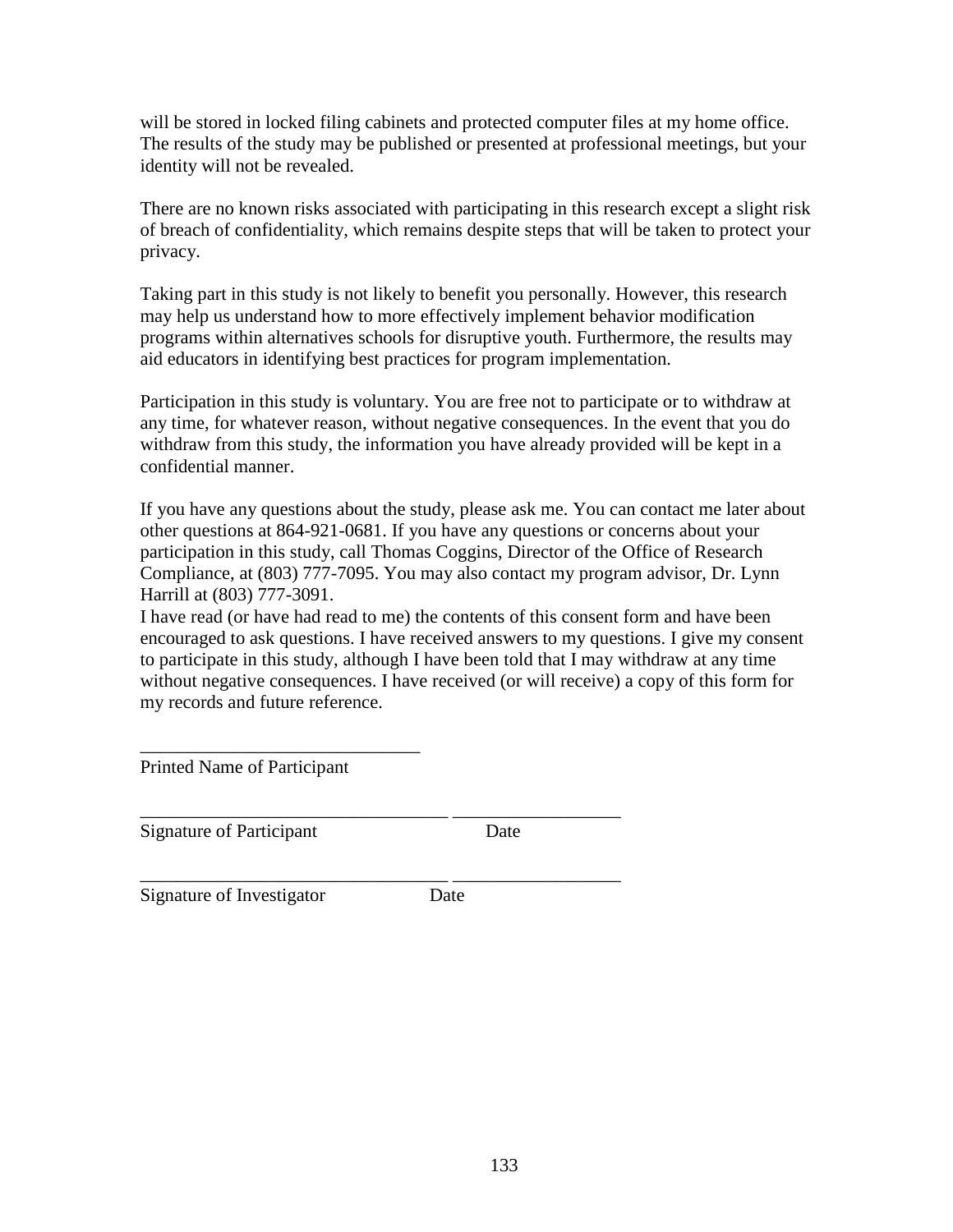will be stored in locked filing cabinets and protected computer files at my home office. The results of the study may be published or presented at professional meetings, but your identity will not be revealed.

There are no known risks associated with participating in this research except a slight risk of breach of confidentiality, which remains despite steps that will be taken to protect your privacy.

Taking part in this study is not likely to benefit you personally. However, this research may help us understand how to more effectively implement behavior modification programs within alternatives schools for disruptive youth. Furthermore, the results may aid educators in identifying best practices for program implementation.

Participation in this study is voluntary. You are free not to participate or to withdraw at any time, for whatever reason, without negative consequences. In the event that you do withdraw from this study, the information you have already provided will be kept in a confidential manner.

If you have any questions about the study, please ask me. You can contact me later about other questions at 864-921-0681. If you have any questions or concerns about your participation in this study, call Thomas Coggins, Director of the Office of Research Compliance, at (803) 777-7095. You may also contact my program advisor, Dr. Lynn Harrill at (803) 777-3091.
I have read (or have had read to me) the contents of this consent form and have been encouraged to ask questions. I have received answers to my questions. I give my consent to participate in this study, although I have been told that I may withdraw at any time without negative consequences. I have received (or will receive) a copy of this form for my records and future reference.

______________________________
Printed Name of Participant

_________________________________ __________________
Signature of Participant Date

_________________________________ __________________
Signature of Investigator Date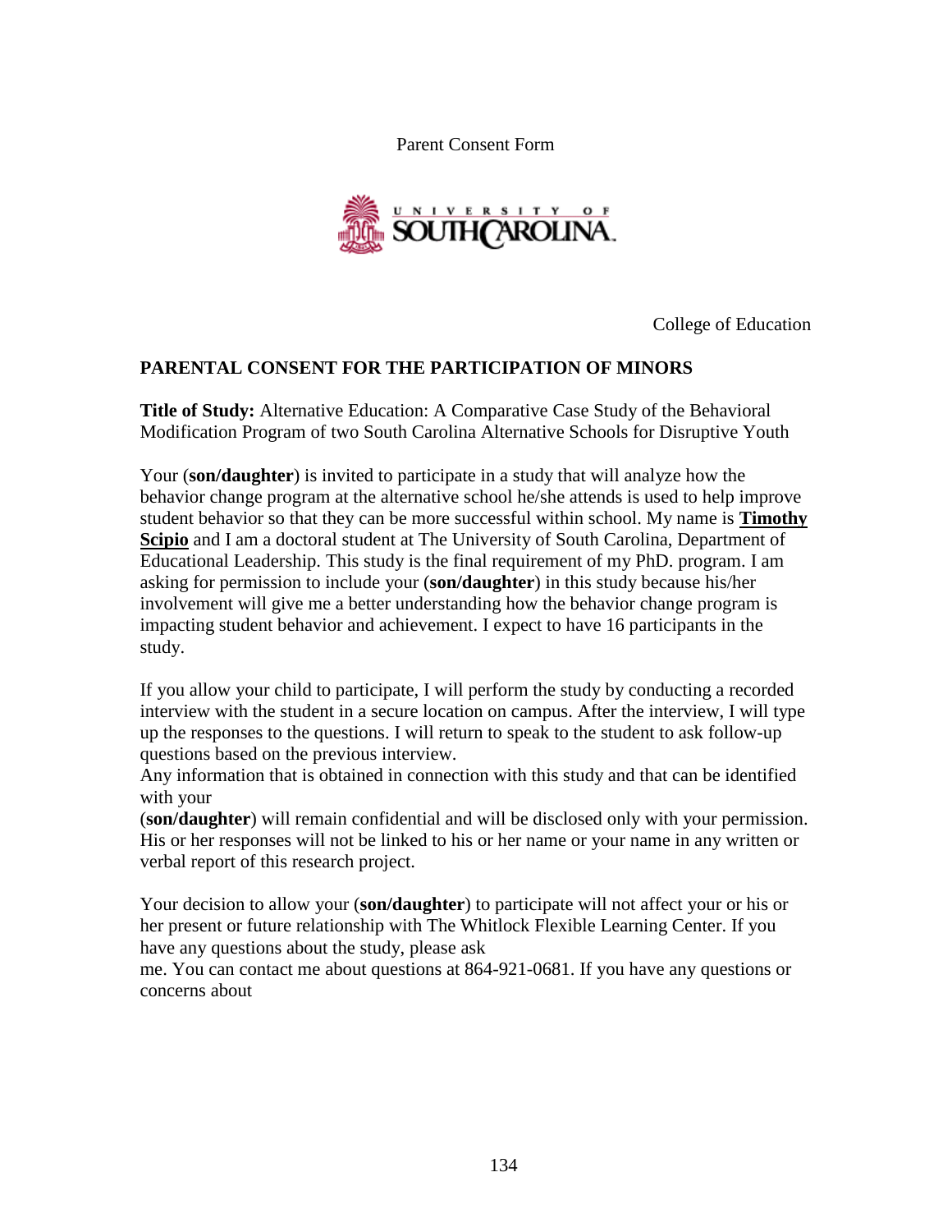Parent Consent Form

College of Education

**PARENTAL CONSENT FOR THE PARTICIPATION OF MINORS**

**Title of Study:** Alternative Education: A Comparative Case Study of the Behavioral Modification Program of two South Carolina Alternative Schools for Disruptive Youth

Your (**son/daughter**) is invited to participate in a study that will analyze how the behavior change program at the alternative school he/she attends is used to help improve student behavior so that they can be more successful within school. My name is **Timothy Scipio** and I am a doctoral student at The University of South Carolina, Department of Educational Leadership. This study is the final requirement of my PhD. program. I am asking for permission to include your (**son/daughter**) in this study because his/her involvement will give me a better understanding how the behavior change program is impacting student behavior and achievement. I expect to have 16 participants in the study.

If you allow your child to participate, I will perform the study by conducting a recorded interview with the student in a secure location on campus. After the interview, I will type up the responses to the questions. I will return to speak to the student to ask follow-up questions based on the previous interview.
Any information that is obtained in connection with this study and that can be identified with your
(**son/daughter**) will remain confidential and will be disclosed only with your permission. His or her responses will not be linked to his or her name or your name in any written or verbal report of this research project.

Your decision to allow your (**son/daughter**) to participate will not affect your or his or her present or future relationship with The Whitlock Flexible Learning Center. If you have any questions about the study, please ask
me. You can contact me about questions at 864-921-0681. If you have any questions or concerns about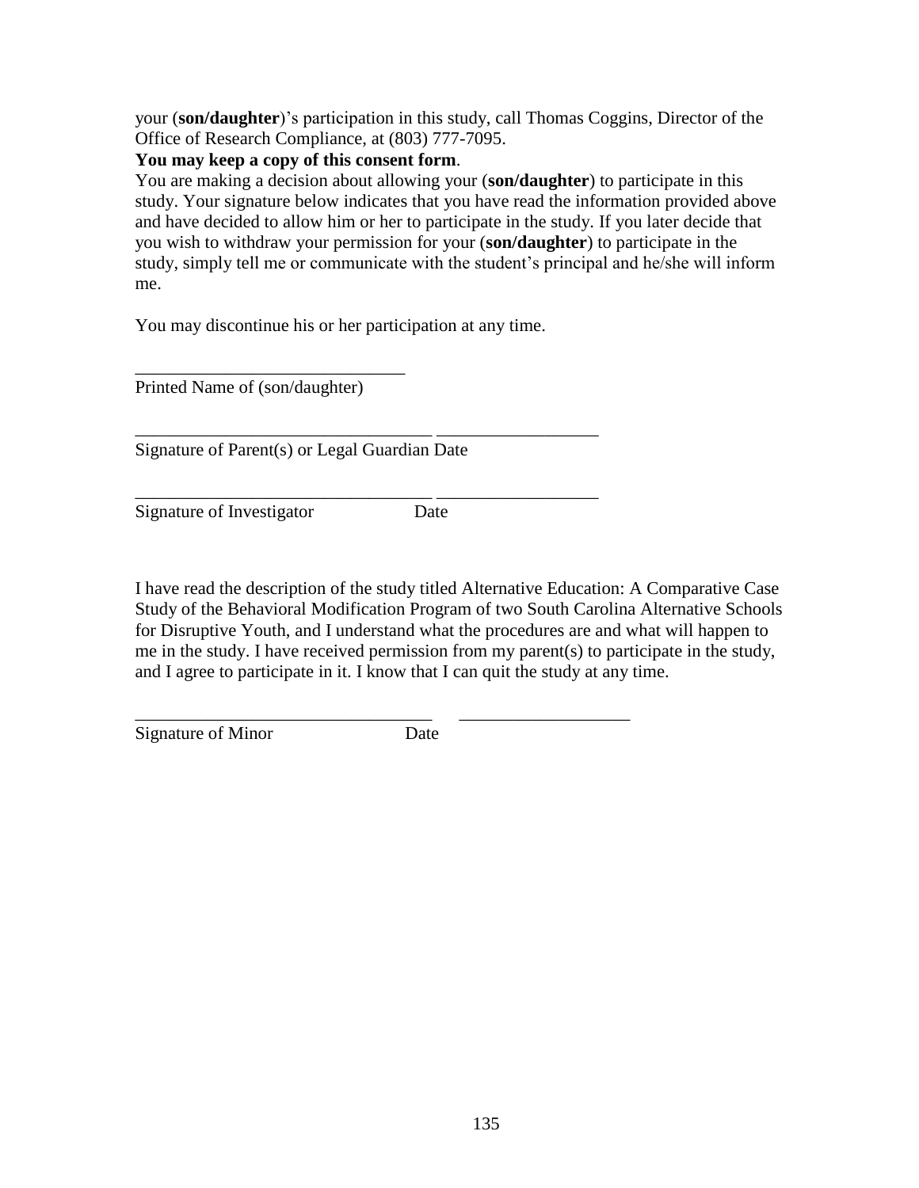your (**son/daughter**)'s participation in this study, call Thomas Coggins, Director of the Office of Research Compliance, at (803) 777-7095.

**You may keep a copy of this consent form**.

You are making a decision about allowing your (**son/daughter**) to participate in this study. Your signature below indicates that you have read the information provided above and have decided to allow him or her to participate in the study. If you later decide that you wish to withdraw your permission for your (**son/daughter**) to participate in the study, simply tell me or communicate with the student's principal and he/she will inform me.

You may discontinue his or her participation at any time.

______________________________
Printed Name of (son/daughter)

_________________________________ __________________
Signature of Parent(s) or Legal Guardian Date

_________________________________ __________________
Signature of Investigator Date

I have read the description of the study titled Alternative Education: A Comparative Case Study of the Behavioral Modification Program of two South Carolina Alternative Schools for Disruptive Youth, and I understand what the procedures are and what will happen to me in the study. I have received permission from my parent(s) to participate in the study, and I agree to participate in it. I know that I can quit the study at any time.

_________________________________ ___________________
Signature of Minor Date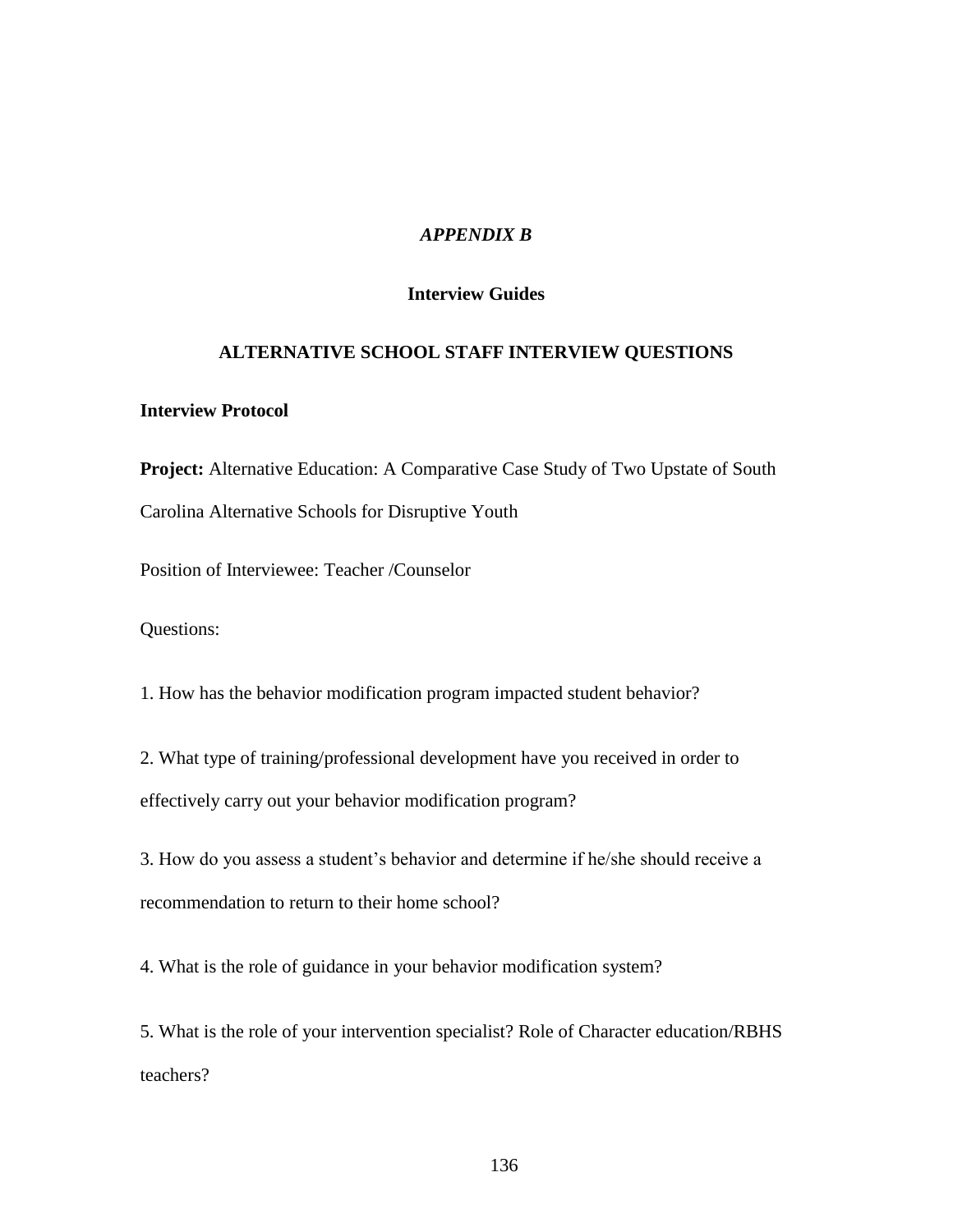# *APPENDIX B*

## Interview Guides

## ALTERNATIVE SCHOOL STAFF INTERVIEW QUESTIONS

**Interview Protocol**

**Project:** Alternative Education: A Comparative Case Study of Two Upstate of South Carolina Alternative Schools for Disruptive Youth

Position of Interviewee: Teacher /Counselor

Questions:

1. How has the behavior modification program impacted student behavior?

2. What type of training/professional development have you received in order to effectively carry out your behavior modification program?

3. How do you assess a student's behavior and determine if he/she should receive a recommendation to return to their home school?

4. What is the role of guidance in your behavior modification system?

5. What is the role of your intervention specialist? Role of Character education/RBHS teachers?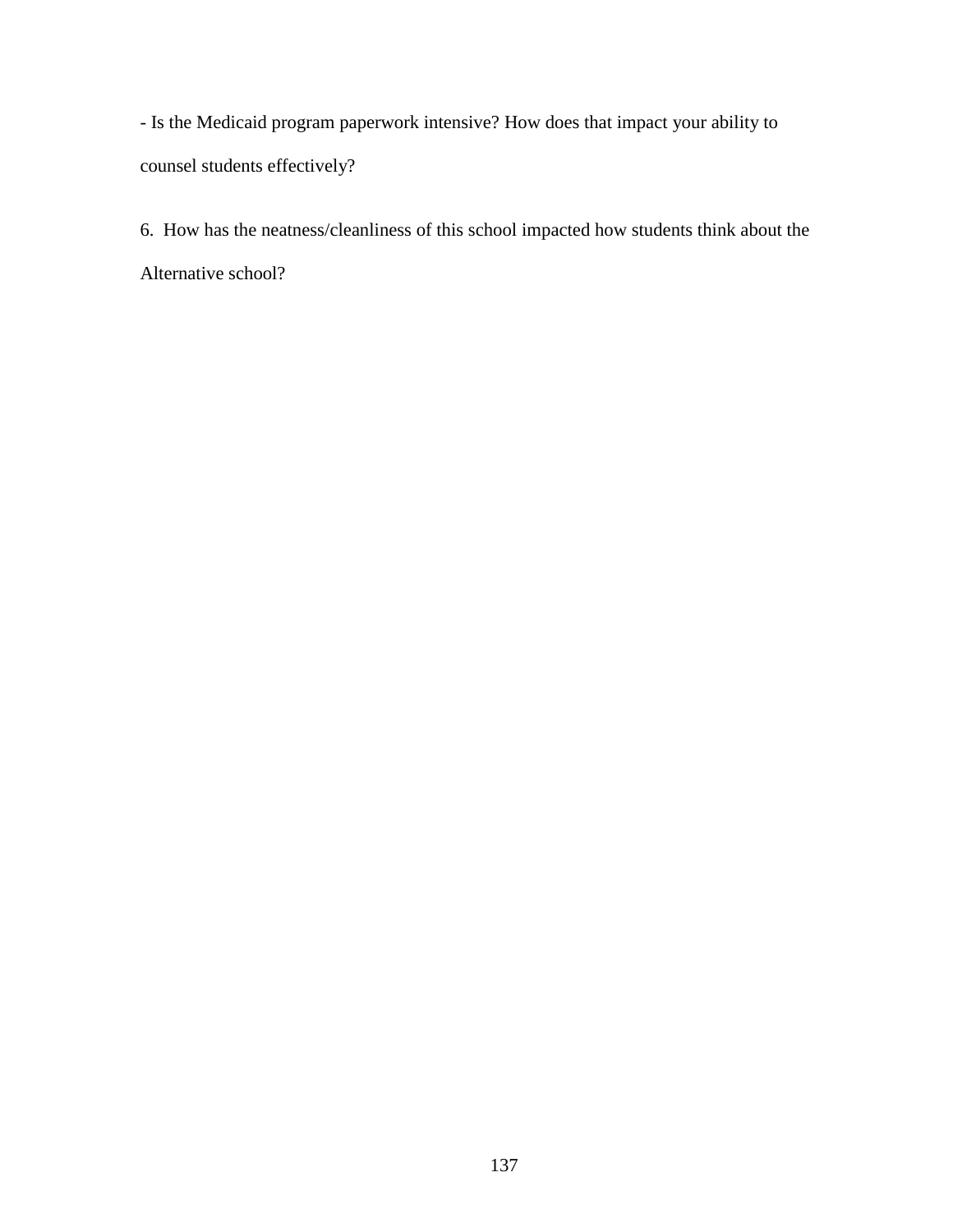- Is the Medicaid program paperwork intensive? How does that impact your ability to counsel students effectively?

6. How has the neatness/cleanliness of this school impacted how students think about the Alternative school?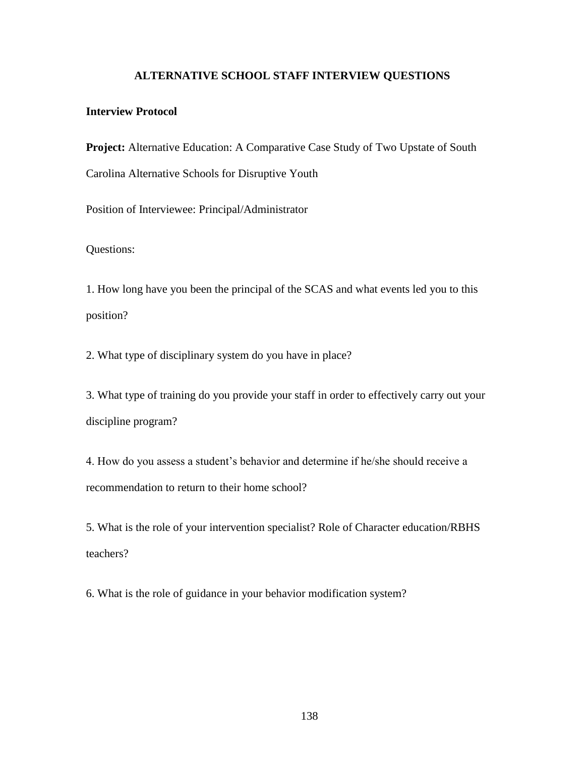# ALTERNATIVE SCHOOL STAFF INTERVIEW QUESTIONS

**Interview Protocol**

**Project:** Alternative Education: A Comparative Case Study of Two Upstate of South Carolina Alternative Schools for Disruptive Youth

Position of Interviewee: Principal/Administrator

Questions:

1. How long have you been the principal of the SCAS and what events led you to this position?

2. What type of disciplinary system do you have in place?

3. What type of training do you provide your staff in order to effectively carry out your discipline program?

4. How do you assess a student's behavior and determine if he/she should receive a recommendation to return to their home school?

5. What is the role of your intervention specialist? Role of Character education/RBHS teachers?

6. What is the role of guidance in your behavior modification system?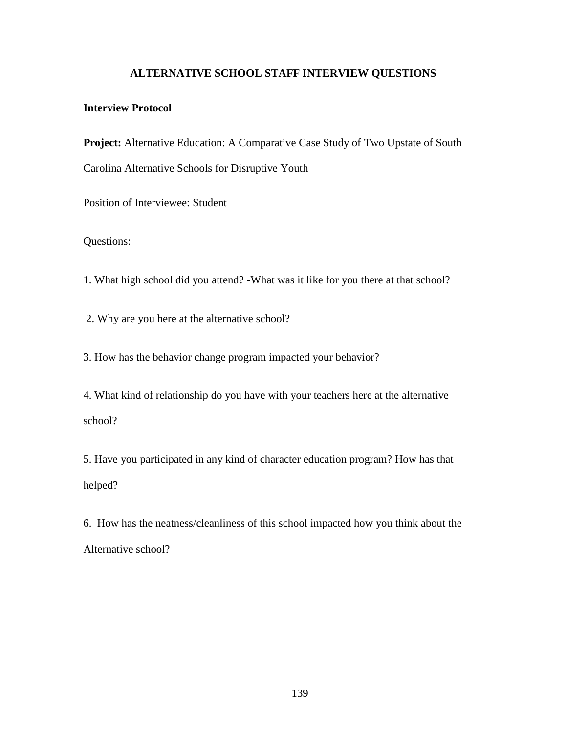# ALTERNATIVE SCHOOL STAFF INTERVIEW QUESTIONS

**Interview Protocol**

**Project:** Alternative Education: A Comparative Case Study of Two Upstate of South Carolina Alternative Schools for Disruptive Youth

Position of Interviewee: Student

Questions:

1. What high school did you attend? -What was it like for you there at that school?

2. Why are you here at the alternative school?

3. How has the behavior change program impacted your behavior?

4. What kind of relationship do you have with your teachers here at the alternative school?

5. Have you participated in any kind of character education program? How has that helped?

6. How has the neatness/cleanliness of this school impacted how you think about the Alternative school?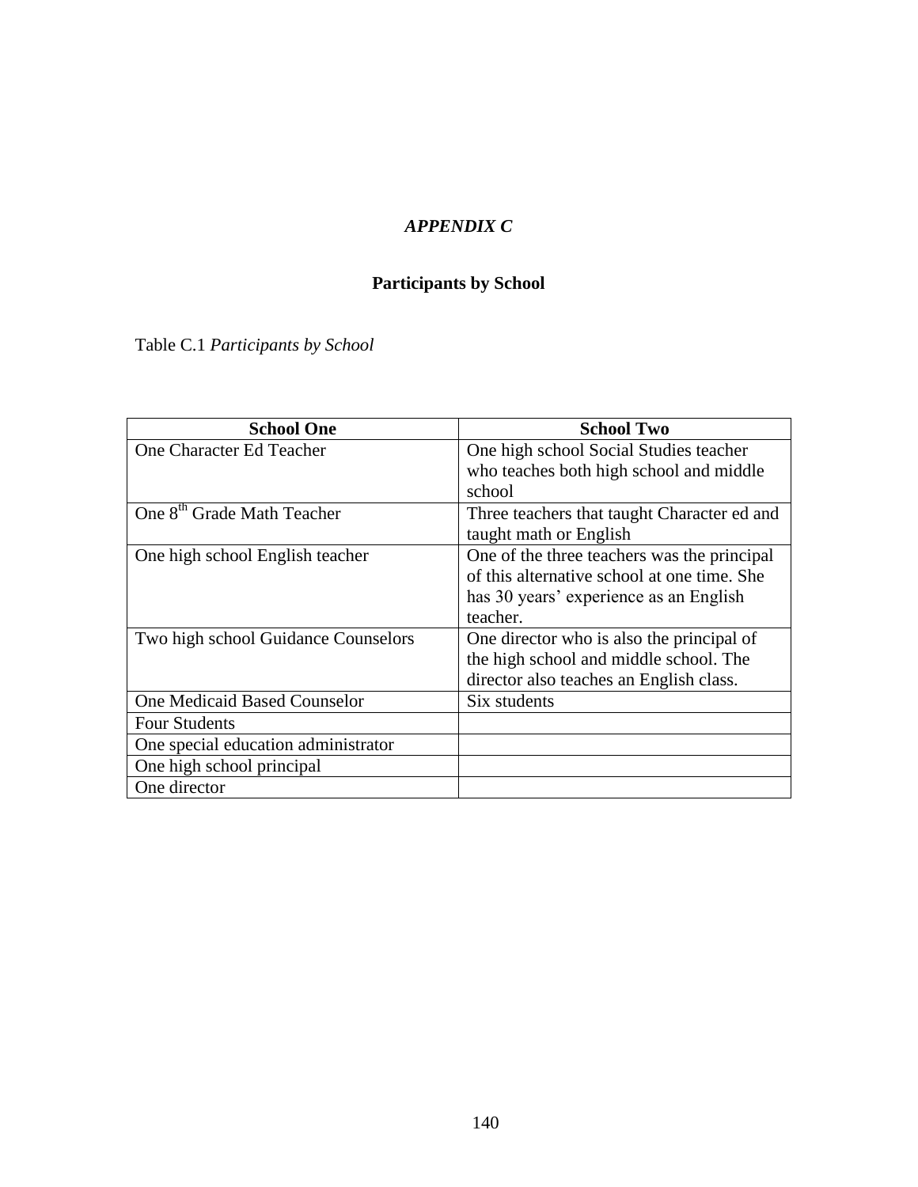# *APPENDIX C*

## Participants by School

Table C.1 *Participants by School*

| School One | School Two |
|---|---|
| One Character Ed Teacher | One high school Social Studies teacher who teaches both high school and middle school |
| One 8th Grade Math Teacher | Three teachers that taught Character ed and taught math or English |
| One high school English teacher | One of the three teachers was the principal of this alternative school at one time. She has 30 years' experience as an English teacher. |
| Two high school Guidance Counselors | One director who is also the principal of the high school and middle school. The director also teaches an English class. |
| One Medicaid Based Counselor | Six students |
| Four Students | |
| One special education administrator | |
| One high school principal | |
| One director | |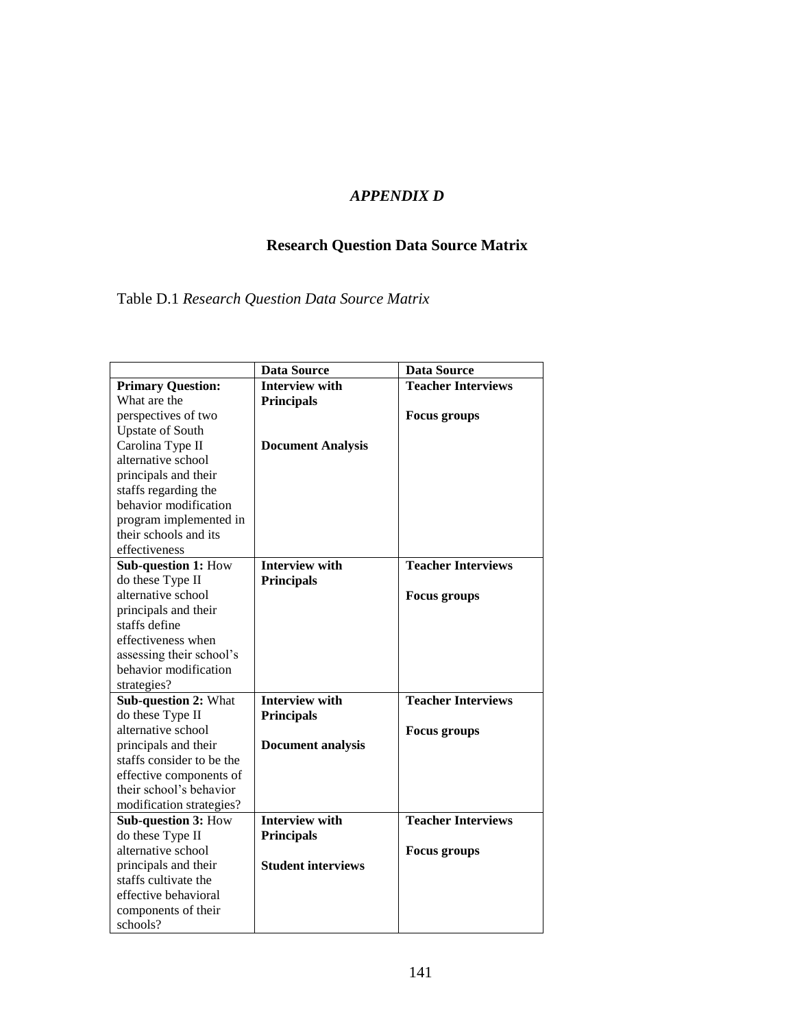*APPENDIX D*

## Research Question Data Source Matrix

Table D.1 *Research Question Data Source Matrix*

| | **Data Source** | **Data Source** |
|---|---|---|
| **Primary Question:** What are the perspectives of two Upstate of South Carolina Type II alternative school principals and their staffs regarding the behavior modification program implemented in their schools and its effectiveness | **Interview with Principals**<br><br>**Document Analysis** | **Teacher Interviews**<br><br>**Focus groups** |
| **Sub-question 1:** How do these Type II alternative school principals and their staffs define effectiveness when assessing their school's behavior modification strategies? | **Interview with Principals** | **Teacher Interviews**<br><br>**Focus groups** |
| **Sub-question 2:** What do these Type II alternative school principals and their staffs consider to be the effective components of their school's behavior modification strategies? | **Interview with Principals**<br><br>**Document analysis** | **Teacher Interviews**<br><br>**Focus groups** |
| **Sub-question 3:** How do these Type II alternative school principals and their staffs cultivate the effective behavioral components of their schools? | **Interview with Principals**<br><br>**Student interviews** | **Teacher Interviews**<br><br>**Focus groups** |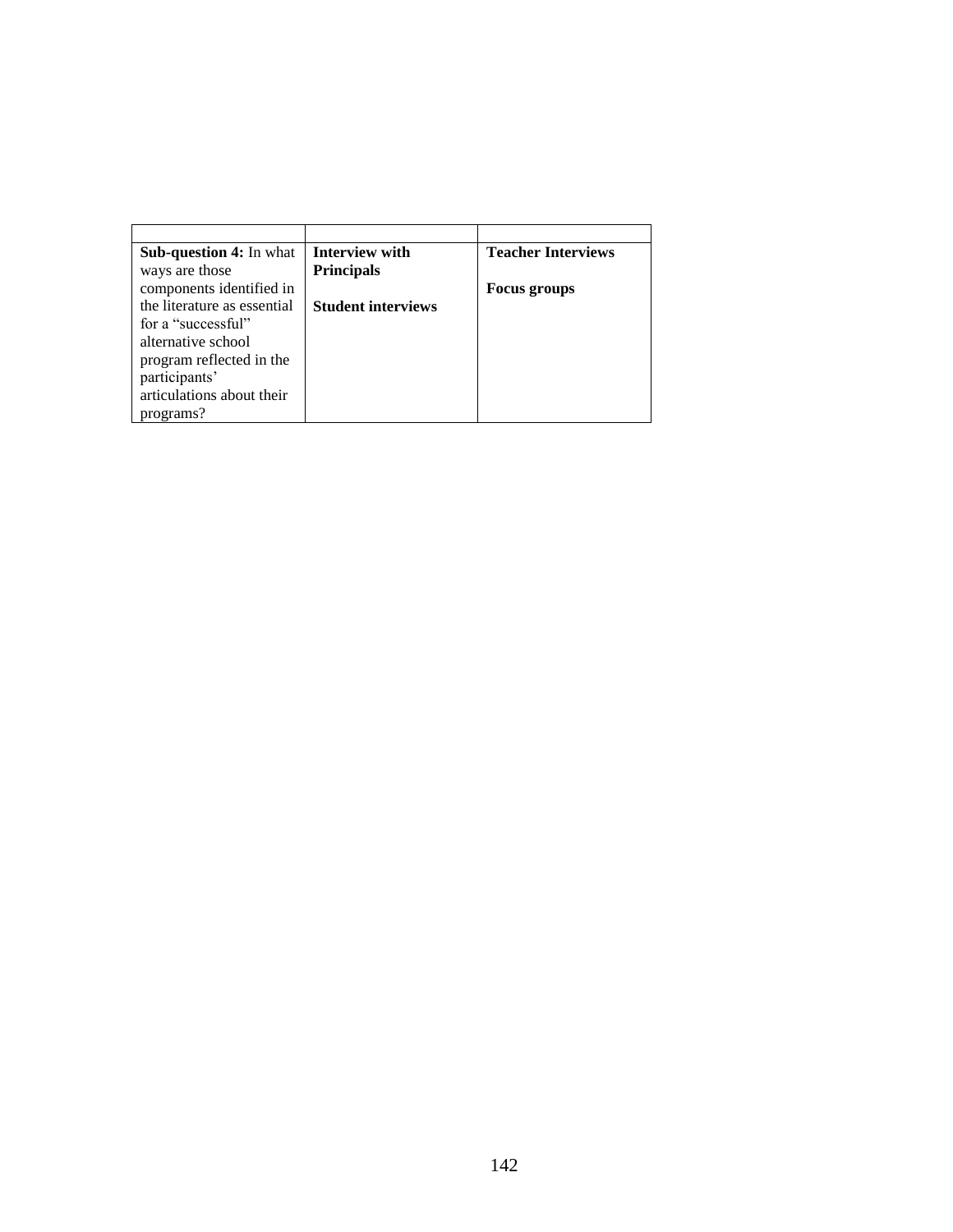| | | |
|---|---|---|
| **Sub-question 4:** In what ways are those components identified in the literature as essential for a "successful" alternative school program reflected in the participants' articulations about their programs? | **Interview with Principals**<br><br>**Student interviews** | **Teacher Interviews**<br><br>**Focus groups** |